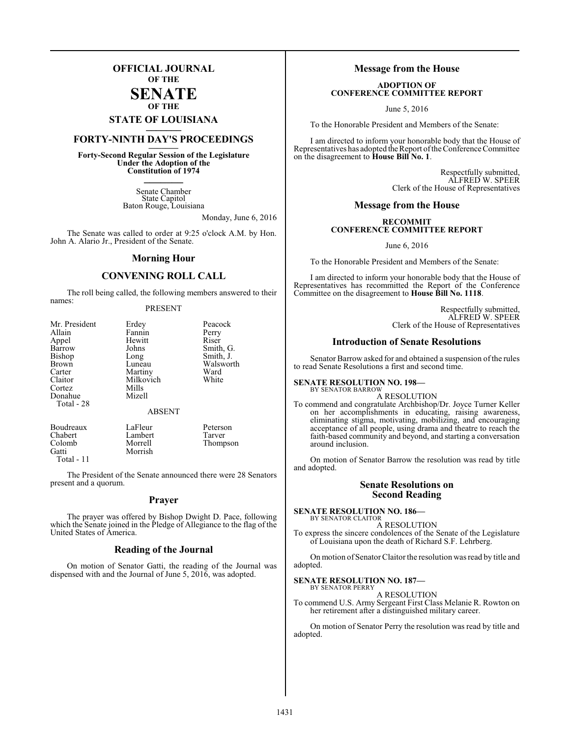# OFFICIAL JOURNAL OF THE SENATE OF THE STATE OF LOUISIANA

## FORTY-NINTH DAY'S PROCEEDINGS

**Forty-Second Regular Session of the Legislature Under the Adoption of the Constitution of 1974**

Senate Chamber
State Capitol
Baton Rouge, Louisiana

Monday, June 6, 2016

The Senate was called to order at 9:25 o'clock A.M. by Hon. John A. Alario Jr., President of the Senate.

## Morning Hour

## CONVENING ROLL CALL

The roll being called, the following members answered to their names:

PRESENT

| | | |
|---|---|---|
| Mr. President | Erdey | Peacock |
| Allain | Fannin | Perry |
| Appel | Hewitt | Riser |
| Barrow | Johns | Smith, G. |
| Bishop | Long | Smith, J. |
| Brown | Luneau | Walsworth |
| Carter | Martiny | Ward |
| Claitor | Milkovich | White |
| Cortez | Mills | |
| Donahue | Mizell | |

Total - 28

ABSENT

| | | |
|---|---|---|
| Boudreaux | LaFleur | Peterson |
| Chabert | Lambert | Tarver |
| Colomb | Morrell | Thompson |
| Gatti | Morrish | |

Total - 11

The President of the Senate announced there were 28 Senators present and a quorum.

## Prayer

The prayer was offered by Bishop Dwight D. Pace, following which the Senate joined in the Pledge of Allegiance to the flag of the United States of America.

## Reading of the Journal

On motion of Senator Gatti, the reading of the Journal was dispensed with and the Journal of June 5, 2016, was adopted.

## Message from the House

**ADOPTION OF CONFERENCE COMMITTEE REPORT**

June 5, 2016

To the Honorable President and Members of the Senate:

I am directed to inform your honorable body that the House of Representatives has adopted the Report of the Conference Committee on the disagreement to **House Bill No. 1**.

Respectfully submitted,
ALFRED W. SPEER
Clerk of the House of Representatives

## Message from the House

**RECOMMIT CONFERENCE COMMITTEE REPORT**

June 6, 2016

To the Honorable President and Members of the Senate:

I am directed to inform your honorable body that the House of Representatives has recommitted the Report of the Conference Committee on the disagreement to **House Bill No. 1118**.

Respectfully submitted,
ALFRED W. SPEER
Clerk of the House of Representatives

## Introduction of Senate Resolutions

Senator Barrow asked for and obtained a suspension of the rules to read Senate Resolutions a first and second time.

**SENATE RESOLUTION NO. 198—**
BY SENATOR BARROW

A RESOLUTION

To commend and congratulate Archbishop/Dr. Joyce Turner Keller on her accomplishments in educating, raising awareness, eliminating stigma, motivating, mobilizing, and encouraging acceptance of all people, using drama and theatre to reach the faith-based community and beyond, and starting a conversation around inclusion.

On motion of Senator Barrow the resolution was read by title and adopted.

## Senate Resolutions on Second Reading

**SENATE RESOLUTION NO. 186—**
BY SENATOR CLAITOR

A RESOLUTION

To express the sincere condolences of the Senate of the Legislature of Louisiana upon the death of Richard S.F. Lehrberg.

On motion of Senator Claitor the resolution was read by title and adopted.

**SENATE RESOLUTION NO. 187—**
BY SENATOR PERRY

A RESOLUTION

To commend U.S. Army Sergeant First Class Melanie R. Rowton on her retirement after a distinguished military career.

On motion of Senator Perry the resolution was read by title and adopted.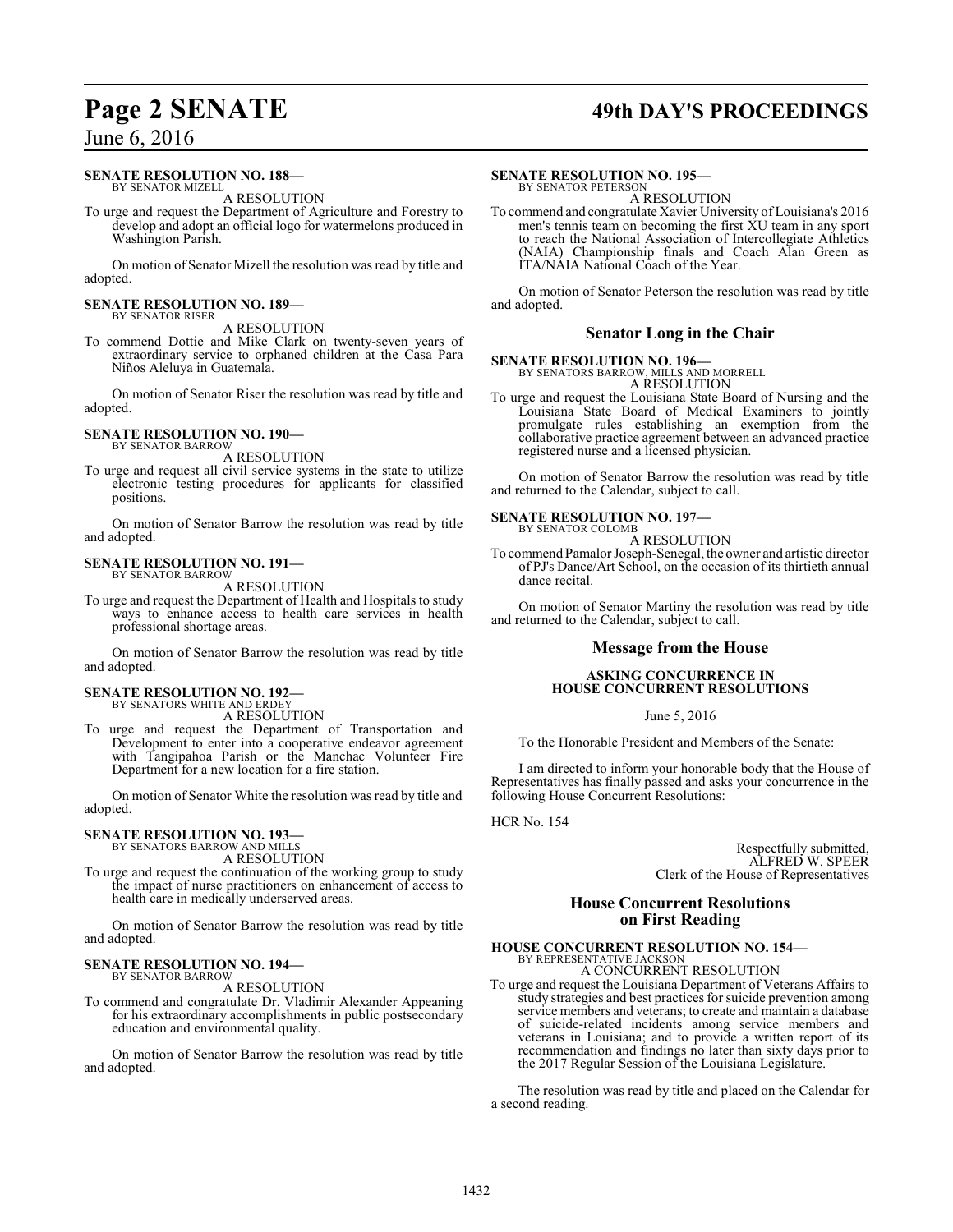**SENATE RESOLUTION NO. 188—**
BY SENATOR MIZELL

A RESOLUTION

To urge and request the Department of Agriculture and Forestry to develop and adopt an official logo for watermelons produced in Washington Parish.

On motion of Senator Mizell the resolution was read by title and adopted.

**SENATE RESOLUTION NO. 189—**
BY SENATOR RISER

A RESOLUTION

To commend Dottie and Mike Clark on twenty-seven years of extraordinary service to orphaned children at the Casa Para Niños Aleluya in Guatemala.

On motion of Senator Riser the resolution was read by title and adopted.

**SENATE RESOLUTION NO. 190—**
BY SENATOR BARROW

A RESOLUTION

To urge and request all civil service systems in the state to utilize electronic testing procedures for applicants for classified positions.

On motion of Senator Barrow the resolution was read by title and adopted.

**SENATE RESOLUTION NO. 191—**
BY SENATOR BARROW

A RESOLUTION

To urge and request the Department of Health and Hospitals to study ways to enhance access to health care services in health professional shortage areas.

On motion of Senator Barrow the resolution was read by title and adopted.

**SENATE RESOLUTION NO. 192—**
BY SENATORS WHITE AND ERDEY

A RESOLUTION

To urge and request the Department of Transportation and Development to enter into a cooperative endeavor agreement with Tangipahoa Parish or the Manchac Volunteer Fire Department for a new location for a fire station.

On motion of Senator White the resolution was read by title and adopted.

**SENATE RESOLUTION NO. 193—**
BY SENATORS BARROW AND MILLS

A RESOLUTION

To urge and request the continuation of the working group to study the impact of nurse practitioners on enhancement of access to health care in medically underserved areas.

On motion of Senator Barrow the resolution was read by title and adopted.

**SENATE RESOLUTION NO. 194—**
BY SENATOR BARROW

A RESOLUTION

To commend and congratulate Dr. Vladimir Alexander Appeaning for his extraordinary accomplishments in public postsecondary education and environmental quality.

On motion of Senator Barrow the resolution was read by title and adopted.

**SENATE RESOLUTION NO. 195—**
BY SENATOR PETERSON

A RESOLUTION

To commend and congratulate Xavier University of Louisiana's 2016 men's tennis team on becoming the first XU team in any sport to reach the National Association of Intercollegiate Athletics (NAIA) Championship finals and Coach Alan Green as ITA/NAIA National Coach of the Year.

On motion of Senator Peterson the resolution was read by title and adopted.

## Senator Long in the Chair

**SENATE RESOLUTION NO. 196—**
BY SENATORS BARROW, MILLS AND MORRELL

A RESOLUTION

To urge and request the Louisiana State Board of Nursing and the Louisiana State Board of Medical Examiners to jointly promulgate rules establishing an exemption from the collaborative practice agreement between an advanced practice registered nurse and a licensed physician.

On motion of Senator Barrow the resolution was read by title and returned to the Calendar, subject to call.

**SENATE RESOLUTION NO. 197—**
BY SENATOR COLOMB

A RESOLUTION

To commend Pamalor Joseph-Senegal, the owner and artistic director of PJ's Dance/Art School, on the occasion of its thirtieth annual dance recital.

On motion of Senator Martiny the resolution was read by title and returned to the Calendar, subject to call.

## Message from the House

### ASKING CONCURRENCE IN HOUSE CONCURRENT RESOLUTIONS

June 5, 2016

To the Honorable President and Members of the Senate:

I am directed to inform your honorable body that the House of Representatives has finally passed and asks your concurrence in the following House Concurrent Resolutions:

HCR No. 154

Respectfully submitted,
ALFRED W. SPEER
Clerk of the House of Representatives

## House Concurrent Resolutions on First Reading

**HOUSE CONCURRENT RESOLUTION NO. 154—**
BY REPRESENTATIVE JACKSON

A CONCURRENT RESOLUTION

To urge and request the Louisiana Department of Veterans Affairs to study strategies and best practices for suicide prevention among service members and veterans; to create and maintain a database of suicide-related incidents among service members and veterans in Louisiana; and to provide a written report of its recommendation and findings no later than sixty days prior to the 2017 Regular Session of the Louisiana Legislature.

The resolution was read by title and placed on the Calendar for a second reading.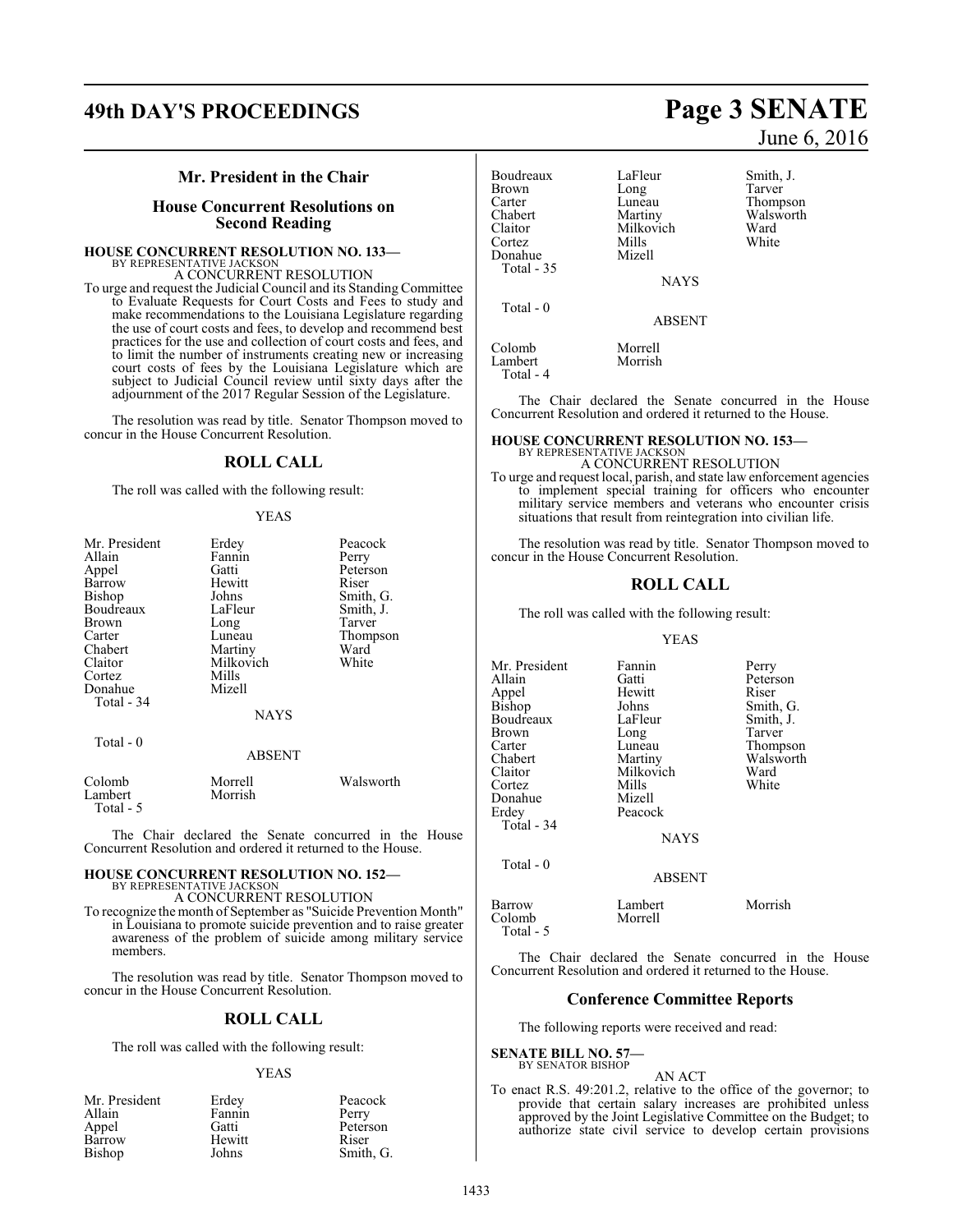## Mr. President in the Chair

## House Concurrent Resolutions on Second Reading

**HOUSE CONCURRENT RESOLUTION NO. 133—**
BY REPRESENTATIVE JACKSON
A CONCURRENT RESOLUTION

To urge and request the Judicial Council and its Standing Committee to Evaluate Requests for Court Costs and Fees to study and make recommendations to the Louisiana Legislature regarding the use of court costs and fees, to develop and recommend best practices for the use and collection of court costs and fees, and to limit the number of instruments creating new or increasing court costs of fees by the Louisiana Legislature which are subject to Judicial Council review until sixty days after the adjournment of the 2017 Regular Session of the Legislature.

The resolution was read by title. Senator Thompson moved to concur in the House Concurrent Resolution.

## ROLL CALL

The roll was called with the following result:

YEAS

| | | |
|---|---|---|
| Mr. President | Erdey | Peacock |
| Allain | Fannin | Perry |
| Appel | Gatti | Peterson |
| Barrow | Hewitt | Riser |
| Bishop | Johns | Smith, G. |
| Boudreaux | LaFleur | Smith, J. |
| Brown | Long | Tarver |
| Carter | Luneau | Thompson |
| Chabert | Martiny | Ward |
| Claitor | Milkovich | White |
| Cortez | Mills | |
| Donahue | Mizell | |

Total - 34

NAYS

Total - 0

ABSENT

| | | |
|---|---|---|
| Colomb | Morrell | Walsworth |
| Lambert | Morrish | |

Total - 5

The Chair declared the Senate concurred in the House Concurrent Resolution and ordered it returned to the House.

**HOUSE CONCURRENT RESOLUTION NO. 152—**
BY REPRESENTATIVE JACKSON
A CONCURRENT RESOLUTION

To recognize the month of September as "Suicide Prevention Month" in Louisiana to promote suicide prevention and to raise greater awareness of the problem of suicide among military service members.

The resolution was read by title. Senator Thompson moved to concur in the House Concurrent Resolution.

## ROLL CALL

The roll was called with the following result:

YEAS

| | | |
|---|---|---|
| Mr. President | Erdey | Peacock |
| Allain | Fannin | Perry |
| Appel | Gatti | Peterson |
| Barrow | Hewitt | Riser |
| Bishop | Johns | Smith, G. |
| Boudreaux | LaFleur | Smith, J. |
| Brown | Long | Tarver |
| Carter | Luneau | Thompson |
| Chabert | Martiny | Walsworth |
| Claitor | Milkovich | Ward |
| Cortez | Mills | White |
| Donahue | Mizell | |

Total - 35

NAYS

Total - 0

ABSENT

| | |
|---|---|
| Colomb | Morrell |
| Lambert | Morrish |

Total - 4

The Chair declared the Senate concurred in the House Concurrent Resolution and ordered it returned to the House.

**HOUSE CONCURRENT RESOLUTION NO. 153—**
BY REPRESENTATIVE JACKSON
A CONCURRENT RESOLUTION

To urge and request local, parish, and state law enforcement agencies to implement special training for officers who encounter military service members and veterans who encounter crisis situations that result from reintegration into civilian life.

The resolution was read by title. Senator Thompson moved to concur in the House Concurrent Resolution.

## ROLL CALL

The roll was called with the following result:

YEAS

| | | |
|---|---|---|
| Mr. President | Fannin | Perry |
| Allain | Gatti | Peterson |
| Appel | Hewitt | Riser |
| Bishop | Johns | Smith, G. |
| Boudreaux | LaFleur | Smith, J. |
| Brown | Long | Tarver |
| Carter | Luneau | Thompson |
| Chabert | Martiny | Walsworth |
| Claitor | Milkovich | Ward |
| Cortez | Mills | White |
| Donahue | Mizell | |
| Erdey | Peacock | |

Total - 34

NAYS

Total - 0

ABSENT

| | | |
|---|---|---|
| Barrow | Lambert | Morrish |
| Colomb | Morrell | |

Total - 5

The Chair declared the Senate concurred in the House Concurrent Resolution and ordered it returned to the House.

## Conference Committee Reports

The following reports were received and read:

**SENATE BILL NO. 57—**
BY SENATOR BISHOP
AN ACT

To enact R.S. 49:201.2, relative to the office of the governor; to provide that certain salary increases are prohibited unless approved by the Joint Legislative Committee on the Budget; to authorize state civil service to develop certain provisions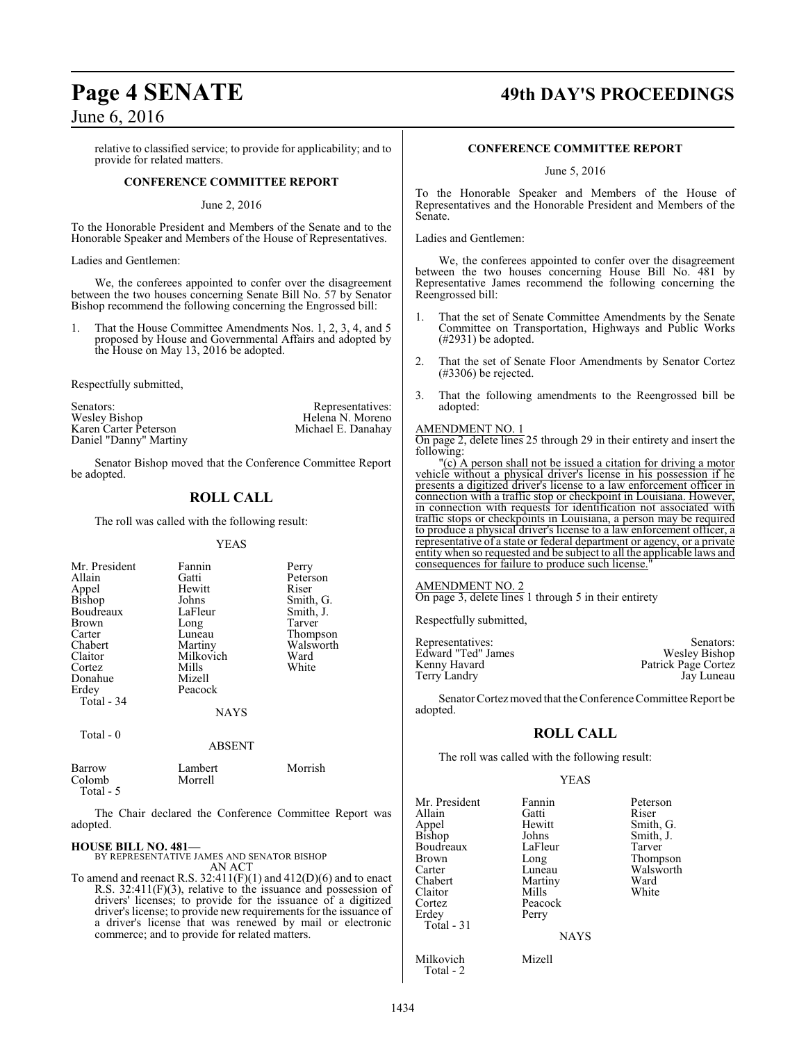relative to classified service; to provide for applicability; and to provide for related matters.

**CONFERENCE COMMITTEE REPORT**

June 2, 2016

To the Honorable President and Members of the Senate and to the Honorable Speaker and Members of the House of Representatives.

Ladies and Gentlemen:

We, the conferees appointed to confer over the disagreement between the two houses concerning Senate Bill No. 57 by Senator Bishop recommend the following concerning the Engrossed bill:

1. That the House Committee Amendments Nos. 1, 2, 3, 4, and 5 proposed by House and Governmental Affairs and adopted by the House on May 13, 2016 be adopted.

Respectfully submitted,

| Senators: | Representatives: |
|---|---|
| Wesley Bishop | Helena N. Moreno |
| Karen Carter Peterson | Michael E. Danahay |
| Daniel "Danny" Martiny | |

Senator Bishop moved that the Conference Committee Report be adopted.

## ROLL CALL

The roll was called with the following result:

YEAS

| | | |
|---|---|---|
| Mr. President | Fannin | Perry |
| Allain | Gatti | Peterson |
| Appel | Hewitt | Riser |
| Bishop | Johns | Smith, G. |
| Boudreaux | LaFleur | Smith, J. |
| Brown | Long | Tarver |
| Carter | Luneau | Thompson |
| Chabert | Martiny | Walsworth |
| Claitor | Milkovich | Ward |
| Cortez | Mills | White |
| Donahue | Mizell | |
| Erdey | Peacock | |

Total - 34

NAYS

Total - 0

ABSENT

| | | |
|---|---|---|
| Barrow | Lambert | Morrish |
| Colomb | Morrell | |

Total - 5

The Chair declared the Conference Committee Report was adopted.

**HOUSE BILL NO. 481—**
BY REPRESENTATIVE JAMES AND SENATOR BISHOP
AN ACT

To amend and reenact R.S. 32:411(F)(1) and 412(D)(6) and to enact R.S. 32:411(F)(3), relative to the issuance and possession of drivers' licenses; to provide for the issuance of a digitized driver's license; to provide new requirements for the issuance of a driver's license that was renewed by mail or electronic commerce; and to provide for related matters.

**CONFERENCE COMMITTEE REPORT**

June 5, 2016

To the Honorable Speaker and Members of the House of Representatives and the Honorable President and Members of the Senate.

Ladies and Gentlemen:

We, the conferees appointed to confer over the disagreement between the two houses concerning House Bill No. 481 by Representative James recommend the following concerning the Reengrossed bill:

1. That the set of Senate Committee Amendments by the Senate Committee on Transportation, Highways and Public Works (#2931) be adopted.

2. That the set of Senate Floor Amendments by Senator Cortez (#3306) be rejected.

3. That the following amendments to the Reengrossed bill be adopted:

AMENDMENT NO. 1
On page 2, delete lines 25 through 29 in their entirety and insert the following:

"(c) A person shall not be issued a citation for driving a motor vehicle without a physical driver's license in his possession if he presents a digitized driver's license to a law enforcement officer in connection with a traffic stop or checkpoint in Louisiana. However, in connection with requests for identification not associated with traffic stops or checkpoints in Louisiana, a person may be required to produce a physical driver's license to a law enforcement officer, a representative of a state or federal department or agency, or a private entity when so requested and be subject to all the applicable laws and consequences for failure to produce such license."

AMENDMENT NO. 2
On page 3, delete lines 1 through 5 in their entirety

Respectfully submitted,

| Representatives: | Senators: |
|---|---|
| Edward "Ted" James | Wesley Bishop |
| Kenny Havard | Patrick Page Cortez |
| Terry Landry | Jay Luneau |

Senator Cortez moved that the Conference Committee Report be adopted.

## ROLL CALL

The roll was called with the following result:

YEAS

| | | |
|---|---|---|
| Mr. President | Fannin | Peterson |
| Allain | Gatti | Riser |
| Appel | Hewitt | Smith, G. |
| Bishop | Johns | Smith, J. |
| Boudreaux | LaFleur | Tarver |
| Brown | Long | Thompson |
| Carter | Luneau | Walsworth |
| Chabert | Martiny | Ward |
| Claitor | Mills | White |
| Cortez | Peacock | |
| Erdey | Perry | |

Total - 31

NAYS

| | |
|---|---|
| Milkovich | Mizell |

Total - 2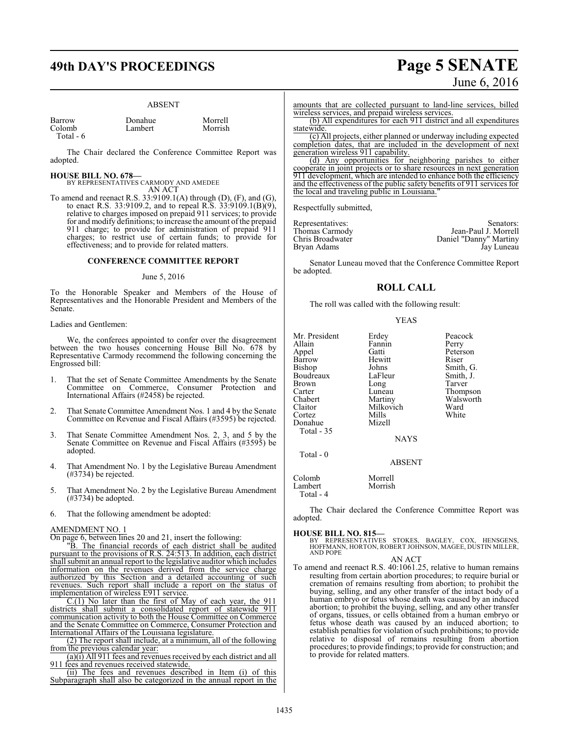ABSENT

| | | |
|---|---|---|
| Barrow | Donahue | Morrell |
| Colomb | Lambert | Morrish |
| Total - 6 | | |

The Chair declared the Conference Committee Report was adopted.

**HOUSE BILL NO. 678—**
BY REPRESENTATIVES CARMODY AND AMEDEE
AN ACT

To amend and reenact R.S. 33:9109.1(A) through (D), (F), and (G), to enact R.S. 33:9109.2, and to repeal R.S. 33:9109.1(B)(9), relative to charges imposed on prepaid 911 services; to provide for and modify definitions; to increase the amount of the prepaid 911 charge; to provide for administration of prepaid 911 charges; to restrict use of certain funds; to provide for effectiveness; and to provide for related matters.

**CONFERENCE COMMITTEE REPORT**

June 5, 2016

To the Honorable Speaker and Members of the House of Representatives and the Honorable President and Members of the Senate.

Ladies and Gentlemen:

We, the conferees appointed to confer over the disagreement between the two houses concerning House Bill No. 678 by Representative Carmody recommend the following concerning the Engrossed bill:

1. That the set of Senate Committee Amendments by the Senate Committee on Commerce, Consumer Protection and International Affairs (#2458) be rejected.

2. That Senate Committee Amendment Nos. 1 and 4 by the Senate Committee on Revenue and Fiscal Affairs (#3595) be rejected.

3. That Senate Committee Amendment Nos. 2, 3, and 5 by the Senate Committee on Revenue and Fiscal Affairs (#3595) be adopted.

4. That Amendment No. 1 by the Legislative Bureau Amendment (#3734) be rejected.

5. That Amendment No. 2 by the Legislative Bureau Amendment (#3734) be adopted.

6. That the following amendment be adopted:

AMENDMENT NO. 1

On page 6, between lines 20 and 21, insert the following:

"B. The financial records of each district shall be audited pursuant to the provisions of R.S. 24:513. In addition, each district shall submit an annual report to the legislative auditor which includes information on the revenues derived from the service charge authorized by this Section and a detailed accounting of such revenues. Such report shall include a report on the status of implementation of wireless E911 service.

C.(1) No later than the first of May of each year, the 911 districts shall submit a consolidated report of statewide 911 communication activity to both the House Committee on Commerce and the Senate Committee on Commerce, Consumer Protection and International Affairs of the Louisiana legislature.

(2) The report shall include, at a minimum, all of the following from the previous calendar year:

(a)(i) All 911 fees and revenues received by each district and all 911 fees and revenues received statewide.

(ii) The fees and revenues described in Item (i) of this Subparagraph shall also be categorized in the annual report in the amounts that are collected pursuant to land-line services, billed wireless services, and prepaid wireless services.

(b) All expenditures for each 911 district and all expenditures statewide.

(c) All projects, either planned or underway including expected completion dates, that are included in the development of next generation wireless 911 capability.

(d) Any opportunities for neighboring parishes to either cooperate in joint projects or to share resources in next generation 911 development, which are intended to enhance both the efficiency and the effectiveness of the public safety benefits of 911 services for the local and traveling public in Louisiana."

Respectfully submitted,

| Representatives: | Senators: |
|---|---|
| Thomas Carmody | Jean-Paul J. Morrell |
| Chris Broadwater | Daniel "Danny" Martiny |
| Bryan Adams | Jay Luneau |

Senator Luneau moved that the Conference Committee Report be adopted.

## ROLL CALL

The roll was called with the following result:

YEAS

| | | |
|---|---|---|
| Mr. President | Erdey | Peacock |
| Allain | Fannin | Perry |
| Appel | Gatti | Peterson |
| Barrow | Hewitt | Riser |
| Bishop | Johns | Smith, G. |
| Boudreaux | LaFleur | Smith, J. |
| Brown | Long | Tarver |
| Carter | Luneau | Thompson |
| Chabert | Martiny | Walsworth |
| Claitor | Milkovich | Ward |
| Cortez | Mills | White |
| Donahue | Mizell | |
| Total - 35 | | |

NAYS

Total - 0

ABSENT

| | |
|---|---|
| Colomb | Morrell |
| Lambert | Morrish |
| Total - 4 | |

The Chair declared the Conference Committee Report was adopted.

**HOUSE BILL NO. 815—**
BY REPRESENTATIVES STOKES, BAGLEY, COX, HENSGENS, HOFFMANN, HORTON, ROBERT JOHNSON, MAGEE, DUSTIN MILLER, AND POPE
AN ACT

To amend and reenact R.S. 40:1061.25, relative to human remains resulting from certain abortion procedures; to require burial or cremation of remains resulting from abortion; to prohibit the buying, selling, and any other transfer of the intact body of a human embryo or fetus whose death was caused by an induced abortion; to prohibit the buying, selling, and any other transfer of organs, tissues, or cells obtained from a human embryo or fetus whose death was caused by an induced abortion; to establish penalties for violation of such prohibitions; to provide relative to disposal of remains resulting from abortion procedures; to provide findings; to provide for construction; and to provide for related matters.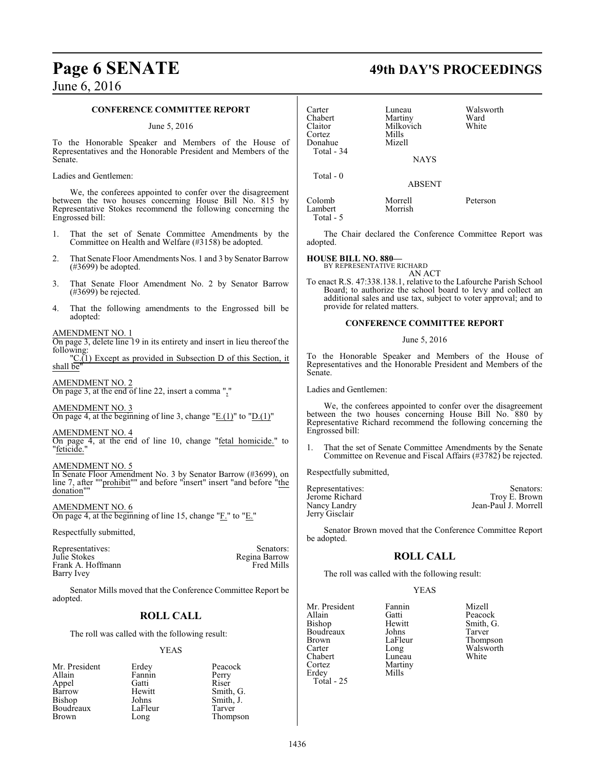### CONFERENCE COMMITTEE REPORT

June 5, 2016

To the Honorable Speaker and Members of the House of Representatives and the Honorable President and Members of the Senate.

Ladies and Gentlemen:

We, the conferees appointed to confer over the disagreement between the two houses concerning House Bill No. 815 by Representative Stokes recommend the following concerning the Engrossed bill:

1. That the set of Senate Committee Amendments by the Committee on Health and Welfare (#3158) be adopted.

2. That Senate Floor Amendments Nos. 1 and 3 by Senator Barrow (#3699) be adopted.

3. That Senate Floor Amendment No. 2 by Senator Barrow (#3699) be rejected.

4. That the following amendments to the Engrossed bill be adopted:

AMENDMENT NO. 1
On page 3, delete line 19 in its entirety and insert in lieu thereof the following:
"C.(1) Except as provided in Subsection D of this Section, it shall be"

AMENDMENT NO. 2
On page 3, at the end of line 22, insert a comma ","

AMENDMENT NO. 3
On page 4, at the beginning of line 3, change "E.(1)" to "D.(1)"

AMENDMENT NO. 4
On page 4, at the end of line 10, change "fetal homicide." to "feticide."

AMENDMENT NO. 5
In Senate Floor Amendment No. 3 by Senator Barrow (#3699), on line 7, after ""prohibit"" and before "insert" insert "and before "the donation""

AMENDMENT NO. 6
On page 4, at the beginning of line 15, change "F." to "E."

Respectfully submitted,

| Representatives: | Senators: |
|---|---|
| Julie Stokes | Regina Barrow |
| Frank A. Hoffmann | Fred Mills |
| Barry Ivey | |

Senator Mills moved that the Conference Committee Report be adopted.

## ROLL CALL

The roll was called with the following result:

YEAS

| | | |
|---|---|---|
| Mr. President | Erdey | Peacock |
| Allain | Fannin | Perry |
| Appel | Gatti | Riser |
| Barrow | Hewitt | Smith, G. |
| Bishop | Johns | Smith, J. |
| Boudreaux | LaFleur | Tarver |
| Brown | Long | Thompson |
| Carter | Luneau | Walsworth |
| Chabert | Martiny | Ward |
| Claitor | Milkovich | White |
| Cortez | Mills | |
| Donahue | Mizell | |

Total - 34

NAYS

Total - 0

ABSENT

| | | |
|---|---|---|
| Colomb | Morrell | Peterson |
| Lambert | Morrish | |

Total - 5

The Chair declared the Conference Committee Report was adopted.

**HOUSE BILL NO. 880—**
BY REPRESENTATIVE RICHARD
AN ACT
To enact R.S. 47:338.138.1, relative to the Lafourche Parish School Board; to authorize the school board to levy and collect an additional sales and use tax, subject to voter approval; and to provide for related matters.

### CONFERENCE COMMITTEE REPORT

June 5, 2016

To the Honorable Speaker and Members of the House of Representatives and the Honorable President and Members of the Senate.

Ladies and Gentlemen:

We, the conferees appointed to confer over the disagreement between the two houses concerning House Bill No. 880 by Representative Richard recommend the following concerning the Engrossed bill:

1. That the set of Senate Committee Amendments by the Senate Committee on Revenue and Fiscal Affairs (#3782) be rejected.

Respectfully submitted,

| Representatives: | Senators: |
|---|---|
| Jerome Richard | Troy E. Brown |
| Nancy Landry | Jean-Paul J. Morrell |
| Jerry Gisclair | |

Senator Brown moved that the Conference Committee Report be adopted.

## ROLL CALL

The roll was called with the following result:

YEAS

| | | |
|---|---|---|
| Mr. President | Fannin | Mizell |
| Allain | Gatti | Peacock |
| Bishop | Hewitt | Smith, G. |
| Boudreaux | Johns | Tarver |
| Brown | LaFleur | Thompson |
| Carter | Long | Walsworth |
| Chabert | Luneau | White |
| Cortez | Martiny | |
| Erdey | Mills | |

Total - 25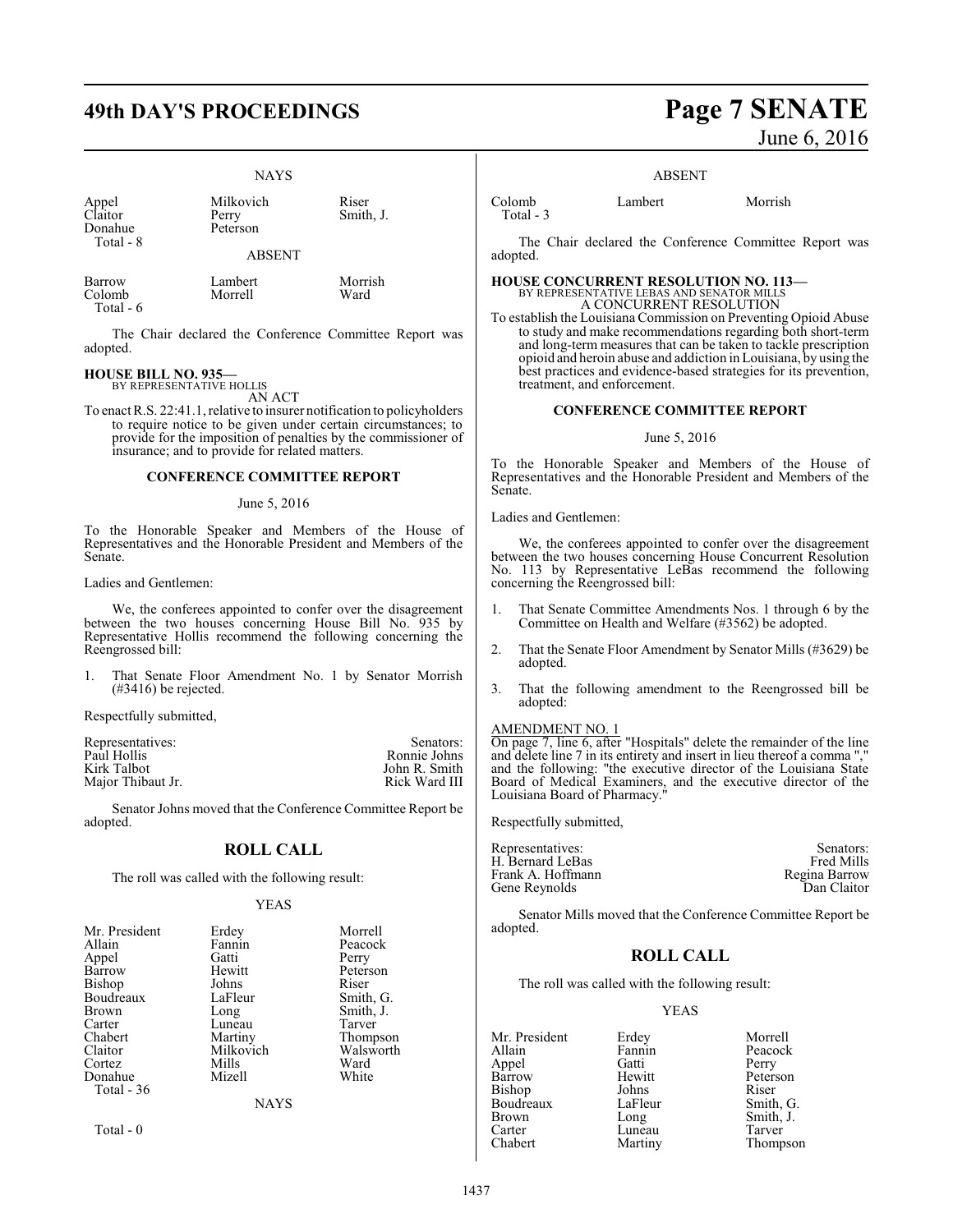NAYS

| | | |
|---|---|---|
| Appel | Milkovich | Riser |
| Claitor | Perry | Smith, J. |
| Donahue | Peterson | |
| Total - 8 | | |

ABSENT

| | | |
|---|---|---|
| Barrow | Lambert | Morrish |
| Colomb | Morrell | Ward |
| Total - 6 | | |

The Chair declared the Conference Committee Report was adopted.

**HOUSE BILL NO. 935—**
BY REPRESENTATIVE HOLLIS
AN ACT

To enact R.S. 22:41.1, relative to insurer notification to policyholders to require notice to be given under certain circumstances; to provide for the imposition of penalties by the commissioner of insurance; and to provide for related matters.

**CONFERENCE COMMITTEE REPORT**

June 5, 2016

To the Honorable Speaker and Members of the House of Representatives and the Honorable President and Members of the Senate.

Ladies and Gentlemen:

We, the conferees appointed to confer over the disagreement between the two houses concerning House Bill No. 935 by Representative Hollis recommend the following concerning the Reengrossed bill:

1. That Senate Floor Amendment No. 1 by Senator Morrish (#3416) be rejected.

Respectfully submitted,

| Representatives: | Senators: |
|---|---|
| Paul Hollis | Ronnie Johns |
| Kirk Talbot | John R. Smith |
| Major Thibaut Jr. | Rick Ward III |

Senator Johns moved that the Conference Committee Report be adopted.

## ROLL CALL

The roll was called with the following result:

YEAS

| | | |
|---|---|---|
| Mr. President | Erdey | Morrell |
| Allain | Fannin | Peacock |
| Appel | Gatti | Perry |
| Barrow | Hewitt | Peterson |
| Bishop | Johns | Riser |
| Boudreaux | LaFleur | Smith, G. |
| Brown | Long | Smith, J. |
| Carter | Luneau | Tarver |
| Chabert | Martiny | Thompson |
| Claitor | Milkovich | Walsworth |
| Cortez | Mills | Ward |
| Donahue | Mizell | White |
| Total - 36 | | |

NAYS

Total - 0

ABSENT

| | | |
|---|---|---|
| Colomb | Lambert | Morrish |
| Total - 3 | | |

The Chair declared the Conference Committee Report was adopted.

**HOUSE CONCURRENT RESOLUTION NO. 113—**
BY REPRESENTATIVE LEBAS AND SENATOR MILLS
A CONCURRENT RESOLUTION

To establish the Louisiana Commission on Preventing Opioid Abuse to study and make recommendations regarding both short-term and long-term measures that can be taken to tackle prescription opioid and heroin abuse and addiction in Louisiana, by using the best practices and evidence-based strategies for its prevention, treatment, and enforcement.

**CONFERENCE COMMITTEE REPORT**

June 5, 2016

To the Honorable Speaker and Members of the House of Representatives and the Honorable President and Members of the Senate.

Ladies and Gentlemen:

We, the conferees appointed to confer over the disagreement between the two houses concerning House Concurrent Resolution No. 113 by Representative LeBas recommend the following concerning the Reengrossed bill:

1. That Senate Committee Amendments Nos. 1 through 6 by the Committee on Health and Welfare (#3562) be adopted.
2. That the Senate Floor Amendment by Senator Mills (#3629) be adopted.
3. That the following amendment to the Reengrossed bill be adopted:

AMENDMENT NO. 1
On page 7, line 6, after "Hospitals" delete the remainder of the line and delete line 7 in its entirety and insert in lieu thereof a comma "," and the following: "the executive director of the Louisiana State Board of Medical Examiners, and the executive director of the Louisiana Board of Pharmacy."

Respectfully submitted,

| Representatives: | Senators: |
|---|---|
| H. Bernard LeBas | Fred Mills |
| Frank A. Hoffmann | Regina Barrow |
| Gene Reynolds | Dan Claitor |

Senator Mills moved that the Conference Committee Report be adopted.

## ROLL CALL

The roll was called with the following result:

YEAS

| | | |
|---|---|---|
| Mr. President | Erdey | Morrell |
| Allain | Fannin | Peacock |
| Appel | Gatti | Perry |
| Barrow | Hewitt | Peterson |
| Bishop | Johns | Riser |
| Boudreaux | LaFleur | Smith, G. |
| Brown | Long | Smith, J. |
| Carter | Luneau | Tarver |
| Chabert | Martiny | Thompson |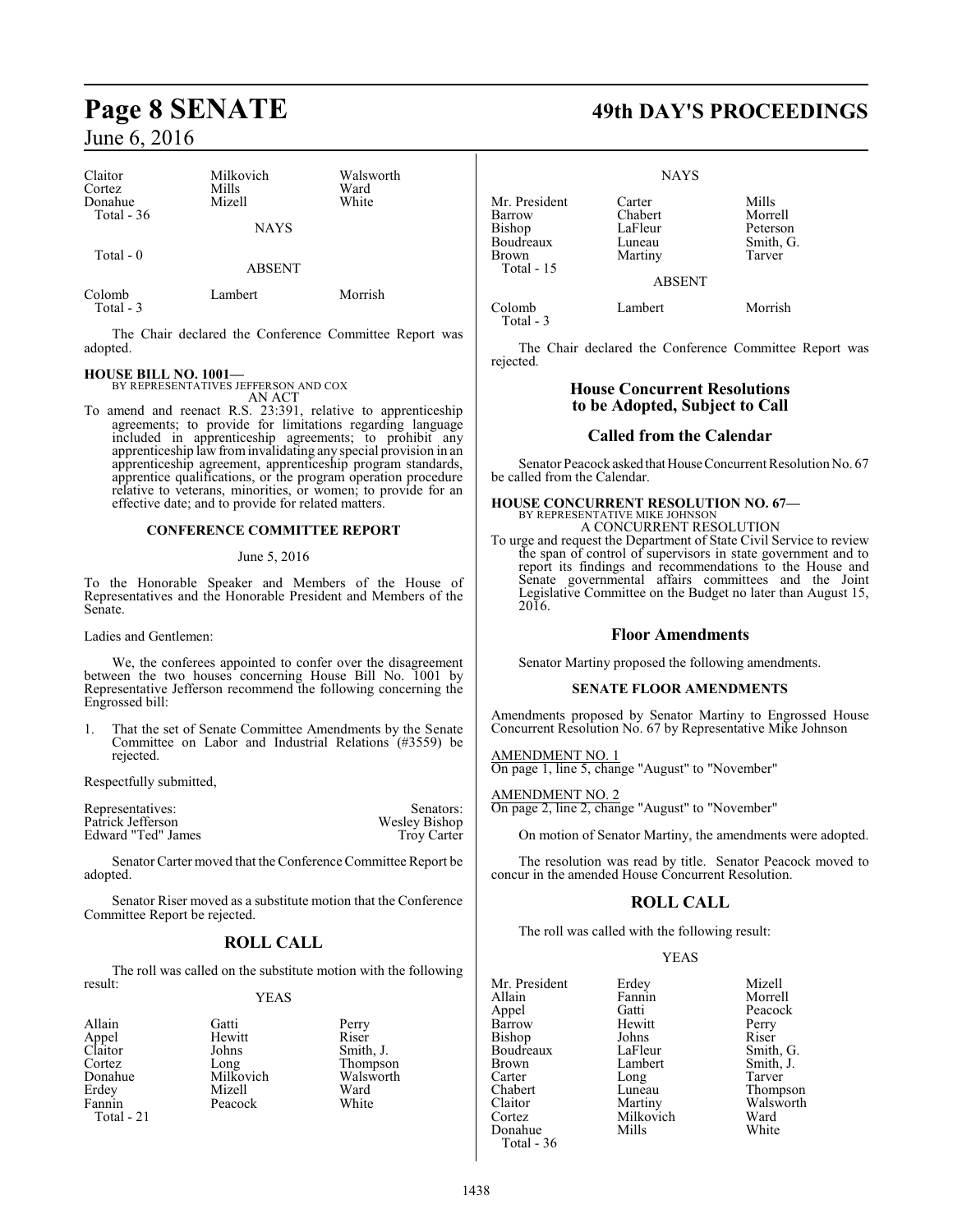| | | |
|---|---|---|
| Claitor | Milkovich | Walsworth |
| Cortez | Mills | Ward |
| Donahue | Mizell | White |
| Total - 36 | | |

NAYS

Total - 0

ABSENT

| | | |
|---|---|---|
| Colomb | Lambert | Morrish |
| Total - 3 | | |

The Chair declared the Conference Committee Report was adopted.

**HOUSE BILL NO. 1001—**
BY REPRESENTATIVES JEFFERSON AND COX
AN ACT

To amend and reenact R.S. 23:391, relative to apprenticeship agreements; to provide for limitations regarding language included in apprenticeship agreements; to prohibit any apprenticeship law from invalidating any special provision in an apprenticeship agreement, apprenticeship program standards, apprentice qualifications, or the program operation procedure relative to veterans, minorities, or women; to provide for an effective date; and to provide for related matters.

**CONFERENCE COMMITTEE REPORT**

June 5, 2016

To the Honorable Speaker and Members of the House of Representatives and the Honorable President and Members of the Senate.

Ladies and Gentlemen:

We, the conferees appointed to confer over the disagreement between the two houses concerning House Bill No. 1001 by Representative Jefferson recommend the following concerning the Engrossed bill:

1. That the set of Senate Committee Amendments by the Senate Committee on Labor and Industrial Relations (#3559) be rejected.

Respectfully submitted,

| Representatives: | Senators: |
|---|---|
| Patrick Jefferson | Wesley Bishop |
| Edward "Ted" James | Troy Carter |

Senator Carter moved that the Conference Committee Report be adopted.

Senator Riser moved as a substitute motion that the Conference Committee Report be rejected.

## ROLL CALL

The roll was called on the substitute motion with the following result:

YEAS

| | | |
|---|---|---|
| Allain | Gatti | Perry |
| Appel | Hewitt | Riser |
| Claitor | Johns | Smith, J. |
| Cortez | Long | Thompson |
| Donahue | Milkovich | Walsworth |
| Erdey | Mizell | Ward |
| Fannin | Peacock | White |
| Total - 21 | | |

NAYS

| | | |
|---|---|---|
| Mr. President | Carter | Mills |
| Barrow | Chabert | Morrell |
| Bishop | LaFleur | Peterson |
| Boudreaux | Luneau | Smith, G. |
| Brown | Martiny | Tarver |
| Total - 15 | | |

ABSENT

| | | |
|---|---|---|
| Colomb | Lambert | Morrish |
| Total - 3 | | |

The Chair declared the Conference Committee Report was rejected.

## House Concurrent Resolutions to be Adopted, Subject to Call

## Called from the Calendar

Senator Peacock asked that House Concurrent Resolution No. 67 be called from the Calendar.

**HOUSE CONCURRENT RESOLUTION NO. 67—**
BY REPRESENTATIVE MIKE JOHNSON
A CONCURRENT RESOLUTION

To urge and request the Department of State Civil Service to review the span of control of supervisors in state government and to report its findings and recommendations to the House and Senate governmental affairs committees and the Joint Legislative Committee on the Budget no later than August 15, 2016.

## Floor Amendments

Senator Martiny proposed the following amendments.

**SENATE FLOOR AMENDMENTS**

Amendments proposed by Senator Martiny to Engrossed House Concurrent Resolution No. 67 by Representative Mike Johnson

AMENDMENT NO. 1
On page 1, line 5, change "August" to "November"

AMENDMENT NO. 2
On page 2, line 2, change "August" to "November"

On motion of Senator Martiny, the amendments were adopted.

The resolution was read by title. Senator Peacock moved to concur in the amended House Concurrent Resolution.

## ROLL CALL

The roll was called with the following result:

YEAS

| | | |
|---|---|---|
| Mr. President | Erdey | Mizell |
| Allain | Fannin | Morrell |
| Appel | Gatti | Peacock |
| Barrow | Hewitt | Perry |
| Bishop | Johns | Riser |
| Boudreaux | LaFleur | Smith, G. |
| Brown | Lambert | Smith, J. |
| Carter | Long | Tarver |
| Chabert | Luneau | Thompson |
| Claitor | Martiny | Walsworth |
| Cortez | Milkovich | Ward |
| Donahue | Mills | White |
| Total - 36 | | |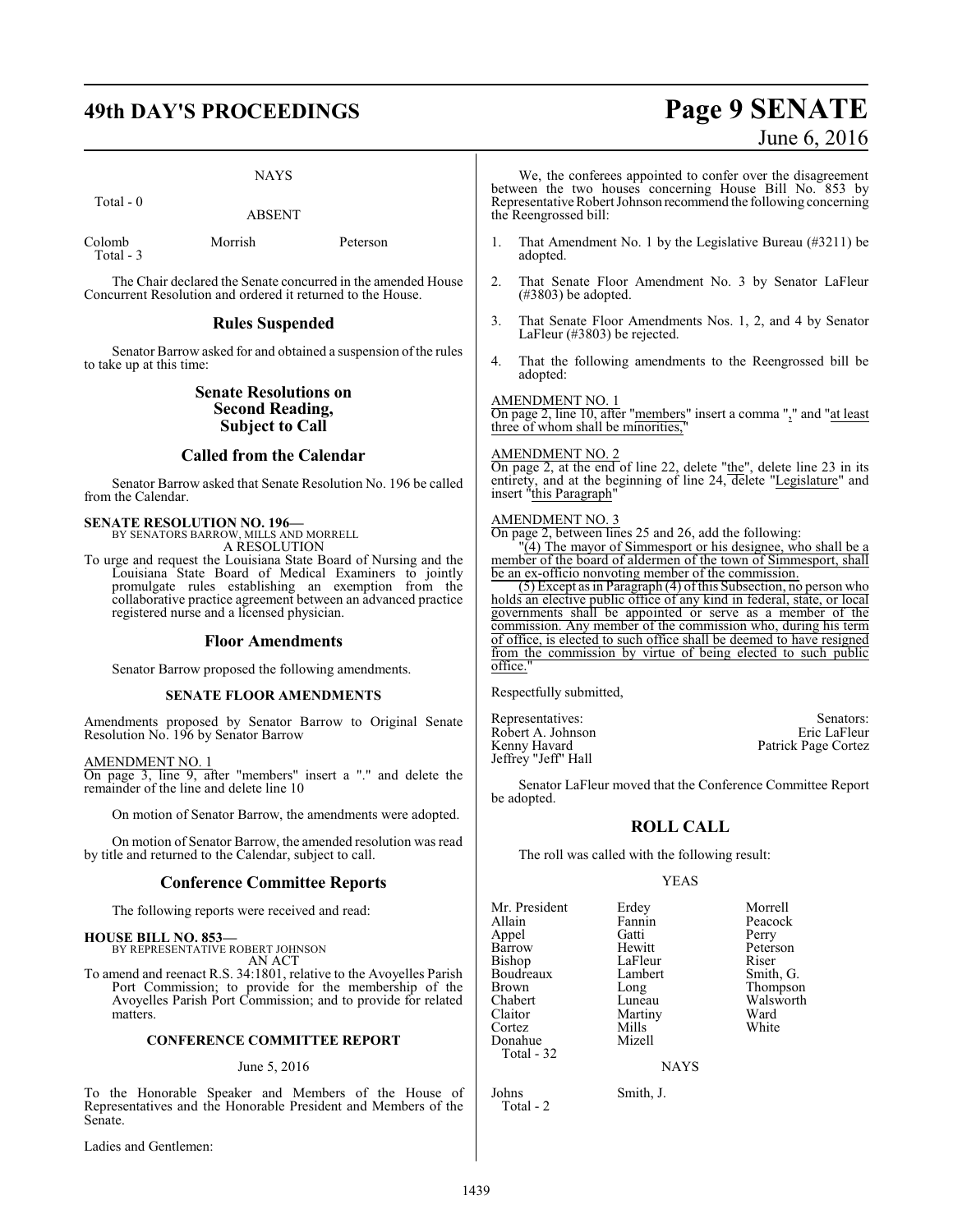NAYS

Total - 0

ABSENT

| | | |
|---|---|---|
| Colomb | Morrish | Peterson |
| Total - 3 | | |

The Chair declared the Senate concurred in the amended House Concurrent Resolution and ordered it returned to the House.

## Rules Suspended

Senator Barrow asked for and obtained a suspension of the rules to take up at this time:

## Senate Resolutions on Second Reading, Subject to Call

## Called from the Calendar

Senator Barrow asked that Senate Resolution No. 196 be called from the Calendar.

**SENATE RESOLUTION NO. 196—**
BY SENATORS BARROW, MILLS AND MORRELL
A RESOLUTION
To urge and request the Louisiana State Board of Nursing and the Louisiana State Board of Medical Examiners to jointly promulgate rules establishing an exemption from the collaborative practice agreement between an advanced practice registered nurse and a licensed physician.

## Floor Amendments

Senator Barrow proposed the following amendments.

### SENATE FLOOR AMENDMENTS

Amendments proposed by Senator Barrow to Original Senate Resolution No. 196 by Senator Barrow

AMENDMENT NO. 1
On page 3, line 9, after "members" insert a "." and delete the remainder of the line and delete line 10

On motion of Senator Barrow, the amendments were adopted.

On motion of Senator Barrow, the amended resolution was read by title and returned to the Calendar, subject to call.

## Conference Committee Reports

The following reports were received and read:

**HOUSE BILL NO. 853—**
BY REPRESENTATIVE ROBERT JOHNSON
AN ACT
To amend and reenact R.S. 34:1801, relative to the Avoyelles Parish Port Commission; to provide for the membership of the Avoyelles Parish Port Commission; and to provide for related matters.

### CONFERENCE COMMITTEE REPORT

June 5, 2016

To the Honorable Speaker and Members of the House of Representatives and the Honorable President and Members of the Senate.

Ladies and Gentlemen:

We, the conferees appointed to confer over the disagreement between the two houses concerning House Bill No. 853 by Representative Robert Johnson recommend the following concerning the Reengrossed bill:

1. That Amendment No. 1 by the Legislative Bureau (#3211) be adopted.
2. That Senate Floor Amendment No. 3 by Senator LaFleur (#3803) be adopted.
3. That Senate Floor Amendments Nos. 1, 2, and 4 by Senator LaFleur (#3803) be rejected.
4. That the following amendments to the Reengrossed bill be adopted:

AMENDMENT NO. 1
On page 2, line 10, after "members" insert a comma "," and "at least three of whom shall be minorities,"

AMENDMENT NO. 2
On page 2, at the end of line 22, delete "the", delete line 23 in its entirety, and at the beginning of line 24, delete "Legislature" and insert "this Paragraph"

AMENDMENT NO. 3
On page 2, between lines 25 and 26, add the following:

"(4) The mayor of Simmesport or his designee, who shall be a member of the board of aldermen of the town of Simmesport, shall be an ex-officio nonvoting member of the commission.

(5) Except as in Paragraph (4) of this Subsection, no person who holds an elective public office of any kind in federal, state, or local governments shall be appointed or serve as a member of the commission. Any member of the commission who, during his term of office, is elected to such office shall be deemed to have resigned from the commission by virtue of being elected to such public office."

Respectfully submitted,

| Representatives: | Senators: |
|---|---|
| Robert A. Johnson | Eric LaFleur |
| Kenny Havard | Patrick Page Cortez |
| Jeffrey "Jeff" Hall | |

Senator LaFleur moved that the Conference Committee Report be adopted.

## ROLL CALL

The roll was called with the following result:

YEAS

| | | |
|---|---|---|
| Mr. President | Erdey | Morrell |
| Allain | Fannin | Peacock |
| Appel | Gatti | Perry |
| Barrow | Hewitt | Peterson |
| Bishop | LaFleur | Riser |
| Boudreaux | Lambert | Smith, G. |
| Brown | Long | Thompson |
| Chabert | Luneau | Walsworth |
| Claitor | Martiny | Ward |
| Cortez | Mills | White |
| Donahue | Mizell | |
| Total - 32 | | |

NAYS

| | |
|---|---|
| Johns | Smith, J. |
| Total - 2 | |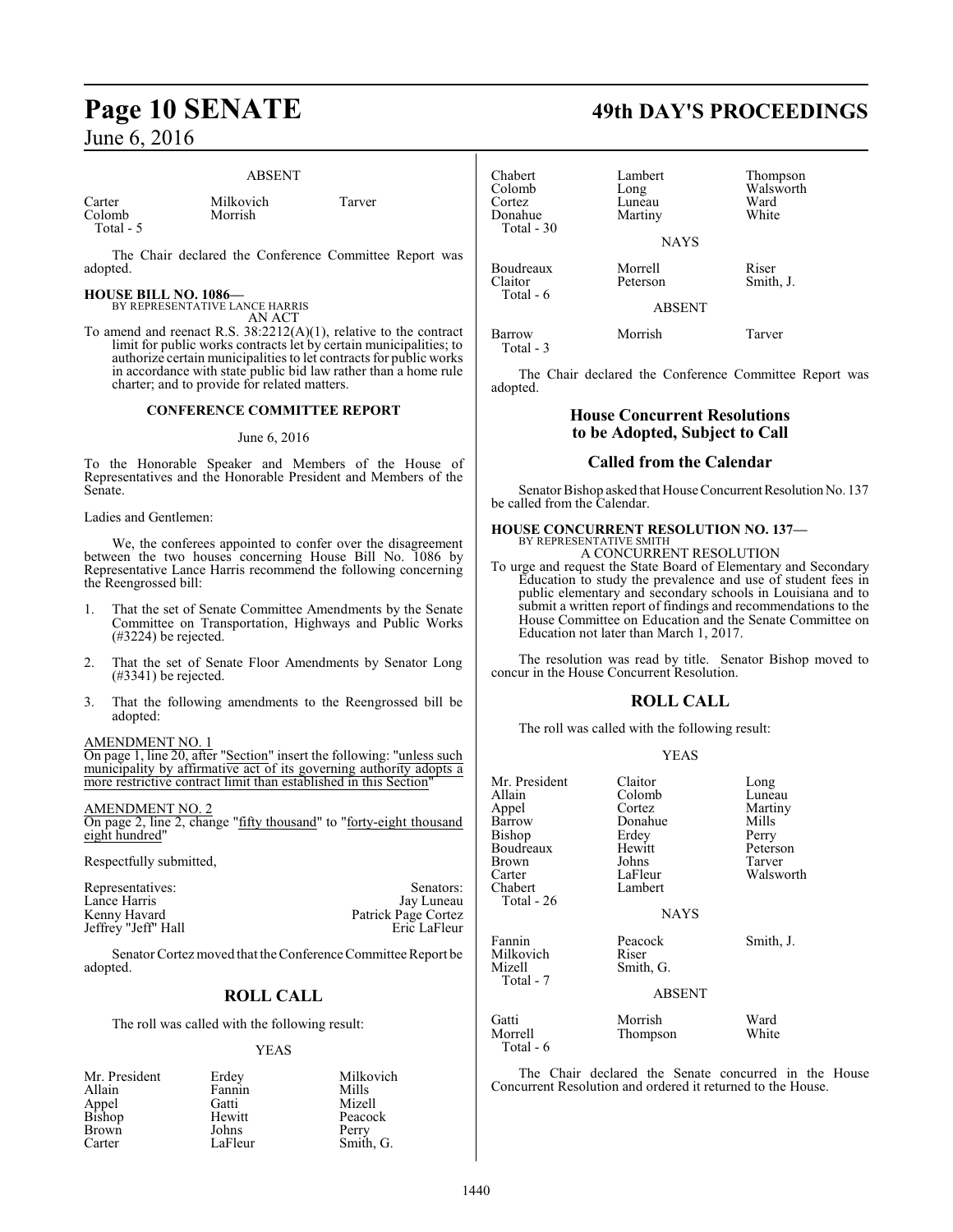ABSENT

| | | |
|---|---|---|
| Carter | Milkovich | Tarver |
| Colomb | Morrish | |
| Total - 5 | | |

The Chair declared the Conference Committee Report was adopted.

**HOUSE BILL NO. 1086—**
BY REPRESENTATIVE LANCE HARRIS
AN ACT

To amend and reenact R.S. 38:2212(A)(1), relative to the contract limit for public works contracts let by certain municipalities; to authorize certain municipalities to let contracts for public works in accordance with state public bid law rather than a home rule charter; and to provide for related matters.

**CONFERENCE COMMITTEE REPORT**

June 6, 2016

To the Honorable Speaker and Members of the House of Representatives and the Honorable President and Members of the Senate.

Ladies and Gentlemen:

We, the conferees appointed to confer over the disagreement between the two houses concerning House Bill No. 1086 by Representative Lance Harris recommend the following concerning the Reengrossed bill:

1. That the set of Senate Committee Amendments by the Senate Committee on Transportation, Highways and Public Works (#3224) be rejected.

2. That the set of Senate Floor Amendments by Senator Long (#3341) be rejected.

3. That the following amendments to the Reengrossed bill be adopted:

AMENDMENT NO. 1
On page 1, line 20, after "Section" insert the following: "unless such municipality by affirmative act of its governing authority adopts a more restrictive contract limit than established in this Section"

AMENDMENT NO. 2
On page 2, line 2, change "fifty thousand" to "forty-eight thousand eight hundred"

Respectfully submitted,

| Representatives: | Senators: |
|---|---|
| Lance Harris | Jay Luneau |
| Kenny Havard | Patrick Page Cortez |
| Jeffrey "Jeff" Hall | Eric LaFleur |

Senator Cortez moved that the Conference Committee Report be adopted.

**ROLL CALL**

The roll was called with the following result:

YEAS

| | | |
|---|---|---|
| Mr. President | Erdey | Milkovich |
| Allain | Fannin | Mills |
| Appel | Gatti | Mizell |
| Bishop | Hewitt | Peacock |
| Brown | Johns | Perry |
| Carter | LaFleur | Smith, G. |
| Chabert | Lambert | Thompson |
| Colomb | Long | Walsworth |
| Cortez | Luneau | Ward |
| Donahue | Martiny | White |
| Total - 30 | | |

NAYS

| | | |
|---|---|---|
| Boudreaux | Morrell | Riser |
| Claitor | Peterson | Smith, J. |
| Total - 6 | | |

ABSENT

| | | |
|---|---|---|
| Barrow | Morrish | Tarver |
| Total - 3 | | |

The Chair declared the Conference Committee Report was adopted.

## House Concurrent Resolutions to be Adopted, Subject to Call

## Called from the Calendar

Senator Bishop asked that House Concurrent Resolution No. 137 be called from the Calendar.

**HOUSE CONCURRENT RESOLUTION NO. 137—**
BY REPRESENTATIVE SMITH
A CONCURRENT RESOLUTION

To urge and request the State Board of Elementary and Secondary Education to study the prevalence and use of student fees in public elementary and secondary schools in Louisiana and to submit a written report of findings and recommendations to the House Committee on Education and the Senate Committee on Education not later than March 1, 2017.

The resolution was read by title. Senator Bishop moved to concur in the House Concurrent Resolution.

**ROLL CALL**

The roll was called with the following result:

YEAS

| | | |
|---|---|---|
| Mr. President | Claitor | Long |
| Allain | Colomb | Luneau |
| Appel | Cortez | Martiny |
| Barrow | Donahue | Mills |
| Bishop | Erdey | Perry |
| Boudreaux | Hewitt | Peterson |
| Brown | Johns | Tarver |
| Carter | LaFleur | Walsworth |
| Chabert | Lambert | |
| Total - 26 | | |

NAYS

| | | |
|---|---|---|
| Fannin | Peacock | Smith, J. |
| Milkovich | Riser | |
| Mizell | Smith, G. | |
| Total - 7 | | |

ABSENT

| | | |
|---|---|---|
| Gatti | Morrish | Ward |
| Morrell | Thompson | White |
| Total - 6 | | |

The Chair declared the Senate concurred in the House Concurrent Resolution and ordered it returned to the House.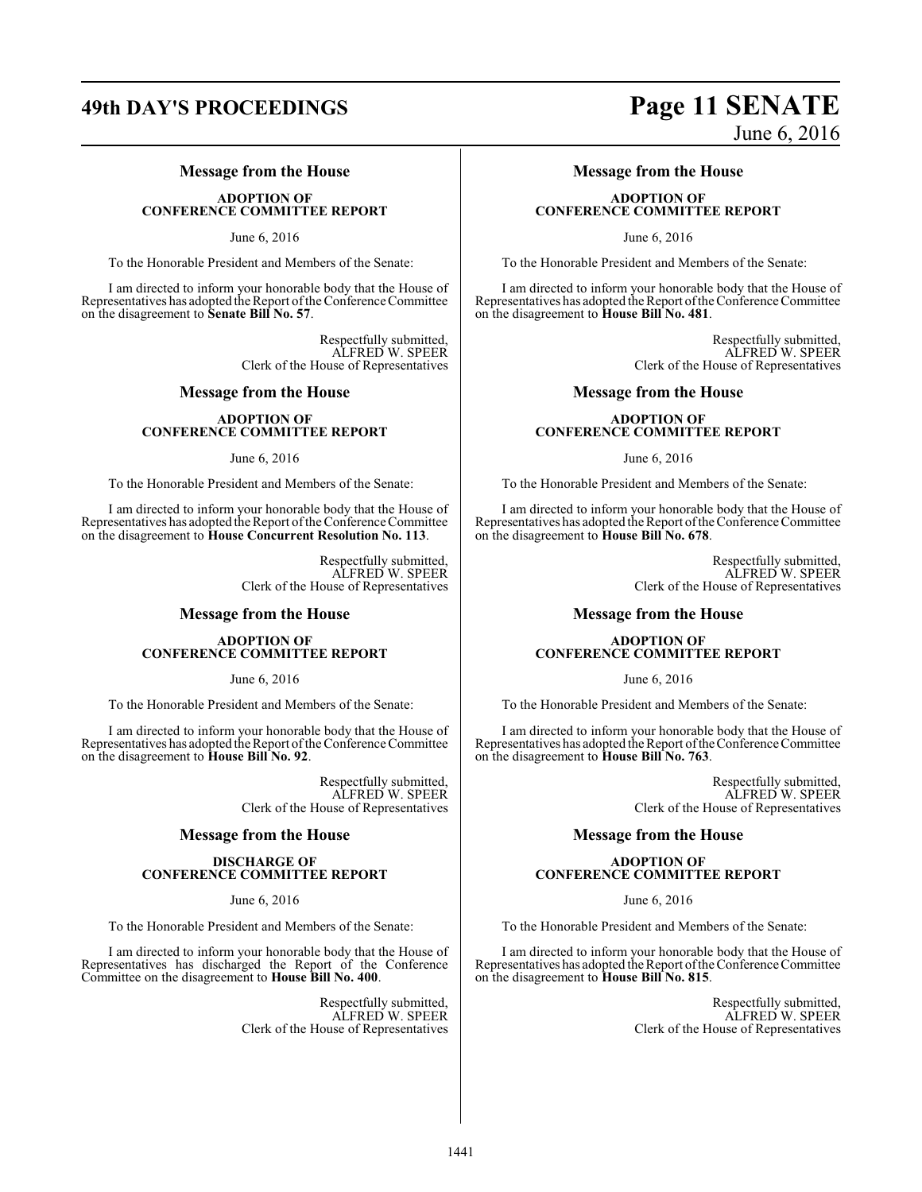### Message from the House

**ADOPTION OF CONFERENCE COMMITTEE REPORT**

June 6, 2016

To the Honorable President and Members of the Senate:

I am directed to inform your honorable body that the House of Representatives has adopted the Report of the Conference Committee on the disagreement to **Senate Bill No. 57**.

Respectfully submitted,
ALFRED W. SPEER
Clerk of the House of Representatives

### Message from the House

**ADOPTION OF CONFERENCE COMMITTEE REPORT**

June 6, 2016

To the Honorable President and Members of the Senate:

I am directed to inform your honorable body that the House of Representatives has adopted the Report of the Conference Committee on the disagreement to **House Concurrent Resolution No. 113**.

Respectfully submitted,
ALFRED W. SPEER
Clerk of the House of Representatives

### Message from the House

**ADOPTION OF CONFERENCE COMMITTEE REPORT**

June 6, 2016

To the Honorable President and Members of the Senate:

I am directed to inform your honorable body that the House of Representatives has adopted the Report of the Conference Committee on the disagreement to **House Bill No. 92**.

Respectfully submitted,
ALFRED W. SPEER
Clerk of the House of Representatives

### Message from the House

**DISCHARGE OF CONFERENCE COMMITTEE REPORT**

June 6, 2016

To the Honorable President and Members of the Senate:

I am directed to inform your honorable body that the House of Representatives has discharged the Report of the Conference Committee on the disagreement to **House Bill No. 400**.

Respectfully submitted,
ALFRED W. SPEER
Clerk of the House of Representatives

### Message from the House

**ADOPTION OF CONFERENCE COMMITTEE REPORT**

June 6, 2016

To the Honorable President and Members of the Senate:

I am directed to inform your honorable body that the House of Representatives has adopted the Report of the Conference Committee on the disagreement to **House Bill No. 481**.

Respectfully submitted,
ALFRED W. SPEER
Clerk of the House of Representatives

### Message from the House

**ADOPTION OF CONFERENCE COMMITTEE REPORT**

June 6, 2016

To the Honorable President and Members of the Senate:

I am directed to inform your honorable body that the House of Representatives has adopted the Report of the Conference Committee on the disagreement to **House Bill No. 678**.

Respectfully submitted,
ALFRED W. SPEER
Clerk of the House of Representatives

### Message from the House

**ADOPTION OF CONFERENCE COMMITTEE REPORT**

June 6, 2016

To the Honorable President and Members of the Senate:

I am directed to inform your honorable body that the House of Representatives has adopted the Report of the Conference Committee on the disagreement to **House Bill No. 763**.

Respectfully submitted,
ALFRED W. SPEER
Clerk of the House of Representatives

### Message from the House

**ADOPTION OF CONFERENCE COMMITTEE REPORT**

June 6, 2016

To the Honorable President and Members of the Senate:

I am directed to inform your honorable body that the House of Representatives has adopted the Report of the Conference Committee on the disagreement to **House Bill No. 815**.

Respectfully submitted,
ALFRED W. SPEER
Clerk of the House of Representatives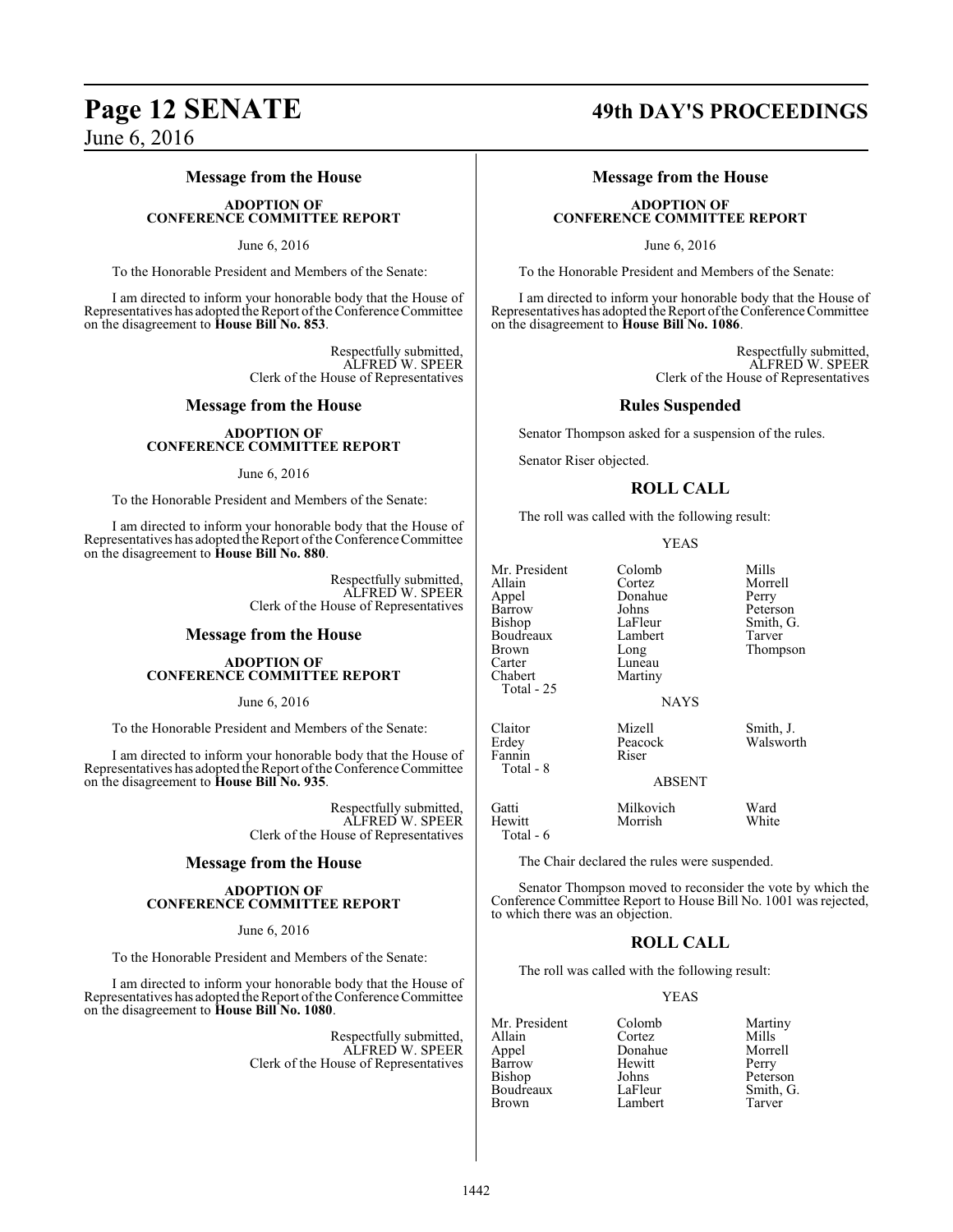## Message from the House

### ADOPTION OF CONFERENCE COMMITTEE REPORT

June 6, 2016

To the Honorable President and Members of the Senate:

I am directed to inform your honorable body that the House of Representatives has adopted the Report of the Conference Committee on the disagreement to **House Bill No. 853**.

Respectfully submitted,
ALFRED W. SPEER
Clerk of the House of Representatives

## Message from the House

### ADOPTION OF CONFERENCE COMMITTEE REPORT

June 6, 2016

To the Honorable President and Members of the Senate:

I am directed to inform your honorable body that the House of Representatives has adopted the Report of the Conference Committee on the disagreement to **House Bill No. 880**.

Respectfully submitted,
ALFRED W. SPEER
Clerk of the House of Representatives

## Message from the House

### ADOPTION OF CONFERENCE COMMITTEE REPORT

June 6, 2016

To the Honorable President and Members of the Senate:

I am directed to inform your honorable body that the House of Representatives has adopted the Report of the Conference Committee on the disagreement to **House Bill No. 935**.

Respectfully submitted,
ALFRED W. SPEER
Clerk of the House of Representatives

## Message from the House

### ADOPTION OF CONFERENCE COMMITTEE REPORT

June 6, 2016

To the Honorable President and Members of the Senate:

I am directed to inform your honorable body that the House of Representatives has adopted the Report of the Conference Committee on the disagreement to **House Bill No. 1080**.

Respectfully submitted,
ALFRED W. SPEER
Clerk of the House of Representatives

## Message from the House

### ADOPTION OF CONFERENCE COMMITTEE REPORT

June 6, 2016

To the Honorable President and Members of the Senate:

I am directed to inform your honorable body that the House of Representatives has adopted the Report of the Conference Committee on the disagreement to **House Bill No. 1086**.

Respectfully submitted,
ALFRED W. SPEER
Clerk of the House of Representatives

## Rules Suspended

Senator Thompson asked for a suspension of the rules.

Senator Riser objected.

## ROLL CALL

The roll was called with the following result:

YEAS

| | | |
|---|---|---|
| Mr. President | Colomb | Mills |
| Allain | Cortez | Morrell |
| Appel | Donahue | Perry |
| Barrow | Johns | Peterson |
| Bishop | LaFleur | Smith, G. |
| Boudreaux | Lambert | Tarver |
| Brown | Long | Thompson |
| Carter | Luneau | |
| Chabert | Martiny | |

Total - 25

NAYS

| | | |
|---|---|---|
| Claitor | Mizell | Smith, J. |
| Erdey | Peacock | Walsworth |
| Fannin | Riser | |

Total - 8

ABSENT

| | | |
|---|---|---|
| Gatti | Milkovich | Ward |
| Hewitt | Morrish | White |

Total - 6

The Chair declared the rules were suspended.

Senator Thompson moved to reconsider the vote by which the Conference Committee Report to House Bill No. 1001 was rejected, to which there was an objection.

## ROLL CALL

The roll was called with the following result:

YEAS

| | | |
|---|---|---|
| Mr. President | Colomb | Martiny |
| Allain | Cortez | Mills |
| Appel | Donahue | Morrell |
| Barrow | Hewitt | Perry |
| Bishop | Johns | Peterson |
| Boudreaux | LaFleur | Smith, G. |
| Brown | Lambert | Tarver |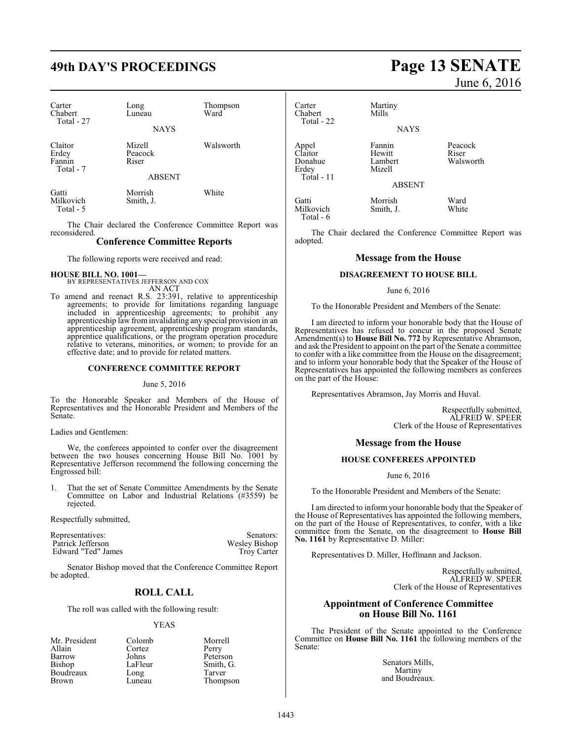| Carter | Long | Thompson |
|---|---|---|
| Chabert | Luneau | Ward |
| Total - 27 | | |

NAYS

| Claitor | Mizell | Walsworth |
|---|---|---|
| Erdey | Peacock | |
| Fannin | Riser | |
| Total - 7 | | |

ABSENT

| Gatti | Morrish | White |
|---|---|---|
| Milkovich | Smith, J. | |
| Total - 5 | | |

The Chair declared the Conference Committee Report was reconsidered.

## Conference Committee Reports

The following reports were received and read:

**HOUSE BILL NO. 1001—**
BY REPRESENTATIVES JEFFERSON AND COX
AN ACT

To amend and reenact R.S. 23:391, relative to apprenticeship agreements; to provide for limitations regarding language included in apprenticeship agreements; to prohibit any apprenticeship law from invalidating any special provision in an apprenticeship agreement, apprenticeship program standards, apprentice qualifications, or the program operation procedure relative to veterans, minorities, or women; to provide for an effective date; and to provide for related matters.

### CONFERENCE COMMITTEE REPORT

June 5, 2016

To the Honorable Speaker and Members of the House of Representatives and the Honorable President and Members of the Senate.

Ladies and Gentlemen:

We, the conferees appointed to confer over the disagreement between the two houses concerning House Bill No. 1001 by Representative Jefferson recommend the following concerning the Engrossed bill:

1. That the set of Senate Committee Amendments by the Senate Committee on Labor and Industrial Relations (#3559) be rejected.

Respectfully submitted,

| Representatives: | Senators: |
|---|---|
| Patrick Jefferson | Wesley Bishop |
| Edward "Ted" James | Troy Carter |

Senator Bishop moved that the Conference Committee Report be adopted.

## ROLL CALL

The roll was called with the following result:

YEAS

| Mr. President | Colomb | Morrell |
|---|---|---|
| Allain | Cortez | Perry |
| Barrow | Johns | Peterson |
| Bishop | LaFleur | Smith, G. |
| Boudreaux | Long | Tarver |
| Brown | Luneau | Thompson |
| Carter | Martiny | |
| Chabert | Mills | |
| Total - 22 | | |

NAYS

| Appel | Fannin | Peacock |
|---|---|---|
| Claitor | Hewitt | Riser |
| Donahue | Lambert | Walsworth |
| Erdey | Mizell | |
| Total - 11 | | |

ABSENT

| Gatti | Morrish | Ward |
|---|---|---|
| Milkovich | Smith, J. | White |
| Total - 6 | | |

The Chair declared the Conference Committee Report was adopted.

## Message from the House

### DISAGREEMENT TO HOUSE BILL

June 6, 2016

To the Honorable President and Members of the Senate:

I am directed to inform your honorable body that the House of Representatives has refused to concur in the proposed Senate Amendment(s) to **House Bill No. 772** by Representative Abramson, and ask the President to appoint on the part of the Senate a committee to confer with a like committee from the House on the disagreement; and to inform your honorable body that the Speaker of the House of Representatives has appointed the following members as conferees on the part of the House:

Representatives Abramson, Jay Morris and Huval.

Respectfully submitted,
ALFRED W. SPEER
Clerk of the House of Representatives

## Message from the House

### HOUSE CONFEREES APPOINTED

June 6, 2016

To the Honorable President and Members of the Senate:

I am directed to inform your honorable body that the Speaker of the House of Representatives has appointed the following members, on the part of the House of Representatives, to confer, with a like committee from the Senate, on the disagreement to **House Bill No. 1161** by Representative D. Miller:

Representatives D. Miller, Hoffmann and Jackson.

Respectfully submitted,
ALFRED W. SPEER
Clerk of the House of Representatives

## Appointment of Conference Committee on House Bill No. 1161

The President of the Senate appointed to the Conference Committee on **House Bill No. 1161** the following members of the Senate:

Senators Mills,
Martiny
and Boudreaux.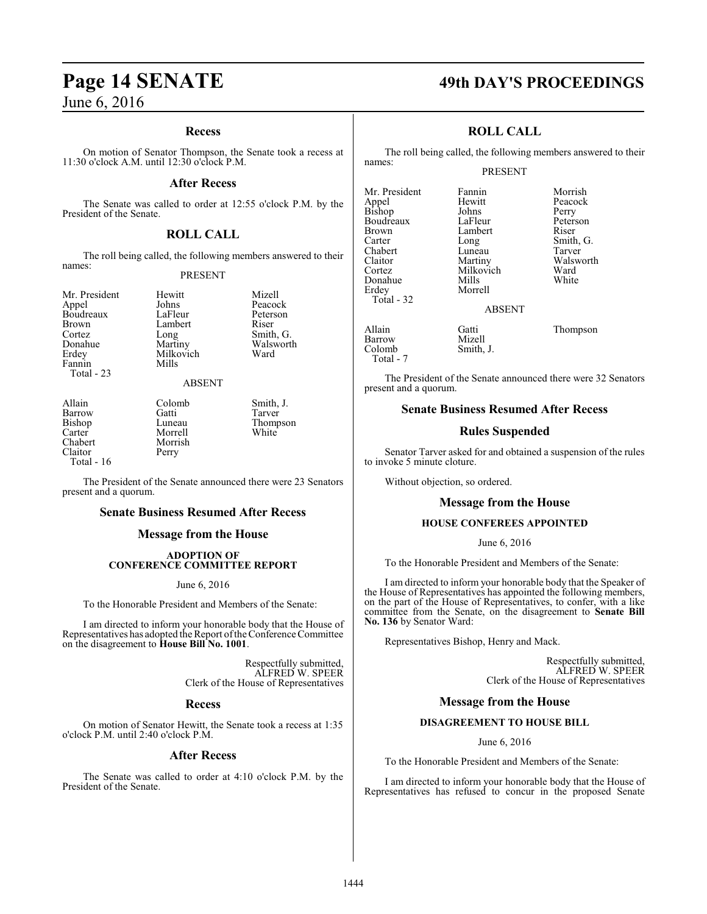## Recess

On motion of Senator Thompson, the Senate took a recess at 11:30 o'clock A.M. until 12:30 o'clock P.M.

## After Recess

The Senate was called to order at 12:55 o'clock P.M. by the President of the Senate.

## ROLL CALL

The roll being called, the following members answered to their names:

PRESENT

| | | |
|---|---|---|
| Mr. President | Hewitt | Mizell |
| Appel | Johns | Peacock |
| Boudreaux | LaFleur | Peterson |
| Brown | Lambert | Riser |
| Cortez | Long | Smith, G. |
| Donahue | Martiny | Walsworth |
| Erdey | Milkovich | Ward |
| Fannin | Mills | |

Total - 23

ABSENT

| | | |
|---|---|---|
| Allain | Colomb | Smith, J. |
| Barrow | Gatti | Tarver |
| Bishop | Luneau | Thompson |
| Carter | Morrell | White |
| Chabert | Morrish | |
| Claitor | Perry | |

Total - 16

The President of the Senate announced there were 23 Senators present and a quorum.

## Senate Business Resumed After Recess

## Message from the House

**ADOPTION OF CONFERENCE COMMITTEE REPORT**

June 6, 2016

To the Honorable President and Members of the Senate:

I am directed to inform your honorable body that the House of Representatives has adopted the Report of the Conference Committee on the disagreement to **House Bill No. 1001**.

Respectfully submitted,
ALFRED W. SPEER
Clerk of the House of Representatives

## Recess

On motion of Senator Hewitt, the Senate took a recess at 1:35 o'clock P.M. until 2:40 o'clock P.M.

## After Recess

The Senate was called to order at 4:10 o'clock P.M. by the President of the Senate.

## ROLL CALL

The roll being called, the following members answered to their names:

PRESENT

| | | |
|---|---|---|
| Mr. President | Fannin | Morrish |
| Appel | Hewitt | Peacock |
| Bishop | Johns | Perry |
| Boudreaux | LaFleur | Peterson |
| Brown | Lambert | Riser |
| Carter | Long | Smith, G. |
| Chabert | Luneau | Tarver |
| Claitor | Martiny | Walsworth |
| Cortez | Milkovich | Ward |
| Donahue | Mills | White |
| Erdey | Morrell | |

Total - 32

ABSENT

| | | |
|---|---|---|
| Allain | Gatti | Thompson |
| Barrow | Mizell | |
| Colomb | Smith, J. | |

Total - 7

The President of the Senate announced there were 32 Senators present and a quorum.

## Senate Business Resumed After Recess

## Rules Suspended

Senator Tarver asked for and obtained a suspension of the rules to invoke 5 minute cloture.

Without objection, so ordered.

## Message from the House

**HOUSE CONFEREES APPOINTED**

June 6, 2016

To the Honorable President and Members of the Senate:

I am directed to inform your honorable body that the Speaker of the House of Representatives has appointed the following members, on the part of the House of Representatives, to confer, with a like committee from the Senate, on the disagreement to **Senate Bill No. 136** by Senator Ward:

Representatives Bishop, Henry and Mack.

Respectfully submitted,
ALFRED W. SPEER
Clerk of the House of Representatives

## Message from the House

**DISAGREEMENT TO HOUSE BILL**

June 6, 2016

To the Honorable President and Members of the Senate:

I am directed to inform your honorable body that the House of Representatives has refused to concur in the proposed Senate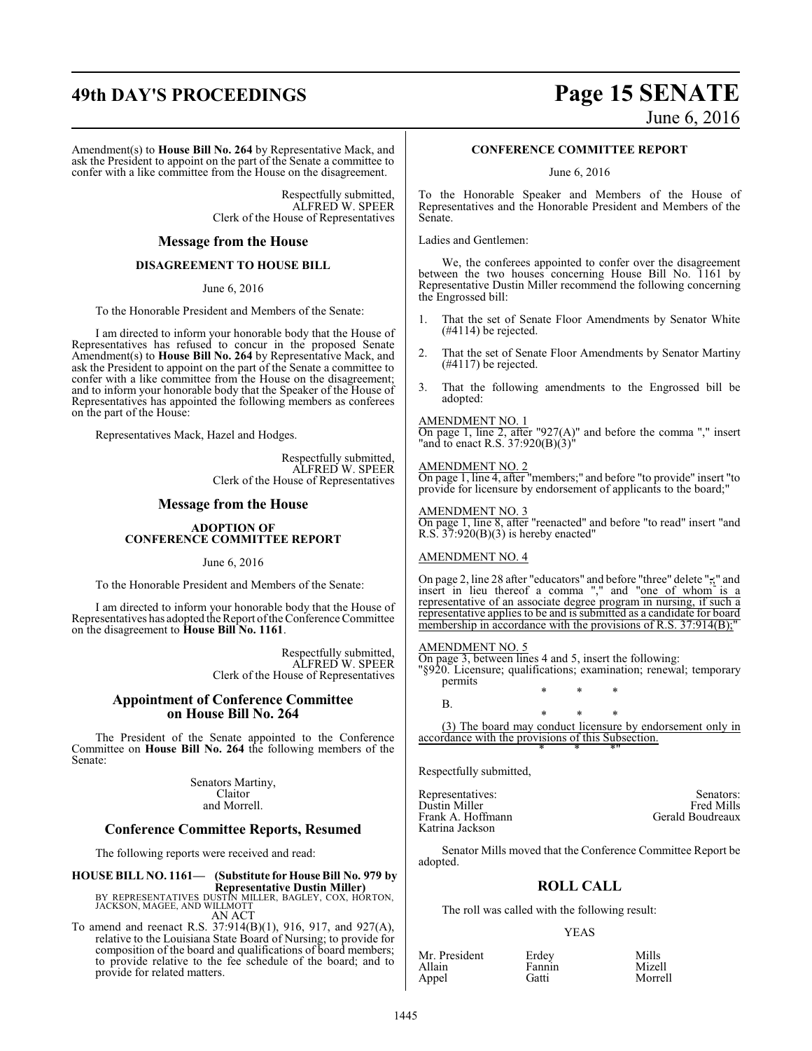Amendment(s) to **House Bill No. 264** by Representative Mack, and ask the President to appoint on the part of the Senate a committee to confer with a like committee from the House on the disagreement.

Respectfully submitted,
ALFRED W. SPEER
Clerk of the House of Representatives

## Message from the House

### DISAGREEMENT TO HOUSE BILL

June 6, 2016

To the Honorable President and Members of the Senate:

I am directed to inform your honorable body that the House of Representatives has refused to concur in the proposed Senate Amendment(s) to **House Bill No. 264** by Representative Mack, and ask the President to appoint on the part of the Senate a committee to confer with a like committee from the House on the disagreement; and to inform your honorable body that the Speaker of the House of Representatives has appointed the following members as conferees on the part of the House:

Representatives Mack, Hazel and Hodges.

Respectfully submitted,
ALFRED W. SPEER
Clerk of the House of Representatives

## Message from the House

### ADOPTION OF CONFERENCE COMMITTEE REPORT

June 6, 2016

To the Honorable President and Members of the Senate:

I am directed to inform your honorable body that the House of Representatives has adopted the Report of the Conference Committee on the disagreement to **House Bill No. 1161**.

Respectfully submitted,
ALFRED W. SPEER
Clerk of the House of Representatives

## Appointment of Conference Committee on House Bill No. 264

The President of the Senate appointed to the Conference Committee on **House Bill No. 264** the following members of the Senate:

Senators Martiny,
Claitor
and Morrell.

## Conference Committee Reports, Resumed

The following reports were received and read:

**HOUSE BILL NO. 1161— (Substitute for House Bill No. 979 by Representative Dustin Miller)**
BY REPRESENTATIVES DUSTIN MILLER, BAGLEY, COX, HORTON, JACKSON, MAGEE, AND WILLMOTT
AN ACT

To amend and reenact R.S. 37:914(B)(1), 916, 917, and 927(A), relative to the Louisiana State Board of Nursing; to provide for composition of the board and qualifications of board members; to provide relative to the fee schedule of the board; and to provide for related matters.

### CONFERENCE COMMITTEE REPORT

June 6, 2016

To the Honorable Speaker and Members of the House of Representatives and the Honorable President and Members of the Senate.

Ladies and Gentlemen:

We, the conferees appointed to confer over the disagreement between the two houses concerning House Bill No. 1161 by Representative Dustin Miller recommend the following concerning the Engrossed bill:

1. That the set of Senate Floor Amendments by Senator White (#4114) be rejected.

2. That the set of Senate Floor Amendments by Senator Martiny (#4117) be rejected.

3. That the following amendments to the Engrossed bill be adopted:

AMENDMENT NO. 1
On page 1, line 2, after "927(A)" and before the comma "," insert "and to enact R.S. 37:920(B)(3)"

AMENDMENT NO. 2
On page 1, line 4, after "members;" and before "to provide" insert "to provide for licensure by endorsement of applicants to the board;"

AMENDMENT NO. 3
On page 1, line 8, after "reenacted" and before "to read" insert "and R.S. 37:920(B)(3) is hereby enacted"

AMENDMENT NO. 4

On page 2, line 28 after "educators" and before "three" delete ";" and insert in lieu thereof a comma "," and "one of whom is a representative of an associate degree program in nursing, if such a representative applies to be and is submitted as a candidate for board membership in accordance with the provisions of R.S. 37:914(B);"

AMENDMENT NO. 5
On page 3, between lines 4 and 5, insert the following:
"§920. Licensure; qualifications; examination; renewal; temporary permits

\* \* \*

B.

\* \* \*

(3) The board may conduct licensure by endorsement only in accordance with the provisions of this Subsection.

\* \* \*"

Respectfully submitted,

| Representatives: | Senators: |
|---|---|
| Dustin Miller | Fred Mills |
| Frank A. Hoffmann | Gerald Boudreaux |
| Katrina Jackson | |

Senator Mills moved that the Conference Committee Report be adopted.

## ROLL CALL

The roll was called with the following result:

YEAS

| | | |
|---|---|---|
| Mr. President | Erdey | Mills |
| Allain | Fannin | Mizell |
| Appel | Gatti | Morrell |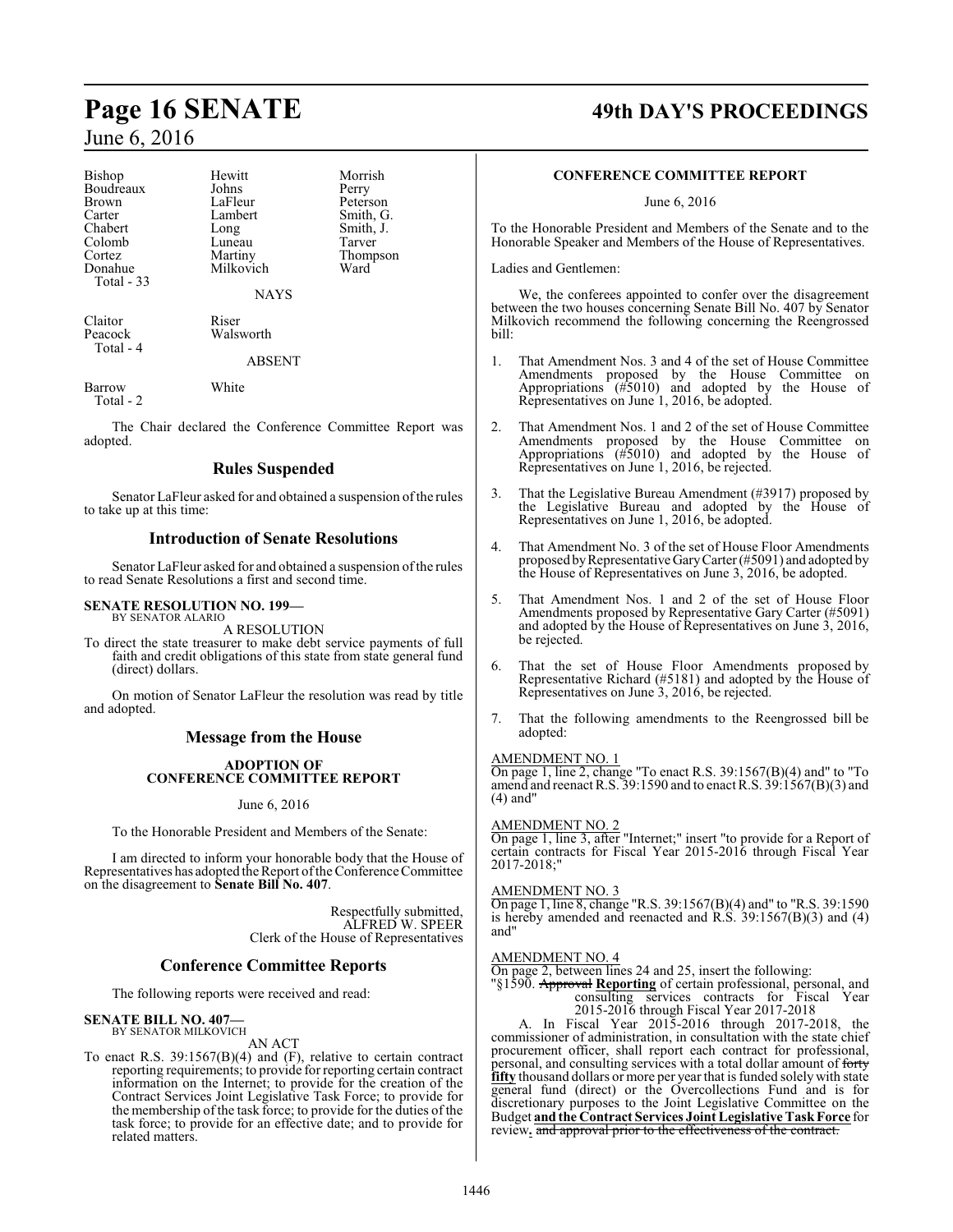| | | |
|---|---|---|
| Bishop | Hewitt | Morrish |
| Boudreaux | Johns | Perry |
| Brown | LaFleur | Peterson |
| Carter | Lambert | Smith, G. |
| Chabert | Long | Smith, J. |
| Colomb | Luneau | Tarver |
| Cortez | Martiny | Thompson |
| Donahue | Milkovich | Ward |
| Total - 33 | | |

NAYS

| | |
|---|---|
| Claitor | Riser |
| Peacock | Walsworth |
| Total - 4 | |

ABSENT

| | |
|---|---|
| Barrow | White |
| Total - 2 | |

The Chair declared the Conference Committee Report was adopted.

## Rules Suspended

Senator LaFleur asked for and obtained a suspension of the rules to take up at this time:

## Introduction of Senate Resolutions

Senator LaFleur asked for and obtained a suspension of the rules to read Senate Resolutions a first and second time.

**SENATE RESOLUTION NO. 199—**
BY SENATOR ALARIO

A RESOLUTION

To direct the state treasurer to make debt service payments of full faith and credit obligations of this state from state general fund (direct) dollars.

On motion of Senator LaFleur the resolution was read by title and adopted.

## Message from the House

**ADOPTION OF CONFERENCE COMMITTEE REPORT**

June 6, 2016

To the Honorable President and Members of the Senate:

I am directed to inform your honorable body that the House of Representatives has adopted the Report of the Conference Committee on the disagreement to **Senate Bill No. 407**.

Respectfully submitted,
ALFRED W. SPEER
Clerk of the House of Representatives

## Conference Committee Reports

The following reports were received and read:

**SENATE BILL NO. 407—**
BY SENATOR MILKOVICH

AN ACT

To enact R.S. 39:1567(B)(4) and (F), relative to certain contract reporting requirements; to provide for reporting certain contract information on the Internet; to provide for the creation of the Contract Services Joint Legislative Task Force; to provide for the membership of the task force; to provide for the duties of the task force; to provide for an effective date; and to provide for related matters.

**CONFERENCE COMMITTEE REPORT**

June 6, 2016

To the Honorable President and Members of the Senate and to the Honorable Speaker and Members of the House of Representatives.

Ladies and Gentlemen:

We, the conferees appointed to confer over the disagreement between the two houses concerning Senate Bill No. 407 by Senator Milkovich recommend the following concerning the Reengrossed bill:

1. That Amendment Nos. 3 and 4 of the set of House Committee Amendments proposed by the House Committee on Appropriations (#5010) and adopted by the House of Representatives on June 1, 2016, be adopted.

2. That Amendment Nos. 1 and 2 of the set of House Committee Amendments proposed by the House Committee on Appropriations (#5010) and adopted by the House of Representatives on June 1, 2016, be rejected.

3. That the Legislative Bureau Amendment (#3917) proposed by the Legislative Bureau and adopted by the House of Representatives on June 1, 2016, be adopted.

4. That Amendment No. 3 of the set of House Floor Amendments proposed by Representative Gary Carter (#5091) and adopted by the House of Representatives on June 3, 2016, be adopted.

5. That Amendment Nos. 1 and 2 of the set of House Floor Amendments proposed by Representative Gary Carter (#5091) and adopted by the House of Representatives on June 3, 2016, be rejected.

6. That the set of House Floor Amendments proposed by Representative Richard (#5181) and adopted by the House of Representatives on June 3, 2016, be rejected.

7. That the following amendments to the Reengrossed bill be adopted:

AMENDMENT NO. 1
On page 1, line 2, change "To enact R.S. 39:1567(B)(4) and" to "To amend and reenact R.S. 39:1590 and to enact R.S. 39:1567(B)(3) and (4) and"

AMENDMENT NO. 2
On page 1, line 3, after "Internet;" insert "to provide for a Report of certain contracts for Fiscal Year 2015-2016 through Fiscal Year 2017-2018;"

AMENDMENT NO. 3
On page 1, line 8, change "R.S. 39:1567(B)(4) and" to "R.S. 39:1590 is hereby amended and reenacted and R.S. 39:1567(B)(3) and (4) and"

AMENDMENT NO. 4
On page 2, between lines 24 and 25, insert the following:

"§1590. ~~Approval~~ **Reporting** of certain professional, personal, and consulting services contracts for Fiscal Year 2015-2016 through Fiscal Year 2017-2018

A. In Fiscal Year 2015-2016 through 2017-2018, the commissioner of administration, in consultation with the state chief procurement officer, shall report each contract for professional, personal, and consulting services with a total dollar amount of ~~forty~~ **fifty** thousand dollars or more per year that is funded solely with state general fund (direct) or the Overcollections Fund and is for discretionary purposes to the Joint Legislative Committee on the Budget **and the Contract Services Joint Legislative Task Force** for review**.** ~~and approval prior to the effectiveness of the contract.~~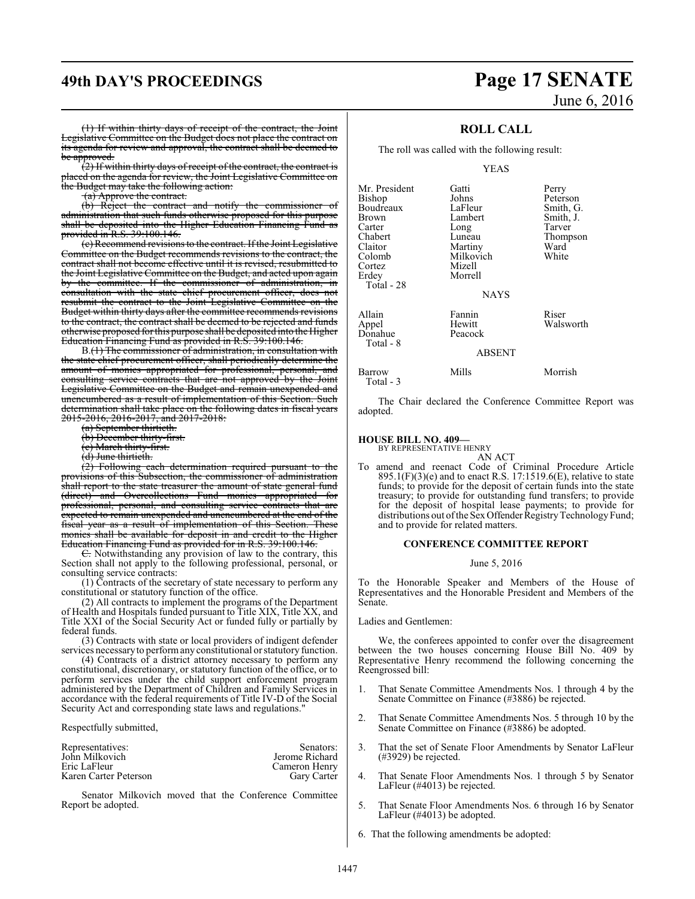(1) If within thirty days of receipt of the contract, the Joint Legislative Committee on the Budget does not place the contract on its agenda for review and approval, the contract shall be deemed to be approved.

(2) If within thirty days of receipt of the contract, the contract is placed on the agenda for review, the Joint Legislative Committee on the Budget may take the following action:

(a) Approve the contract.

(b) Reject the contract and notify the commissioner of administration that such funds otherwise proposed for this purpose shall be deposited into the Higher Education Financing Fund as provided in R.S. 39:100.146.

(c) Recommend revisions to the contract. If the Joint Legislative Committee on the Budget recommends revisions to the contract, the contract shall not become effective until it is revised, resubmitted to the Joint Legislative Committee on the Budget, and acted upon again by the committee. If the commissioner of administration, in consultation with the state chief procurement officer, does not resubmit the contract to the Joint Legislative Committee on the Budget within thirty days after the committee recommends revisions to the contract, the contract shall be deemed to be rejected and funds otherwise proposed for this purpose shall be deposited into the Higher Education Financing Fund as provided in R.S. 39:100.146.

B.(1) The commissioner of administration, in consultation with the state chief procurement officer, shall periodically determine the amount of monies appropriated for professional, personal, and consulting service contracts that are not approved by the Joint Legislative Committee on the Budget and remain unexpended and unencumbered as a result of implementation of this Section. Such determination shall take place on the following dates in fiscal years 2015-2016, 2016-2017, and 2017-2018:

(a) September thirtieth.

(b) December thirty-first.

(c) March thirty-first.

(d) June thirtieth.

(2) Following each determination required pursuant to the provisions of this Subsection, the commissioner of administration shall report to the state treasurer the amount of state general fund (direct) and Overcollections Fund monies appropriated for professional, personal, and consulting service contracts that are expected to remain unexpended and unencumbered at the end of the fiscal year as a result of implementation of this Section. These monies shall be available for deposit in and credit to the Higher Education Financing Fund as provided for in R.S. 39:100.146.

C. Notwithstanding any provision of law to the contrary, this Section shall not apply to the following professional, personal, or consulting service contracts:

(1) Contracts of the secretary of state necessary to perform any constitutional or statutory function of the office.

(2) All contracts to implement the programs of the Department of Health and Hospitals funded pursuant to Title XIX, Title XX, and Title XXI of the Social Security Act or funded fully or partially by federal funds.

(3) Contracts with state or local providers of indigent defender services necessary to perform any constitutional or statutory function.

(4) Contracts of a district attorney necessary to perform any constitutional, discretionary, or statutory function of the office, or to perform services under the child support enforcement program administered by the Department of Children and Family Services in accordance with the federal requirements of Title IV-D of the Social Security Act and corresponding state laws and regulations."

Respectfully submitted,

| Representatives: | Senators: |
|---|---|
| John Milkovich | Jerome Richard |
| Eric LaFleur | Cameron Henry |
| Karen Carter Peterson | Gary Carter |

Senator Milkovich moved that the Conference Committee Report be adopted.

## ROLL CALL

The roll was called with the following result:

YEAS

| | | |
|---|---|---|
| Mr. President | Gatti | Perry |
| Bishop | Johns | Peterson |
| Boudreaux | LaFleur | Smith, G. |
| Brown | Lambert | Smith, J. |
| Carter | Long | Tarver |
| Chabert | Luneau | Thompson |
| Claitor | Martiny | Ward |
| Colomb | Milkovich | White |
| Cortez | Mizell | |
| Erdey | Morrell | |
| Total - 28 | | |

NAYS

| | | |
|---|---|---|
| Allain | Fannin | Riser |
| Appel | Hewitt | Walsworth |
| Donahue | Peacock | |
| Total - 8 | | |

ABSENT

| | | |
|---|---|---|
| Barrow | Mills | Morrish |
| Total - 3 | | |

The Chair declared the Conference Committee Report was adopted.

**HOUSE BILL NO. 409—**
BY REPRESENTATIVE HENRY

AN ACT

To amend and reenact Code of Criminal Procedure Article 895.1(F)(3)(e) and to enact R.S. 17:1519.6(E), relative to state funds; to provide for the deposit of certain funds into the state treasury; to provide for outstanding fund transfers; to provide for the deposit of hospital lease payments; to provide for distributions out of the Sex Offender Registry Technology Fund; and to provide for related matters.

### CONFERENCE COMMITTEE REPORT

June 5, 2016

To the Honorable Speaker and Members of the House of Representatives and the Honorable President and Members of the Senate.

Ladies and Gentlemen:

We, the conferees appointed to confer over the disagreement between the two houses concerning House Bill No. 409 by Representative Henry recommend the following concerning the Reengrossed bill:

1. That Senate Committee Amendments Nos. 1 through 4 by the Senate Committee on Finance (#3886) be rejected.
2. That Senate Committee Amendments Nos. 5 through 10 by the Senate Committee on Finance (#3886) be adopted.
3. That the set of Senate Floor Amendments by Senator LaFleur (#3929) be rejected.
4. That Senate Floor Amendments Nos. 1 through 5 by Senator LaFleur (#4013) be rejected.
5. That Senate Floor Amendments Nos. 6 through 16 by Senator LaFleur (#4013) be adopted.
6. That the following amendments be adopted: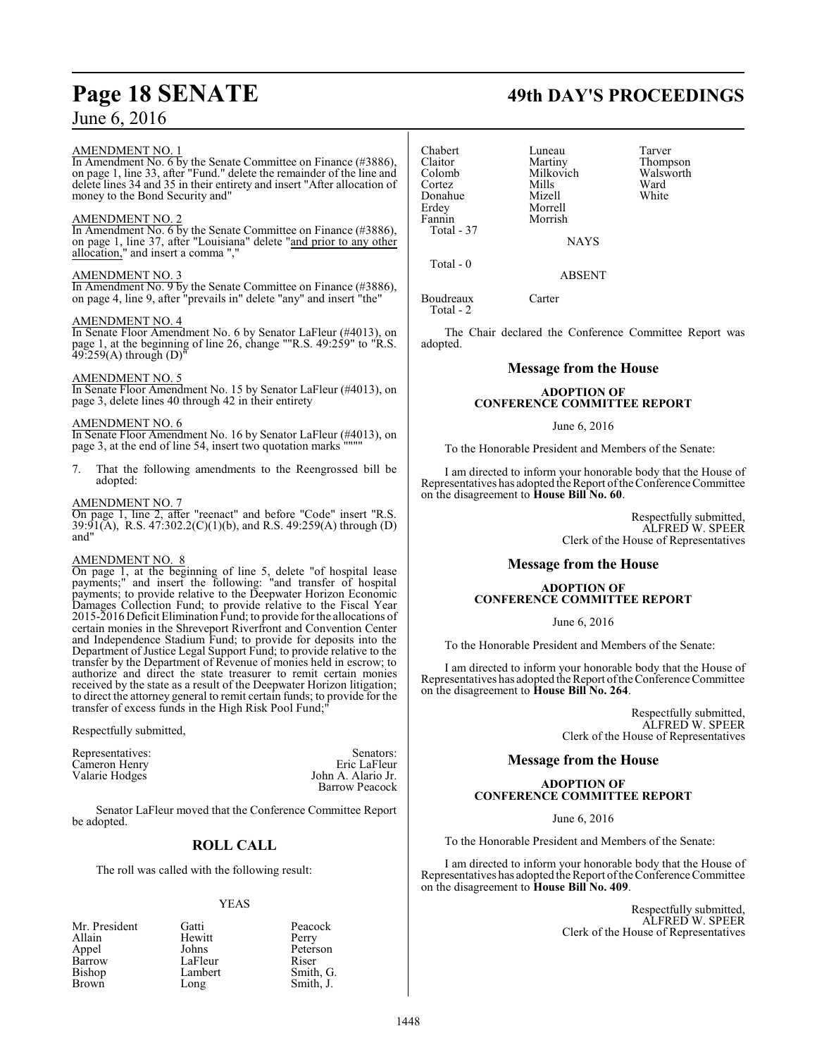AMENDMENT NO. 1
In Amendment No. 6 by the Senate Committee on Finance (#3886), on page 1, line 33, after "Fund." delete the remainder of the line and delete lines 34 and 35 in their entirety and insert "After allocation of money to the Bond Security and"

AMENDMENT NO. 2
In Amendment No. 6 by the Senate Committee on Finance (#3886), on page 1, line 37, after "Louisiana" delete "and prior to any other allocation," and insert a comma ","

AMENDMENT NO. 3
In Amendment No. 9 by the Senate Committee on Finance (#3886), on page 4, line 9, after "prevails in" delete "any" and insert "the"

AMENDMENT NO. 4
In Senate Floor Amendment No. 6 by Senator LaFleur (#4013), on page 1, at the beginning of line 26, change ""R.S. 49:259" to "R.S. 49:259(A) through (D)"

AMENDMENT NO. 5
In Senate Floor Amendment No. 15 by Senator LaFleur (#4013), on page 3, delete lines 40 through 42 in their entirety

AMENDMENT NO. 6
In Senate Floor Amendment No. 16 by Senator LaFleur (#4013), on page 3, at the end of line 54, insert two quotation marks """"

7. That the following amendments to the Reengrossed bill be adopted:

AMENDMENT NO. 7
On page 1, line 2, after "reenact" and before "Code" insert "R.S. 39:91(A), R.S. 47:302.2(C)(1)(b), and R.S. 49:259(A) through (D) and"

AMENDMENT NO. 8
On page 1, at the beginning of line 5, delete "of hospital lease payments;" and insert the following: "and transfer of hospital payments; to provide relative to the Deepwater Horizon Economic Damages Collection Fund; to provide relative to the Fiscal Year 2015-2016 Deficit Elimination Fund; to provide for the allocations of certain monies in the Shreveport Riverfront and Convention Center and Independence Stadium Fund; to provide for deposits into the Department of Justice Legal Support Fund; to provide relative to the transfer by the Department of Revenue of monies held in escrow; to authorize and direct the state treasurer to remit certain monies received by the state as a result of the Deepwater Horizon litigation; to direct the attorney general to remit certain funds; to provide for the transfer of excess funds in the High Risk Pool Fund;"

Respectfully submitted,

| Representatives: | Senators: |
|---|---|
| Cameron Henry | Eric LaFleur |
| Valarie Hodges | John A. Alario Jr. |
| | Barrow Peacock |

Senator LaFleur moved that the Conference Committee Report be adopted.

## ROLL CALL

The roll was called with the following result:

YEAS

| | | |
|---|---|---|
| Mr. President | Gatti | Peacock |
| Allain | Hewitt | Perry |
| Appel | Johns | Peterson |
| Barrow | LaFleur | Riser |
| Bishop | Lambert | Smith, G. |
| Brown | Long | Smith, J. |
| Chabert | Luneau | Tarver |
| Claitor | Martiny | Thompson |
| Colomb | Milkovich | Walsworth |
| Cortez | Mills | Ward |
| Donahue | Mizell | White |
| Erdey | Morrell | |
| Fannin | Morrish | |

Total - 37

NAYS

Total - 0

ABSENT

Boudreaux Carter

Total - 2

The Chair declared the Conference Committee Report was adopted.

## Message from the House

### ADOPTION OF CONFERENCE COMMITTEE REPORT

June 6, 2016

To the Honorable President and Members of the Senate:

I am directed to inform your honorable body that the House of Representatives has adopted the Report of the Conference Committee on the disagreement to **House Bill No. 60**.

Respectfully submitted,
ALFRED W. SPEER
Clerk of the House of Representatives

## Message from the House

### ADOPTION OF CONFERENCE COMMITTEE REPORT

June 6, 2016

To the Honorable President and Members of the Senate:

I am directed to inform your honorable body that the House of Representatives has adopted the Report of the Conference Committee on the disagreement to **House Bill No. 264**.

Respectfully submitted,
ALFRED W. SPEER
Clerk of the House of Representatives

## Message from the House

### ADOPTION OF CONFERENCE COMMITTEE REPORT

June 6, 2016

To the Honorable President and Members of the Senate:

I am directed to inform your honorable body that the House of Representatives has adopted the Report of the Conference Committee on the disagreement to **House Bill No. 409**.

Respectfully submitted,
ALFRED W. SPEER
Clerk of the House of Representatives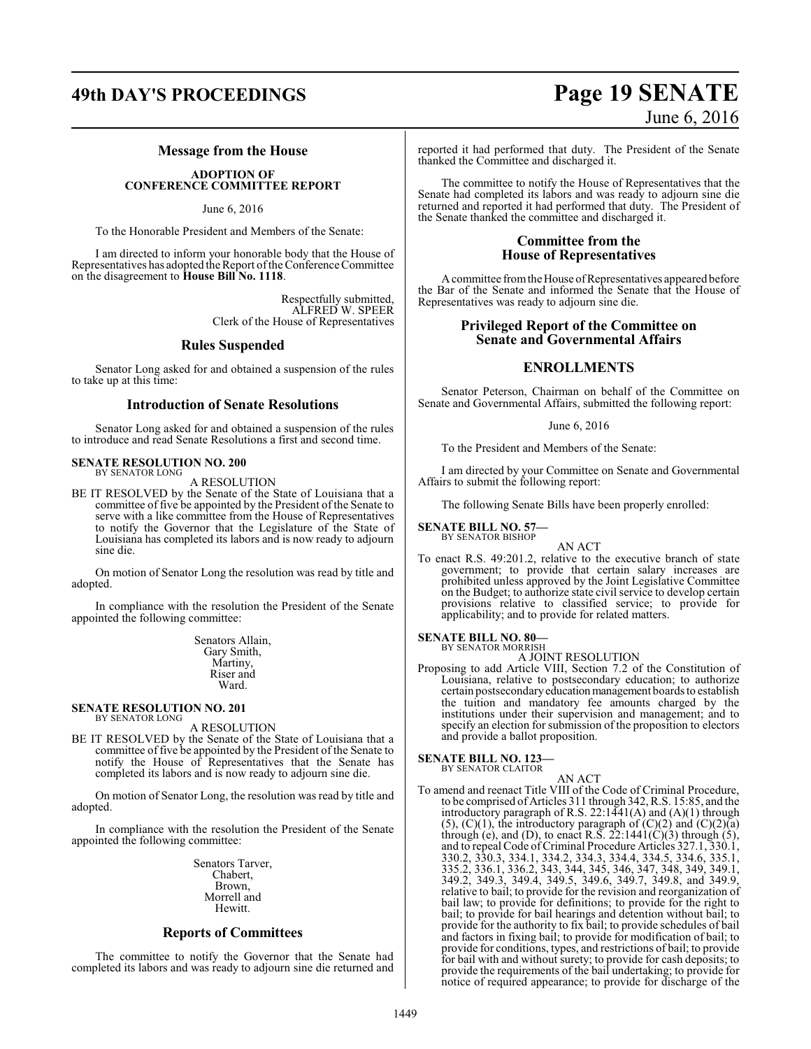## Message from the House

**ADOPTION OF CONFERENCE COMMITTEE REPORT**

June 6, 2016

To the Honorable President and Members of the Senate:

I am directed to inform your honorable body that the House of Representatives has adopted the Report of the Conference Committee on the disagreement to **House Bill No. 1118**.

Respectfully submitted,
ALFRED W. SPEER
Clerk of the House of Representatives

## Rules Suspended

Senator Long asked for and obtained a suspension of the rules to take up at this time:

## Introduction of Senate Resolutions

Senator Long asked for and obtained a suspension of the rules to introduce and read Senate Resolutions a first and second time.

**SENATE RESOLUTION NO. 200**
BY SENATOR LONG

A RESOLUTION

BE IT RESOLVED by the Senate of the State of Louisiana that a committee of five be appointed by the President of the Senate to serve with a like committee from the House of Representatives to notify the Governor that the Legislature of the State of Louisiana has completed its labors and is now ready to adjourn sine die.

On motion of Senator Long the resolution was read by title and adopted.

In compliance with the resolution the President of the Senate appointed the following committee:

Senators Allain,
Gary Smith,
Martiny,
Riser and
Ward.

**SENATE RESOLUTION NO. 201**
BY SENATOR LONG

A RESOLUTION

BE IT RESOLVED by the Senate of the State of Louisiana that a committee of five be appointed by the President of the Senate to notify the House of Representatives that the Senate has completed its labors and is now ready to adjourn sine die.

On motion of Senator Long, the resolution was read by title and adopted.

In compliance with the resolution the President of the Senate appointed the following committee:

Senators Tarver,
Chabert,
Brown,
Morrell and
Hewitt.

## Reports of Committees

The committee to notify the Governor that the Senate had completed its labors and was ready to adjourn sine die returned and reported it had performed that duty. The President of the Senate thanked the Committee and discharged it.

The committee to notify the House of Representatives that the Senate had completed its labors and was ready to adjourn sine die returned and reported it had performed that duty. The President of the Senate thanked the committee and discharged it.

## Committee from the House of Representatives

A committee from the House of Representatives appeared before the Bar of the Senate and informed the Senate that the House of Representatives was ready to adjourn sine die.

## Privileged Report of the Committee on Senate and Governmental Affairs

## ENROLLMENTS

Senator Peterson, Chairman on behalf of the Committee on Senate and Governmental Affairs, submitted the following report:

June 6, 2016

To the President and Members of the Senate:

I am directed by your Committee on Senate and Governmental Affairs to submit the following report:

The following Senate Bills have been properly enrolled:

**SENATE BILL NO. 57—**
BY SENATOR BISHOP

AN ACT

To enact R.S. 49:201.2, relative to the executive branch of state government; to provide that certain salary increases are prohibited unless approved by the Joint Legislative Committee on the Budget; to authorize state civil service to develop certain provisions relative to classified service; to provide for applicability; and to provide for related matters.

**SENATE BILL NO. 80—**
BY SENATOR MORRISH

A JOINT RESOLUTION

Proposing to add Article VIII, Section 7.2 of the Constitution of Louisiana, relative to postsecondary education; to authorize certain postsecondary education management boards to establish the tuition and mandatory fee amounts charged by the institutions under their supervision and management; and to specify an election for submission of the proposition to electors and provide a ballot proposition.

**SENATE BILL NO. 123—**
BY SENATOR CLAITOR

AN ACT

To amend and reenact Title VIII of the Code of Criminal Procedure, to be comprised of Articles 311 through 342, R.S. 15:85, and the introductory paragraph of R.S. 22:1441(A) and (A)(1) through (5), (C)(1), the introductory paragraph of (C)(2) and (C)(2)(a) through (e), and (D), to enact R.S. 22:1441(C)(3) through (5), and to repeal Code of Criminal Procedure Articles 327.1, 330.1, 330.2, 330.3, 334.1, 334.2, 334.3, 334.4, 334.5, 334.6, 335.1, 335.2, 336.1, 336.2, 343, 344, 345, 346, 347, 348, 349, 349.1, 349.2, 349.3, 349.4, 349.5, 349.6, 349.7, 349.8, and 349.9, relative to bail; to provide for the revision and reorganization of bail law; to provide for definitions; to provide for the right to bail; to provide for bail hearings and detention without bail; to provide for the authority to fix bail; to provide schedules of bail and factors in fixing bail; to provide for modification of bail; to provide for conditions, types, and restrictions of bail; to provide for bail with and without surety; to provide for cash deposits; to provide the requirements of the bail undertaking; to provide for notice of required appearance; to provide for discharge of the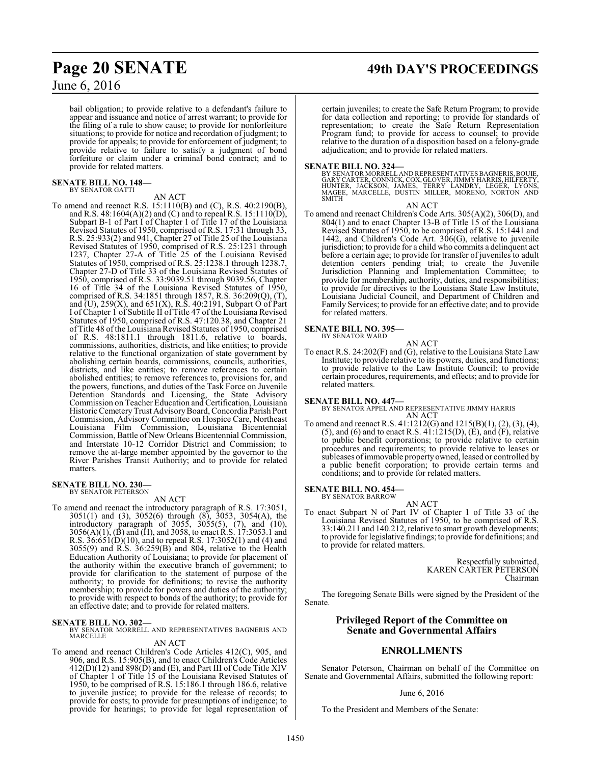bail obligation; to provide relative to a defendant's failure to appear and issuance and notice of arrest warrant; to provide for the filing of a rule to show cause; to provide for nonforfeiture situations; to provide for notice and recordation of judgment; to provide for appeals; to provide for enforcement of judgment; to provide relative to failure to satisfy a judgment of bond forfeiture or claim under a criminal bond contract; and to provide for related matters.

**SENATE BILL NO. 148—**
BY SENATOR GATTI

AN ACT

To amend and reenact R.S. 15:1110(B) and (C), R.S. 40:2190(B), and R.S. 48:1604(A)(2) and (C) and to repeal R.S. 15:1110(D), Subpart B-1 of Part I of Chapter 1 of Title 17 of the Louisiana Revised Statutes of 1950, comprised of R.S. 17:31 through 33, R.S. 25:933(2) and 941, Chapter 27 of Title 25 of the Louisiana Revised Statutes of 1950, comprised of R.S. 25:1231 through 1237, Chapter 27-A of Title 25 of the Louisiana Revised Statutes of 1950, comprised of R.S. 25:1238.1 through 1238.7, Chapter 27-D of Title 33 of the Louisiana Revised Statutes of 1950, comprised of R.S. 33:9039.51 through 9039.56, Chapter 16 of Title 34 of the Louisiana Revised Statutes of 1950, comprised of R.S. 34:1851 through 1857, R.S. 36:209(Q), (T), and (U), 259(X), and 651(X), R.S. 40:2191, Subpart O of Part I of Chapter 1 of Subtitle II of Title 47 of the Louisiana Revised Statutes of 1950, comprised of R.S. 47:120.38, and Chapter 21 of Title 48 of the Louisiana Revised Statutes of 1950, comprised of R.S. 48:1811.1 through 1811.6, relative to boards, commissions, authorities, districts, and like entities; to provide relative to the functional organization of state government by abolishing certain boards, commissions, councils, authorities, districts, and like entities; to remove references to certain abolished entities; to remove references to, provisions for, and the powers, functions, and duties of the Task Force on Juvenile Detention Standards and Licensing, the State Advisory Commission on Teacher Education and Certification, Louisiana Historic Cemetery Trust Advisory Board, Concordia Parish Port Commission, Advisory Committee on Hospice Care, Northeast Louisiana Film Commission, Louisiana Bicentennial Commission, Battle of New Orleans Bicentennial Commission, and Interstate 10-12 Corridor District and Commission; to remove the at-large member appointed by the governor to the River Parishes Transit Authority; and to provide for related matters.

**SENATE BILL NO. 230—**
BY SENATOR PETERSON

AN ACT

To amend and reenact the introductory paragraph of R.S. 17:3051, 3051(1) and (3), 3052(6) through (8), 3053, 3054(A), the introductory paragraph of 3055, 3055(5), (7), and (10), 3056(A)(1), (B) and (H), and 3058, to enact R.S. 17:3053.1 and R.S. 36:651(D)(10), and to repeal R.S. 17:3052(1) and (4) and 3055(9) and R.S. 36:259(B) and 804, relative to the Health Education Authority of Louisiana; to provide for placement of the authority within the executive branch of government; to provide for clarification to the statement of purpose of the authority; to provide for definitions; to revise the authority membership; to provide for powers and duties of the authority; to provide with respect to bonds of the authority; to provide for an effective date; and to provide for related matters.

**SENATE BILL NO. 302—**
BY SENATOR MORRELL AND REPRESENTATIVES BAGNERIS AND MARCELLE

AN ACT

To amend and reenact Children's Code Articles 412(C), 905, and 906, and R.S. 15:905(B), and to enact Children's Code Articles 412(D)(12) and 898(D) and (E), and Part III of Code Title XIV of Chapter 1 of Title 15 of the Louisiana Revised Statutes of 1950, to be comprised of R.S. 15:186.1 through 186.6, relative to juvenile justice; to provide for the release of records; to provide for costs; to provide for presumptions of indigence; to provide for hearings; to provide for legal representation of certain juveniles; to create the Safe Return Program; to provide for data collection and reporting; to provide for standards of representation; to create the Safe Return Representation Program fund; to provide for access to counsel; to provide relative to the duration of a disposition based on a felony-grade adjudication; and to provide for related matters.

**SENATE BILL NO. 324—**
BY SENATOR MORRELL AND REPRESENTATIVES BAGNERIS, BOUIE, GARY CARTER, CONNICK, COX, GLOVER, JIMMY HARRIS, HILFERTY, HUNTER, JACKSON, JAMES, TERRY LANDRY, LEGER, LYONS, MAGEE, MARCELLE, DUSTIN MILLER, MORENO, NORTON AND SMITH

AN ACT

To amend and reenact Children's Code Arts. 305(A)(2), 306(D), and 804(1) and to enact Chapter 13-B of Title 15 of the Louisiana Revised Statutes of 1950, to be comprised of R.S. 15:1441 and 1442, and Children's Code Art. 306(G), relative to juvenile jurisdiction; to provide for a child who commits a delinquent act before a certain age; to provide for transfer of juveniles to adult detention centers pending trial; to create the Juvenile Jurisdiction Planning and Implementation Committee; to provide for membership, authority, duties, and responsibilities; to provide for directives to the Louisiana State Law Institute, Louisiana Judicial Council, and Department of Children and Family Services; to provide for an effective date; and to provide for related matters.

**SENATE BILL NO. 395—**
BY SENATOR WARD

AN ACT

To enact R.S. 24:202(F) and (G), relative to the Louisiana State Law Institute; to provide relative to its powers, duties, and functions; to provide relative to the Law Institute Council; to provide certain procedures, requirements, and effects; and to provide for related matters.

**SENATE BILL NO. 447—**
BY SENATOR APPEL AND REPRESENTATIVE JIMMY HARRIS

AN ACT

To amend and reenact R.S. 41:1212(G) and 1215(B)(1), (2), (3), (4), (5), and (6) and to enact R.S. 41:1215(D), (E), and (F), relative to public benefit corporations; to provide relative to certain procedures and requirements; to provide relative to leases or subleases of immovable property owned, leased or controlled by a public benefit corporation; to provide certain terms and conditions; and to provide for related matters.

**SENATE BILL NO. 454—**
BY SENATOR BARROW

AN ACT

To enact Subpart N of Part IV of Chapter 1 of Title 33 of the Louisiana Revised Statutes of 1950, to be comprised of R.S. 33:140.211 and 140.212, relative to smart growth developments; to provide for legislative findings; to provide for definitions; and to provide for related matters.

Respectfully submitted,
KAREN CARTER PETERSON
Chairman

The foregoing Senate Bills were signed by the President of the Senate.

## Privileged Report of the Committee on Senate and Governmental Affairs

## ENROLLMENTS

Senator Peterson, Chairman on behalf of the Committee on Senate and Governmental Affairs, submitted the following report:

June 6, 2016

To the President and Members of the Senate: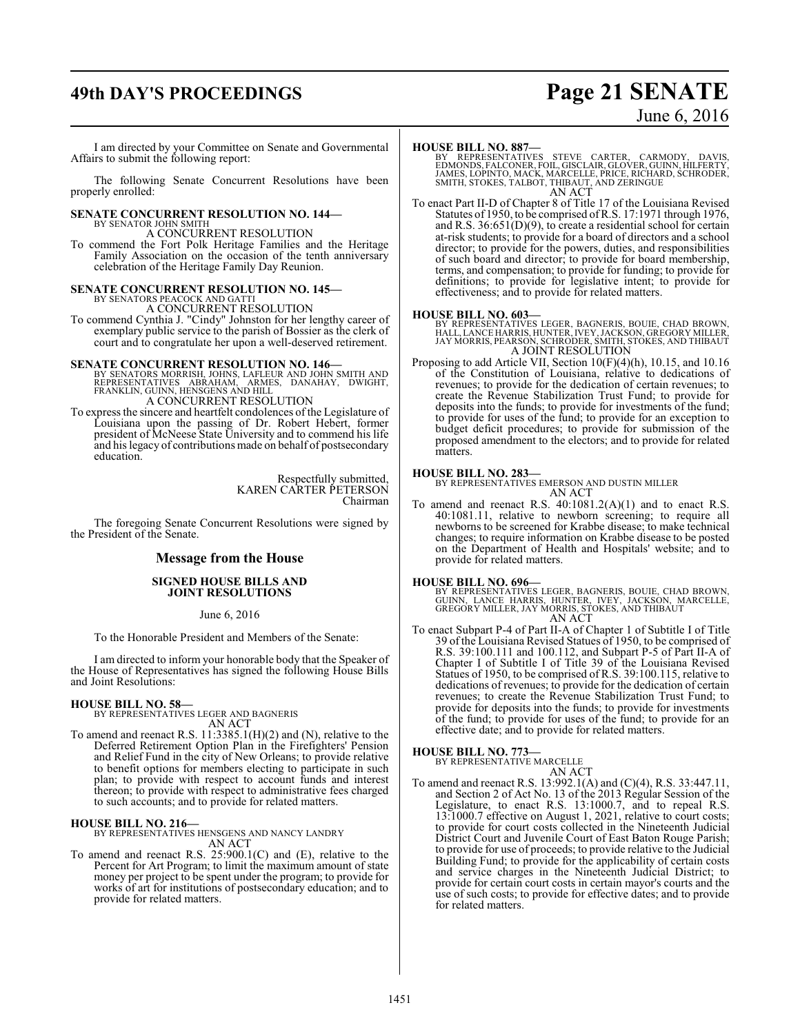I am directed by your Committee on Senate and Governmental Affairs to submit the following report:

The following Senate Concurrent Resolutions have been properly enrolled:

**SENATE CONCURRENT RESOLUTION NO. 144—**
BY SENATOR JOHN SMITH
A CONCURRENT RESOLUTION

To commend the Fort Polk Heritage Families and the Heritage Family Association on the occasion of the tenth anniversary celebration of the Heritage Family Day Reunion.

**SENATE CONCURRENT RESOLUTION NO. 145—**
BY SENATORS PEACOCK AND GATTI
A CONCURRENT RESOLUTION

To commend Cynthia J. "Cindy" Johnston for her lengthy career of exemplary public service to the parish of Bossier as the clerk of court and to congratulate her upon a well-deserved retirement.

**SENATE CONCURRENT RESOLUTION NO. 146—**
BY SENATORS MORRISH, JOHNS, LAFLEUR AND JOHN SMITH AND REPRESENTATIVES ABRAHAM, ARMES, DANAHAY, DWIGHT, FRANKLIN, GUINN, HENSGENS AND HILL
A CONCURRENT RESOLUTION

To express the sincere and heartfelt condolences of the Legislature of Louisiana upon the passing of Dr. Robert Hebert, former president of McNeese State University and to commend his life and his legacy of contributions made on behalf of postsecondary education.

Respectfully submitted,
KAREN CARTER PETERSON
Chairman

The foregoing Senate Concurrent Resolutions were signed by the President of the Senate.

## Message from the House

### SIGNED HOUSE BILLS AND JOINT RESOLUTIONS

June 6, 2016

To the Honorable President and Members of the Senate:

I am directed to inform your honorable body that the Speaker of the House of Representatives has signed the following House Bills and Joint Resolutions:

**HOUSE BILL NO. 58—**
BY REPRESENTATIVES LEGER AND BAGNERIS
AN ACT

To amend and reenact R.S. 11:3385.1(H)(2) and (N), relative to the Deferred Retirement Option Plan in the Firefighters' Pension and Relief Fund in the city of New Orleans; to provide relative to benefit options for members electing to participate in such plan; to provide with respect to account funds and interest thereon; to provide with respect to administrative fees charged to such accounts; and to provide for related matters.

**HOUSE BILL NO. 216—**
BY REPRESENTATIVES HENSGENS AND NANCY LANDRY
AN ACT

To amend and reenact R.S. 25:900.1(C) and (E), relative to the Percent for Art Program; to limit the maximum amount of state money per project to be spent under the program; to provide for works of art for institutions of postsecondary education; and to provide for related matters.

**HOUSE BILL NO. 887—**
BY REPRESENTATIVES STEVE CARTER, CARMODY, DAVIS, EDMONDS, FALCONER, FOIL, GISCLAIR, GLOVER, GUINN, HILFERTY, JAMES, LOPINTO, MACK, MARCELLE, PRICE, RICHARD, SCHRODER, SMITH, STOKES, TALBOT, THIBAUT, AND ZERINGUE
AN ACT

To enact Part II-D of Chapter 8 of Title 17 of the Louisiana Revised Statutes of 1950, to be comprised of R.S. 17:1971 through 1976, and R.S. 36:651(D)(9), to create a residential school for certain at-risk students; to provide for a board of directors and a school director; to provide for the powers, duties, and responsibilities of such board and director; to provide for board membership, terms, and compensation; to provide for funding; to provide for definitions; to provide for legislative intent; to provide for effectiveness; and to provide for related matters.

**HOUSE BILL NO. 603—**
BY REPRESENTATIVES LEGER, BAGNERIS, BOUIE, CHAD BROWN, HALL, LANCE HARRIS, HUNTER, IVEY, JACKSON, GREGORY MILLER, JAY MORRIS, PEARSON, SCHRODER, SMITH, STOKES, AND THIBAUT
A JOINT RESOLUTION

Proposing to add Article VII, Section 10(F)(4)(h), 10.15, and 10.16 of the Constitution of Louisiana, relative to dedications of revenues; to provide for the dedication of certain revenues; to create the Revenue Stabilization Trust Fund; to provide for deposits into the funds; to provide for investments of the fund; to provide for uses of the fund; to provide for an exception to budget deficit procedures; to provide for submission of the proposed amendment to the electors; and to provide for related matters.

**HOUSE BILL NO. 283—**
BY REPRESENTATIVES EMERSON AND DUSTIN MILLER
AN ACT

To amend and reenact R.S. 40:1081.2(A)(1) and to enact R.S. 40:1081.11, relative to newborn screening; to require all newborns to be screened for Krabbe disease; to make technical changes; to require information on Krabbe disease to be posted on the Department of Health and Hospitals' website; and to provide for related matters.

**HOUSE BILL NO. 696—**
BY REPRESENTATIVES LEGER, BAGNERIS, BOUIE, CHAD BROWN, GUINN, LANCE HARRIS, HUNTER, IVEY, JACKSON, MARCELLE, GREGORY MILLER, JAY MORRIS, STOKES, AND THIBAUT
AN ACT

To enact Subpart P-4 of Part II-A of Chapter 1 of Subtitle I of Title 39 of the Louisiana Revised Statues of 1950, to be comprised of R.S. 39:100.111 and 100.112, and Subpart P-5 of Part II-A of Chapter I of Subtitle I of Title 39 of the Louisiana Revised Statues of 1950, to be comprised of R.S. 39:100.115, relative to dedications of revenues; to provide for the dedication of certain revenues; to create the Revenue Stabilization Trust Fund; to provide for deposits into the funds; to provide for investments of the fund; to provide for uses of the fund; to provide for an effective date; and to provide for related matters.

**HOUSE BILL NO. 773—**
BY REPRESENTATIVE MARCELLE
AN ACT

To amend and reenact R.S. 13:992.1(A) and (C)(4), R.S. 33:447.11, and Section 2 of Act No. 13 of the 2013 Regular Session of the Legislature, to enact R.S. 13:1000.7, and to repeal R.S. 13:1000.7 effective on August 1, 2021, relative to court costs; to provide for court costs collected in the Nineteenth Judicial District Court and Juvenile Court of East Baton Rouge Parish; to provide for use of proceeds; to provide relative to the Judicial Building Fund; to provide for the applicability of certain costs and service charges in the Nineteenth Judicial District; to provide for certain court costs in certain mayor's courts and the use of such costs; to provide for effective dates; and to provide for related matters.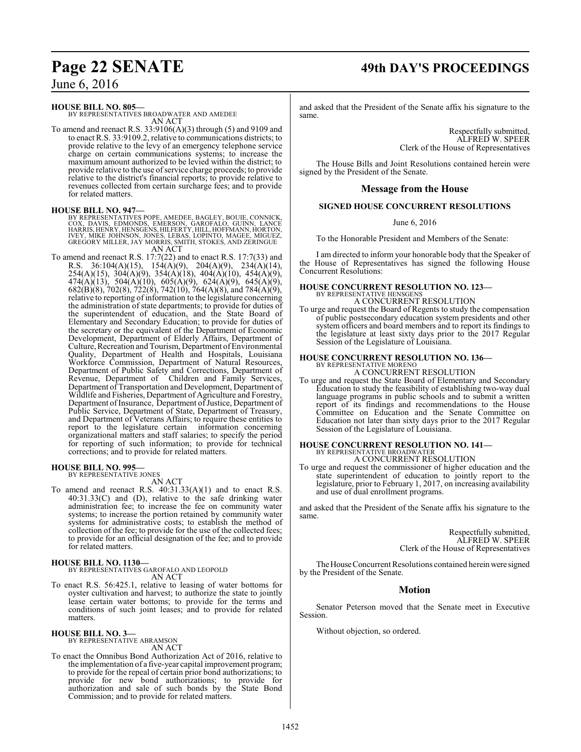**HOUSE BILL NO. 805—**
BY REPRESENTATIVES BROADWATER AND AMEDEE
AN ACT

To amend and reenact R.S. 33:9106(A)(3) through (5) and 9109 and to enact R.S. 33:9109.2, relative to communications districts; to provide relative to the levy of an emergency telephone service charge on certain communications systems; to increase the maximum amount authorized to be levied within the district; to provide relative to the use of service charge proceeds; to provide relative to the district's financial reports; to provide relative to revenues collected from certain surcharge fees; and to provide for related matters.

**HOUSE BILL NO. 947—**
BY REPRESENTATIVES POPE, AMEDEE, BAGLEY, BOUIE, CONNICK, COX, DAVIS, EDMONDS, EMERSON, GAROFALO, GUINN, LANCE HARRIS, HENRY, HENSGENS, HILFERTY, HILL, HOFFMANN, HORTON, IVEY, MIKE JOHNSON, JONES, LEBAS, LOPINTO, MAGEE, MIGUEZ, GREGORY MILLER, JAY MORRIS, SMITH, STOKES, AND ZERINGUE
AN ACT

To amend and reenact R.S. 17:7(22) and to enact R.S. 17:7(33) and R.S. 36:104(A)(15), 154(A)(9), 204(A)(9), 234(A)(14), 254(A)(15), 304(A)(9), 354(A)(18), 404(A)(10), 454(A)(9), 474(A)(13), 504(A)(10), 605(A)(9), 624(A)(9), 645(A)(9), 682(B)(8), 702(8), 722(8), 742(10), 764(A)(8), and 784(A)(9), relative to reporting of information to the legislature concerning the administration of state departments; to provide for duties of the superintendent of education, and the State Board of Elementary and Secondary Education; to provide for duties of the secretary or the equivalent of the Department of Economic Development, Department of Elderly Affairs, Department of Culture, Recreation and Tourism, Department of Environmental Quality, Department of Health and Hospitals, Louisiana Workforce Commission, Department of Natural Resources, Department of Public Safety and Corrections, Department of Revenue, Department of Children and Family Services, Department of Transportation and Development, Department of Wildlife and Fisheries, Department of Agriculture and Forestry, Department of Insurance, Department of Justice, Department of Public Service, Department of State, Department of Treasury, and Department of Veterans Affairs; to require these entities to report to the legislature certain information concerning organizational matters and staff salaries; to specify the period for reporting of such information; to provide for technical corrections; and to provide for related matters.

**HOUSE BILL NO. 995—**
BY REPRESENTATIVE JONES
AN ACT

To amend and reenact R.S. 40:31.33(A)(1) and to enact R.S. 40:31.33(C) and (D), relative to the safe drinking water administration fee; to increase the fee on community water systems; to increase the portion retained by community water systems for administrative costs; to establish the method of collection of the fee; to provide for the use of the collected fees; to provide for an official designation of the fee; and to provide for related matters.

**HOUSE BILL NO. 1130—**
BY REPRESENTATIVES GAROFALO AND LEOPOLD
AN ACT

To enact R.S. 56:425.1, relative to leasing of water bottoms for oyster cultivation and harvest; to authorize the state to jointly lease certain water bottoms; to provide for the terms and conditions of such joint leases; and to provide for related matters.

**HOUSE BILL NO. 3—**
BY REPRESENTATIVE ABRAMSON
AN ACT

To enact the Omnibus Bond Authorization Act of 2016, relative to the implementation of a five-year capital improvement program; to provide for the repeal of certain prior bond authorizations; to provide for new bond authorizations; to provide for authorization and sale of such bonds by the State Bond Commission; and to provide for related matters.

and asked that the President of the Senate affix his signature to the same.

Respectfully submitted,
ALFRED W. SPEER
Clerk of the House of Representatives

The House Bills and Joint Resolutions contained herein were signed by the President of the Senate.

## Message from the House

### SIGNED HOUSE CONCURRENT RESOLUTIONS

June 6, 2016

To the Honorable President and Members of the Senate:

I am directed to inform your honorable body that the Speaker of the House of Representatives has signed the following House Concurrent Resolutions:

**HOUSE CONCURRENT RESOLUTION NO. 123—**
BY REPRESENTATIVE HENSGENS
A CONCURRENT RESOLUTION

To urge and request the Board of Regents to study the compensation of public postsecondary education system presidents and other system officers and board members and to report its findings to the legislature at least sixty days prior to the 2017 Regular Session of the Legislature of Louisiana.

**HOUSE CONCURRENT RESOLUTION NO. 136—**
BY REPRESENTATIVE MORENO
A CONCURRENT RESOLUTION

To urge and request the State Board of Elementary and Secondary Education to study the feasibility of establishing two-way dual language programs in public schools and to submit a written report of its findings and recommendations to the House Committee on Education and the Senate Committee on Education not later than sixty days prior to the 2017 Regular Session of the Legislature of Louisiana.

**HOUSE CONCURRENT RESOLUTION NO. 141—**
BY REPRESENTATIVE BROADWATER
A CONCURRENT RESOLUTION

To urge and request the commissioner of higher education and the state superintendent of education to jointly report to the legislature, prior to February 1, 2017, on increasing availability and use of dual enrollment programs.

and asked that the President of the Senate affix his signature to the same.

Respectfully submitted,
ALFRED W. SPEER
Clerk of the House of Representatives

The House Concurrent Resolutions contained herein were signed by the President of the Senate.

## Motion

Senator Peterson moved that the Senate meet in Executive Session.

Without objection, so ordered.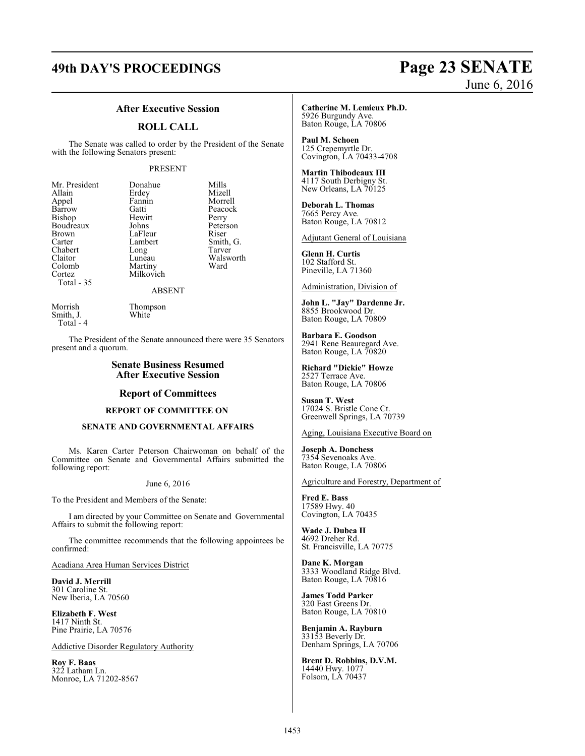## After Executive Session

## ROLL CALL

The Senate was called to order by the President of the Senate with the following Senators present:

PRESENT

| | | |
|---|---|---|
| Mr. President | Donahue | Mills |
| Allain | Erdey | Mizell |
| Appel | Fannin | Morrell |
| Barrow | Gatti | Peacock |
| Bishop | Hewitt | Perry |
| Boudreaux | Johns | Peterson |
| Brown | LaFleur | Riser |
| Carter | Lambert | Smith, G. |
| Chabert | Long | Tarver |
| Claitor | Luneau | Walsworth |
| Colomb | Martiny | Ward |
| Cortez | Milkovich | |

Total - 35

ABSENT

| | |
|---|---|
| Morrish | Thompson |
| Smith, J. | White |

Total - 4

The President of the Senate announced there were 35 Senators present and a quorum.

## Senate Business Resumed After Executive Session

## Report of Committees

### REPORT OF COMMITTEE ON

### SENATE AND GOVERNMENTAL AFFAIRS

Ms. Karen Carter Peterson Chairwoman on behalf of the Committee on Senate and Governmental Affairs submitted the following report:

June 6, 2016

To the President and Members of the Senate:

I am directed by your Committee on Senate and Governmental Affairs to submit the following report:

The committee recommends that the following appointees be confirmed:

Acadiana Area Human Services District

**David J. Merrill**
301 Caroline St.
New Iberia, LA 70560

**Elizabeth F. West**
1417 Ninth St.
Pine Prairie, LA 70576

Addictive Disorder Regulatory Authority

**Roy F. Baas**
322 Latham Ln.
Monroe, LA 71202-8567

**Catherine M. Lemieux Ph.D.**
5926 Burgundy Ave.
Baton Rouge, LA 70806

**Paul M. Schoen**
125 Crepemyrtle Dr.
Covington, LA 70433-4708

**Martin Thibodeaux III**
4117 South Derbigny St.
New Orleans, LA 70125

**Deborah L. Thomas**
7665 Percy Ave.
Baton Rouge, LA 70812

Adjutant General of Louisiana

**Glenn H. Curtis**
102 Stafford St.
Pineville, LA 71360

Administration, Division of

**John L. "Jay" Dardenne Jr.**
8855 Brookwood Dr.
Baton Rouge, LA 70809

**Barbara E. Goodson**
2941 Rene Beauregard Ave.
Baton Rouge, LA 70820

**Richard "Dickie" Howze**
2527 Terrace Ave.
Baton Rouge, LA 70806

**Susan T. West**
17024 S. Bristle Cone Ct.
Greenwell Springs, LA 70739

Aging, Louisiana Executive Board on

**Joseph A. Donchess**
7354 Sevenoaks Ave.
Baton Rouge, LA 70806

Agriculture and Forestry, Department of

**Fred E. Bass**
17589 Hwy. 40
Covington, LA 70435

**Wade J. Dubea II**
4692 Dreher Rd.
St. Francisville, LA 70775

**Dane K. Morgan**
3333 Woodland Ridge Blvd.
Baton Rouge, LA 70816

**James Todd Parker**
320 East Greens Dr.
Baton Rouge, LA 70810

**Benjamin A. Rayburn**
33153 Beverly Dr.
Denham Springs, LA 70706

**Brent D. Robbins, D.V.M.**
14440 Hwy. 1077
Folsom, LA 70437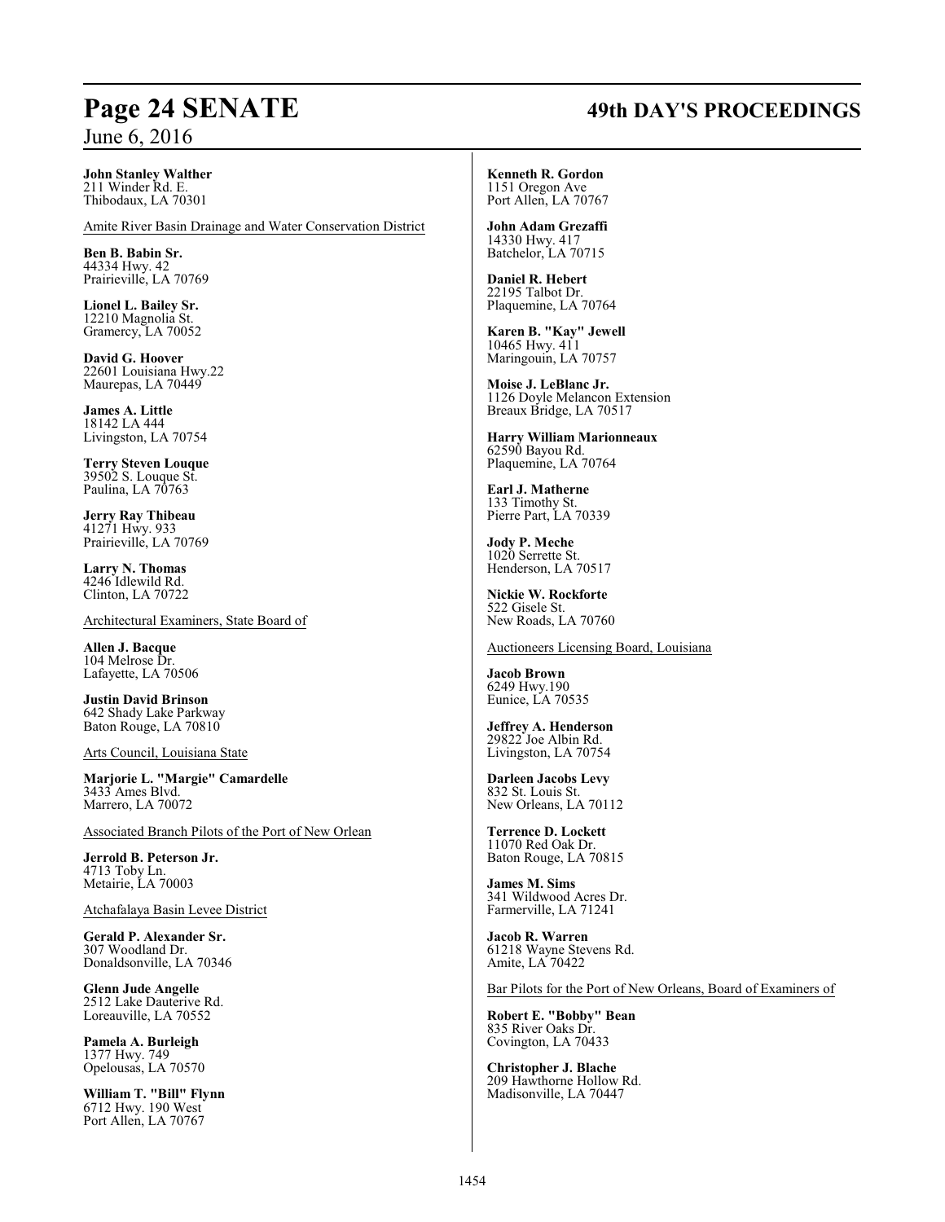**John Stanley Walther**
211 Winder Rd. E.
Thibodaux, LA 70301

Amite River Basin Drainage and Water Conservation District

**Ben B. Babin Sr.**
44334 Hwy. 42
Prairieville, LA 70769

**Lionel L. Bailey Sr.**
12210 Magnolia St.
Gramercy, LA 70052

**David G. Hoover**
22601 Louisiana Hwy.22
Maurepas, LA 70449

**James A. Little**
18142 LA 444
Livingston, LA 70754

**Terry Steven Louque**
39502 S. Louque St.
Paulina, LA 70763

**Jerry Ray Thibeau**
41271 Hwy. 933
Prairieville, LA 70769

**Larry N. Thomas**
4246 Idlewild Rd.
Clinton, LA 70722

Architectural Examiners, State Board of

**Allen J. Bacque**
104 Melrose Dr.
Lafayette, LA 70506

**Justin David Brinson**
642 Shady Lake Parkway
Baton Rouge, LA 70810

Arts Council, Louisiana State

**Marjorie L. "Margie" Camardelle**
3433 Ames Blvd.
Marrero, LA 70072

Associated Branch Pilots of the Port of New Orlean

**Jerrold B. Peterson Jr.**
4713 Toby Ln.
Metairie, LA 70003

Atchafalaya Basin Levee District

**Gerald P. Alexander Sr.**
307 Woodland Dr.
Donaldsonville, LA 70346

**Glenn Jude Angelle**
2512 Lake Dauterive Rd.
Loreauville, LA 70552

**Pamela A. Burleigh**
1377 Hwy. 749
Opelousas, LA 70570

**William T. "Bill" Flynn**
6712 Hwy. 190 West
Port Allen, LA 70767

**Kenneth R. Gordon**
1151 Oregon Ave
Port Allen, LA 70767

**John Adam Grezaffi**
14330 Hwy. 417
Batchelor, LA 70715

**Daniel R. Hebert**
22195 Talbot Dr.
Plaquemine, LA 70764

**Karen B. "Kay" Jewell**
10465 Hwy. 411
Maringouin, LA 70757

**Moise J. LeBlanc Jr.**
1126 Doyle Melancon Extension
Breaux Bridge, LA 70517

**Harry William Marionneaux**
62590 Bayou Rd.
Plaquemine, LA 70764

**Earl J. Matherne**
133 Timothy St.
Pierre Part, LA 70339

**Jody P. Meche**
1020 Serrette St.
Henderson, LA 70517

**Nickie W. Rockforte**
522 Gisele St.
New Roads, LA 70760

Auctioneers Licensing Board, Louisiana

**Jacob Brown**
6249 Hwy.190
Eunice, LA 70535

**Jeffrey A. Henderson**
29822 Joe Albin Rd.
Livingston, LA 70754

**Darleen Jacobs Levy**
832 St. Louis St.
New Orleans, LA 70112

**Terrence D. Lockett**
11070 Red Oak Dr.
Baton Rouge, LA 70815

**James M. Sims**
341 Wildwood Acres Dr.
Farmerville, LA 71241

**Jacob R. Warren**
61218 Wayne Stevens Rd.
Amite, LA 70422

Bar Pilots for the Port of New Orleans, Board of Examiners of

**Robert E. "Bobby" Bean**
835 River Oaks Dr.
Covington, LA 70433

**Christopher J. Blache**
209 Hawthorne Hollow Rd.
Madisonville, LA 70447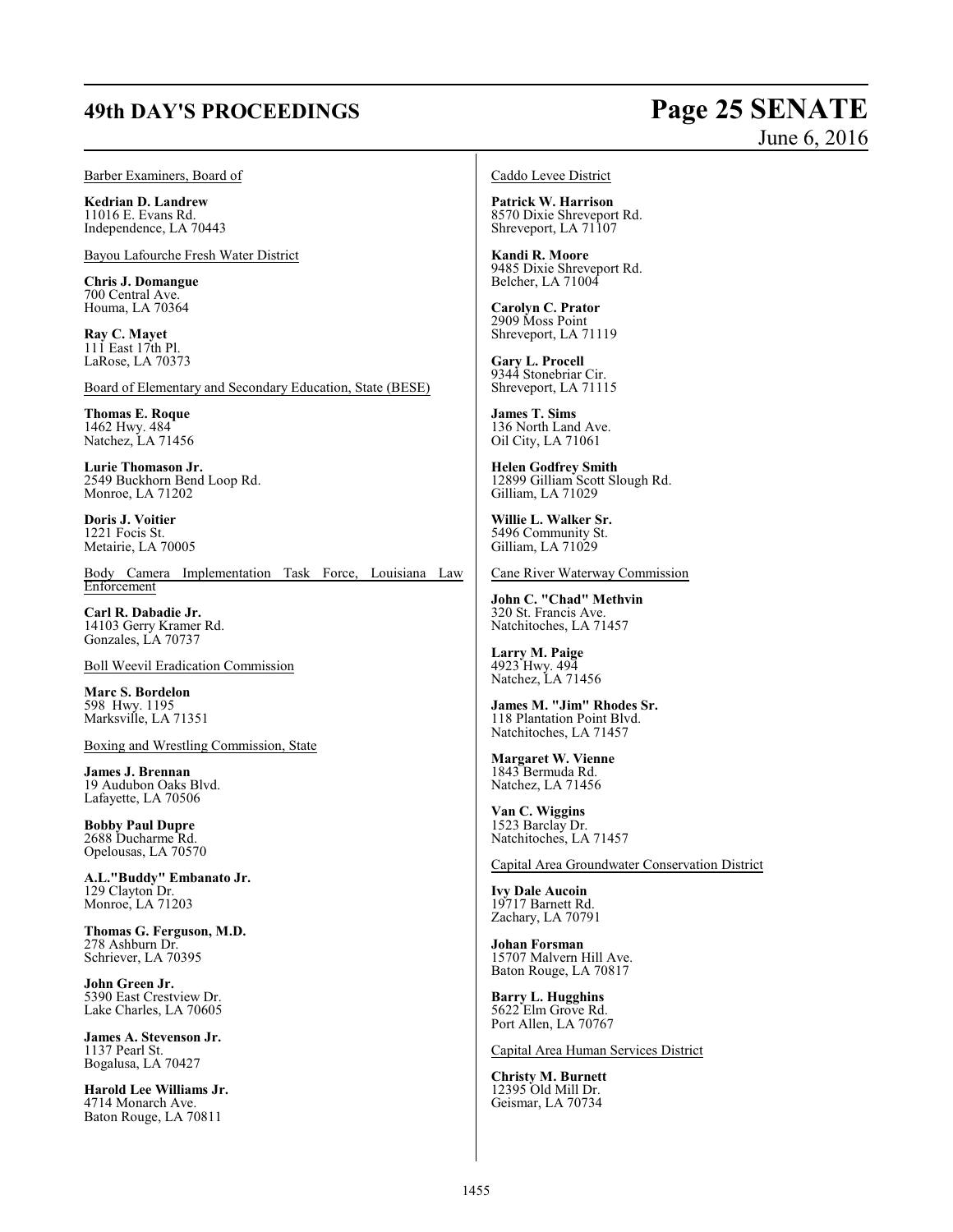Barber Examiners, Board of

**Kedrian D. Landrew**
11016 E. Evans Rd.
Independence, LA 70443

Bayou Lafourche Fresh Water District

**Chris J. Domangue**
700 Central Ave.
Houma, LA 70364

**Ray C. Mayet**
111 East 17th Pl.
LaRose, LA 70373

Board of Elementary and Secondary Education, State (BESE)

**Thomas E. Roque**
1462 Hwy. 484
Natchez, LA 71456

**Lurie Thomason Jr.**
2549 Buckhorn Bend Loop Rd.
Monroe, LA 71202

**Doris J. Voitier**
1221 Focis St.
Metairie, LA 70005

Body Camera Implementation Task Force, Louisiana Law Enforcement

**Carl R. Dabadie Jr.**
14103 Gerry Kramer Rd.
Gonzales, LA 70737

Boll Weevil Eradication Commission

**Marc S. Bordelon**
598 Hwy. 1195
Marksville, LA 71351

Boxing and Wrestling Commission, State

**James J. Brennan**
19 Audubon Oaks Blvd.
Lafayette, LA 70506

**Bobby Paul Dupre**
2688 Ducharme Rd.
Opelousas, LA 70570

**A.L."Buddy" Embanato Jr.**
129 Clayton Dr.
Monroe, LA 71203

**Thomas G. Ferguson, M.D.**
278 Ashburn Dr.
Schriever, LA 70395

**John Green Jr.**
5390 East Crestview Dr.
Lake Charles, LA 70605

**James A. Stevenson Jr.**
1137 Pearl St.
Bogalusa, LA 70427

**Harold Lee Williams Jr.**
4714 Monarch Ave.
Baton Rouge, LA 70811

Caddo Levee District

**Patrick W. Harrison**
8570 Dixie Shreveport Rd.
Shreveport, LA 71107

**Kandi R. Moore**
9485 Dixie Shreveport Rd.
Belcher, LA 71004

**Carolyn C. Prator**
2909 Moss Point
Shreveport, LA 71119

**Gary L. Procell**
9344 Stonebriar Cir.
Shreveport, LA 71115

**James T. Sims**
136 North Land Ave.
Oil City, LA 71061

**Helen Godfrey Smith**
12899 Gilliam Scott Slough Rd.
Gilliam, LA 71029

**Willie L. Walker Sr.**
5496 Community St.
Gilliam, LA 71029

Cane River Waterway Commission

**John C. "Chad" Methvin**
320 St. Francis Ave.
Natchitoches, LA 71457

**Larry M. Paige**
4923 Hwy. 494
Natchez, LA 71456

**James M. "Jim" Rhodes Sr.**
118 Plantation Point Blvd.
Natchitoches, LA 71457

**Margaret W. Vienne**
1843 Bermuda Rd.
Natchez, LA 71456

**Van C. Wiggins**
1523 Barclay Dr.
Natchitoches, LA 71457

Capital Area Groundwater Conservation District

**Ivy Dale Aucoin**
19717 Barnett Rd.
Zachary, LA 70791

**Johan Forsman**
15707 Malvern Hill Ave.
Baton Rouge, LA 70817

**Barry L. Hugghins**
5622 Elm Grove Rd.
Port Allen, LA 70767

Capital Area Human Services District

**Christy M. Burnett**
12395 Old Mill Dr.
Geismar, LA 70734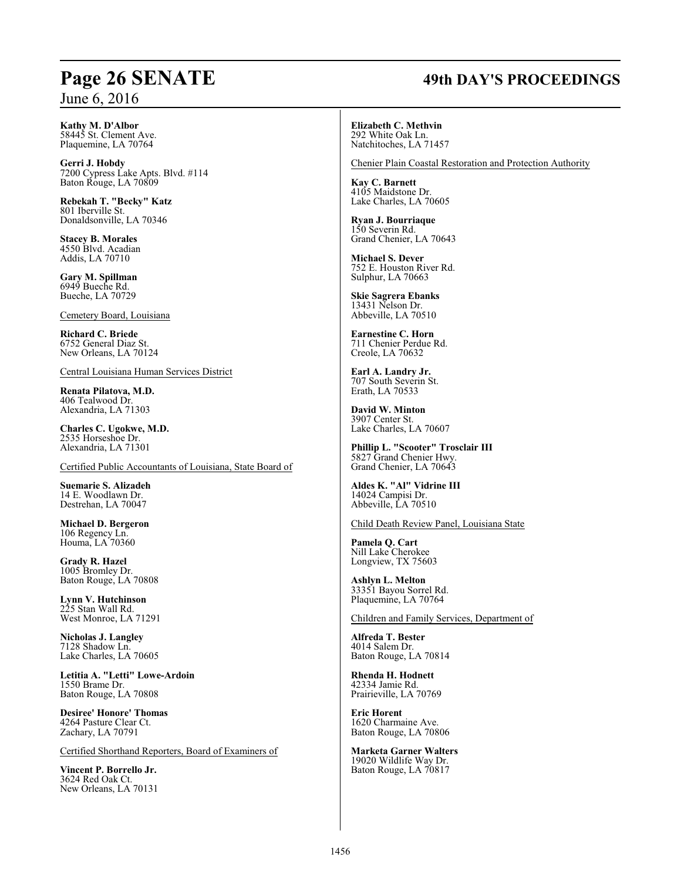**Kathy M. D'Albor**
58445 St. Clement Ave.
Plaquemine, LA 70764

**Gerri J. Hobdy**
7200 Cypress Lake Apts. Blvd. #114
Baton Rouge, LA 70809

**Rebekah T. "Becky" Katz**
801 Iberville St.
Donaldsonville, LA 70346

**Stacey B. Morales**
4550 Blvd. Acadian
Addis, LA 70710

**Gary M. Spillman**
6949 Bueche Rd.
Bueche, LA 70729

Cemetery Board, Louisiana

**Richard C. Briede**
6752 General Diaz St.
New Orleans, LA 70124

Central Louisiana Human Services District

**Renata Pilatova, M.D.**
406 Tealwood Dr.
Alexandria, LA 71303

**Charles C. Ugokwe, M.D.**
2535 Horseshoe Dr.
Alexandria, LA 71301

Certified Public Accountants of Louisiana, State Board of

**Suemarie S. Alizadeh**
14 E. Woodlawn Dr.
Destrehan, LA 70047

**Michael D. Bergeron**
106 Regency Ln.
Houma, LA 70360

**Grady R. Hazel**
1005 Bromley Dr.
Baton Rouge, LA 70808

**Lynn V. Hutchinson**
225 Stan Wall Rd.
West Monroe, LA 71291

**Nicholas J. Langley**
7128 Shadow Ln.
Lake Charles, LA 70605

**Letitia A. "Letti" Lowe-Ardoin**
1550 Brame Dr.
Baton Rouge, LA 70808

**Desiree' Honore' Thomas**
4264 Pasture Clear Ct.
Zachary, LA 70791

Certified Shorthand Reporters, Board of Examiners of

**Vincent P. Borrello Jr.**
3624 Red Oak Ct.
New Orleans, LA 70131

**Elizabeth C. Methvin**
292 White Oak Ln.
Natchitoches, LA 71457

Chenier Plain Coastal Restoration and Protection Authority

**Kay C. Barnett**
4105 Maidstone Dr.
Lake Charles, LA 70605

**Ryan J. Bourriaque**
150 Severin Rd.
Grand Chenier, LA 70643

**Michael S. Dever**
752 E. Houston River Rd.
Sulphur, LA 70663

**Skie Sagrera Ebanks**
13431 Nelson Dr.
Abbeville, LA 70510

**Earnestine C. Horn**
711 Chenier Perdue Rd.
Creole, LA 70632

**Earl A. Landry Jr.**
707 South Severin St.
Erath, LA 70533

**David W. Minton**
3907 Center St.
Lake Charles, LA 70607

**Phillip L. "Scooter" Trosclair III**
5827 Grand Chenier Hwy.
Grand Chenier, LA 70643

**Aldes K. "Al" Vidrine III**
14024 Campisi Dr.
Abbeville, LA 70510

Child Death Review Panel, Louisiana State

**Pamela Q. Cart**
Nill Lake Cherokee
Longview, TX 75603

**Ashlyn L. Melton**
33351 Bayou Sorrel Rd.
Plaquemine, LA 70764

Children and Family Services, Department of

**Alfreda T. Bester**
4014 Salem Dr.
Baton Rouge, LA 70814

**Rhenda H. Hodnett**
42334 Jamie Rd.
Prairieville, LA 70769

**Eric Horent**
1620 Charmaine Ave.
Baton Rouge, LA 70806

**Marketa Garner Walters**
19020 Wildlife Way Dr.
Baton Rouge, LA 70817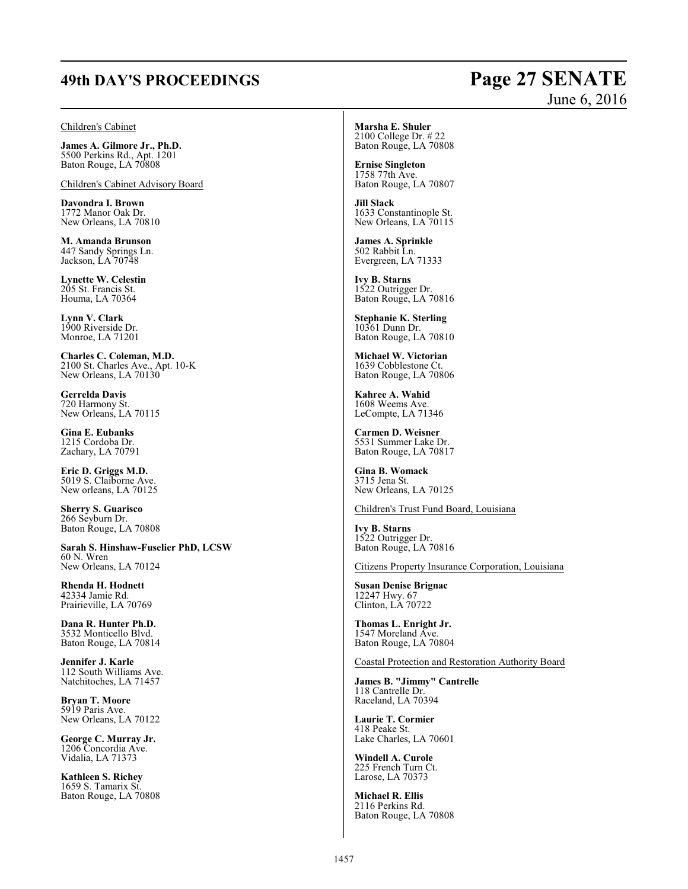Children's Cabinet

**James A. Gilmore Jr., Ph.D.**
5500 Perkins Rd., Apt. 1201
Baton Rouge, LA 70808

Children's Cabinet Advisory Board

**Davondra I. Brown**
1772 Manor Oak Dr.
New Orleans, LA 70810

**M. Amanda Brunson**
447 Sandy Springs Ln.
Jackson, LA 70748

**Lynette W. Celestin**
205 St. Francis St.
Houma, LA 70364

**Lynn V. Clark**
1900 Riverside Dr.
Monroe, LA 71201

**Charles C. Coleman, M.D.**
2100 St. Charles Ave., Apt. 10-K
New Orleans, LA 70130

**Gerrelda Davis**
720 Harmony St.
New Orleans, LA 70115

**Gina E. Eubanks**
1215 Cordoba Dr.
Zachary, LA 70791

**Eric D. Griggs M.D.**
5019 S. Claiborne Ave.
New orleans, LA 70125

**Sherry S. Guarisco**
266 Seyburn Dr.
Baton Rouge, LA 70808

**Sarah S. Hinshaw-Fuselier PhD, LCSW**
60 N. Wren
New Orleans, LA 70124

**Rhenda H. Hodnett**
42334 Jamie Rd.
Prairieville, LA 70769

**Dana R. Hunter Ph.D.**
3532 Monticello Blvd.
Baton Rouge, LA 70814

**Jennifer J. Karle**
112 South Williams Ave.
Natchitoches, LA 71457

**Bryan T. Moore**
5919 Paris Ave.
New Orleans, LA 70122

**George C. Murray Jr.**
1206 Concordia Ave.
Vidalia, LA 71373

**Kathleen S. Richey**
1659 S. Tamarix St.
Baton Rouge, LA 70808

**Marsha E. Shuler**
2100 College Dr. # 22
Baton Rouge, LA 70808

**Ernise Singleton**
1758 77th Ave.
Baton Rouge, LA 70807

**Jill Slack**
1633 Constantinople St.
New Orleans, LA 70115

**James A. Sprinkle**
502 Rabbit Ln.
Evergreen, LA 71333

**Ivy B. Starns**
1522 Outrigger Dr.
Baton Rouge, LA 70816

**Stephanie K. Sterling**
10361 Dunn Dr.
Baton Rouge, LA 70810

**Michael W. Victorian**
1639 Cobblestone Ct.
Baton Rouge, LA 70806

**Kahree A. Wahid**
1608 Weems Ave.
LeCompte, LA 71346

**Carmen D. Weisner**
5531 Summer Lake Dr.
Baton Rouge, LA 70817

**Gina B. Womack**
3715 Jena St.
New Orleans, LA 70125

Children's Trust Fund Board, Louisiana

**Ivy B. Starns**
1522 Outrigger Dr.
Baton Rouge, LA 70816

Citizens Property Insurance Corporation, Louisiana

**Susan Denise Brignac**
12247 Hwy. 67
Clinton, LA 70722

**Thomas L. Enright Jr.**
1547 Moreland Ave.
Baton Rouge, LA 70804

Coastal Protection and Restoration Authority Board

**James B. "Jimmy" Cantrelle**
118 Cantrelle Dr.
Raceland, LA 70394

**Laurie T. Cormier**
418 Peake St.
Lake Charles, LA 70601

**Windell A. Curole**
225 French Turn Ct.
Larose, LA 70373

**Michael R. Ellis**
2116 Perkins Rd.
Baton Rouge, LA 70808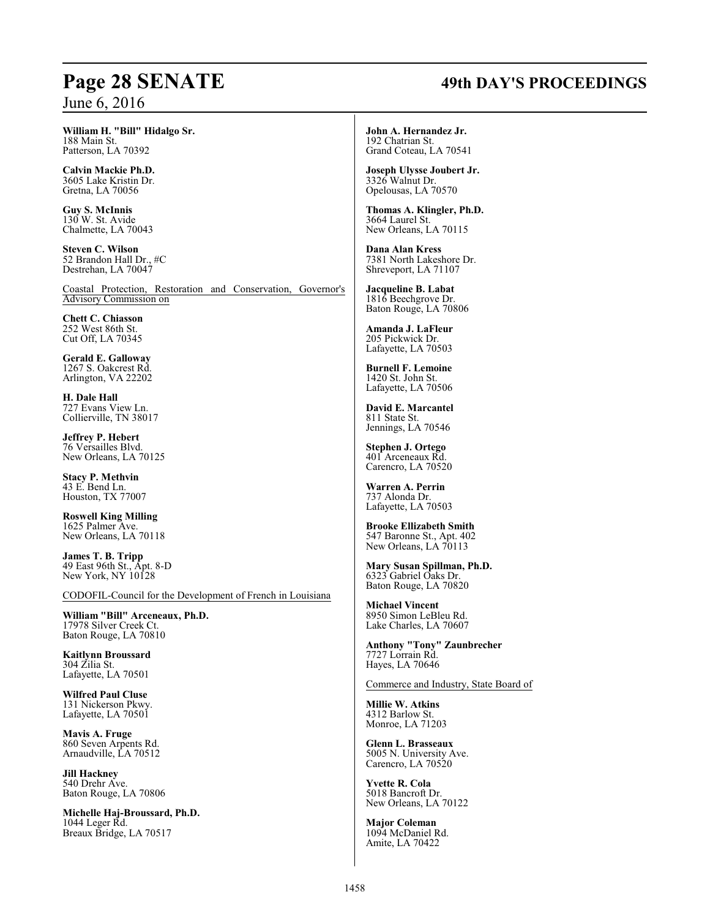**William H. "Bill" Hidalgo Sr.**
188 Main St.
Patterson, LA 70392

**Calvin Mackie Ph.D.**
3605 Lake Kristin Dr.
Gretna, LA 70056

**Guy S. McInnis**
130 W. St. Avide
Chalmette, LA 70043

**Steven C. Wilson**
52 Brandon Hall Dr., #C
Destrehan, LA 70047

Coastal Protection, Restoration and Conservation, Governor's Advisory Commission on

**Chett C. Chiasson**
252 West 86th St.
Cut Off, LA 70345

**Gerald E. Galloway**
1267 S. Oakcrest Rd.
Arlington, VA 22202

**H. Dale Hall**
727 Evans View Ln.
Collierville, TN 38017

**Jeffrey P. Hebert**
76 Versailles Blvd.
New Orleans, LA 70125

**Stacy P. Methvin**
43 E. Bend Ln.
Houston, TX 77007

**Roswell King Milling**
1625 Palmer Ave.
New Orleans, LA 70118

**James T. B. Tripp**
49 East 96th St., Apt. 8-D
New York, NY 10128

CODOFIL-Council for the Development of French in Louisiana

**William "Bill" Arceneaux, Ph.D.**
17978 Silver Creek Ct.
Baton Rouge, LA 70810

**Kaitlynn Broussard**
304 Zilia St.
Lafayette, LA 70501

**Wilfred Paul Cluse**
131 Nickerson Pkwy.
Lafayette, LA 70501

**Mavis A. Fruge**
860 Seven Arpents Rd.
Arnaudville, LA 70512

**Jill Hackney**
540 Drehr Ave.
Baton Rouge, LA 70806

**Michelle Haj-Broussard, Ph.D.**
1044 Leger Rd.
Breaux Bridge, LA 70517

**John A. Hernandez Jr.**
192 Chatrian St.
Grand Coteau, LA 70541

**Joseph Ulysse Joubert Jr.**
3326 Walnut Dr.
Opelousas, LA 70570

**Thomas A. Klingler, Ph.D.**
3664 Laurel St.
New Orleans, LA 70115

**Dana Alan Kress**
7381 North Lakeshore Dr.
Shreveport, LA 71107

**Jacqueline B. Labat**
1816 Beechgrove Dr.
Baton Rouge, LA 70806

**Amanda J. LaFleur**
205 Pickwick Dr.
Lafayette, LA 70503

**Burnell F. Lemoine**
1420 St. John St.
Lafayette, LA 70506

**David E. Marcantel**
811 State St.
Jennings, LA 70546

**Stephen J. Ortego**
401 Arceneaux Rd.
Carencro, LA 70520

**Warren A. Perrin**
737 Alonda Dr.
Lafayette, LA 70503

**Brooke Ellizabeth Smith**
547 Baronne St., Apt. 402
New Orleans, LA 70113

**Mary Susan Spillman, Ph.D.**
6323 Gabriel Oaks Dr.
Baton Rouge, LA 70820

**Michael Vincent**
8950 Simon LeBleu Rd.
Lake Charles, LA 70607

**Anthony "Tony" Zaunbrecher**
7727 Lorrain Rd.
Hayes, LA 70646

Commerce and Industry, State Board of

**Millie W. Atkins**
4312 Barlow St.
Monroe, LA 71203

**Glenn L. Brasseaux**
5005 N. University Ave.
Carencro, LA 70520

**Yvette R. Cola**
5018 Bancroft Dr.
New Orleans, LA 70122

**Major Coleman**
1094 McDaniel Rd.
Amite, LA 70422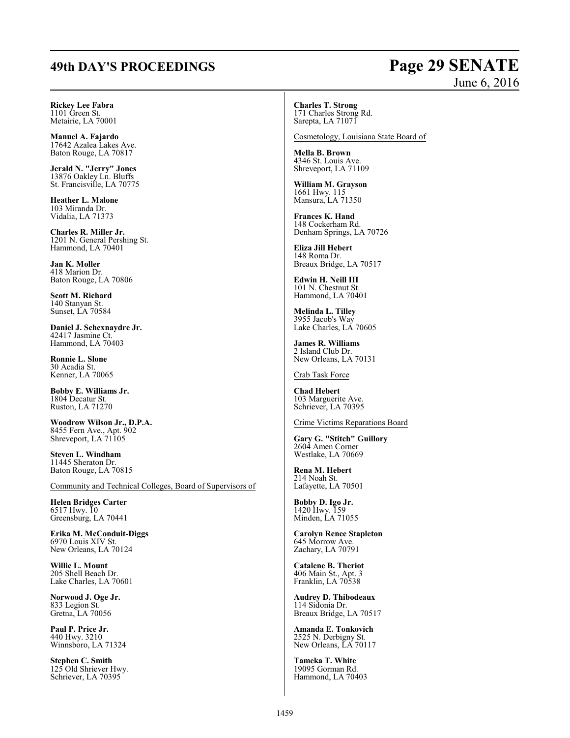**Rickey Lee Fabra**
1101 Green St.
Metairie, LA 70001

**Manuel A. Fajardo**
17642 Azalea Lakes Ave.
Baton Rouge, LA 70817

**Jerald N. "Jerry" Jones**
13876 Oakley Ln. Bluffs
St. Francisville, LA 70775

**Heather L. Malone**
103 Miranda Dr.
Vidalia, LA 71373

**Charles R. Miller Jr.**
1201 N. General Pershing St.
Hammond, LA 70401

**Jan K. Moller**
418 Marion Dr.
Baton Rouge, LA 70806

**Scott M. Richard**
140 Stanyan St.
Sunset, LA 70584

**Daniel J. Schexnaydre Jr.**
42417 Jasmine Ct.
Hammond, LA 70403

**Ronnie L. Slone**
30 Acadia St.
Kenner, LA 70065

**Bobby E. Williams Jr.**
1804 Decatur St.
Ruston, LA 71270

**Woodrow Wilson Jr., D.P.A.**
8455 Fern Ave., Apt. 902
Shreveport, LA 71105

**Steven L. Windham**
11445 Sheraton Dr.
Baton Rouge, LA 70815

Community and Technical Colleges, Board of Supervisors of

**Helen Bridges Carter**
6517 Hwy. 10
Greensburg, LA 70441

**Erika M. McConduit-Diggs**
6970 Louis XIV St.
New Orleans, LA 70124

**Willie L. Mount**
205 Shell Beach Dr.
Lake Charles, LA 70601

**Norwood J. Oge Jr.**
833 Legion St.
Gretna, LA 70056

**Paul P. Price Jr.**
440 Hwy. 3210
Winnsboro, LA 71324

**Stephen C. Smith**
125 Old Shriever Hwy.
Schriever, LA 70395

**Charles T. Strong**
171 Charles Strong Rd.
Sarepta, LA 71071

Cosmetology, Louisiana State Board of

**Mella B. Brown**
4346 St. Louis Ave.
Shreveport, LA 71109

**William M. Grayson**
1661 Hwy. 115
Mansura, LA 71350

**Frances K. Hand**
148 Cockerham Rd.
Denham Springs, LA 70726

**Eliza Jill Hebert**
148 Roma Dr.
Breaux Bridge, LA 70517

**Edwin H. Neill III**
101 N. Chestnut St.
Hammond, LA 70401

**Melinda L. Tilley**
3955 Jacob's Way
Lake Charles, LA 70605

**James R. Williams**
2 Island Club Dr.
New Orleans, LA 70131

Crab Task Force

**Chad Hebert**
103 Marguerite Ave.
Schriever, LA 70395

Crime Victims Reparations Board

**Gary G. "Stitch" Guillory**
2604 Amen Corner
Westlake, LA 70669

**Rena M. Hebert**
214 Noah St.
Lafayette, LA 70501

**Bobby D. Igo Jr.**
1420 Hwy. 159
Minden, LA 71055

**Carolyn Renee Stapleton**
645 Morrow Ave.
Zachary, LA 70791

**Catalene B. Theriot**
406 Main St., Apt. 3
Franklin, LA 70538

**Audrey D. Thibodeaux**
114 Sidonia Dr.
Breaux Bridge, LA 70517

**Amanda E. Tonkovich**
2525 N. Derbigny St.
New Orleans, LA 70117

**Tameka T. White**
19095 Gorman Rd.
Hammond, LA 70403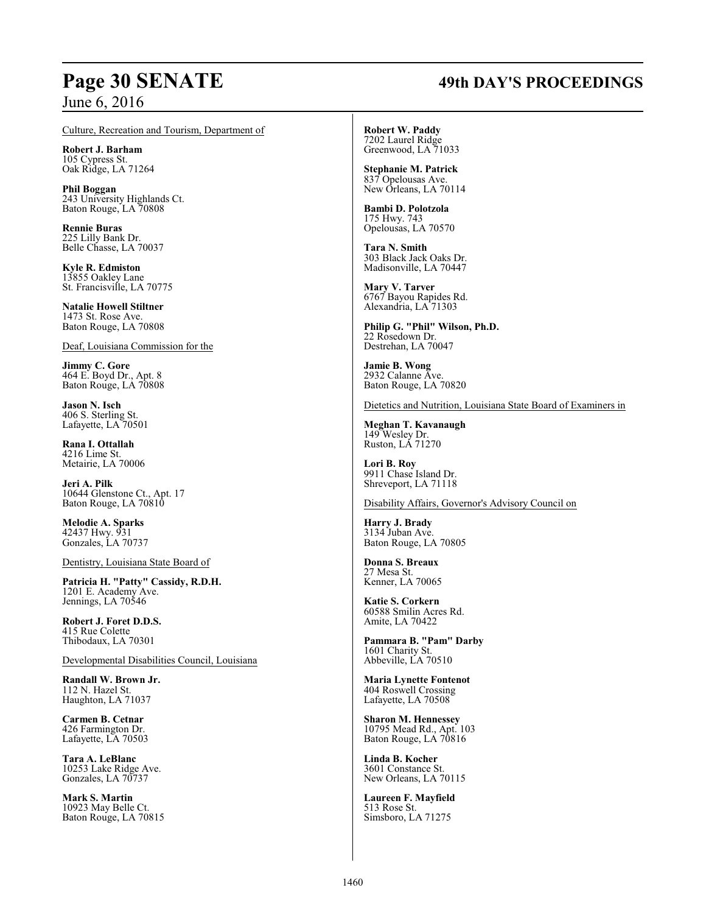Culture, Recreation and Tourism, Department of

**Robert J. Barham**
105 Cypress St.
Oak Ridge, LA 71264

**Phil Boggan**
243 University Highlands Ct.
Baton Rouge, LA 70808

**Rennie Buras**
225 Lilly Bank Dr.
Belle Chasse, LA 70037

**Kyle R. Edmiston**
13855 Oakley Lane
St. Francisville, LA 70775

**Natalie Howell Stiltner**
1473 St. Rose Ave.
Baton Rouge, LA 70808

Deaf, Louisiana Commission for the

**Jimmy C. Gore**
464 E. Boyd Dr., Apt. 8
Baton Rouge, LA 70808

**Jason N. Isch**
406 S. Sterling St.
Lafayette, LA 70501

**Rana I. Ottallah**
4216 Lime St.
Metairie, LA 70006

**Jeri A. Pilk**
10644 Glenstone Ct., Apt. 17
Baton Rouge, LA 70810

**Melodie A. Sparks**
42437 Hwy. 931
Gonzales, LA 70737

Dentistry, Louisiana State Board of

**Patricia H. "Patty" Cassidy, R.D.H.**
1201 E. Academy Ave.
Jennings, LA 70546

**Robert J. Foret D.D.S.**
415 Rue Colette
Thibodaux, LA 70301

Developmental Disabilities Council, Louisiana

**Randall W. Brown Jr.**
112 N. Hazel St.
Haughton, LA 71037

**Carmen B. Cetnar**
426 Farmington Dr.
Lafayette, LA 70503

**Tara A. LeBlanc**
10253 Lake Ridge Ave.
Gonzales, LA 70737

**Mark S. Martin**
10923 May Belle Ct.
Baton Rouge, LA 70815

**Robert W. Paddy**
7202 Laurel Ridge
Greenwood, LA 71033

**Stephanie M. Patrick**
837 Opelousas Ave.
New Orleans, LA 70114

**Bambi D. Polotzola**
175 Hwy. 743
Opelousas, LA 70570

**Tara N. Smith**
303 Black Jack Oaks Dr.
Madisonville, LA 70447

**Mary V. Tarver**
6767 Bayou Rapides Rd.
Alexandria, LA 71303

**Philip G. "Phil" Wilson, Ph.D.**
22 Rosedown Dr.
Destrehan, LA 70047

**Jamie B. Wong**
2932 Calanne Ave.
Baton Rouge, LA 70820

Dietetics and Nutrition, Louisiana State Board of Examiners in

**Meghan T. Kavanaugh**
149 Wesley Dr.
Ruston, LA 71270

**Lori B. Roy**
9911 Chase Island Dr.
Shreveport, LA 71118

Disability Affairs, Governor's Advisory Council on

**Harry J. Brady**
3134 Juban Ave.
Baton Rouge, LA 70805

**Donna S. Breaux**
27 Mesa St.
Kenner, LA 70065

**Katie S. Corkern**
60588 Smilin Acres Rd.
Amite, LA 70422

**Pammara B. "Pam" Darby**
1601 Charity St.
Abbeville, LA 70510

**Maria Lynette Fontenot**
404 Roswell Crossing
Lafayette, LA 70508

**Sharon M. Hennessey**
10795 Mead Rd., Apt. 103
Baton Rouge, LA 70816

**Linda B. Kocher**
3601 Constance St.
New Orleans, LA 70115

**Laureen F. Mayfield**
513 Rose St.
Simsboro, LA 71275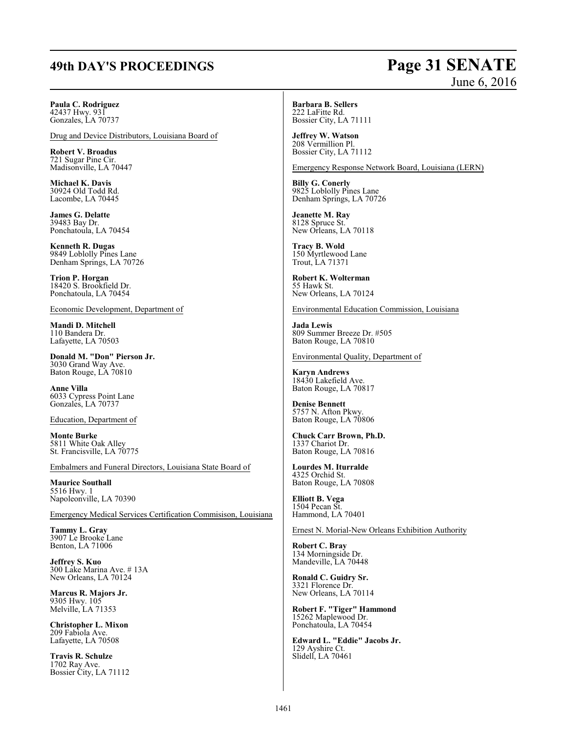**Paula C. Rodriguez**
42437 Hwy. 931
Gonzales, LA 70737

Drug and Device Distributors, Louisiana Board of

**Robert V. Broadus**
721 Sugar Pine Cir.
Madisonville, LA 70447

**Michael K. Davis**
30924 Old Todd Rd.
Lacombe, LA 70445

**James G. Delatte**
39483 Bay Dr.
Ponchatoula, LA 70454

**Kenneth R. Dugas**
9849 Loblolly Pines Lane
Denham Springs, LA 70726

**Trion P. Horgan**
18420 S. Brookfield Dr.
Ponchatoula, LA 70454

Economic Development, Department of

**Mandi D. Mitchell**
110 Bandera Dr.
Lafayette, LA 70503

**Donald M. "Don" Pierson Jr.**
3030 Grand Way Ave.
Baton Rouge, LA 70810

**Anne Villa**
6033 Cypress Point Lane
Gonzales, LA 70737

Education, Department of

**Monte Burke**
5811 White Oak Alley
St. Francisville, LA 70775

Embalmers and Funeral Directors, Louisiana State Board of

**Maurice Southall**
5516 Hwy. 1
Napoleonville, LA 70390

Emergency Medical Services Certification Commisison, Louisiana

**Tammy L. Gray**
3907 Le Brooke Lane
Benton, LA 71006

**Jeffrey S. Kuo**
300 Lake Marina Ave. # 13A
New Orleans, LA 70124

**Marcus R. Majors Jr.**
9305 Hwy. 105
Melville, LA 71353

**Christopher L. Mixon**
209 Fabiola Ave.
Lafayette, LA 70508

**Travis R. Schulze**
1702 Ray Ave.
Bossier City, LA 71112

**Barbara B. Sellers**
222 LaFitte Rd.
Bossier City, LA 71111

**Jeffrey W. Watson**
208 Vermillion Pl.
Bossier City, LA 71112

Emergency Response Network Board, Louisiana (LERN)

**Billy G. Conerly**
9825 Loblolly Pines Lane
Denham Springs, LA 70726

**Jeanette M. Ray**
8128 Spruce St.
New Orleans, LA 70118

**Tracy B. Wold**
150 Myrtlewood Lane
Trout, LA 71371

**Robert K. Wolterman**
55 Hawk St.
New Orleans, LA 70124

Environmental Education Commission, Louisiana

**Jada Lewis**
809 Summer Breeze Dr. #505
Baton Rouge, LA 70810

Environmental Quality, Department of

**Karyn Andrews**
18430 Lakefield Ave.
Baton Rouge, LA 70817

**Denise Bennett**
5757 N. Afton Pkwy.
Baton Rouge, LA 70806

**Chuck Carr Brown, Ph.D.**
1337 Chariot Dr.
Baton Rouge, LA 70816

**Lourdes M. Iturralde**
4325 Orchid St.
Baton Rouge, LA 70808

**Elliott B. Vega**
1504 Pecan St.
Hammond, LA 70401

Ernest N. Morial-New Orleans Exhibition Authority

**Robert C. Bray**
134 Morningside Dr.
Mandeville, LA 70448

**Ronald C. Guidry Sr.**
3321 Florence Dr.
New Orleans, LA 70114

**Robert F. "Tiger" Hammond**
15262 Maplewood Dr.
Ponchatoula, LA 70454

**Edward L. "Eddie" Jacobs Jr.**
129 Ayshire Ct.
Slidell, LA 70461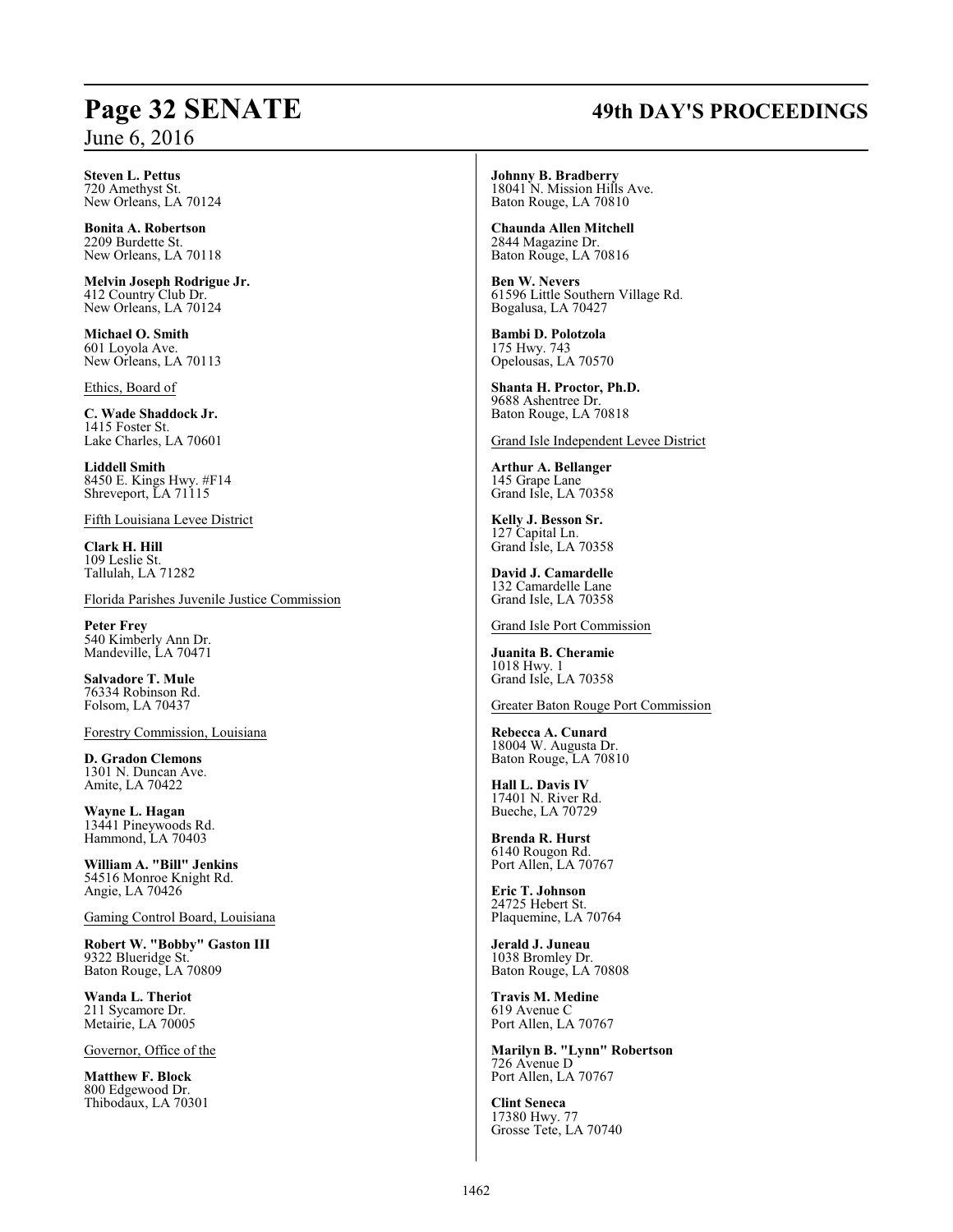**Steven L. Pettus**
720 Amethyst St.
New Orleans, LA 70124

**Bonita A. Robertson**
2209 Burdette St.
New Orleans, LA 70118

**Melvin Joseph Rodrigue Jr.**
412 Country Club Dr.
New Orleans, LA 70124

**Michael O. Smith**
601 Loyola Ave.
New Orleans, LA 70113

Ethics, Board of

**C. Wade Shaddock Jr.**
1415 Foster St.
Lake Charles, LA 70601

**Liddell Smith**
8450 E. Kings Hwy. #F14
Shreveport, LA 71115

Fifth Louisiana Levee District

**Clark H. Hill**
109 Leslie St.
Tallulah, LA 71282

Florida Parishes Juvenile Justice Commission

**Peter Frey**
540 Kimberly Ann Dr.
Mandeville, LA 70471

**Salvadore T. Mule**
76334 Robinson Rd.
Folsom, LA 70437

Forestry Commission, Louisiana

**D. Gradon Clemons**
1301 N. Duncan Ave.
Amite, LA 70422

**Wayne L. Hagan**
13441 Pineywoods Rd.
Hammond, LA 70403

**William A. "Bill" Jenkins**
54516 Monroe Knight Rd.
Angie, LA 70426

Gaming Control Board, Louisiana

**Robert W. "Bobby" Gaston III**
9322 Blueridge St.
Baton Rouge, LA 70809

**Wanda L. Theriot**
211 Sycamore Dr.
Metairie, LA 70005

Governor, Office of the

**Matthew F. Block**
800 Edgewood Dr.
Thibodaux, LA 70301

**Johnny B. Bradberry**
18041 N. Mission Hills Ave.
Baton Rouge, LA 70810

**Chaunda Allen Mitchell**
2844 Magazine Dr.
Baton Rouge, LA 70816

**Ben W. Nevers**
61596 Little Southern Village Rd.
Bogalusa, LA 70427

**Bambi D. Polotzola**
175 Hwy. 743
Opelousas, LA 70570

**Shanta H. Proctor, Ph.D.**
9688 Ashentree Dr.
Baton Rouge, LA 70818

Grand Isle Independent Levee District

**Arthur A. Bellanger**
145 Grape Lane
Grand Isle, LA 70358

**Kelly J. Besson Sr.**
127 Capital Ln.
Grand Isle, LA 70358

**David J. Camardelle**
132 Camardelle Lane
Grand Isle, LA 70358

Grand Isle Port Commission

**Juanita B. Cheramie**
1018 Hwy. 1
Grand Isle, LA 70358

Greater Baton Rouge Port Commission

**Rebecca A. Cunard**
18004 W. Augusta Dr.
Baton Rouge, LA 70810

**Hall L. Davis IV**
17401 N. River Rd.
Bueche, LA 70729

**Brenda R. Hurst**
6140 Rougon Rd.
Port Allen, LA 70767

**Eric T. Johnson**
24725 Hebert St.
Plaquemine, LA 70764

**Jerald J. Juneau**
1038 Bromley Dr.
Baton Rouge, LA 70808

**Travis M. Medine**
619 Avenue C
Port Allen, LA 70767

**Marilyn B. "Lynn" Robertson**
726 Avenue D
Port Allen, LA 70767

**Clint Seneca**
17380 Hwy. 77
Grosse Tete, LA 70740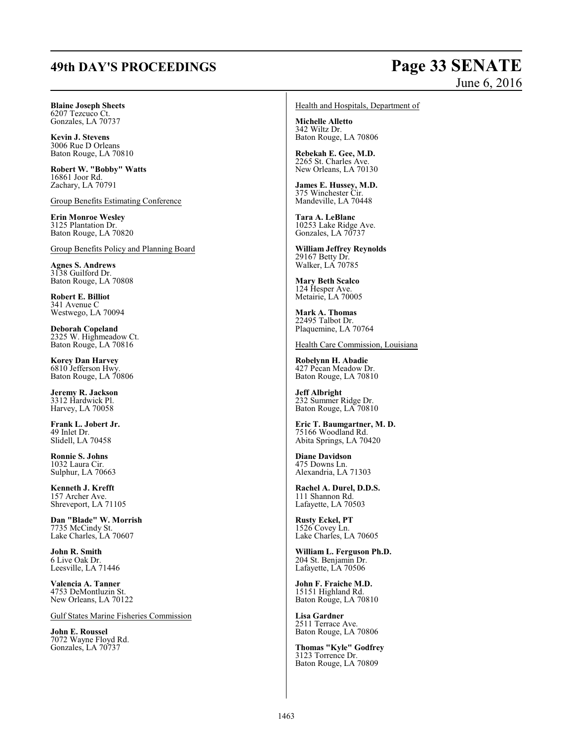**Blaine Joseph Sheets**
6207 Tezcuco Ct.
Gonzales, LA 70737

**Kevin J. Stevens**
3006 Rue D Orleans
Baton Rouge, LA 70810

**Robert W. "Bobby" Watts**
16861 Joor Rd.
Zachary, LA 70791

Group Benefits Estimating Conference

**Erin Monroe Wesley**
3125 Plantation Dr.
Baton Rouge, LA 70820

Group Benefits Policy and Planning Board

**Agnes S. Andrews**
3138 Guilford Dr.
Baton Rouge, LA 70808

**Robert E. Billiot**
341 Avenue C
Westwego, LA 70094

**Deborah Copeland**
2325 W. Highmeadow Ct.
Baton Rouge, LA 70816

**Korey Dan Harvey**
6810 Jefferson Hwy.
Baton Rouge, LA 70806

**Jeremy R. Jackson**
3312 Hardwick Pl.
Harvey, LA 70058

**Frank L. Jobert Jr.**
49 Inlet Dr.
Slidell, LA 70458

**Ronnie S. Johns**
1032 Laura Cir.
Sulphur, LA 70663

**Kenneth J. Krefft**
157 Archer Ave.
Shreveport, LA 71105

**Dan "Blade" W. Morrish**
7735 McCindy St.
Lake Charles, LA 70607

**John R. Smith**
6 Live Oak Dr.
Leesville, LA 71446

**Valencia A. Tanner**
4753 DeMontluzin St.
New Orleans, LA 70122

Gulf States Marine Fisheries Commission

**John E. Roussel**
7072 Wayne Floyd Rd.
Gonzales, LA 70737

Health and Hospitals, Department of

**Michelle Alletto**
342 Wiltz Dr.
Baton Rouge, LA 70806

**Rebekah E. Gee, M.D.**
2265 St. Charles Ave.
New Orleans, LA 70130

**James E. Hussey, M.D.**
375 Winchester Cir.
Mandeville, LA 70448

**Tara A. LeBlanc**
10253 Lake Ridge Ave.
Gonzales, LA 70737

**William Jeffrey Reynolds**
29167 Betty Dr.
Walker, LA 70785

**Mary Beth Scalco**
124 Hesper Ave.
Metairie, LA 70005

**Mark A. Thomas**
22495 Talbot Dr.
Plaquemine, LA 70764

Health Care Commission, Louisiana

**Robelynn H. Abadie**
427 Pecan Meadow Dr.
Baton Rouge, LA 70810

**Jeff Albright**
232 Summer Ridge Dr.
Baton Rouge, LA 70810

**Eric T. Baumgartner, M. D.**
75166 Woodland Rd.
Abita Springs, LA 70420

**Diane Davidson**
475 Downs Ln.
Alexandria, LA 71303

**Rachel A. Durel, D.D.S.**
111 Shannon Rd.
Lafayette, LA 70503

**Rusty Eckel, PT**
1526 Covey Ln.
Lake Charles, LA 70605

**William L. Ferguson Ph.D.**
204 St. Benjamin Dr.
Lafayette, LA 70506

**John F. Fraiche M.D.**
15151 Highland Rd.
Baton Rouge, LA 70810

**Lisa Gardner**
2511 Terrace Ave.
Baton Rouge, LA 70806

**Thomas "Kyle" Godfrey**
3123 Torrence Dr.
Baton Rouge, LA 70809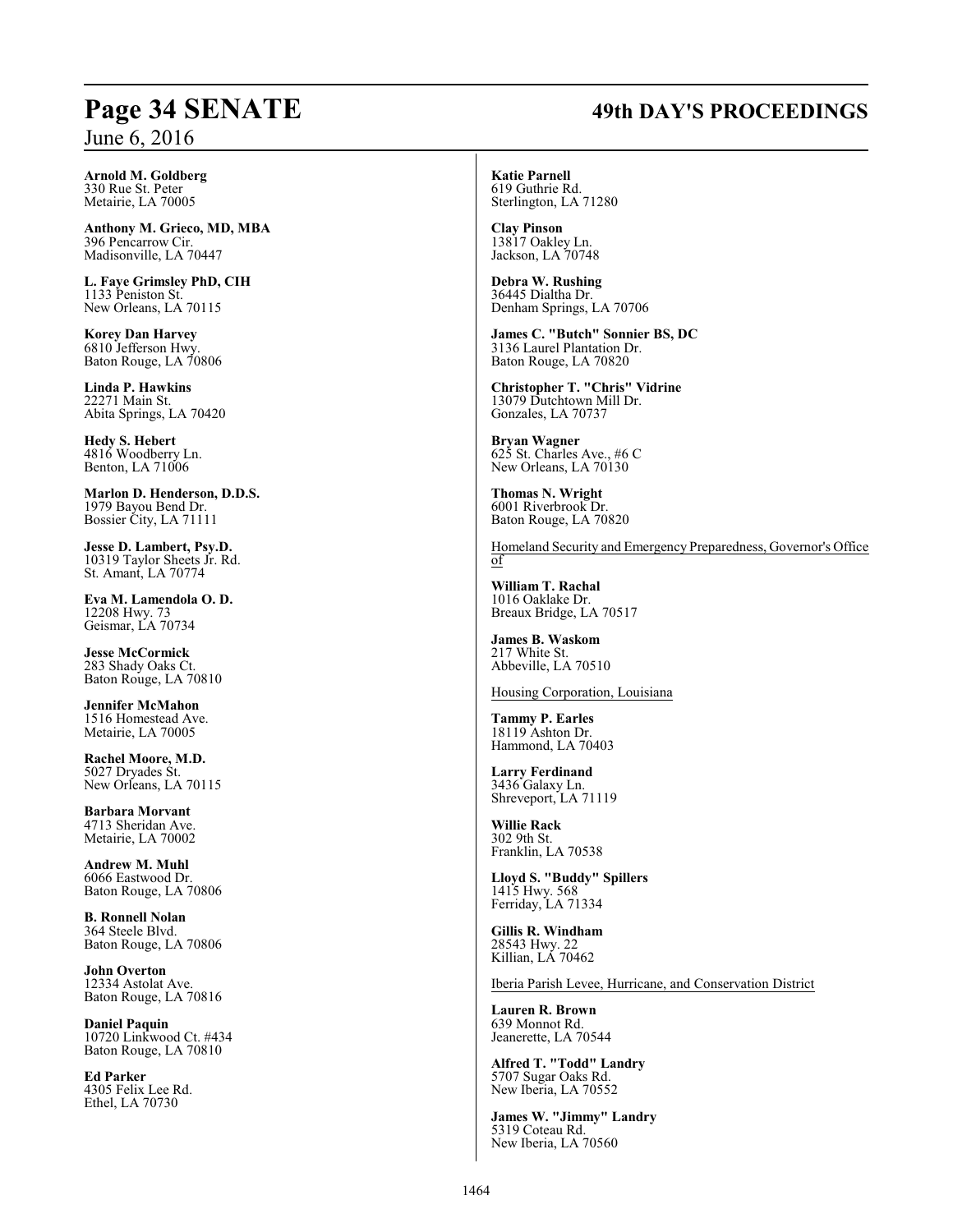**Arnold M. Goldberg**
330 Rue St. Peter
Metairie, LA 70005

**Anthony M. Grieco, MD, MBA**
396 Pencarrow Cir.
Madisonville, LA 70447

**L. Faye Grimsley PhD, CIH**
1133 Peniston St.
New Orleans, LA 70115

**Korey Dan Harvey**
6810 Jefferson Hwy.
Baton Rouge, LA 70806

**Linda P. Hawkins**
22271 Main St.
Abita Springs, LA 70420

**Hedy S. Hebert**
4816 Woodberry Ln.
Benton, LA 71006

**Marlon D. Henderson, D.D.S.**
1979 Bayou Bend Dr.
Bossier City, LA 71111

**Jesse D. Lambert, Psy.D.**
10319 Taylor Sheets Jr. Rd.
St. Amant, LA 70774

**Eva M. Lamendola O. D.**
12208 Hwy. 73
Geismar, LA 70734

**Jesse McCormick**
283 Shady Oaks Ct.
Baton Rouge, LA 70810

**Jennifer McMahon**
1516 Homestead Ave.
Metairie, LA 70005

**Rachel Moore, M.D.**
5027 Dryades St.
New Orleans, LA 70115

**Barbara Morvant**
4713 Sheridan Ave.
Metairie, LA 70002

**Andrew M. Muhl**
6066 Eastwood Dr.
Baton Rouge, LA 70806

**B. Ronnell Nolan**
364 Steele Blvd.
Baton Rouge, LA 70806

**John Overton**
12334 Astolat Ave.
Baton Rouge, LA 70816

**Daniel Paquin**
10720 Linkwood Ct. #434
Baton Rouge, LA 70810

**Ed Parker**
4305 Felix Lee Rd.
Ethel, LA 70730

**Katie Parnell**
619 Guthrie Rd.
Sterlington, LA 71280

**Clay Pinson**
13817 Oakley Ln.
Jackson, LA 70748

**Debra W. Rushing**
36445 Dialtha Dr.
Denham Springs, LA 70706

**James C. "Butch" Sonnier BS, DC**
3136 Laurel Plantation Dr.
Baton Rouge, LA 70820

**Christopher T. "Chris" Vidrine**
13079 Dutchtown Mill Dr.
Gonzales, LA 70737

**Bryan Wagner**
625 St. Charles Ave., #6 C
New Orleans, LA 70130

**Thomas N. Wright**
6001 Riverbrook Dr.
Baton Rouge, LA 70820

Homeland Security and Emergency Preparedness, Governor's Office of

**William T. Rachal**
1016 Oaklake Dr.
Breaux Bridge, LA 70517

**James B. Waskom**
217 White St.
Abbeville, LA 70510

Housing Corporation, Louisiana

**Tammy P. Earles**
18119 Ashton Dr.
Hammond, LA 70403

**Larry Ferdinand**
3436 Galaxy Ln.
Shreveport, LA 71119

**Willie Rack**
302 9th St.
Franklin, LA 70538

**Lloyd S. "Buddy" Spillers**
1415 Hwy. 568
Ferriday, LA 71334

**Gillis R. Windham**
28543 Hwy. 22
Killian, LA 70462

Iberia Parish Levee, Hurricane, and Conservation District

**Lauren R. Brown**
639 Monnot Rd.
Jeanerette, LA 70544

**Alfred T. "Todd" Landry**
5707 Sugar Oaks Rd.
New Iberia, LA 70552

**James W. "Jimmy" Landry**
5319 Coteau Rd.
New Iberia, LA 70560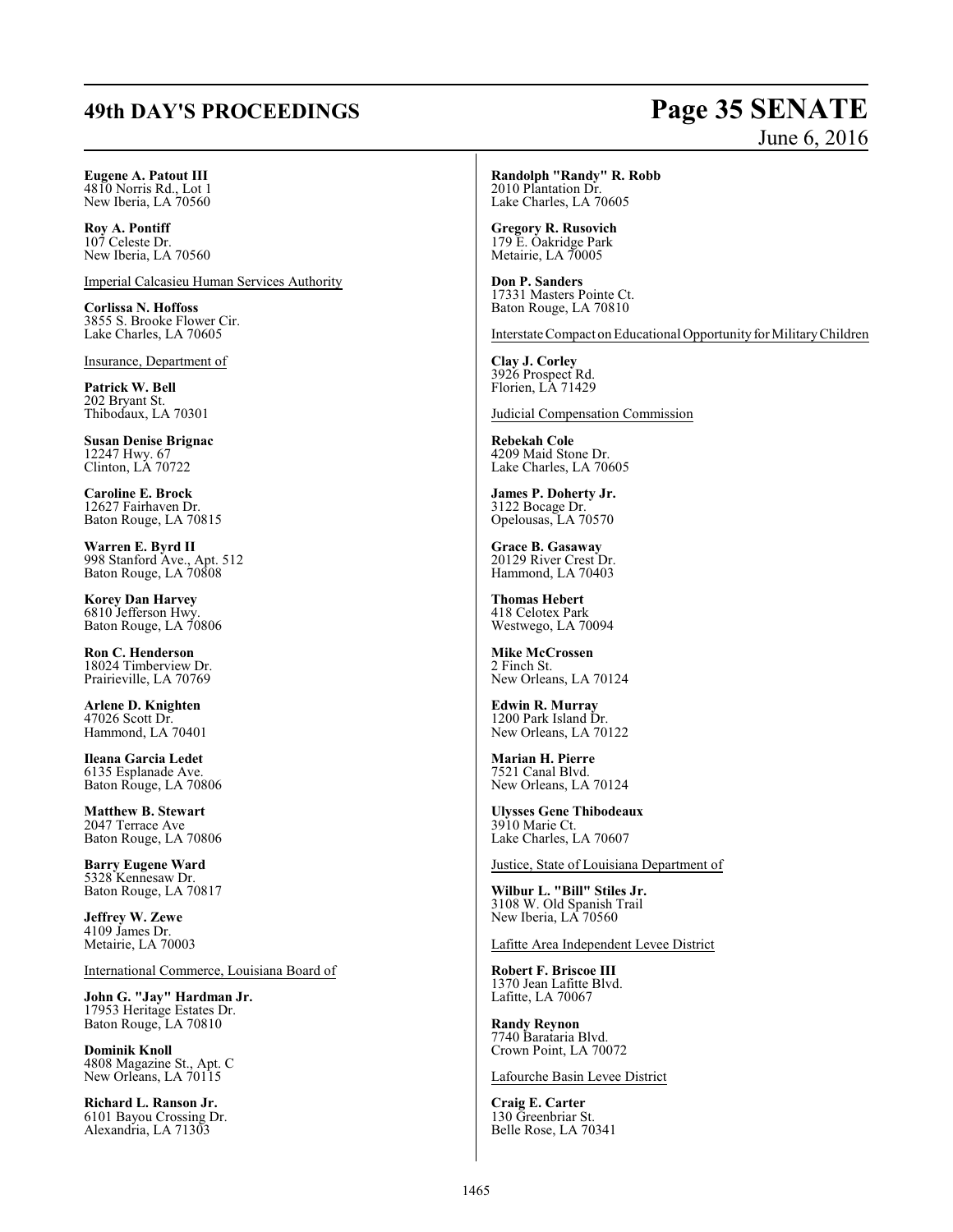**Eugene A. Patout III**
4810 Norris Rd., Lot 1
New Iberia, LA 70560

**Roy A. Pontiff**
107 Celeste Dr.
New Iberia, LA 70560

Imperial Calcasieu Human Services Authority

**Corlissa N. Hoffoss**
3855 S. Brooke Flower Cir.
Lake Charles, LA 70605

Insurance, Department of

**Patrick W. Bell**
202 Bryant St.
Thibodaux, LA 70301

**Susan Denise Brignac**
12247 Hwy. 67
Clinton, LA 70722

**Caroline E. Brock**
12627 Fairhaven Dr.
Baton Rouge, LA 70815

**Warren E. Byrd II**
998 Stanford Ave., Apt. 512
Baton Rouge, LA 70808

**Korey Dan Harvey**
6810 Jefferson Hwy.
Baton Rouge, LA 70806

**Ron C. Henderson**
18024 Timberview Dr.
Prairieville, LA 70769

**Arlene D. Knighten**
47026 Scott Dr.
Hammond, LA 70401

**Ileana Garcia Ledet**
6135 Esplanade Ave.
Baton Rouge, LA 70806

**Matthew B. Stewart**
2047 Terrace Ave
Baton Rouge, LA 70806

**Barry Eugene Ward**
5328 Kennesaw Dr.
Baton Rouge, LA 70817

**Jeffrey W. Zewe**
4109 James Dr.
Metairie, LA 70003

International Commerce, Louisiana Board of

**John G. "Jay" Hardman Jr.**
17953 Heritage Estates Dr.
Baton Rouge, LA 70810

**Dominik Knoll**
4808 Magazine St., Apt. C
New Orleans, LA 70115

**Richard L. Ranson Jr.**
6101 Bayou Crossing Dr.
Alexandria, LA 71303

**Randolph "Randy" R. Robb**
2010 Plantation Dr.
Lake Charles, LA 70605

**Gregory R. Rusovich**
179 E. Oakridge Park
Metairie, LA 70005

**Don P. Sanders**
17331 Masters Pointe Ct.
Baton Rouge, LA 70810

Interstate Compact on Educational Opportunity for Military Children

**Clay J. Corley**
3926 Prospect Rd.
Florien, LA 71429

Judicial Compensation Commission

**Rebekah Cole**
4209 Maid Stone Dr.
Lake Charles, LA 70605

**James P. Doherty Jr.**
3122 Bocage Dr.
Opelousas, LA 70570

**Grace B. Gasaway**
20129 River Crest Dr.
Hammond, LA 70403

**Thomas Hebert**
418 Celotex Park
Westwego, LA 70094

**Mike McCrossen**
2 Finch St.
New Orleans, LA 70124

**Edwin R. Murray**
1200 Park Island Dr.
New Orleans, LA 70122

**Marian H. Pierre**
7521 Canal Blvd.
New Orleans, LA 70124

**Ulysses Gene Thibodeaux**
3910 Marie Ct.
Lake Charles, LA 70607

Justice, State of Louisiana Department of

**Wilbur L. "Bill" Stiles Jr.**
3108 W. Old Spanish Trail
New Iberia, LA 70560

Lafitte Area Independent Levee District

**Robert F. Briscoe III**
1370 Jean Lafitte Blvd.
Lafitte, LA 70067

**Randy Reynon**
7740 Barataria Blvd.
Crown Point, LA 70072

Lafourche Basin Levee District

**Craig E. Carter**
130 Greenbriar St.
Belle Rose, LA 70341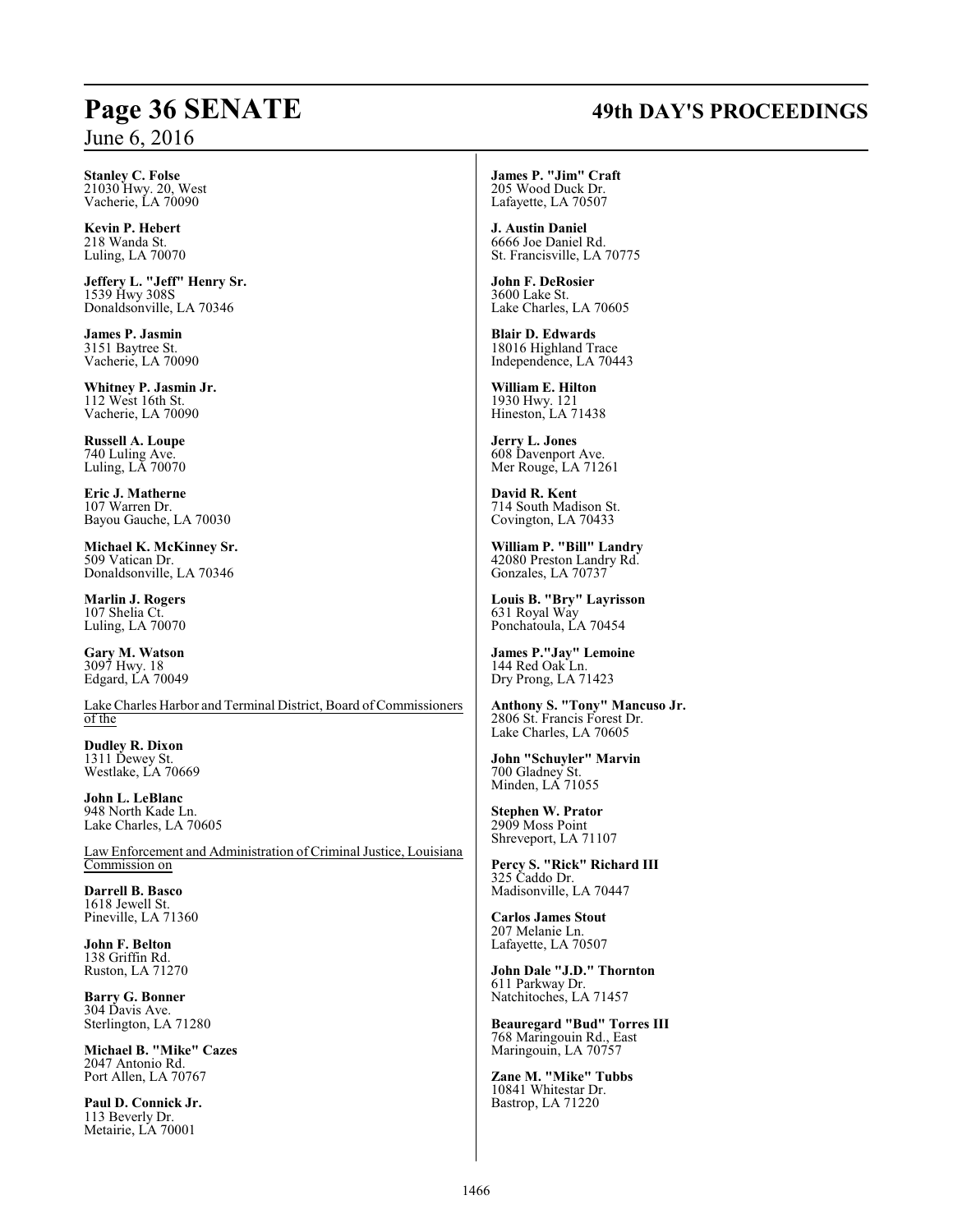**Stanley C. Folse**
21030 Hwy. 20, West
Vacherie, LA 70090

**Kevin P. Hebert**
218 Wanda St.
Luling, LA 70070

**Jeffery L. "Jeff" Henry Sr.**
1539 Hwy 308S
Donaldsonville, LA 70346

**James P. Jasmin**
3151 Baytree St.
Vacherie, LA 70090

**Whitney P. Jasmin Jr.**
112 West 16th St.
Vacherie, LA 70090

**Russell A. Loupe**
740 Luling Ave.
Luling, LA 70070

**Eric J. Matherne**
107 Warren Dr.
Bayou Gauche, LA 70030

**Michael K. McKinney Sr.**
509 Vatican Dr.
Donaldsonville, LA 70346

**Marlin J. Rogers**
107 Shelia Ct.
Luling, LA 70070

**Gary M. Watson**
3097 Hwy. 18
Edgard, LA 70049

Lake Charles Harbor and Terminal District, Board of Commissioners of the

**Dudley R. Dixon**
1311 Dewey St.
Westlake, LA 70669

**John L. LeBlanc**
948 North Kade Ln.
Lake Charles, LA 70605

Law Enforcement and Administration of Criminal Justice, Louisiana Commission on

**Darrell B. Basco**
1618 Jewell St.
Pineville, LA 71360

**John F. Belton**
138 Griffin Rd.
Ruston, LA 71270

**Barry G. Bonner**
304 Davis Ave.
Sterlington, LA 71280

**Michael B. "Mike" Cazes**
2047 Antonio Rd.
Port Allen, LA 70767

**Paul D. Connick Jr.**
113 Beverly Dr.
Metairie, LA 70001

**James P. "Jim" Craft**
205 Wood Duck Dr.
Lafayette, LA 70507

**J. Austin Daniel**
6666 Joe Daniel Rd.
St. Francisville, LA 70775

**John F. DeRosier**
3600 Lake St.
Lake Charles, LA 70605

**Blair D. Edwards**
18016 Highland Trace
Independence, LA 70443

**William E. Hilton**
1930 Hwy. 121
Hineston, LA 71438

**Jerry L. Jones**
608 Davenport Ave.
Mer Rouge, LA 71261

**David R. Kent**
714 South Madison St.
Covington, LA 70433

**William P. "Bill" Landry**
42080 Preston Landry Rd.
Gonzales, LA 70737

**Louis B. "Bry" Layrisson**
631 Royal Way
Ponchatoula, LA 70454

**James P."Jay" Lemoine**
144 Red Oak Ln.
Dry Prong, LA 71423

**Anthony S. "Tony" Mancuso Jr.**
2806 St. Francis Forest Dr.
Lake Charles, LA 70605

**John "Schuyler" Marvin**
700 Gladney St.
Minden, LA 71055

**Stephen W. Prator**
2909 Moss Point
Shreveport, LA 71107

**Percy S. "Rick" Richard III**
325 Caddo Dr.
Madisonville, LA 70447

**Carlos James Stout**
207 Melanie Ln.
Lafayette, LA 70507

**John Dale "J.D." Thornton**
611 Parkway Dr.
Natchitoches, LA 71457

**Beauregard "Bud" Torres III**
768 Maringouin Rd., East
Maringouin, LA 70757

**Zane M. "Mike" Tubbs**
10841 Whitestar Dr.
Bastrop, LA 71220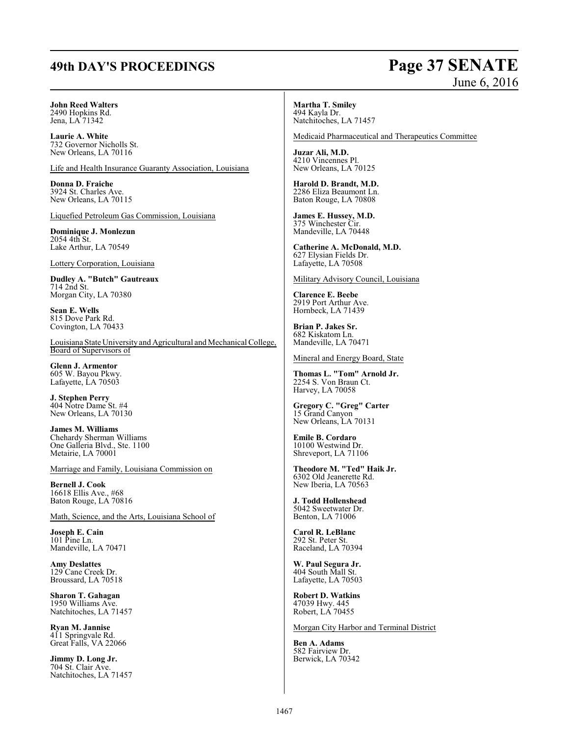**John Reed Walters**
2490 Hopkins Rd.
Jena, LA 71342

**Laurie A. White**
732 Governor Nicholls St.
New Orleans, LA 70116

Life and Health Insurance Guaranty Association, Louisiana

**Donna D. Fraiche**
3924 St. Charles Ave.
New Orleans, LA 70115

Liquefied Petroleum Gas Commission, Louisiana

**Dominique J. Monlezun**
2054 4th St.
Lake Arthur, LA 70549

Lottery Corporation, Louisiana

**Dudley A. "Butch" Gautreaux**
714 2nd St.
Morgan City, LA 70380

**Sean E. Wells**
815 Dove Park Rd.
Covington, LA 70433

Louisiana State University and Agricultural and Mechanical College, Board of Supervisors of

**Glenn J. Armentor**
605 W. Bayou Pkwy.
Lafayette, LA 70503

**J. Stephen Perry**
404 Notre Dame St. #4
New Orleans, LA 70130

**James M. Williams**
Chehardy Sherman Williams
One Galleria Blvd., Ste. 1100
Metairie, LA 70001

Marriage and Family, Louisiana Commission on

**Bernell J. Cook**
16618 Ellis Ave., #68
Baton Rouge, LA 70816

Math, Science, and the Arts, Louisiana School of

**Joseph E. Cain**
101 Pine Ln.
Mandeville, LA 70471

**Amy Deslattes**
129 Cane Creek Dr.
Broussard, LA 70518

**Sharon T. Gahagan**
1950 Williams Ave.
Natchitoches, LA 71457

**Ryan M. Jannise**
411 Springvale Rd.
Great Falls, VA 22066

**Jimmy D. Long Jr.**
704 St. Clair Ave.
Natchitoches, LA 71457

**Martha T. Smiley**
494 Kayla Dr.
Natchitoches, LA 71457

Medicaid Pharmaceutical and Therapeutics Committee

**Juzar Ali, M.D.**
4210 Vincennes Pl.
New Orleans, LA 70125

**Harold D. Brandt, M.D.**
2286 Eliza Beaumont Ln.
Baton Rouge, LA 70808

**James E. Hussey, M.D.**
375 Winchester Cir.
Mandeville, LA 70448

**Catherine A. McDonald, M.D.**
627 Elysian Fields Dr.
Lafayette, LA 70508

Military Advisory Council, Louisiana

**Clarence E. Beebe**
2919 Port Arthur Ave.
Hornbeck, LA 71439

**Brian P. Jakes Sr.**
682 Kiskatom Ln.
Mandeville, LA 70471

Mineral and Energy Board, State

**Thomas L. "Tom" Arnold Jr.**
2254 S. Von Braun Ct.
Harvey, LA 70058

**Gregory C. "Greg" Carter**
15 Grand Canyon
New Orleans, LA 70131

**Emile B. Cordaro**
10100 Westwind Dr.
Shreveport, LA 71106

**Theodore M. "Ted" Haik Jr.**
6302 Old Jeanerette Rd.
New Iberia, LA 70563

**J. Todd Hollenshead**
5042 Sweetwater Dr.
Benton, LA 71006

**Carol R. LeBlanc**
292 St. Peter St.
Raceland, LA 70394

**W. Paul Segura Jr.**
404 South Mall St.
Lafayette, LA 70503

**Robert D. Watkins**
47039 Hwy. 445
Robert, LA 70455

Morgan City Harbor and Terminal District

**Ben A. Adams**
582 Fairview Dr.
Berwick, LA 70342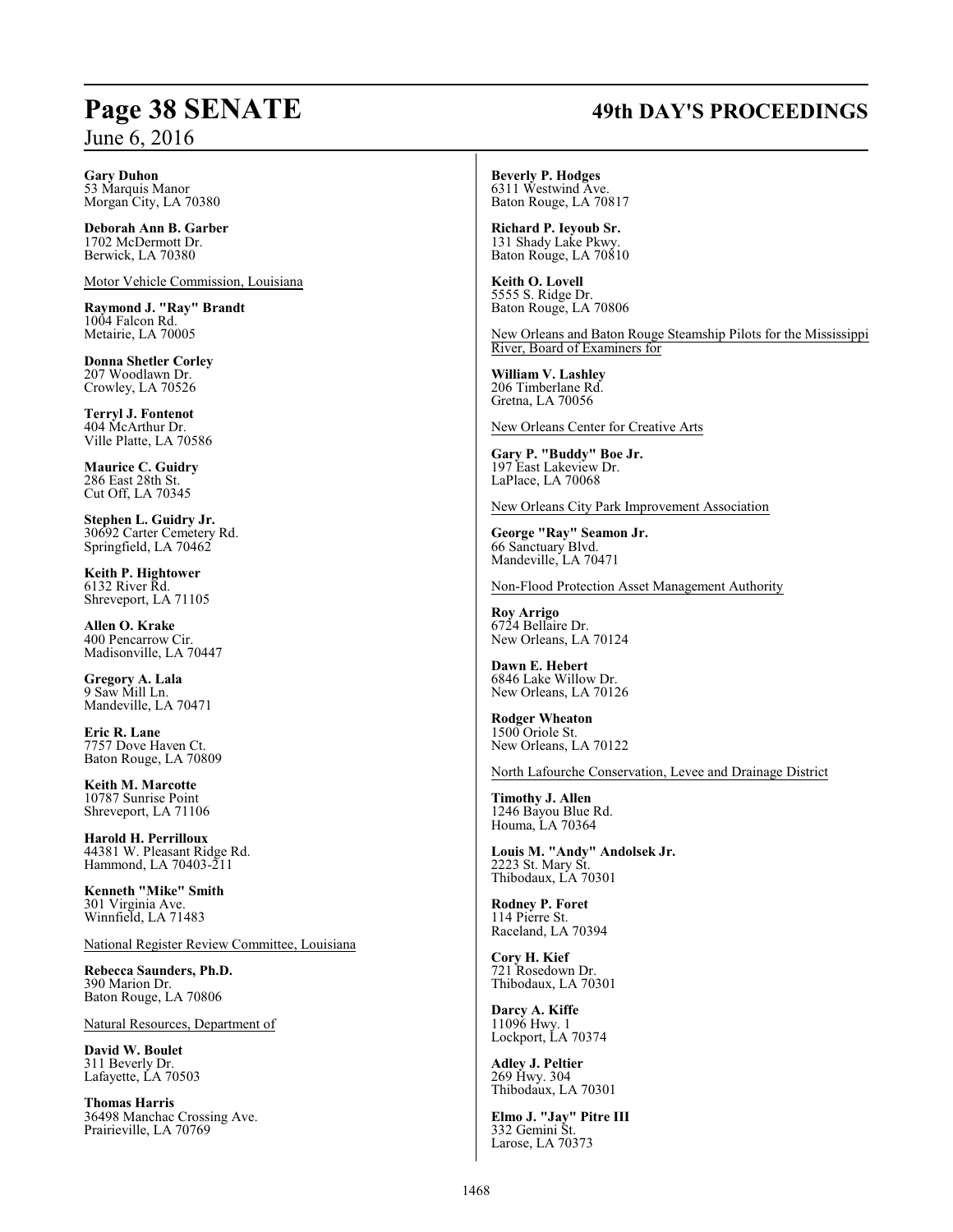**Gary Duhon**
53 Marquis Manor
Morgan City, LA 70380

**Deborah Ann B. Garber**
1702 McDermott Dr.
Berwick, LA 70380

Motor Vehicle Commission, Louisiana

**Raymond J. "Ray" Brandt**
1004 Falcon Rd.
Metairie, LA 70005

**Donna Shetler Corley**
207 Woodlawn Dr.
Crowley, LA 70526

**Terryl J. Fontenot**
404 McArthur Dr.
Ville Platte, LA 70586

**Maurice C. Guidry**
286 East 28th St.
Cut Off, LA 70345

**Stephen L. Guidry Jr.**
30692 Carter Cemetery Rd.
Springfield, LA 70462

**Keith P. Hightower**
6132 River Rd.
Shreveport, LA 71105

**Allen O. Krake**
400 Pencarrow Cir.
Madisonville, LA 70447

**Gregory A. Lala**
9 Saw Mill Ln.
Mandeville, LA 70471

**Eric R. Lane**
7757 Dove Haven Ct.
Baton Rouge, LA 70809

**Keith M. Marcotte**
10787 Sunrise Point
Shreveport, LA 71106

**Harold H. Perrilloux**
44381 W. Pleasant Ridge Rd.
Hammond, LA 70403-211

**Kenneth "Mike" Smith**
301 Virginia Ave.
Winnfield, LA 71483

National Register Review Committee, Louisiana

**Rebecca Saunders, Ph.D.**
390 Marion Dr.
Baton Rouge, LA 70806

Natural Resources, Department of

**David W. Boulet**
311 Beverly Dr.
Lafayette, LA 70503

**Thomas Harris**
36498 Manchac Crossing Ave.
Prairieville, LA 70769

**Beverly P. Hodges**
6311 Westwind Ave.
Baton Rouge, LA 70817

**Richard P. Ieyoub Sr.**
131 Shady Lake Pkwy.
Baton Rouge, LA 70810

**Keith O. Lovell**
5555 S. Ridge Dr.
Baton Rouge, LA 70806

New Orleans and Baton Rouge Steamship Pilots for the Mississippi River, Board of Examiners for

**William V. Lashley**
206 Timberlane Rd.
Gretna, LA 70056

New Orleans Center for Creative Arts

**Gary P. "Buddy" Boe Jr.**
197 East Lakeview Dr.
LaPlace, LA 70068

New Orleans City Park Improvement Association

**George "Ray" Seamon Jr.**
66 Sanctuary Blvd.
Mandeville, LA 70471

Non-Flood Protection Asset Management Authority

**Roy Arrigo**
6724 Bellaire Dr.
New Orleans, LA 70124

**Dawn E. Hebert**
6846 Lake Willow Dr.
New Orleans, LA 70126

**Rodger Wheaton**
1500 Oriole St.
New Orleans, LA 70122

North Lafourche Conservation, Levee and Drainage District

**Timothy J. Allen**
1246 Bayou Blue Rd.
Houma, LA 70364

**Louis M. "Andy" Andolsek Jr.**
2223 St. Mary St.
Thibodaux, LA 70301

**Rodney P. Foret**
114 Pierre St.
Raceland, LA 70394

**Cory H. Kief**
721 Rosedown Dr.
Thibodaux, LA 70301

**Darcy A. Kiffe**
11096 Hwy. 1
Lockport, LA 70374

**Adley J. Peltier**
269 Hwy. 304
Thibodaux, LA 70301

**Elmo J. "Jay" Pitre III**
332 Gemini St.
Larose, LA 70373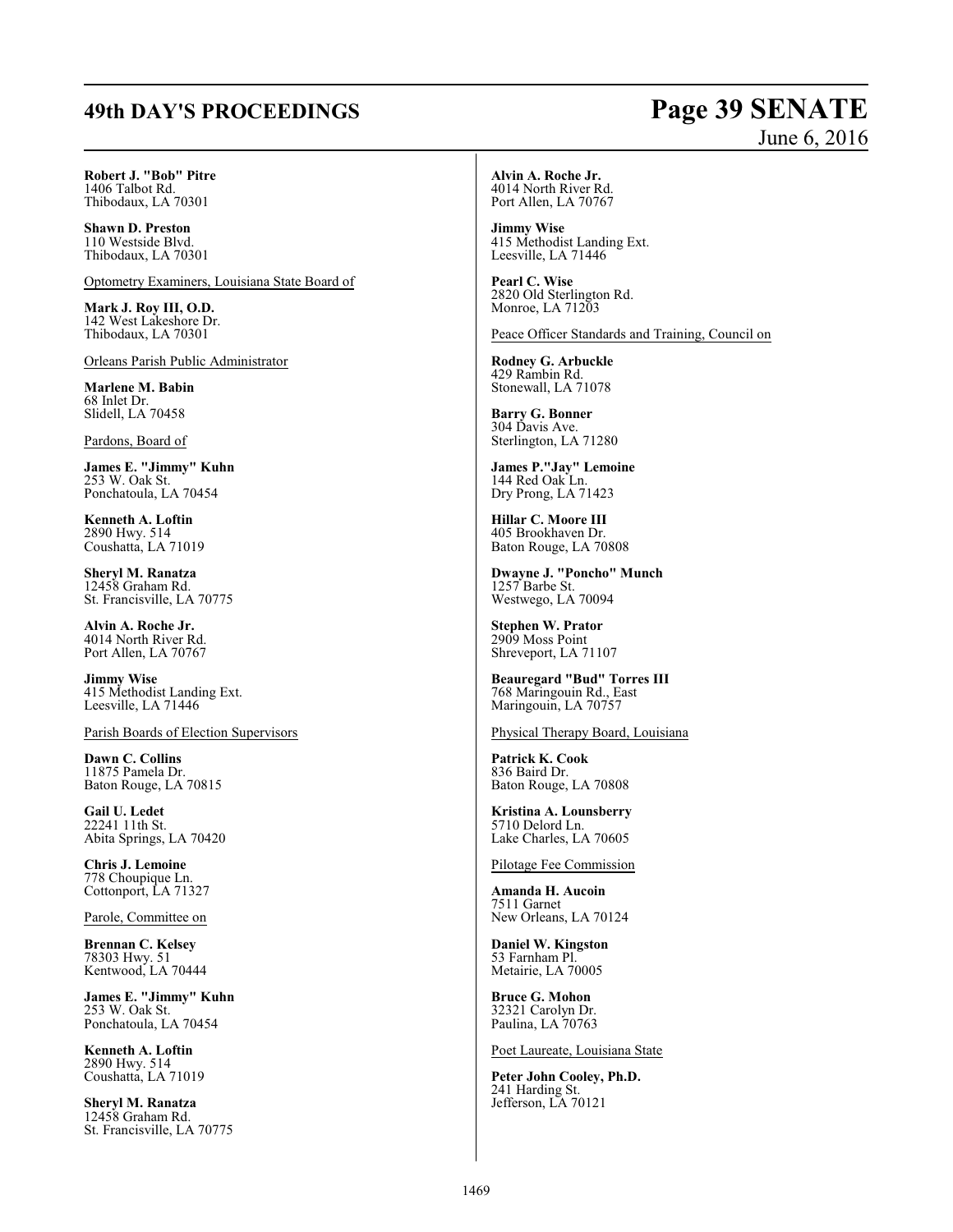**Robert J. "Bob" Pitre**
1406 Talbot Rd.
Thibodaux, LA 70301

**Shawn D. Preston**
110 Westside Blvd.
Thibodaux, LA 70301

Optometry Examiners, Louisiana State Board of

**Mark J. Roy III, O.D.**
142 West Lakeshore Dr.
Thibodaux, LA 70301

Orleans Parish Public Administrator

**Marlene M. Babin**
68 Inlet Dr.
Slidell, LA 70458

Pardons, Board of

**James E. "Jimmy" Kuhn**
253 W. Oak St.
Ponchatoula, LA 70454

**Kenneth A. Loftin**
2890 Hwy. 514
Coushatta, LA 71019

**Sheryl M. Ranatza**
12458 Graham Rd.
St. Francisville, LA 70775

**Alvin A. Roche Jr.**
4014 North River Rd.
Port Allen, LA 70767

**Jimmy Wise**
415 Methodist Landing Ext.
Leesville, LA 71446

Parish Boards of Election Supervisors

**Dawn C. Collins**
11875 Pamela Dr.
Baton Rouge, LA 70815

**Gail U. Ledet**
22241 11th St.
Abita Springs, LA 70420

**Chris J. Lemoine**
778 Choupique Ln.
Cottonport, LA 71327

Parole, Committee on

**Brennan C. Kelsey**
78303 Hwy. 51
Kentwood, LA 70444

**James E. "Jimmy" Kuhn**
253 W. Oak St.
Ponchatoula, LA 70454

**Kenneth A. Loftin**
2890 Hwy. 514
Coushatta, LA 71019

**Sheryl M. Ranatza**
12458 Graham Rd.
St. Francisville, LA 70775

**Alvin A. Roche Jr.**
4014 North River Rd.
Port Allen, LA 70767

**Jimmy Wise**
415 Methodist Landing Ext.
Leesville, LA 71446

**Pearl C. Wise**
2820 Old Sterlington Rd.
Monroe, LA 71203

Peace Officer Standards and Training, Council on

**Rodney G. Arbuckle**
429 Rambin Rd.
Stonewall, LA 71078

**Barry G. Bonner**
304 Davis Ave.
Sterlington, LA 71280

**James P."Jay" Lemoine**
144 Red Oak Ln.
Dry Prong, LA 71423

**Hillar C. Moore III**
405 Brookhaven Dr.
Baton Rouge, LA 70808

**Dwayne J. "Poncho" Munch**
1257 Barbe St.
Westwego, LA 70094

**Stephen W. Prator**
2909 Moss Point
Shreveport, LA 71107

**Beauregard "Bud" Torres III**
768 Maringouin Rd., East
Maringouin, LA 70757

Physical Therapy Board, Louisiana

**Patrick K. Cook**
836 Baird Dr.
Baton Rouge, LA 70808

**Kristina A. Lounsberry**
5710 Delord Ln.
Lake Charles, LA 70605

Pilotage Fee Commission

**Amanda H. Aucoin**
7511 Garnet
New Orleans, LA 70124

**Daniel W. Kingston**
53 Farnham Pl.
Metairie, LA 70005

**Bruce G. Mohon**
32321 Carolyn Dr.
Paulina, LA 70763

Poet Laureate, Louisiana State

**Peter John Cooley, Ph.D.**
241 Harding St.
Jefferson, LA 70121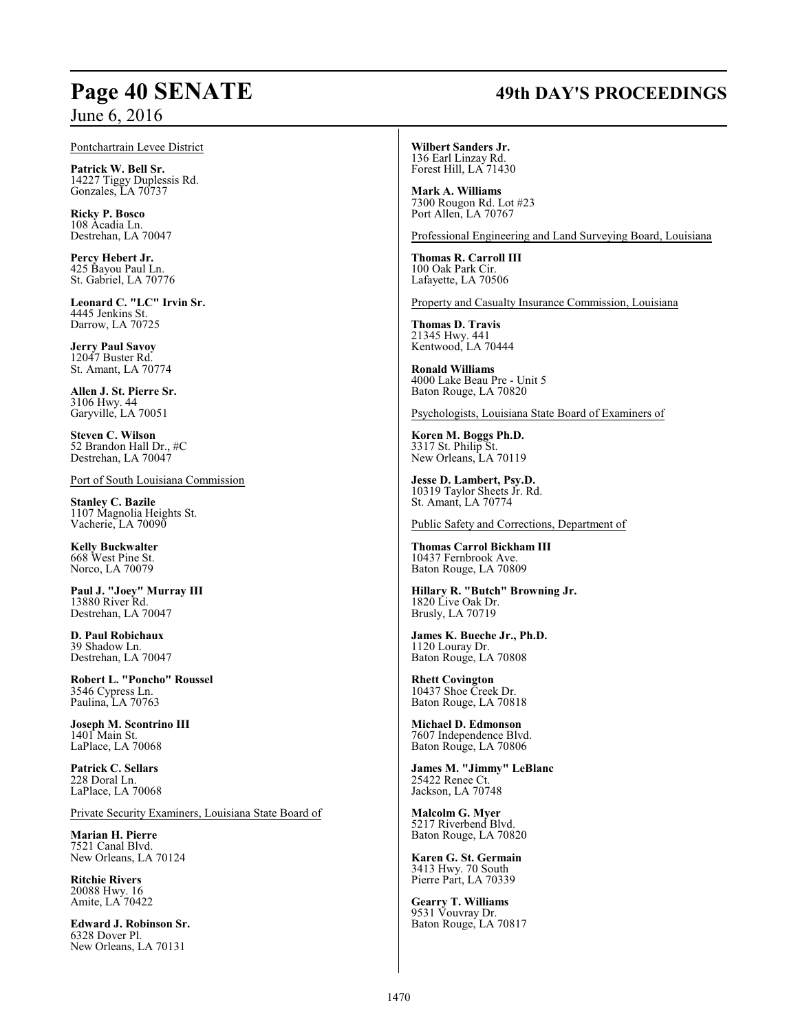Pontchartrain Levee District

**Patrick W. Bell Sr.**
14227 Tiggy Duplessis Rd.
Gonzales, LA 70737

**Ricky P. Bosco**
108 Acadia Ln.
Destrehan, LA 70047

**Percy Hebert Jr.**
425 Bayou Paul Ln.
St. Gabriel, LA 70776

**Leonard C. "LC" Irvin Sr.**
4445 Jenkins St.
Darrow, LA 70725

**Jerry Paul Savoy**
12047 Buster Rd.
St. Amant, LA 70774

**Allen J. St. Pierre Sr.**
3106 Hwy. 44
Garyville, LA 70051

**Steven C. Wilson**
52 Brandon Hall Dr., #C
Destrehan, LA 70047

Port of South Louisiana Commission

**Stanley C. Bazile**
1107 Magnolia Heights St.
Vacherie, LA 70090

**Kelly Buckwalter**
668 West Pine St.
Norco, LA 70079

**Paul J. "Joey" Murray III**
13880 River Rd.
Destrehan, LA 70047

**D. Paul Robichaux**
39 Shadow Ln.
Destrehan, LA 70047

**Robert L. "Poncho" Roussel**
3546 Cypress Ln.
Paulina, LA 70763

**Joseph M. Scontrino III**
1401 Main St.
LaPlace, LA 70068

**Patrick C. Sellars**
228 Doral Ln.
LaPlace, LA 70068

Private Security Examiners, Louisiana State Board of

**Marian H. Pierre**
7521 Canal Blvd.
New Orleans, LA 70124

**Ritchie Rivers**
20088 Hwy. 16
Amite, LA 70422

**Edward J. Robinson Sr.**
6328 Dover Pl.
New Orleans, LA 70131

**Wilbert Sanders Jr.**
136 Earl Linzay Rd.
Forest Hill, LA 71430

**Mark A. Williams**
7300 Rougon Rd. Lot #23
Port Allen, LA 70767

Professional Engineering and Land Surveying Board, Louisiana

**Thomas R. Carroll III**
100 Oak Park Cir.
Lafayette, LA 70506

Property and Casualty Insurance Commission, Louisiana

**Thomas D. Travis**
21345 Hwy. 441
Kentwood, LA 70444

**Ronald Williams**
4000 Lake Beau Pre - Unit 5
Baton Rouge, LA 70820

Psychologists, Louisiana State Board of Examiners of

**Koren M. Boggs Ph.D.**
3317 St. Philip St.
New Orleans, LA 70119

**Jesse D. Lambert, Psy.D.**
10319 Taylor Sheets Jr. Rd.
St. Amant, LA 70774

Public Safety and Corrections, Department of

**Thomas Carrol Bickham III**
10437 Fernbrook Ave.
Baton Rouge, LA 70809

**Hillary R. "Butch" Browning Jr.**
1820 Live Oak Dr.
Brusly, LA 70719

**James K. Bueche Jr., Ph.D.**
1120 Louray Dr.
Baton Rouge, LA 70808

**Rhett Covington**
10437 Shoe Creek Dr.
Baton Rouge, LA 70818

**Michael D. Edmonson**
7607 Independence Blvd.
Baton Rouge, LA 70806

**James M. "Jimmy" LeBlanc**
25422 Renee Ct.
Jackson, LA 70748

**Malcolm G. Myer**
5217 Riverbend Blvd.
Baton Rouge, LA 70820

**Karen G. St. Germain**
3413 Hwy. 70 South
Pierre Part, LA 70339

**Gearry T. Williams**
9531 Vouvray Dr.
Baton Rouge, LA 70817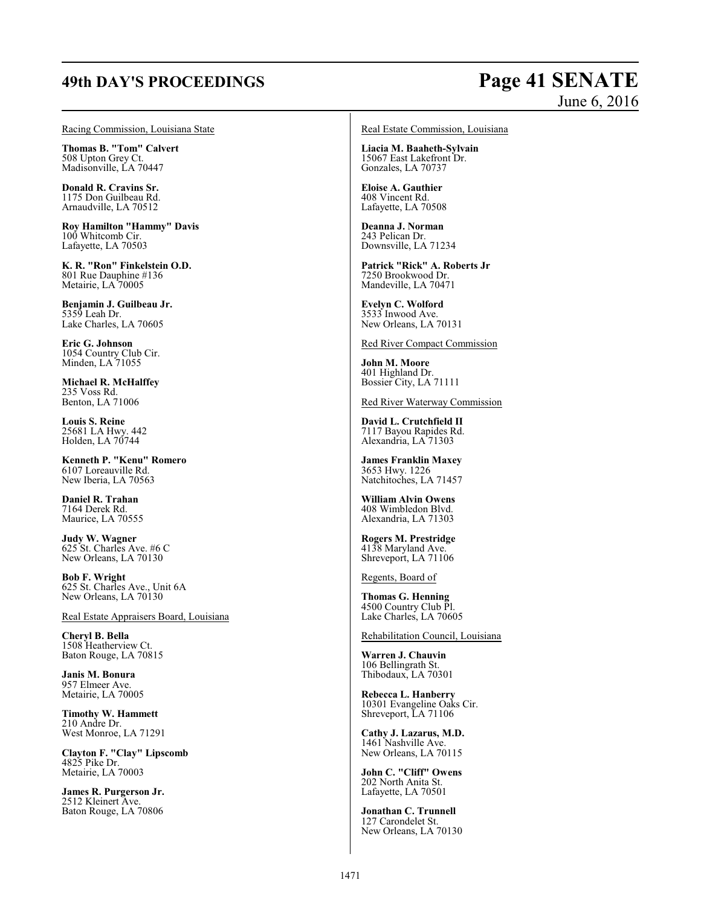Racing Commission, Louisiana State

**Thomas B. "Tom" Calvert**
508 Upton Grey Ct.
Madisonville, LA 70447

**Donald R. Cravins Sr.**
1175 Don Guilbeau Rd.
Arnaudville, LA 70512

**Roy Hamilton "Hammy" Davis**
100 Whitcomb Cir.
Lafayette, LA 70503

**K. R. "Ron" Finkelstein O.D.**
801 Rue Dauphine #136
Metairie, LA 70005

**Benjamin J. Guilbeau Jr.**
5359 Leah Dr.
Lake Charles, LA 70605

**Eric G. Johnson**
1054 Country Club Cir.
Minden, LA 71055

**Michael R. McHalffey**
235 Voss Rd.
Benton, LA 71006

**Louis S. Reine**
25681 LA Hwy. 442
Holden, LA 70744

**Kenneth P. "Kenu" Romero**
6107 Loreauville Rd.
New Iberia, LA 70563

**Daniel R. Trahan**
7164 Derek Rd.
Maurice, LA 70555

**Judy W. Wagner**
625 St. Charles Ave. #6 C
New Orleans, LA 70130

**Bob F. Wright**
625 St. Charles Ave., Unit 6A
New Orleans, LA 70130

Real Estate Appraisers Board, Louisiana

**Cheryl B. Bella**
1508 Heatherview Ct.
Baton Rouge, LA 70815

**Janis M. Bonura**
957 Elmeer Ave.
Metairie, LA 70005

**Timothy W. Hammett**
210 Andre Dr.
West Monroe, LA 71291

**Clayton F. "Clay" Lipscomb**
4825 Pike Dr.
Metairie, LA 70003

**James R. Purgerson Jr.**
2512 Kleinert Ave.
Baton Rouge, LA 70806

Real Estate Commission, Louisiana

**Liacia M. Baaheth-Sylvain**
15067 East Lakefront Dr.
Gonzales, LA 70737

**Eloise A. Gauthier**
408 Vincent Rd.
Lafayette, LA 70508

**Deanna J. Norman**
243 Pelican Dr.
Downsville, LA 71234

**Patrick "Rick" A. Roberts Jr**
7250 Brookwood Dr.
Mandeville, LA 70471

**Evelyn C. Wolford**
3533 Inwood Ave.
New Orleans, LA 70131

Red River Compact Commission

**John M. Moore**
401 Highland Dr.
Bossier City, LA 71111

Red River Waterway Commission

**David L. Crutchfield II**
7117 Bayou Rapides Rd.
Alexandria, LA 71303

**James Franklin Maxey**
3653 Hwy. 1226
Natchitoches, LA 71457

**William Alvin Owens**
408 Wimbledon Blvd.
Alexandria, LA 71303

**Rogers M. Prestridge**
4138 Maryland Ave.
Shreveport, LA 71106

Regents, Board of

**Thomas G. Henning**
4500 Country Club Pl.
Lake Charles, LA 70605

Rehabilitation Council, Louisiana

**Warren J. Chauvin**
106 Bellingrath St.
Thibodaux, LA 70301

**Rebecca L. Hanberry**
10301 Evangeline Oaks Cir.
Shreveport, LA 71106

**Cathy J. Lazarus, M.D.**
1461 Nashville Ave.
New Orleans, LA 70115

**John C. "Cliff" Owens**
202 North Anita St.
Lafayette, LA 70501

**Jonathan C. Trunnell**
127 Carondelet St.
New Orleans, LA 70130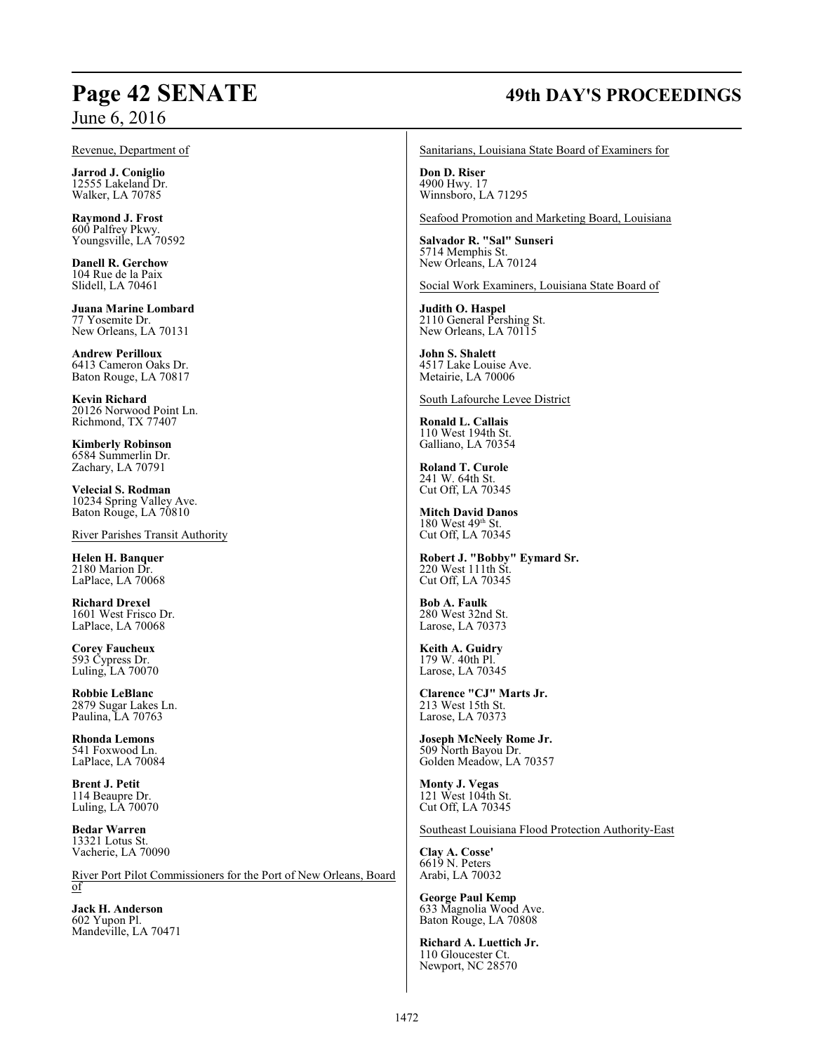Revenue, Department of

**Jarrod J. Coniglio**
12555 Lakeland Dr.
Walker, LA 70785

**Raymond J. Frost**
600 Palfrey Pkwy.
Youngsville, LA 70592

**Danell R. Gerchow**
104 Rue de la Paix
Slidell, LA 70461

**Juana Marine Lombard**
77 Yosemite Dr.
New Orleans, LA 70131

**Andrew Perilloux**
6413 Cameron Oaks Dr.
Baton Rouge, LA 70817

**Kevin Richard**
20126 Norwood Point Ln.
Richmond, TX 77407

**Kimberly Robinson**
6584 Summerlin Dr.
Zachary, LA 70791

**Velecial S. Rodman**
10234 Spring Valley Ave.
Baton Rouge, LA 70810

River Parishes Transit Authority

**Helen H. Banquer**
2180 Marion Dr.
LaPlace, LA 70068

**Richard Drexel**
1601 West Frisco Dr.
LaPlace, LA 70068

**Corey Faucheux**
593 Cypress Dr.
Luling, LA 70070

**Robbie LeBlanc**
2879 Sugar Lakes Ln.
Paulina, LA 70763

**Rhonda Lemons**
541 Foxwood Ln.
LaPlace, LA 70084

**Brent J. Petit**
114 Beaupre Dr.
Luling, LA 70070

**Bedar Warren**
13321 Lotus St.
Vacherie, LA 70090

River Port Pilot Commissioners for the Port of New Orleans, Board of

**Jack H. Anderson**
602 Yupon Pl.
Mandeville, LA 70471

Sanitarians, Louisiana State Board of Examiners for

**Don D. Riser**
4900 Hwy. 17
Winnsboro, LA 71295

Seafood Promotion and Marketing Board, Louisiana

**Salvador R. "Sal" Sunseri**
5714 Memphis St.
New Orleans, LA 70124

Social Work Examiners, Louisiana State Board of

**Judith O. Haspel**
2110 General Pershing St.
New Orleans, LA 70115

**John S. Shalett**
4517 Lake Louise Ave.
Metairie, LA 70006

South Lafourche Levee District

**Ronald L. Callais**
110 West 194th St.
Galliano, LA 70354

**Roland T. Curole**
241 W. 64th St.
Cut Off, LA 70345

**Mitch David Danos**
180 West 49th St.
Cut Off, LA 70345

**Robert J. "Bobby" Eymard Sr.**
220 West 111th St.
Cut Off, LA 70345

**Bob A. Faulk**
280 West 32nd St.
Larose, LA 70373

**Keith A. Guidry**
179 W. 40th Pl.
Larose, LA 70345

**Clarence "CJ" Marts Jr.**
213 West 15th St.
Larose, LA 70373

**Joseph McNeely Rome Jr.**
509 North Bayou Dr.
Golden Meadow, LA 70357

**Monty J. Vegas**
121 West 104th St.
Cut Off, LA 70345

Southeast Louisiana Flood Protection Authority-East

**Clay A. Cosse'**
6619 N. Peters
Arabi, LA 70032

**George Paul Kemp**
633 Magnolia Wood Ave.
Baton Rouge, LA 70808

**Richard A. Luettich Jr.**
110 Gloucester Ct.
Newport, NC 28570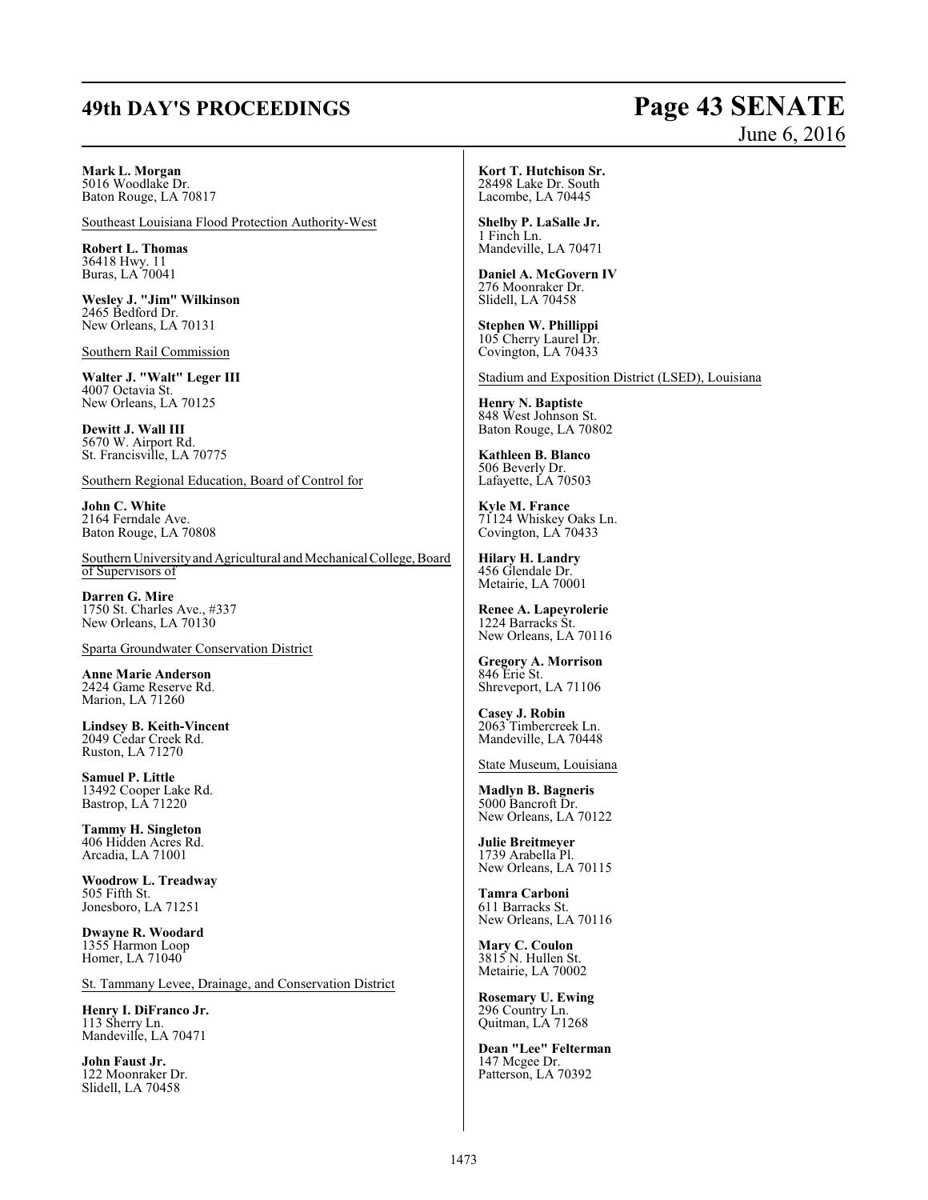**Mark L. Morgan**
5016 Woodlake Dr.
Baton Rouge, LA 70817

Southeast Louisiana Flood Protection Authority-West

**Robert L. Thomas**
36418 Hwy. 11
Buras, LA 70041

**Wesley J. "Jim" Wilkinson**
2465 Bedford Dr.
New Orleans, LA 70131

Southern Rail Commission

**Walter J. "Walt" Leger III**
4007 Octavia St.
New Orleans, LA 70125

**Dewitt J. Wall III**
5670 W. Airport Rd.
St. Francisville, LA 70775

Southern Regional Education, Board of Control for

**John C. White**
2164 Ferndale Ave.
Baton Rouge, LA 70808

Southern University and Agricultural and Mechanical College, Board of Supervisors of

**Darren G. Mire**
1750 St. Charles Ave., #337
New Orleans, LA 70130

Sparta Groundwater Conservation District

**Anne Marie Anderson**
2424 Game Reserve Rd.
Marion, LA 71260

**Lindsey B. Keith-Vincent**
2049 Cedar Creek Rd.
Ruston, LA 71270

**Samuel P. Little**
13492 Cooper Lake Rd.
Bastrop, LA 71220

**Tammy H. Singleton**
406 Hidden Acres Rd.
Arcadia, LA 71001

**Woodrow L. Treadway**
505 Fifth St.
Jonesboro, LA 71251

**Dwayne R. Woodard**
1355 Harmon Loop
Homer, LA 71040

St. Tammany Levee, Drainage, and Conservation District

**Henry I. DiFranco Jr.**
113 Sherry Ln.
Mandeville, LA 70471

**John Faust Jr.**
122 Moonraker Dr.
Slidell, LA 70458

**Kort T. Hutchison Sr.**
28498 Lake Dr. South
Lacombe, LA 70445

**Shelby P. LaSalle Jr.**
1 Finch Ln.
Mandeville, LA 70471

**Daniel A. McGovern IV**
276 Moonraker Dr.
Slidell, LA 70458

**Stephen W. Phillippi**
105 Cherry Laurel Dr.
Covington, LA 70433

Stadium and Exposition District (LSED), Louisiana

**Henry N. Baptiste**
848 West Johnson St.
Baton Rouge, LA 70802

**Kathleen B. Blanco**
506 Beverly Dr.
Lafayette, LA 70503

**Kyle M. France**
71124 Whiskey Oaks Ln.
Covington, LA 70433

**Hilary H. Landry**
456 Glendale Dr.
Metairie, LA 70001

**Renee A. Lapeyrolerie**
1224 Barracks St.
New Orleans, LA 70116

**Gregory A. Morrison**
846 Erie St.
Shreveport, LA 71106

**Casey J. Robin**
2063 Timbercreek Ln.
Mandeville, LA 70448

State Museum, Louisiana

**Madlyn B. Bagneris**
5000 Bancroft Dr.
New Orleans, LA 70122

**Julie Breitmeyer**
1739 Arabella Pl.
New Orleans, LA 70115

**Tamra Carboni**
611 Barracks St.
New Orleans, LA 70116

**Mary C. Coulon**
3815 N. Hullen St.
Metairie, LA 70002

**Rosemary U. Ewing**
296 Country Ln.
Quitman, LA 71268

**Dean "Lee" Felterman**
147 Mcgee Dr.
Patterson, LA 70392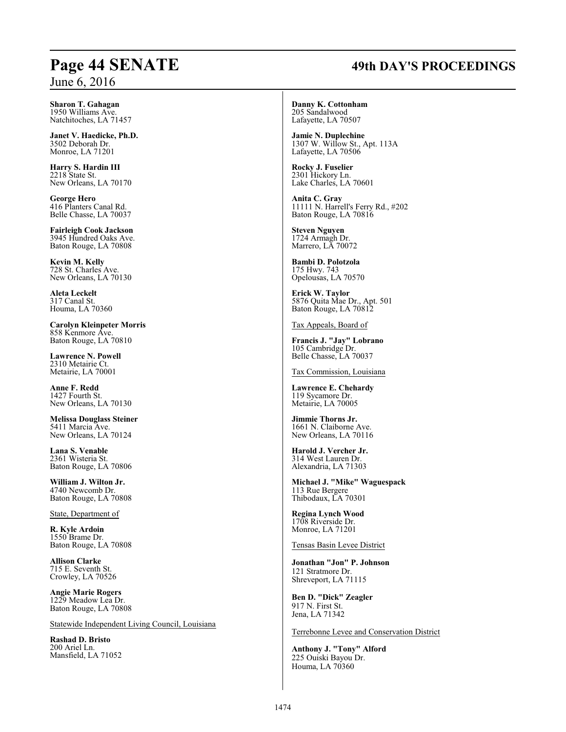**Sharon T. Gahagan**
1950 Williams Ave.
Natchitoches, LA 71457

**Janet V. Haedicke, Ph.D.**
3502 Deborah Dr.
Monroe, LA 71201

**Harry S. Hardin III**
2218 State St.
New Orleans, LA 70170

**George Hero**
416 Planters Canal Rd.
Belle Chasse, LA 70037

**Fairleigh Cook Jackson**
3945 Hundred Oaks Ave.
Baton Rouge, LA 70808

**Kevin M. Kelly**
728 St. Charles Ave.
New Orleans, LA 70130

**Aleta Leckelt**
317 Canal St.
Houma, LA 70360

**Carolyn Kleinpeter Morris**
858 Kenmore Ave.
Baton Rouge, LA 70810

**Lawrence N. Powell**
2310 Metairie Ct.
Metairie, LA 70001

**Anne F. Redd**
1427 Fourth St.
New Orleans, LA 70130

**Melissa Douglass Steiner**
5411 Marcia Ave.
New Orleans, LA 70124

**Lana S. Venable**
2361 Wisteria St.
Baton Rouge, LA 70806

**William J. Wilton Jr.**
4740 Newcomb Dr.
Baton Rouge, LA 70808

State, Department of

**R. Kyle Ardoin**
1550 Brame Dr.
Baton Rouge, LA 70808

**Allison Clarke**
715 E. Seventh St.
Crowley, LA 70526

**Angie Marie Rogers**
1229 Meadow Lea Dr.
Baton Rouge, LA 70808

Statewide Independent Living Council, Louisiana

**Rashad D. Bristo**
200 Ariel Ln.
Mansfield, LA 71052

**Danny K. Cottonham**
205 Sandalwood
Lafayette, LA 70507

**Jamie N. Duplechine**
1307 W. Willow St., Apt. 113A
Lafayette, LA 70506

**Rocky J. Fuselier**
2301 Hickory Ln.
Lake Charles, LA 70601

**Anita C. Gray**
11111 N. Harrell's Ferry Rd., #202
Baton Rouge, LA 70816

**Steven Nguyen**
1724 Armagh Dr.
Marrero, LA 70072

**Bambi D. Polotzola**
175 Hwy. 743
Opelousas, LA 70570

**Erick W. Taylor**
5876 Quita Mae Dr., Apt. 501
Baton Rouge, LA 70812

Tax Appeals, Board of

**Francis J. "Jay" Lobrano**
105 Cambridge Dr.
Belle Chasse, LA 70037

Tax Commission, Louisiana

**Lawrence E. Chehardy**
119 Sycamore Dr.
Metairie, LA 70005

**Jimmie Thorns Jr.**
1661 N. Claiborne Ave.
New Orleans, LA 70116

**Harold J. Vercher Jr.**
314 West Lauren Dr.
Alexandria, LA 71303

**Michael J. "Mike" Waguespack**
113 Rue Bergere
Thibodaux, LA 70301

**Regina Lynch Wood**
1708 Riverside Dr.
Monroe, LA 71201

Tensas Basin Levee District

**Jonathan "Jon" P. Johnson**
121 Stratmore Dr.
Shreveport, LA 71115

**Ben D. "Dick" Zeagler**
917 N. First St.
Jena, LA 71342

Terrebonne Levee and Conservation District

**Anthony J. "Tony" Alford**
225 Ouiski Bayou Dr.
Houma, LA 70360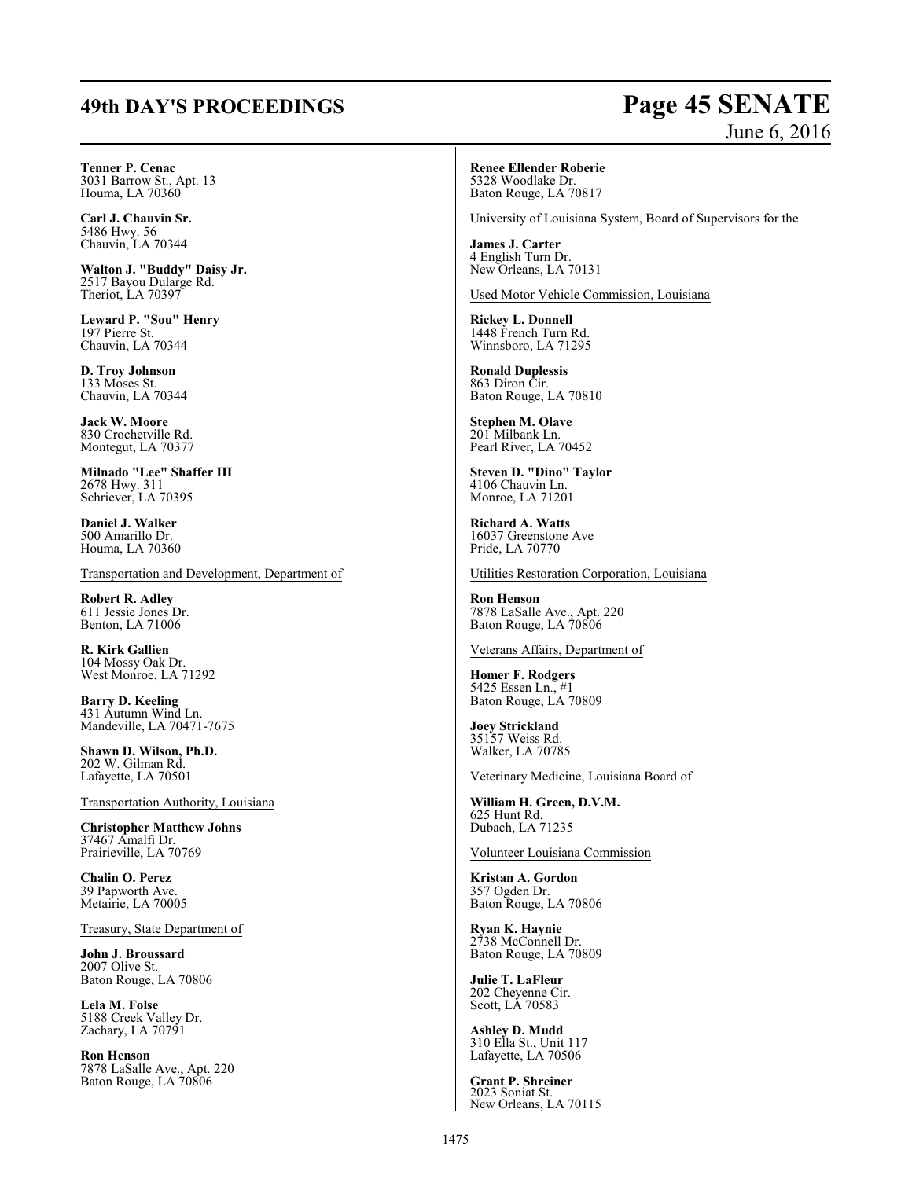**Tenner P. Cenac**
3031 Barrow St., Apt. 13
Houma, LA 70360

**Carl J. Chauvin Sr.**
5486 Hwy. 56
Chauvin, LA 70344

**Walton J. "Buddy" Daisy Jr.**
2517 Bayou Dularge Rd.
Theriot, LA 70397

**Leward P. "Sou" Henry**
197 Pierre St.
Chauvin, LA 70344

**D. Troy Johnson**
133 Moses St.
Chauvin, LA 70344

**Jack W. Moore**
830 Crochetville Rd.
Montegut, LA 70377

**Milnado "Lee" Shaffer III**
2678 Hwy. 311
Schriever, LA 70395

**Daniel J. Walker**
500 Amarillo Dr.
Houma, LA 70360

Transportation and Development, Department of

**Robert R. Adley**
611 Jessie Jones Dr.
Benton, LA 71006

**R. Kirk Gallien**
104 Mossy Oak Dr.
West Monroe, LA 71292

**Barry D. Keeling**
431 Autumn Wind Ln.
Mandeville, LA 70471-7675

**Shawn D. Wilson, Ph.D.**
202 W. Gilman Rd.
Lafayette, LA 70501

Transportation Authority, Louisiana

**Christopher Matthew Johns**
37467 Amalfi Dr.
Prairieville, LA 70769

**Chalin O. Perez**
39 Papworth Ave.
Metairie, LA 70005

Treasury, State Department of

**John J. Broussard**
2007 Olive St.
Baton Rouge, LA 70806

**Lela M. Folse**
5188 Creek Valley Dr.
Zachary, LA 70791

**Ron Henson**
7878 LaSalle Ave., Apt. 220
Baton Rouge, LA 70806

**Renee Ellender Roberie**
5328 Woodlake Dr.
Baton Rouge, LA 70817

University of Louisiana System, Board of Supervisors for the

**James J. Carter**
4 English Turn Dr.
New Orleans, LA 70131

Used Motor Vehicle Commission, Louisiana

**Rickey L. Donnell**
1448 French Turn Rd.
Winnsboro, LA 71295

**Ronald Duplessis**
863 Diron Cir.
Baton Rouge, LA 70810

**Stephen M. Olave**
201 Milbank Ln.
Pearl River, LA 70452

**Steven D. "Dino" Taylor**
4106 Chauvin Ln.
Monroe, LA 71201

**Richard A. Watts**
16037 Greenstone Ave
Pride, LA 70770

Utilities Restoration Corporation, Louisiana

**Ron Henson**
7878 LaSalle Ave., Apt. 220
Baton Rouge, LA 70806

Veterans Affairs, Department of

**Homer F. Rodgers**
5425 Essen Ln., #1
Baton Rouge, LA 70809

**Joey Strickland**
35157 Weiss Rd.
Walker, LA 70785

Veterinary Medicine, Louisiana Board of

**William H. Green, D.V.M.**
625 Hunt Rd.
Dubach, LA 71235

Volunteer Louisiana Commission

**Kristan A. Gordon**
357 Ogden Dr.
Baton Rouge, LA 70806

**Ryan K. Haynie**
2738 McConnell Dr.
Baton Rouge, LA 70809

**Julie T. LaFleur**
202 Cheyenne Cir.
Scott, LA 70583

**Ashley D. Mudd**
310 Ella St., Unit 117
Lafayette, LA 70506

**Grant P. Shreiner**
2023 Soniat St.
New Orleans, LA 70115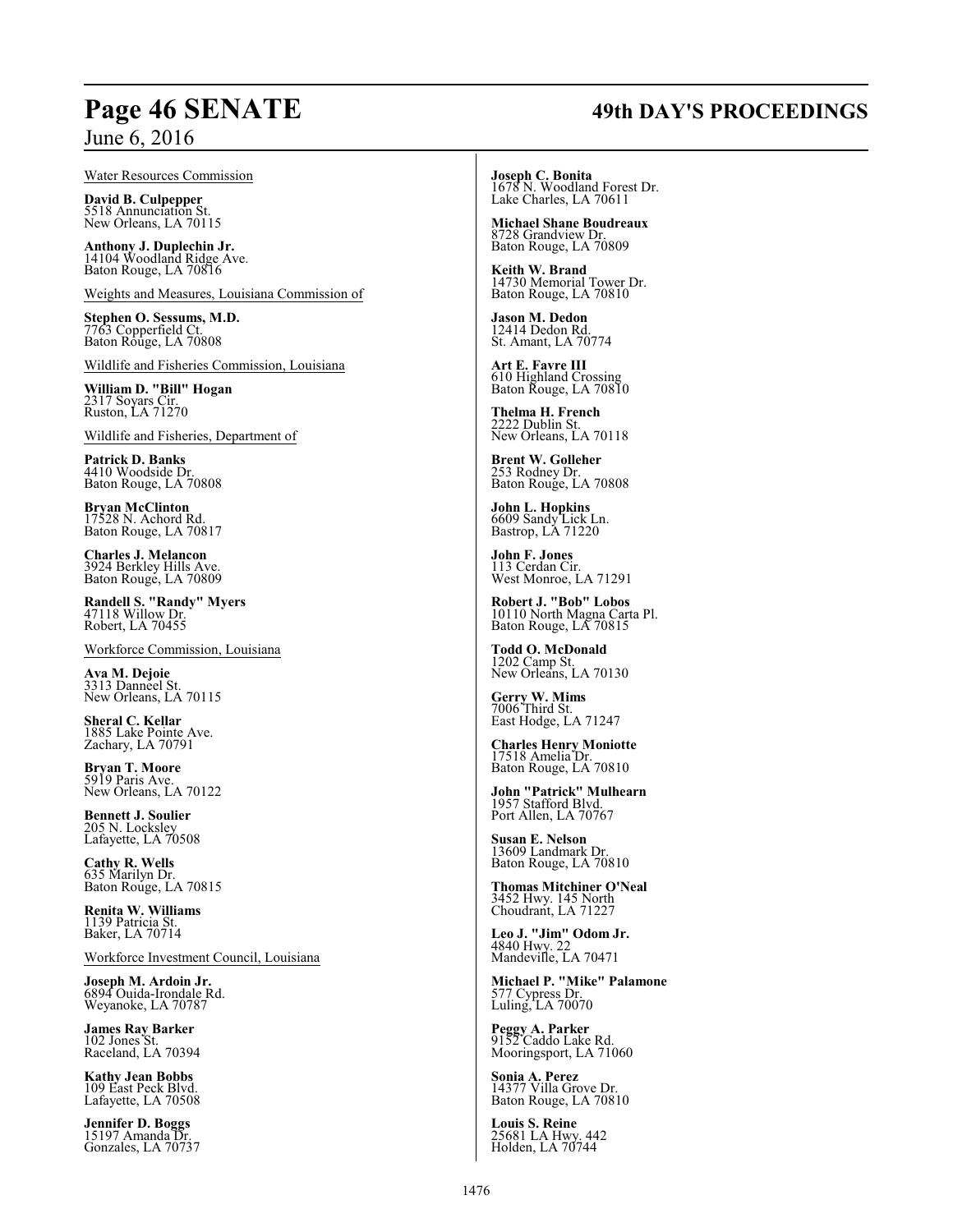Water Resources Commission

**David B. Culpepper**
5518 Annunciation St.
New Orleans, LA 70115

**Anthony J. Duplechin Jr.**
14104 Woodland Ridge Ave.
Baton Rouge, LA 70816

Weights and Measures, Louisiana Commission of

**Stephen O. Sessums, M.D.**
7763 Copperfield Ct.
Baton Rouge, LA 70808

Wildlife and Fisheries Commission, Louisiana

**William D. "Bill" Hogan**
2317 Soyars Cir.
Ruston, LA 71270

Wildlife and Fisheries, Department of

**Patrick D. Banks**
4410 Woodside Dr.
Baton Rouge, LA 70808

**Bryan McClinton**
17528 N. Achord Rd.
Baton Rouge, LA 70817

**Charles J. Melancon**
3924 Berkley Hills Ave.
Baton Rouge, LA 70809

**Randell S. "Randy" Myers**
47118 Willow Dr.
Robert, LA 70455

Workforce Commission, Louisiana

**Ava M. Dejoie**
3313 Danneel St.
New Orleans, LA 70115

**Sheral C. Kellar**
1885 Lake Pointe Ave.
Zachary, LA 70791

**Bryan T. Moore**
5919 Paris Ave.
New Orleans, LA 70122

**Bennett J. Soulier**
205 N. Locksley
Lafayette, LA 70508

**Cathy R. Wells**
635 Marilyn Dr.
Baton Rouge, LA 70815

**Renita W. Williams**
1139 Patricia St.
Baker, LA 70714

Workforce Investment Council, Louisiana

**Joseph M. Ardoin Jr.**
6894 Ouida-Irondale Rd.
Weyanoke, LA 70787

**James Ray Barker**
102 Jones St.
Raceland, LA 70394

**Kathy Jean Bobbs**
109 East Peck Blvd.
Lafayette, LA 70508

**Jennifer D. Boggs**
15197 Amanda Dr.
Gonzales, LA 70737

**Joseph C. Bonita**
1678 N. Woodland Forest Dr.
Lake Charles, LA 70611

**Michael Shane Boudreaux**
8728 Grandview Dr.
Baton Rouge, LA 70809

**Keith W. Brand**
14730 Memorial Tower Dr.
Baton Rouge, LA 70810

**Jason M. Dedon**
12414 Dedon Rd.
St. Amant, LA 70774

**Art E. Favre III**
610 Highland Crossing
Baton Rouge, LA 70810

**Thelma H. French**
2222 Dublin St.
New Orleans, LA 70118

**Brent W. Golleher**
253 Rodney Dr.
Baton Rouge, LA 70808

**John L. Hopkins**
6609 Sandy Lick Ln.
Bastrop, LA 71220

**John F. Jones**
113 Cerdan Cir.
West Monroe, LA 71291

**Robert J. "Bob" Lobos**
10110 North Magna Carta Pl.
Baton Rouge, LA 70815

**Todd O. McDonald**
1202 Camp St.
New Orleans, LA 70130

**Gerry W. Mims**
7006 Third St.
East Hodge, LA 71247

**Charles Henry Moniotte**
17518 Amelia Dr.
Baton Rouge, LA 70810

**John "Patrick" Mulhearn**
1957 Stafford Blvd.
Port Allen, LA 70767

**Susan E. Nelson**
13609 Landmark Dr.
Baton Rouge, LA 70810

**Thomas Mitchiner O'Neal**
3452 Hwy. 145 North
Choudrant, LA 71227

**Leo J. "Jim" Odom Jr.**
4840 Hwy. 22
Mandeville, LA 70471

**Michael P. "Mike" Palamone**
577 Cypress Dr.
Luling, LA 70070

**Peggy A. Parker**
9152 Caddo Lake Rd.
Mooringsport, LA 71060

**Sonia A. Perez**
14377 Villa Grove Dr.
Baton Rouge, LA 70810

**Louis S. Reine**
25681 LA Hwy. 442
Holden, LA 70744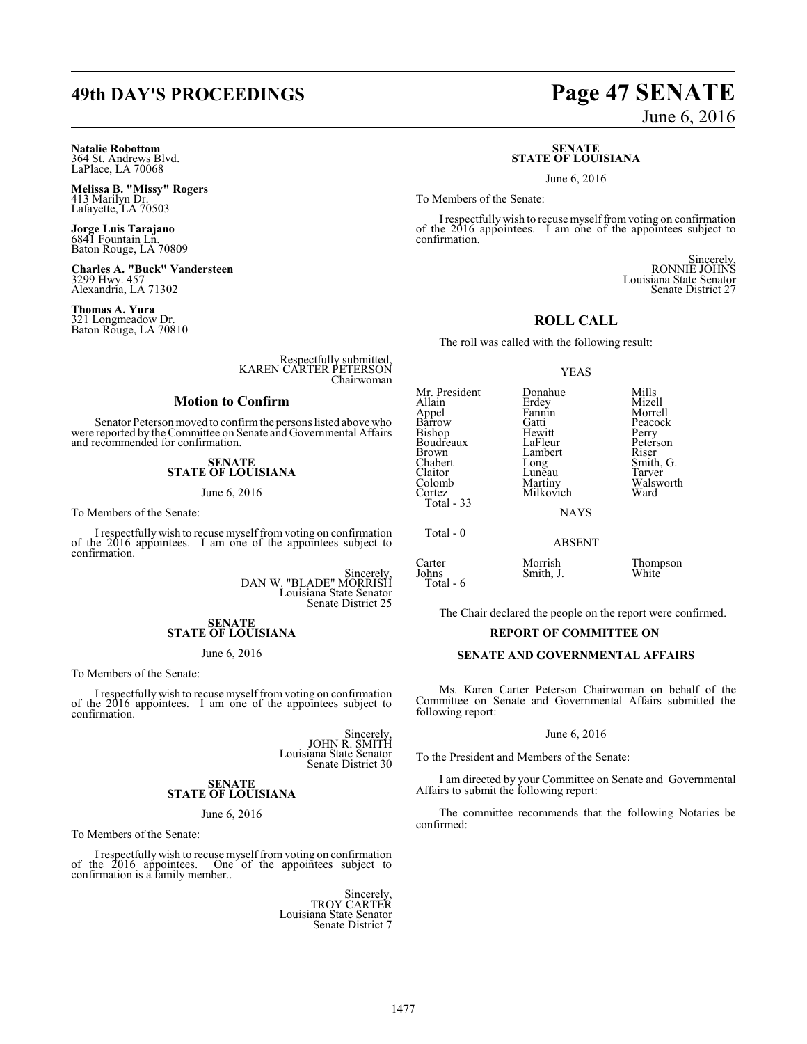**Natalie Robottom**
364 St. Andrews Blvd.
LaPlace, LA 70068

**Melissa B. "Missy" Rogers**
413 Marilyn Dr.
Lafayette, LA 70503

**Jorge Luis Tarajano**
6841 Fountain Ln.
Baton Rouge, LA 70809

**Charles A. "Buck" Vandersteen**
3299 Hwy. 457
Alexandria, LA 71302

**Thomas A. Yura**
321 Longmeadow Dr.
Baton Rouge, LA 70810

Respectfully submitted,
KAREN CARTER PETERSON
Chairwoman

## Motion to Confirm

Senator Peterson moved to confirm the persons listed above who were reported by the Committee on Senate and Governmental Affairs and recommended for confirmation.

**SENATE**
**STATE OF LOUISIANA**

June 6, 2016

To Members of the Senate:

I respectfully wish to recuse myself from voting on confirmation of the 2016 appointees. I am one of the appointees subject to confirmation.

Sincerely,
DAN W. "BLADE" MORRISH
Louisiana State Senator
Senate District 25

**SENATE**
**STATE OF LOUISIANA**

June 6, 2016

To Members of the Senate:

I respectfully wish to recuse myself from voting on confirmation of the 2016 appointees. I am one of the appointees subject to confirmation.

Sincerely,
JOHN R. SMITH
Louisiana State Senator
Senate District 30

**SENATE**
**STATE OF LOUISIANA**

June 6, 2016

To Members of the Senate:

I respectfully wish to recuse myself from voting on confirmation of the 2016 appointees. One of the appointees subject to confirmation is a family member..

Sincerely,
TROY CARTER
Louisiana State Senator
Senate District 7

**SENATE**
**STATE OF LOUISIANA**

June 6, 2016

To Members of the Senate:

I respectfully wish to recuse myself from voting on confirmation of the 2016 appointees. I am one of the appointees subject to confirmation.

Sincerely,
RONNIE JOHNS
Louisiana State Senator
Senate District 27

## ROLL CALL

The roll was called with the following result:

YEAS

| | | |
|---|---|---|
| Mr. President | Donahue | Mills |
| Allain | Erdey | Mizell |
| Appel | Fannin | Morrell |
| Barrow | Gatti | Peacock |
| Bishop | Hewitt | Perry |
| Boudreaux | LaFleur | Peterson |
| Brown | Lambert | Riser |
| Chabert | Long | Smith, G. |
| Claitor | Luneau | Tarver |
| Colomb | Martiny | Walsworth |
| Cortez | Milkovich | Ward |

Total - 33

NAYS

Total - 0

ABSENT

| | | |
|---|---|---|
| Carter | Morrish | Thompson |
| Johns | Smith, J. | White |

Total - 6

The Chair declared the people on the report were confirmed.

**REPORT OF COMMITTEE ON**

**SENATE AND GOVERNMENTAL AFFAIRS**

Ms. Karen Carter Peterson Chairwoman on behalf of the Committee on Senate and Governmental Affairs submitted the following report:

June 6, 2016

To the President and Members of the Senate:

I am directed by your Committee on Senate and Governmental Affairs to submit the following report:

The committee recommends that the following Notaries be confirmed: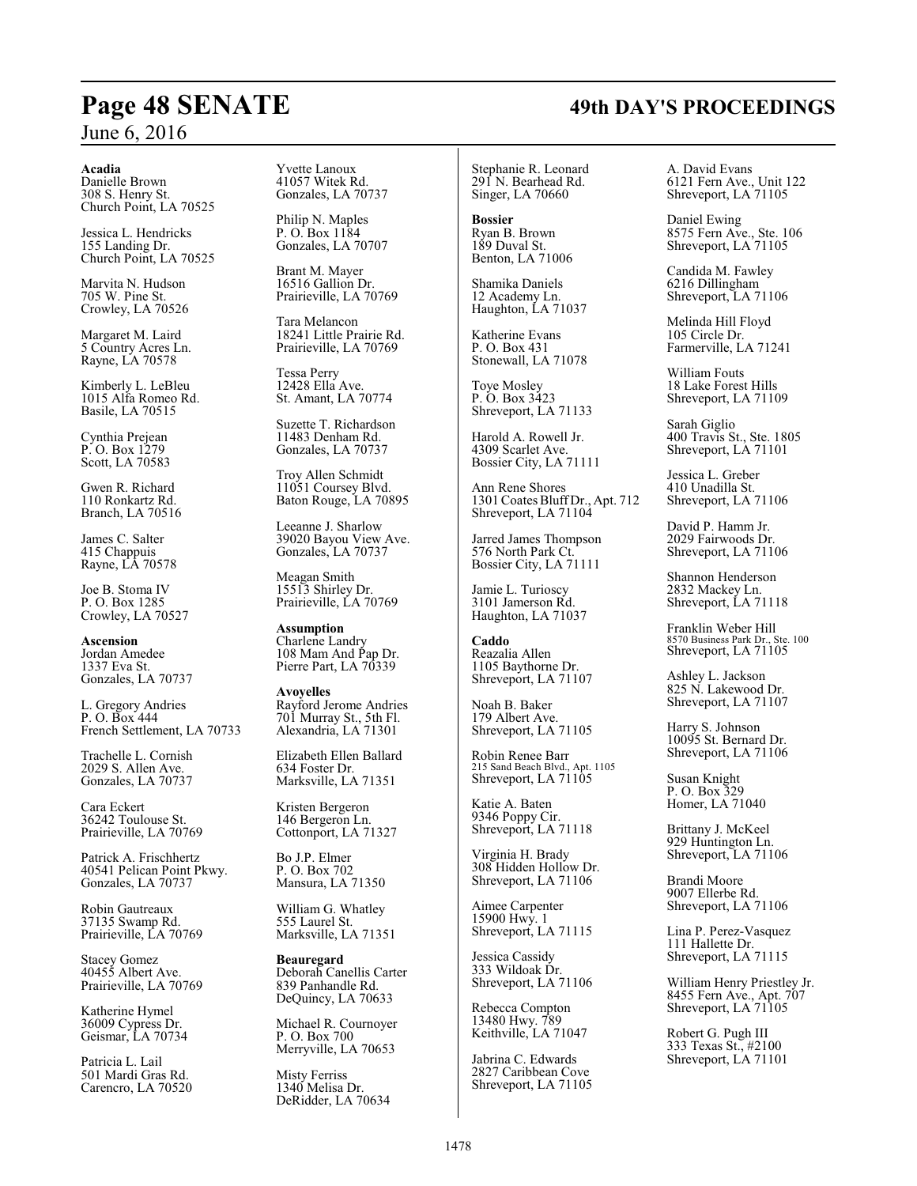**Acadia**
Danielle Brown
308 S. Henry St.
Church Point, LA 70525

Jessica L. Hendricks
155 Landing Dr.
Church Point, LA 70525

Marvita N. Hudson
705 W. Pine St.
Crowley, LA 70526

Margaret M. Laird
5 Country Acres Ln.
Rayne, LA 70578

Kimberly L. LeBleu
1015 Alfa Romeo Rd.
Basile, LA 70515

Cynthia Prejean
P. O. Box 1279
Scott, LA 70583

Gwen R. Richard
110 Ronkartz Rd.
Branch, LA 70516

James C. Salter
415 Chappuis
Rayne, LA 70578

Joe B. Stoma IV
P. O. Box 1285
Crowley, LA 70527

**Ascension**
Jordan Amedee
1337 Eva St.
Gonzales, LA 70737

L. Gregory Andries
P. O. Box 444
French Settlement, LA 70733

Trachelle L. Cornish
2029 S. Allen Ave.
Gonzales, LA 70737

Cara Eckert
36242 Toulouse St.
Prairieville, LA 70769

Patrick A. Frischhertz
40541 Pelican Point Pkwy.
Gonzales, LA 70737

Robin Gautreaux
37135 Swamp Rd.
Prairieville, LA 70769

Stacey Gomez
40455 Albert Ave.
Prairieville, LA 70769

Katherine Hymel
36009 Cypress Dr.
Geismar, LA 70734

Patricia L. Lail
501 Mardi Gras Rd.
Carencro, LA 70520

Yvette Lanoux
41057 Witek Rd.
Gonzales, LA 70737

Philip N. Maples
P. O. Box 1184
Gonzales, LA 70707

Brant M. Mayer
16516 Gallion Dr.
Prairieville, LA 70769

Tara Melancon
18241 Little Prairie Rd.
Prairieville, LA 70769

Tessa Perry
12428 Ella Ave.
St. Amant, LA 70774

Suzette T. Richardson
11483 Denham Rd.
Gonzales, LA 70737

Troy Allen Schmidt
11051 Coursey Blvd.
Baton Rouge, LA 70895

Leeanne J. Sharlow
39020 Bayou View Ave.
Gonzales, LA 70737

Meagan Smith
15513 Shirley Dr.
Prairieville, LA 70769

**Assumption**
Charlene Landry
108 Mam And Pap Dr.
Pierre Part, LA 70339

**Avoyelles**
Rayford Jerome Andries
701 Murray St., 5th Fl.
Alexandria, LA 71301

Elizabeth Ellen Ballard
634 Foster Dr.
Marksville, LA 71351

Kristen Bergeron
146 Bergeron Ln.
Cottonport, LA 71327

Bo J.P. Elmer
P. O. Box 702
Mansura, LA 71350

William G. Whatley
555 Laurel St.
Marksville, LA 71351

**Beauregard**
Deborah Canellis Carter
839 Panhandle Rd.
DeQuincy, LA 70633

Michael R. Cournoyer
P. O. Box 700
Merryville, LA 70653

Misty Ferriss
1340 Melisa Dr.
DeRidder, LA 70634

Stephanie R. Leonard
291 N. Bearhead Rd.
Singer, LA 70660

**Bossier**
Ryan B. Brown
189 Duval St.
Benton, LA 71006

Shamika Daniels
12 Academy Ln.
Haughton, LA 71037

Katherine Evans
P. O. Box 431
Stonewall, LA 71078

Toye Mosley
P. O. Box 3423
Shreveport, LA 71133

Harold A. Rowell Jr.
4309 Scarlet Ave.
Bossier City, LA 71111

Ann Rene Shores
1301 Coates Bluff Dr., Apt. 712
Shreveport, LA 71104

Jarred James Thompson
576 North Park Ct.
Bossier City, LA 71111

Jamie L. Turioscy
3101 Jamerson Rd.
Haughton, LA 71037

**Caddo**
Reazalia Allen
1105 Baythorne Dr.
Shreveport, LA 71107

Noah B. Baker
179 Albert Ave.
Shreveport, LA 71105

Robin Renee Barr
215 Sand Beach Blvd., Apt. 1105
Shreveport, LA 71105

Katie A. Baten
9346 Poppy Cir.
Shreveport, LA 71118

Virginia H. Brady
308 Hidden Hollow Dr.
Shreveport, LA 71106

Aimee Carpenter
15900 Hwy. 1
Shreveport, LA 71115

Jessica Cassidy
333 Wildoak Dr.
Shreveport, LA 71106

Rebecca Compton
13480 Hwy. 789
Keithville, LA 71047

Jabrina C. Edwards
2827 Caribbean Cove
Shreveport, LA 71105

A. David Evans
6121 Fern Ave., Unit 122
Shreveport, LA 71105

Daniel Ewing
8575 Fern Ave., Ste. 106
Shreveport, LA 71105

Candida M. Fawley
6216 Dillingham
Shreveport, LA 71106

Melinda Hill Floyd
105 Circle Dr.
Farmerville, LA 71241

William Fouts
18 Lake Forest Hills
Shreveport, LA 71109

Sarah Giglio
400 Travis St., Ste. 1805
Shreveport, LA 71101

Jessica L. Greber
410 Unadilla St.
Shreveport, LA 71106

David P. Hamm Jr.
2029 Fairwoods Dr.
Shreveport, LA 71106

Shannon Henderson
2832 Mackey Ln.
Shreveport, LA 71118

Franklin Weber Hill
8570 Business Park Dr., Ste. 100
Shreveport, LA 71105

Ashley L. Jackson
825 N. Lakewood Dr.
Shreveport, LA 71107

Harry S. Johnson
10095 St. Bernard Dr.
Shreveport, LA 71106

Susan Knight
P. O. Box 329
Homer, LA 71040

Brittany J. McKeel
929 Huntington Ln.
Shreveport, LA 71106

Brandi Moore
9007 Ellerbe Rd.
Shreveport, LA 71106

Lina P. Perez-Vasquez
111 Hallette Dr.
Shreveport, LA 71115

William Henry Priestley Jr.
8455 Fern Ave., Apt. 707
Shreveport, LA 71105

Robert G. Pugh III
333 Texas St., #2100
Shreveport, LA 71101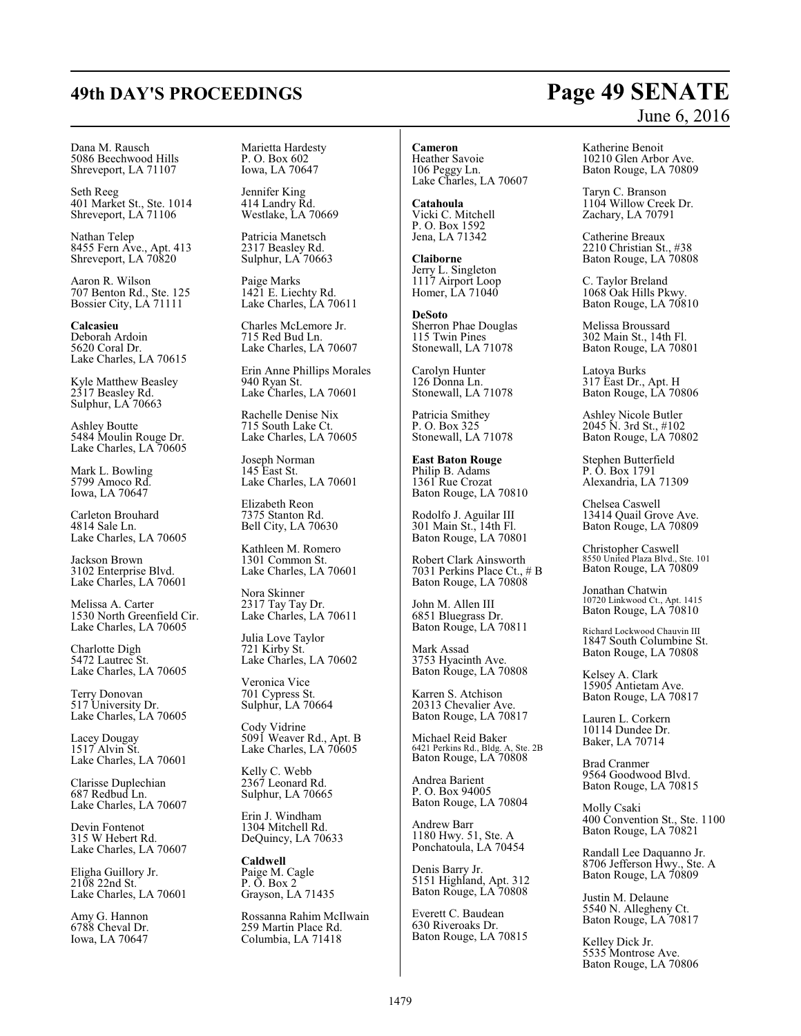Dana M. Rausch
5086 Beechwood Hills
Shreveport, LA 71107

Seth Reeg
401 Market St., Ste. 1014
Shreveport, LA 71106

Nathan Telep
8455 Fern Ave., Apt. 413
Shreveport, LA 70820

Aaron R. Wilson
707 Benton Rd., Ste. 125
Bossier City, LA 71111

**Calcasieu**
Deborah Ardoin
5620 Coral Dr.
Lake Charles, LA 70615

Kyle Matthew Beasley
2317 Beasley Rd.
Sulphur, LA 70663

Ashley Boutte
5484 Moulin Rouge Dr.
Lake Charles, LA 70605

Mark L. Bowling
5799 Amoco Rd.
Iowa, LA 70647

Carleton Brouhard
4814 Sale Ln.
Lake Charles, LA 70605

Jackson Brown
3102 Enterprise Blvd.
Lake Charles, LA 70601

Melissa A. Carter
1530 North Greenfield Cir.
Lake Charles, LA 70605

Charlotte Digh
5472 Lautrec St.
Lake Charles, LA 70605

Terry Donovan
517 University Dr.
Lake Charles, LA 70605

Lacey Dougay
1517 Alvin St.
Lake Charles, LA 70601

Clarisse Duplechian
687 Redbud Ln.
Lake Charles, LA 70607

Devin Fontenot
315 W Hebert Rd.
Lake Charles, LA 70607

Eligha Guillory Jr.
2108 22nd St.
Lake Charles, LA 70601

Amy G. Hannon
6788 Cheval Dr.
Iowa, LA 70647

Marietta Hardesty
P. O. Box 602
Iowa, LA 70647

Jennifer King
414 Landry Rd.
Westlake, LA 70669

Patricia Manetsch
2317 Beasley Rd.
Sulphur, LA 70663

Paige Marks
1421 E. Liechty Rd.
Lake Charles, LA 70611

Charles McLemore Jr.
715 Red Bud Ln.
Lake Charles, LA 70607

Erin Anne Phillips Morales
940 Ryan St.
Lake Charles, LA 70601

Rachelle Denise Nix
715 South Lake Ct.
Lake Charles, LA 70605

Joseph Norman
145 East St.
Lake Charles, LA 70601

Elizabeth Reon
7375 Stanton Rd.
Bell City, LA 70630

Kathleen M. Romero
1301 Common St.
Lake Charles, LA 70601

Nora Skinner
2317 Tay Tay Dr.
Lake Charles, LA 70611

Julia Love Taylor
721 Kirby St.
Lake Charles, LA 70602

Veronica Vice
701 Cypress St.
Sulphur, LA 70664

Cody Vidrine
5091 Weaver Rd., Apt. B
Lake Charles, LA 70605

Kelly C. Webb
2367 Leonard Rd.
Sulphur, LA 70665

Erin J. Windham
1304 Mitchell Rd.
DeQuincy, LA 70633

**Caldwell**
Paige M. Cagle
P. O. Box 2
Grayson, LA 71435

Rossanna Rahim McIlwain
259 Martin Place Rd.
Columbia, LA 71418

**Cameron**
Heather Savoie
106 Peggy Ln.
Lake Charles, LA 70607

**Catahoula**
Vicki C. Mitchell
P. O. Box 1592
Jena, LA 71342

**Claiborne**
Jerry L. Singleton
1117 Airport Loop
Homer, LA 71040

**DeSoto**
Sherron Phae Douglas
115 Twin Pines
Stonewall, LA 71078

Carolyn Hunter
126 Donna Ln.
Stonewall, LA 71078

Patricia Smithey
P. O. Box 325
Stonewall, LA 71078

**East Baton Rouge**
Philip B. Adams
1361 Rue Crozat
Baton Rouge, LA 70810

Rodolfo J. Aguilar III
301 Main St., 14th Fl.
Baton Rouge, LA 70801

Robert Clark Ainsworth
7031 Perkins Place Ct., # B
Baton Rouge, LA 70808

John M. Allen III
6851 Bluegrass Dr.
Baton Rouge, LA 70811

Mark Assad
3753 Hyacinth Ave.
Baton Rouge, LA 70808

Karren S. Atchison
20313 Chevalier Ave.
Baton Rouge, LA 70817

Michael Reid Baker
6421 Perkins Rd., Bldg. A, Ste. 2B
Baton Rouge, LA 70808

Andrea Barient
P. O. Box 94005
Baton Rouge, LA 70804

Andrew Barr
1180 Hwy. 51, Ste. A
Ponchatoula, LA 70454

Denis Barry Jr.
5151 Highland, Apt. 312
Baton Rouge, LA 70808

Everett C. Baudean
630 Riveroaks Dr.
Baton Rouge, LA 70815

Katherine Benoit
10210 Glen Arbor Ave.
Baton Rouge, LA 70809

Taryn C. Branson
1104 Willow Creek Dr.
Zachary, LA 70791

Catherine Breaux
2210 Christian St., #38
Baton Rouge, LA 70808

C. Taylor Breland
1068 Oak Hills Pkwy.
Baton Rouge, LA 70810

Melissa Broussard
302 Main St., 14th Fl.
Baton Rouge, LA 70801

Latoya Burks
317 East Dr., Apt. H
Baton Rouge, LA 70806

Ashley Nicole Butler
2045 N. 3rd St., #102
Baton Rouge, LA 70802

Stephen Butterfield
P. O. Box 1791
Alexandria, LA 71309

Chelsea Caswell
13414 Quail Grove Ave.
Baton Rouge, LA 70809

Christopher Caswell
8550 United Plaza Blvd., Ste. 101
Baton Rouge, LA 70809

Jonathan Chatwin
10720 Linkwood Ct., Apt. 1415
Baton Rouge, LA 70810

Richard Lockwood Chauvin III
1847 South Columbine St.
Baton Rouge, LA 70808

Kelsey A. Clark
15905 Antietam Ave.
Baton Rouge, LA 70817

Lauren L. Corkern
10114 Dundee Dr.
Baker, LA 70714

Brad Cranmer
9564 Goodwood Blvd.
Baton Rouge, LA 70815

Molly Csaki
400 Convention St., Ste. 1100
Baton Rouge, LA 70821

Randall Lee Daquanno Jr.
8706 Jefferson Hwy., Ste. A
Baton Rouge, LA 70809

Justin M. Delaune
5540 N. Allegheny Ct.
Baton Rouge, LA 70817

Kelley Dick Jr.
5535 Montrose Ave.
Baton Rouge, LA 70806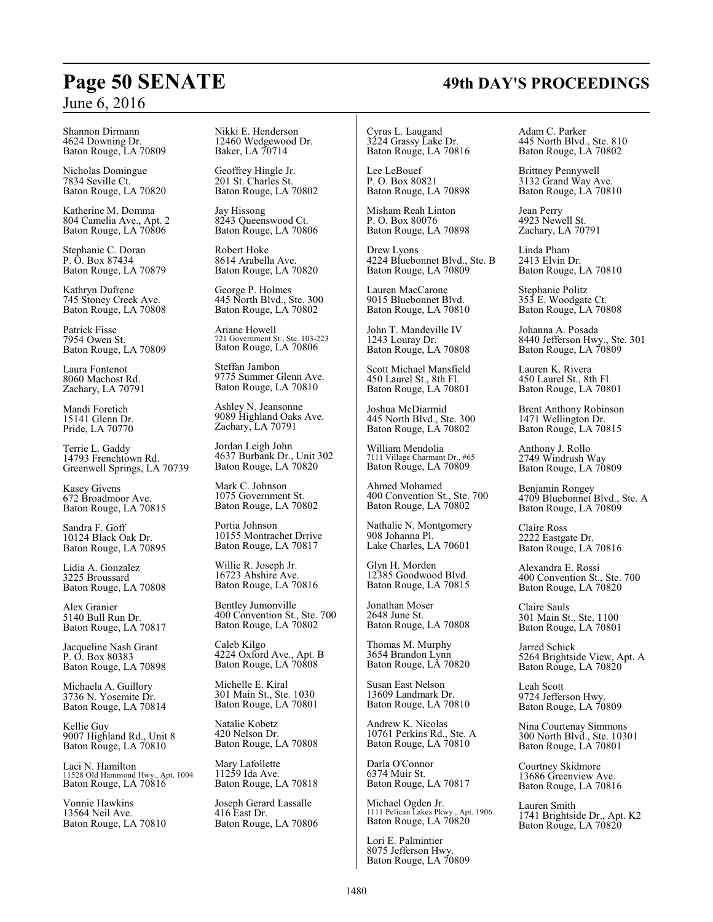Shannon Dirmann
4624 Downing Dr.
Baton Rouge, LA 70809

Nicholas Domingue
7834 Seville Ct.
Baton Rouge, LA 70820

Katherine M. Domma
804 Camelia Ave., Apt. 2
Baton Rouge, LA 70806

Stephanie C. Doran
P. O. Box 87434
Baton Rouge, LA 70879

Kathryn Dufrene
745 Stoney Creek Ave.
Baton Rouge, LA 70808

Patrick Fisse
7954 Owen St.
Baton Rouge, LA 70809

Laura Fontenot
8060 Machost Rd.
Zachary, LA 70791

Mandi Foretich
15141 Glenn Dr.
Pride, LA 70770

Terrie L. Gaddy
14793 Frenchtown Rd.
Greenwell Springs, LA 70739

Kasey Givens
672 Broadmoor Ave.
Baton Rouge, LA 70815

Sandra F. Goff
10124 Black Oak Dr.
Baton Rouge, LA 70895

Lidia A. Gonzalez
3225 Broussard
Baton Rouge, LA 70808

Alex Granier
5140 Bull Run Dr.
Baton Rouge, LA 70817

Jacqueline Nash Grant
P. O. Box 80383
Baton Rouge, LA 70898

Michaela A. Guillory
3736 N. Yosemite Dr.
Baton Rouge, LA 70814

Kellie Guy
9007 Highland Rd., Unit 8
Baton Rouge, LA 70810

Laci N. Hamilton
11528 Old Hammond Hwy., Apt. 1004
Baton Rouge, LA 70816

Vonnie Hawkins
13564 Neil Ave.
Baton Rouge, LA 70810

Nikki E. Henderson
12460 Wedgewood Dr.
Baker, LA 70714

Geoffrey Hingle Jr.
201 St. Charles St.
Baton Rouge, LA 70802

Jay Hissong
8243 Queenswood Ct.
Baton Rouge, LA 70806

Robert Hoke
8614 Arabella Ave.
Baton Rouge, LA 70820

George P. Holmes
445 North Blvd., Ste. 300
Baton Rouge, LA 70802

Ariane Howell
721 Government St., Ste. 103-223
Baton Rouge, LA 70806

Steffan Jambon
9775 Summer Glenn Ave.
Baton Rouge, LA 70810

Ashley N. Jeansonne
9089 Highland Oaks Ave.
Zachary, LA 70791

Jordan Leigh John
4637 Burbank Dr., Unit 302
Baton Rouge, LA 70820

Mark C. Johnson
1075 Government St.
Baton Rouge, LA 70802

Portia Johnson
10155 Montrachet Drrive
Baton Rouge, LA 70817

Willie R. Joseph Jr.
16723 Abshire Ave.
Baton Rouge, LA 70816

Bentley Jumonville
400 Convention St., Ste. 700
Baton Rouge, LA 70802

Caleb Kilgo
4224 Oxford Ave., Apt. B
Baton Rouge, LA 70808

Michelle E. Kiral
301 Main St., Ste. 1030
Baton Rouge, LA 70801

Natalie Kobetz
420 Nelson Dr.
Baton Rouge, LA 70808

Mary Lafollette
11259 Ida Ave.
Baton Rouge, LA 70818

Joseph Gerard Lassalle
416 East Dr.
Baton Rouge, LA 70806

Cyrus L. Laugand
3224 Grassy Lake Dr.
Baton Rouge, LA 70816

Lee LeBouef
P. O. Box 80821
Baton Rouge, LA 70898

Misham Reah Linton
P. O. Box 80076
Baton Rouge, LA 70898

Drew Lyons
4224 Bluebonnet Blvd., Ste. B
Baton Rouge, LA 70809

Lauren MacCarone
9015 Bluebonnet Blvd.
Baton Rouge, LA 70810

John T. Mandeville IV
1243 Louray Dr.
Baton Rouge, LA 70808

Scott Michael Mansfield
450 Laurel St., 8th Fl.
Baton Rouge, LA 70801

Joshua McDiarmid
445 North Blvd., Ste. 300
Baton Rouge, LA 70802

William Mendolia
7111 Village Charmant Dr., #65
Baton Rouge, LA 70809

Ahmed Mohamed
400 Convention St., Ste. 700
Baton Rouge, LA 70802

Nathalie N. Montgomery
908 Johanna Pl.
Lake Charles, LA 70601

Glyn H. Morden
12385 Goodwood Blvd.
Baton Rouge, LA 70815

Jonathan Moser
2648 June St.
Baton Rouge, LA 70808

Thomas M. Murphy
3654 Brandon Lynn
Baton Rouge, LA 70820

Susan East Nelson
13609 Landmark Dr.
Baton Rouge, LA 70810

Andrew K. Nicolas
10761 Perkins Rd., Ste. A
Baton Rouge, LA 70810

Darla O'Connor
6374 Muir St.
Baton Rouge, LA 70817

Michael Ogden Jr.
1111 Pelican Lakes Pkwy., Apt. 1906
Baton Rouge, LA 70820

Lori E. Palmintier
8075 Jefferson Hwy.
Baton Rouge, LA 70809

Adam C. Parker
445 North Blvd., Ste. 810
Baton Rouge, LA 70802

Brittney Pennywell
3132 Grand Way Ave.
Baton Rouge, LA 70810

Jean Perry
4923 Newell St.
Zachary, LA 70791

Linda Pham
2413 Elvin Dr.
Baton Rouge, LA 70810

Stephanie Politz
353 E. Woodgate Ct.
Baton Rouge, LA 70808

Johanna A. Posada
8440 Jefferson Hwy., Ste. 301
Baton Rouge, LA 70809

Lauren K. Rivera
450 Laurel St., 8th Fl.
Baton Rouge, LA 70801

Brent Anthony Robinson
1471 Wellington Dr.
Baton Rouge, LA 70815

Anthony J. Rollo
2749 Windrush Way
Baton Rouge, LA 70809

Benjamin Rongey
4709 Bluebonnet Blvd., Ste. A
Baton Rouge, LA 70809

Claire Ross
2222 Eastgate Dr.
Baton Rouge, LA 70816

Alexandra E. Rossi
400 Convention St., Ste. 700
Baton Rouge, LA 70820

Claire Sauls
301 Main St., Ste. 1100
Baton Rouge, LA 70801

Jarred Schick
5264 Brightside View, Apt. A
Baton Rouge, LA 70820

Leah Scott
9724 Jefferson Hwy.
Baton Rouge, LA 70809

Nina Courtenay Simmons
300 North Blvd., Ste. 10301
Baton Rouge, LA 70801

Courtney Skidmore
13686 Greenview Ave.
Baton Rouge, LA 70816

Lauren Smith
1741 Brightside Dr., Apt. K2
Baton Rouge, LA 70820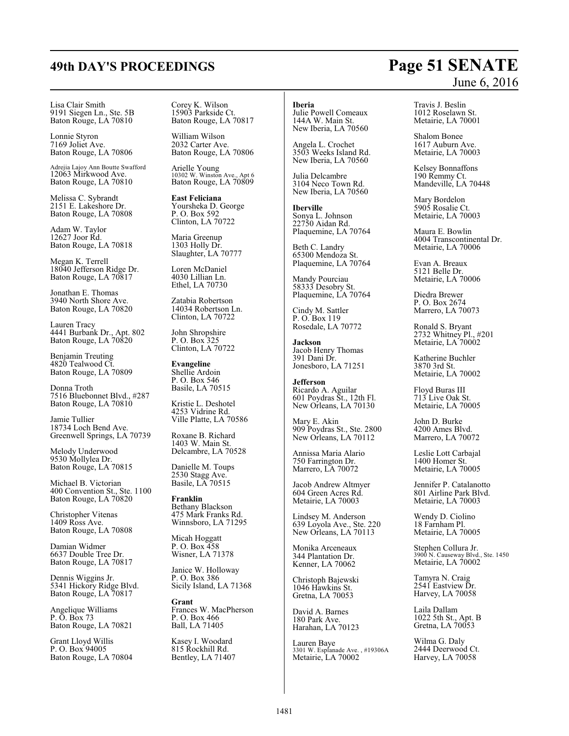Lisa Clair Smith
9191 Siegen Ln., Ste. 5B
Baton Rouge, LA 70810

Lonnie Styron
7169 Joliet Ave.
Baton Rouge, LA 70806

Adrejia Lajoy Ann Boutte Swafford
12063 Mirkwood Ave.
Baton Rouge, LA 70810

Melissa C. Sybrandt
2151 E. Lakeshore Dr.
Baton Rouge, LA 70808

Adam W. Taylor
12627 Joor Rd.
Baton Rouge, LA 70818

Megan K. Terrell
18040 Jefferson Ridge Dr.
Baton Rouge, LA 70817

Jonathan E. Thomas
3940 North Shore Ave.
Baton Rouge, LA 70820

Lauren Tracy
4441 Burbank Dr., Apt. 802
Baton Rouge, LA 70820

Benjamin Treuting
4820 Tealwood Ct.
Baton Rouge, LA 70809

Donna Troth
7516 Bluebonnet Blvd., #287
Baton Rouge, LA 70810

Jamie Tullier
18734 Loch Bend Ave.
Greenwell Springs, LA 70739

Melody Underwood
9530 Mollylea Dr.
Baton Rouge, LA 70815

Michael B. Victorian
400 Convention St., Ste. 1100
Baton Rouge, LA 70820

Christopher Vitenas
1409 Ross Ave.
Baton Rouge, LA 70808

Damian Widmer
6637 Double Tree Dr.
Baton Rouge, LA 70817

Dennis Wiggins Jr.
5341 Hickory Ridge Blvd.
Baton Rouge, LA 70817

Angelique Williams
P. O. Box 73
Baton Rouge, LA 70821

Grant Lloyd Willis
P. O. Box 94005
Baton Rouge, LA 70804

Corey K. Wilson
15903 Parkside Ct.
Baton Rouge, LA 70817

William Wilson
2032 Carter Ave.
Baton Rouge, LA 70806

Arielle Young
10302 W. Winston Ave., Apt 6
Baton Rouge, LA 70809

**East Feliciana**
Yoursheka D. George
P. O. Box 592
Clinton, LA 70722

Maria Greenup
1303 Holly Dr.
Slaughter, LA 70777

Loren McDaniel
4030 Lillian Ln.
Ethel, LA 70730

Zatabia Robertson
14034 Robertson Ln.
Clinton, LA 70722

John Shropshire
P. O. Box 325
Clinton, LA 70722

**Evangeline**
Shellie Ardoin
P. O. Box 546
Basile, LA 70515

Kristie L. Deshotel
4253 Vidrine Rd.
Ville Platte, LA 70586

Roxane B. Richard
1403 W. Main St.
Delcambre, LA 70528

Danielle M. Toups
2530 Stagg Ave.
Basile, LA 70515

**Franklin**
Bethany Blackson
475 Mark Franks Rd.
Winnsboro, LA 71295

Micah Hoggatt
P. O. Box 458
Wisner, LA 71378

Janice W. Holloway
P. O. Box 386
Sicily Island, LA 71368

**Grant**
Frances W. MacPherson
P. O. Box 466
Ball, LA 71405

Kasey I. Woodard
815 Rockhill Rd.
Bentley, LA 71407

**Iberia**
Julie Powell Comeaux
144A W. Main St.
New Iberia, LA 70560

Angela L. Crochet
3503 Weeks Island Rd.
New Iberia, LA 70560

Julia Delcambre
3104 Neco Town Rd.
New Iberia, LA 70560

**Iberville**
Sonya L. Johnson
22750 Aidan Rd.
Plaquemine, LA 70764

Beth C. Landry
65300 Mendoza St.
Plaquemine, LA 70764

Mandy Pourciau
58333 Desobry St.
Plaquemine, LA 70764

Cindy M. Sattler
P. O. Box 119
Rosedale, LA 70772

**Jackson**
Jacob Henry Thomas
391 Dani Dr.
Jonesboro, LA 71251

**Jefferson**
Ricardo A. Aguilar
601 Poydras St., 12th Fl.
New Orleans, LA 70130

Mary E. Akin
909 Poydras St., Ste. 2800
New Orleans, LA 70112

Annissa Maria Alario
750 Farrington Dr.
Marrero, LA 70072

Jacob Andrew Altmyer
604 Green Acres Rd.
Metairie, LA 70003

Lindsey M. Anderson
639 Loyola Ave., Ste. 220
New Orleans, LA 70113

Monika Arceneaux
344 Plantation Dr.
Kenner, LA 70062

Christoph Bajewski
1046 Hawkins St.
Gretna, LA 70053

David A. Barnes
180 Park Ave.
Harahan, LA 70123

Lauren Baye
3301 W. Esplanade Ave. , #19306A
Metairie, LA 70002

Travis J. Beslin
1012 Roselawn St.
Metairie, LA 70001

Shalom Bonee
1617 Auburn Ave.
Metairie, LA 70003

Kelsey Bonnaffons
190 Remmy Ct.
Mandeville, LA 70448

Mary Bordelon
5905 Rosalie Ct.
Metairie, LA 70003

Maura E. Bowlin
4004 Transcontinental Dr.
Metairie, LA 70006

Evan A. Breaux
5121 Belle Dr.
Metairie, LA 70006

Diedra Brewer
P. O. Box 2674
Marrero, LA 70073

Ronald S. Bryant
2732 Whitney Pl., #201
Metairie, LA 70002

Katherine Buchler
3870 3rd St.
Metairie, LA 70002

Floyd Buras III
713 Live Oak St.
Metairie, LA 70005

John D. Burke
4200 Ames Blvd.
Marrero, LA 70072

Leslie Lott Carbajal
1400 Homer St.
Metairie, LA 70005

Jennifer P. Catalanotto
801 Airline Park Blvd.
Metairie, LA 70003

Wendy D. Ciolino
18 Farnham Pl.
Metairie, LA 70005

Stephen Collura Jr.
3900 N. Causeway Blvd., Ste. 1450
Metairie, LA 70002

Tamyra N. Craig
2541 Eastview Dr.
Harvey, LA 70058

Laila Dallam
1022 5th St., Apt. B
Gretna, LA 70053

Wilma G. Daly
2444 Deerwood Ct.
Harvey, LA 70058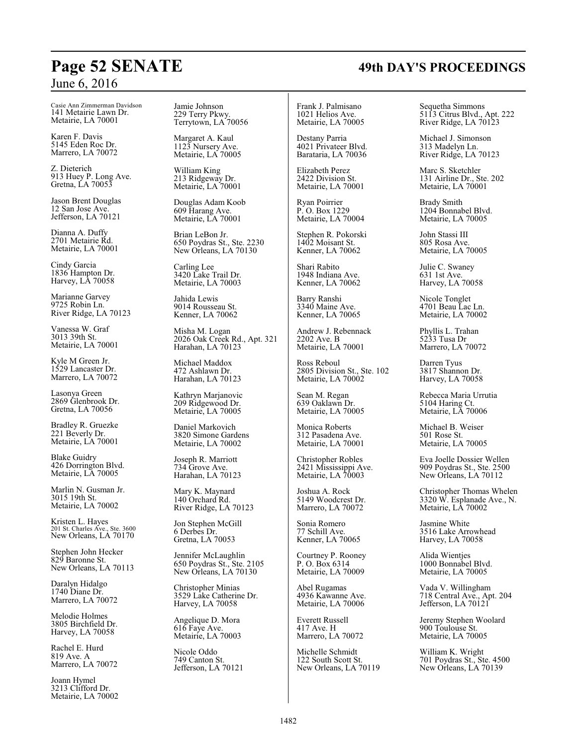Casie Ann Zimmerman Davidson
141 Metairie Lawn Dr.
Metairie, LA 70001

Karen F. Davis
5145 Eden Roc Dr.
Marrero, LA 70072

Z. Dieterich
913 Huey P. Long Ave.
Gretna, LA 70053

Jason Brent Douglas
12 San Jose Ave.
Jefferson, LA 70121

Dianna A. Duffy
2701 Metairie Rd.
Metairie, LA 70001

Cindy Garcia
1836 Hampton Dr.
Harvey, LA 70058

Marianne Garvey
9725 Robin Ln.
River Ridge, LA 70123

Vanessa W. Graf
3013 39th St.
Metairie, LA 70001

Kyle M Green Jr.
1529 Lancaster Dr.
Marrero, LA 70072

Lasonya Green
2869 Glenbrook Dr.
Gretna, LA 70056

Bradley R. Gruezke
221 Beverly Dr.
Metairie, LA 70001

Blake Guidry
426 Dorrington Blvd.
Metairie, LA 70005

Marlin N. Gusman Jr.
3015 19th St.
Metairie, LA 70002

Kristen L. Hayes
201 St. Charles Ave., Ste. 3600
New Orleans, LA 70170

Stephen John Hecker
829 Baronne St.
New Orleans, LA 70113

Daralyn Hidalgo
1740 Diane Dr.
Marrero, LA 70072

Melodie Holmes
3805 Birchfield Dr.
Harvey, LA 70058

Rachel E. Hurd
819 Ave. A
Marrero, LA 70072

Joann Hymel
3213 Clifford Dr.
Metairie, LA 70002

Jamie Johnson
229 Terry Pkwy.
Terrytown, LA 70056

Margaret A. Kaul
1123 Nursery Ave.
Metairie, LA 70005

William King
213 Ridgeway Dr.
Metairie, LA 70001

Douglas Adam Koob
609 Harang Ave.
Metairie, LA 70001

Brian LeBon Jr.
650 Poydras St., Ste. 2230
New Orleans, LA 70130

Carling Lee
3420 Lake Trail Dr.
Metairie, LA 70003

Jahida Lewis
9014 Rousseau St.
Kenner, LA 70062

Misha M. Logan
2026 Oak Creek Rd., Apt. 321
Harahan, LA 70123

Michael Maddox
472 Ashlawn Dr.
Harahan, LA 70123

Kathryn Marjanovic
209 Ridgewood Dr.
Metairie, LA 70005

Daniel Markovich
3820 Simone Gardens
Metairie, LA 70002

Joseph R. Marriott
734 Grove Ave.
Harahan, LA 70123

Mary K. Maynard
140 Orchard Rd.
River Ridge, LA 70123

Jon Stephen McGill
6 Derbes Dr.
Gretna, LA 70053

Jennifer McLaughlin
650 Poydras St., Ste. 2105
New Orleans, LA 70130

Christopher Minias
3529 Lake Catherine Dr.
Harvey, LA 70058

Angelique D. Mora
616 Faye Ave.
Metairie, LA 70003

Nicole Oddo
749 Canton St.
Jefferson, LA 70121

Frank J. Palmisano
1021 Helios Ave.
Metairie, LA 70005

Destany Parria
4021 Privateer Blvd.
Barataria, LA 70036

Elizabeth Perez
2422 Division St.
Metairie, LA 70001

Ryan Poirrier
P. O. Box 1229
Metairie, LA 70004

Stephen R. Pokorski
1402 Moisant St.
Kenner, LA 70062

Shari Rabito
1948 Indiana Ave.
Kenner, LA 70062

Barry Ranshi
3340 Maine Ave.
Kenner, LA 70065

Andrew J. Rebennack
2202 Ave. B
Metairie, LA 70001

Ross Reboul
2805 Division St., Ste. 102
Metairie, LA 70002

Sean M. Regan
639 Oaklawn Dr.
Metairie, LA 70005

Monica Roberts
312 Pasadena Ave.
Metairie, LA 70001

Christopher Robles
2421 Mississippi Ave.
Metairie, LA 70003

Joshua A. Rock
5149 Woodcrest Dr.
Marrero, LA 70072

Sonia Romero
77 Schill Ave.
Kenner, LA 70065

Courtney P. Rooney
P. O. Box 6314
Metairie, LA 70009

Abel Rugamas
4936 Kawanne Ave.
Metairie, LA 70006

Everett Russell
417 Ave. H
Marrero, LA 70072

Michelle Schmidt
122 South Scott St.
New Orleans, LA 70119

Sequetha Simmons
5113 Citrus Blvd., Apt. 222
River Ridge, LA 70123

Michael J. Simonson
313 Madelyn Ln.
River Ridge, LA 70123

Marc S. Sketchler
131 Airline Dr., Ste. 202
Metairie, LA 70001

Brady Smith
1204 Bonnabel Blvd.
Metairie, LA 70005

John Stassi III
805 Rosa Ave.
Metairie, LA 70005

Julie C. Swaney
631 1st Ave.
Harvey, LA 70058

Nicole Tonglet
4701 Beau Lac Ln.
Metairie, LA 70002

Phyllis L. Trahan
5233 Tusa Dr
Marrero, LA 70072

Darren Tyus
3817 Shannon Dr.
Harvey, LA 70058

Rebecca Maria Urrutia
5104 Haring Ct.
Metairie, LA 70006

Michael B. Weiser
501 Rose St.
Metairie, LA 70005

Eva Joelle Dossier Wellen
909 Poydras St., Ste. 2500
New Orleans, LA 70112

Christopher Thomas Whelen
3320 W. Esplanade Ave., N.
Metairie, LA 70002

Jasmine White
3516 Lake Arrowhead
Harvey, LA 70058

Alida Wientjes
1000 Bonnabel Blvd.
Metairie, LA 70005

Vada V. Willingham
718 Central Ave., Apt. 204
Jefferson, LA 70121

Jeremy Stephen Woolard
900 Toulouse St.
Metairie, LA 70005

William K. Wright
701 Poydras St., Ste. 4500
New Orleans, LA 70139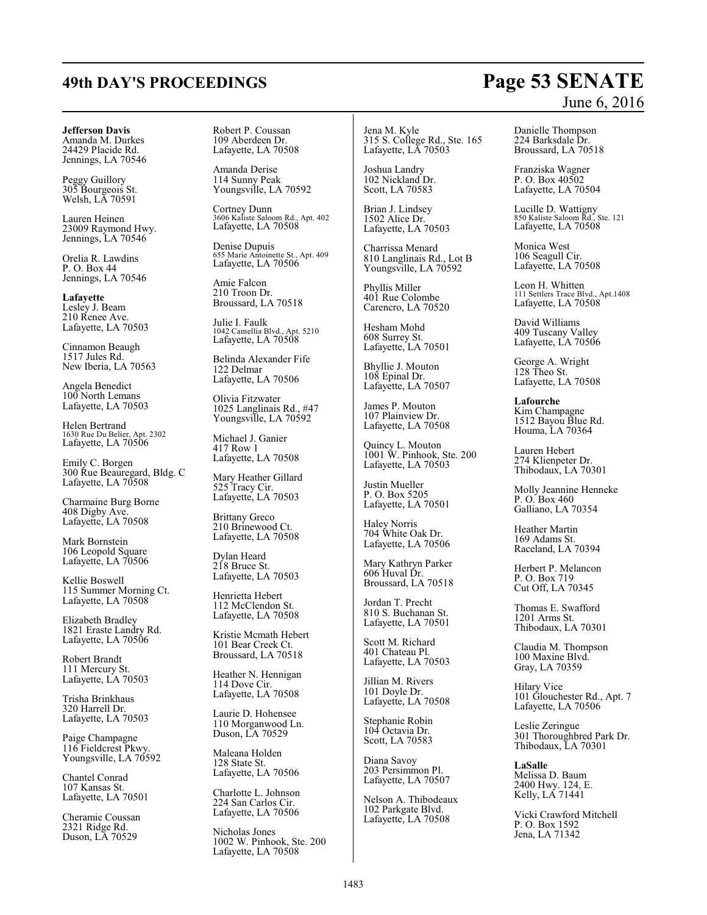**Jefferson Davis**
Amanda M. Durkes
24429 Placide Rd.
Jennings, LA 70546

Peggy Guillory
305 Bourgeois St.
Welsh, LA 70591

Lauren Heinen
23009 Raymond Hwy.
Jennings, LA 70546

Orelia R. Lawdins
P. O. Box 44
Jennings, LA 70546

**Lafayette**
Lesley J. Beam
210 Renee Ave.
Lafayette, LA 70503

Cinnamon Beaugh
1517 Jules Rd.
New Iberia, LA 70563

Angela Benedict
100 North Lemans
Lafayette, LA 70503

Helen Bertrand
1630 Rue Du Belier, Apt. 2302
Lafayette, LA 70506

Emily C. Borgen
300 Rue Beauregard, Bldg. C
Lafayette, LA 70508

Charmaine Burg Borne
408 Digby Ave.
Lafayette, LA 70508

Mark Bornstein
106 Leopold Square
Lafayette, LA 70506

Kellie Boswell
115 Summer Morning Ct.
Lafayette, LA 70508

Elizabeth Bradley
1821 Eraste Landry Rd.
Lafayette, LA 70506

Robert Brandt
111 Mercury St.
Lafayette, LA 70503

Trisha Brinkhaus
320 Harrell Dr.
Lafayette, LA 70503

Paige Champagne
116 Fieldcrest Pkwy.
Youngsville, LA 70592

Chantel Conrad
107 Kansas St.
Lafayette, LA 70501

Cheramie Coussan
2321 Ridge Rd.
Duson, LA 70529

Robert P. Coussan
109 Aberdeen Dr.
Lafayette, LA 70508

Amanda Derise
114 Sunny Peak
Youngsville, LA 70592

Cortney Dunn
3606 Kaliste Saloom Rd., Apt. 402
Lafayette, LA 70508

Denise Dupuis
655 Marie Antoinette St., Apt. 409
Lafayette, LA 70506

Amie Falcon
210 Troon Dr.
Broussard, LA 70518

Julie I. Faulk
1042 Camellia Blvd., Apt. 5210
Lafayette, LA 70508

Belinda Alexander Fife
122 Delmar
Lafayette, LA 70506

Olivia Fitzwater
1025 Langlinais Rd., #47
Youngsville, LA 70592

Michael J. Ganier
417 Row 1
Lafayette, LA 70508

Mary Heather Gillard
525 Tracy Cir.
Lafayette, LA 70503

Brittany Greco
210 Brinewood Ct.
Lafayette, LA 70508

Dylan Heard
218 Bruce St.
Lafayette, LA 70503

Henrietta Hebert
112 McClendon St.
Lafayette, LA 70508

Kristie Mcmath Hebert
101 Bear Creek Ct.
Broussard, LA 70518

Heather N. Hennigan
114 Dove Cir.
Lafayette, LA 70508

Laurie D. Hohensee
110 Morganwood Ln.
Duson, LA 70529

Maleana Holden
128 State St.
Lafayette, LA 70506

Charlotte L. Johnson
224 San Carlos Cir.
Lafayette, LA 70506

Nicholas Jones
1002 W. Pinhook, Ste. 200
Lafayette, LA 70508

Jena M. Kyle
315 S. College Rd., Ste. 165
Lafayette, LA 70503

Joshua Landry
102 Nickland Dr.
Scott, LA 70583

Brian J. Lindsey
1502 Alice Dr.
Lafayette, LA 70503

Charrissa Menard
810 Langlinais Rd., Lot B
Youngsville, LA 70592

Phyllis Miller
401 Rue Colombe
Carencro, LA 70520

Hesham Mohd
608 Surrey St.
Lafayette, LA 70501

Bhyllie J. Mouton
108 Epinal Dr.
Lafayette, LA 70507

James P. Mouton
107 Plainview Dr.
Lafayette, LA 70508

Quincy L. Mouton
1001 W. Pinhook, Ste. 200
Lafayette, LA 70503

Justin Mueller
P. O. Box 5205
Lafayette, LA 70501

Haley Norris
704 White Oak Dr.
Lafayette, LA 70506

Mary Kathryn Parker
606 Huval Dr.
Broussard, LA 70518

Jordan T. Precht
810 S. Buchanan St.
Lafayette, LA 70501

Scott M. Richard
401 Chateau Pl.
Lafayette, LA 70503

Jillian M. Rivers
101 Doyle Dr.
Lafayette, LA 70508

Stephanie Robin
104 Octavia Dr.
Scott, LA 70583

Diana Savoy
203 Persimmon Pl.
Lafayette, LA 70507

Nelson A. Thibodeaux
102 Parkgate Blvd.
Lafayette, LA 70508

Danielle Thompson
224 Barksdale Dr.
Broussard, LA 70518

Franziska Wagner
P. O. Box 40502
Lafayette, LA 70504

Lucille D. Wattigny
850 Kaliste Saloom Rd., Ste. 121
Lafayette, LA 70508

Monica West
106 Seagull Cir.
Lafayette, LA 70508

Leon H. Whitten
111 Settlers Trace Blvd., Apt.1408
Lafayette, LA 70508

David Williams
409 Tuscany Valley
Lafayette, LA 70506

George A. Wright
128 Theo St.
Lafayette, LA 70508

**Lafourche**
Kim Champagne
1512 Bayou Blue Rd.
Houma, LA 70364

Lauren Hebert
274 Klienpeter Dr.
Thibodaux, LA 70301

Molly Jeannine Henneke
P. O. Box 460
Galliano, LA 70354

Heather Martin
169 Adams St.
Raceland, LA 70394

Herbert P. Melancon
P. O. Box 719
Cut Off, LA 70345

Thomas E. Swafford
1201 Arms St.
Thibodaux, LA 70301

Claudia M. Thompson
100 Maxine Blvd.
Gray, LA 70359

Hilary Vice
101 Glouchester Rd., Apt. 7
Lafayette, LA 70506

Leslie Zeringue
301 Thoroughbred Park Dr.
Thibodaux, LA 70301

**LaSalle**
Melissa D. Baum
2400 Hwy. 124, E.
Kelly, LA 71441

Vicki Crawford Mitchell
P. O. Box 1592
Jena, LA 71342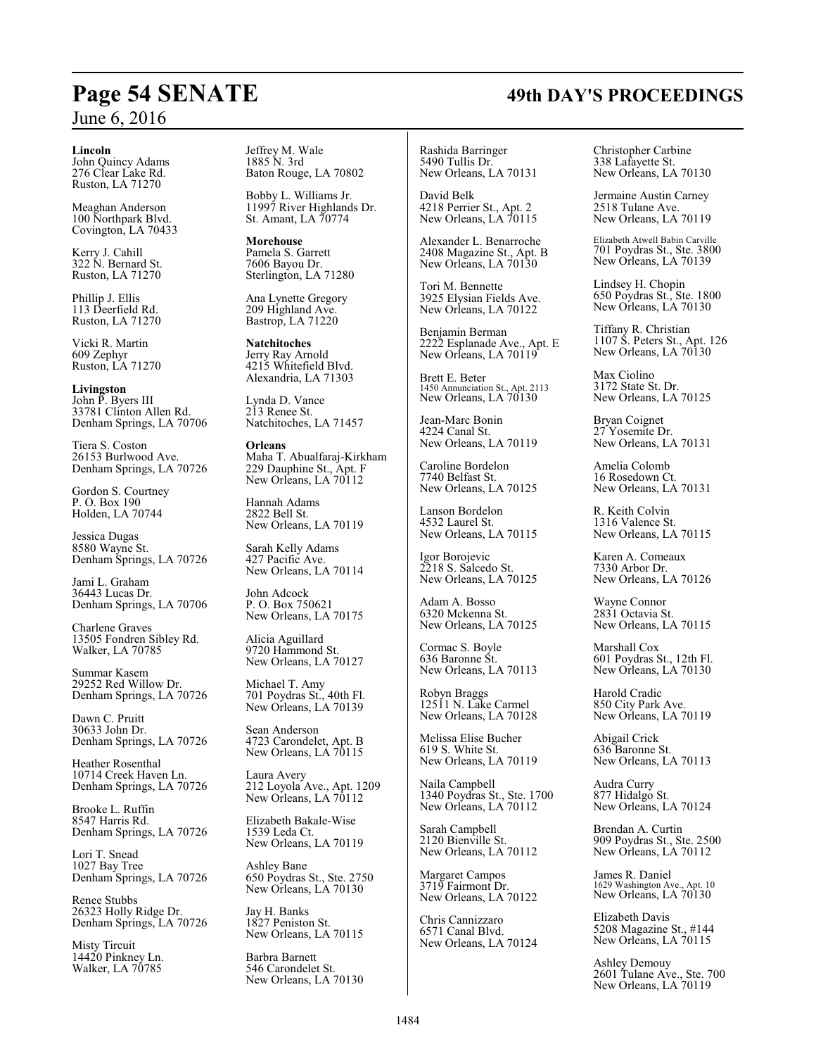**Lincoln**

John Quincy Adams
276 Clear Lake Rd.
Ruston, LA 71270

Meaghan Anderson
100 Northpark Blvd.
Covington, LA 70433

Kerry J. Cahill
322 N. Bernard St.
Ruston, LA 71270

Phillip J. Ellis
113 Deerfield Rd.
Ruston, LA 71270

Vicki R. Martin
609 Zephyr
Ruston, LA 71270

**Livingston**

John P. Byers III
33781 Clinton Allen Rd.
Denham Springs, LA 70706

Tiera S. Coston
26153 Burlwood Ave.
Denham Springs, LA 70726

Gordon S. Courtney
P. O. Box 190
Holden, LA 70744

Jessica Dugas
8580 Wayne St.
Denham Springs, LA 70726

Jami L. Graham
36443 Lucas Dr.
Denham Springs, LA 70706

Charlene Graves
13505 Fondren Sibley Rd.
Walker, LA 70785

Summar Kasem
29252 Red Willow Dr.
Denham Springs, LA 70726

Dawn C. Pruitt
30633 John Dr.
Denham Springs, LA 70726

Heather Rosenthal
10714 Creek Haven Ln.
Denham Springs, LA 70726

Brooke L. Ruffin
8547 Harris Rd.
Denham Springs, LA 70726

Lori T. Snead
1027 Bay Tree
Denham Springs, LA 70726

Renee Stubbs
26323 Holly Ridge Dr.
Denham Springs, LA 70726

Misty Tircuit
14420 Pinkney Ln.
Walker, LA 70785

Jeffrey M. Wale
1885 N. 3rd
Baton Rouge, LA 70802

Bobby L. Williams Jr.
11997 River Highlands Dr.
St. Amant, LA 70774

**Morehouse**

Pamela S. Garrett
7606 Bayou Dr.
Sterlington, LA 71280

Ana Lynette Gregory
209 Highland Ave.
Bastrop, LA 71220

**Natchitoches**

Jerry Ray Arnold
4215 Whitefield Blvd.
Alexandria, LA 71303

Lynda D. Vance
213 Renee St.
Natchitoches, LA 71457

**Orleans**

Maha T. Abualfaraj-Kirkham
229 Dauphine St., Apt. F
New Orleans, LA 70112

Hannah Adams
2822 Bell St.
New Orleans, LA 70119

Sarah Kelly Adams
427 Pacific Ave.
New Orleans, LA 70114

John Adcock
P. O. Box 750621
New Orleans, LA 70175

Alicia Aguillard
9720 Hammond St.
New Orleans, LA 70127

Michael T. Amy
701 Poydras St., 40th Fl.
New Orleans, LA 70139

Sean Anderson
4723 Carondelet, Apt. B
New Orleans, LA 70115

Laura Avery
212 Loyola Ave., Apt. 1209
New Orleans, LA 70112

Elizabeth Bakale-Wise
1539 Leda Ct.
New Orleans, LA 70119

Ashley Bane
650 Poydras St., Ste. 2750
New Orleans, LA 70130

Jay H. Banks
1827 Peniston St.
New Orleans, LA 70115

Barbra Barnett
546 Carondelet St.
New Orleans, LA 70130

Rashida Barringer
5490 Tullis Dr.
New Orleans, LA 70131

David Belk
4218 Perrier St., Apt. 2
New Orleans, LA 70115

Alexander L. Benarroche
2408 Magazine St., Apt. B
New Orleans, LA 70130

Tori M. Bennette
3925 Elysian Fields Ave.
New Orleans, LA 70122

Benjamin Berman
2222 Esplanade Ave., Apt. E
New Orleans, LA 70119

Brett E. Beter
1450 Annunciation St., Apt. 2113
New Orleans, LA 70130

Jean-Marc Bonin
4224 Canal St.
New Orleans, LA 70119

Caroline Bordelon
7740 Belfast St.
New Orleans, LA 70125

Lanson Bordelon
4532 Laurel St.
New Orleans, LA 70115

Igor Borojevic
2218 S. Salcedo St.
New Orleans, LA 70125

Adam A. Bosso
6320 Mckenna St.
New Orleans, LA 70125

Cormac S. Boyle
636 Baronne St.
New Orleans, LA 70113

Robyn Braggs
12511 N. Lake Carmel
New Orleans, LA 70128

Melissa Elise Bucher
619 S. White St.
New Orleans, LA 70119

Naila Campbell
1340 Poydras St., Ste. 1700
New Orleans, LA 70112

Sarah Campbell
2120 Bienville St.
New Orleans, LA 70112

Margaret Campos
3719 Fairmont Dr.
New Orleans, LA 70122

Chris Cannizzaro
6571 Canal Blvd.
New Orleans, LA 70124

Christopher Carbine
338 Lafayette St.
New Orleans, LA 70130

Jermaine Austin Carney
2518 Tulane Ave.
New Orleans, LA 70119

Elizabeth Atwell Babin Carville
701 Poydras St., Ste. 3800
New Orleans, LA 70139

Lindsey H. Chopin
650 Poydras St., Ste. 1800
New Orleans, LA 70130

Tiffany R. Christian
1107 S. Peters St., Apt. 126
New Orleans, LA 70130

Max Ciolino
3172 State St. Dr.
New Orleans, LA 70125

Bryan Coignet
27 Yosemite Dr.
New Orleans, LA 70131

Amelia Colomb
16 Rosedown Ct.
New Orleans, LA 70131

R. Keith Colvin
1316 Valence St.
New Orleans, LA 70115

Karen A. Comeaux
7330 Arbor Dr.
New Orleans, LA 70126

Wayne Connor
2831 Octavia St.
New Orleans, LA 70115

Marshall Cox
601 Poydras St., 12th Fl.
New Orleans, LA 70130

Harold Cradic
850 City Park Ave.
New Orleans, LA 70119

Abigail Crick
636 Baronne St.
New Orleans, LA 70113

Audra Curry
877 Hidalgo St.
New Orleans, LA 70124

Brendan A. Curtin
909 Poydras St., Ste. 2500
New Orleans, LA 70112

James R. Daniel
1629 Washington Ave., Apt. 10
New Orleans, LA 70130

Elizabeth Davis
5208 Magazine St., #144
New Orleans, LA 70115

Ashley Demouy
2601 Tulane Ave., Ste. 700
New Orleans, LA 70119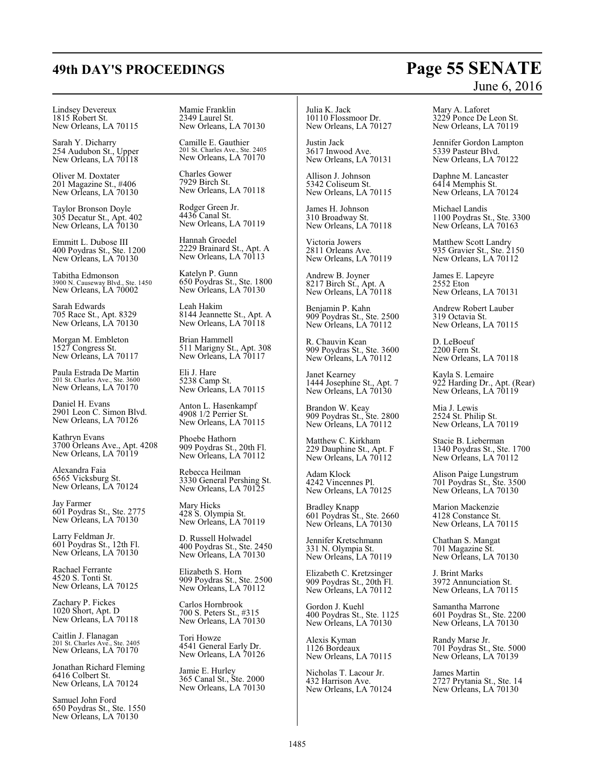Lindsey Devereux
1815 Robert St.
New Orleans, LA 70115

Sarah Y. Dicharry
254 Audubon St., Upper
New Orleans, LA 70118

Oliver M. Doxtater
201 Magazine St., #406
New Orleans, LA 70130

Taylor Bronson Doyle
305 Decatur St., Apt. 402
New Orleans, LA 70130

Emmitt L. Dubose III
400 Poydras St., Ste. 1200
New Orleans, LA 70130

Tabitha Edmonson
3900 N. Causeway Blvd., Ste. 1450
New Orleans, LA 70002

Sarah Edwards
705 Race St., Apt. 8329
New Orleans, LA 70130

Morgan M. Embleton
1527 Congress St.
New Orleans, LA 70117

Paula Estrada De Martin
201 St. Charles Ave., Ste. 3600
New Orleans, LA 70170

Daniel H. Evans
2901 Leon C. Simon Blvd.
New Orleans, LA 70126

Kathryn Evans
3700 Orleans Ave., Apt. 4208
New Orleans, LA 70119

Alexandra Faia
6565 Vicksburg St.
New Orleans, LA 70124

Jay Farmer
601 Poydras St., Ste. 2775
New Orleans, LA 70130

Larry Feldman Jr.
601 Poydras St., 12th Fl.
New Orleans, LA 70130

Rachael Ferrante
4520 S. Tonti St.
New Orleans, LA 70125

Zachary P. Fickes
1020 Short, Apt. D
New Orleans, LA 70118

Caitlin J. Flanagan
201 St. Charles Ave., Ste. 2405
New Orleans, LA 70170

Jonathan Richard Fleming
6416 Colbert St.
New Orleans, LA 70124

Samuel John Ford
650 Poydras St., Ste. 1550
New Orleans, LA 70130

Mamie Franklin
2349 Laurel St.
New Orleans, LA 70130

Camille E. Gauthier
201 St. Charles Ave., Ste. 2405
New Orleans, LA 70170

Charles Gower
7929 Birch St.
New Orleans, LA 70118

Rodger Green Jr.
4436 Canal St.
New Orleans, LA 70119

Hannah Groedel
2229 Brainard St., Apt. A
New Orleans, LA 70113

Katelyn P. Gunn
650 Poydras St., Ste. 1800
New Orleans, LA 70130

Leah Hakim
8144 Jeannette St., Apt. A
New Orleans, LA 70118

Brian Hammell
511 Marigny St., Apt. 308
New Orleans, LA 70117

Eli J. Hare
5238 Camp St.
New Orleans, LA 70115

Anton L. Hasenkampf
4908 1/2 Perrier St.
New Orleans, LA 70115

Phoebe Hathorn
909 Poydras St., 20th Fl.
New Orleans, LA 70112

Rebecca Heilman
3330 General Pershing St.
New Orleans, LA 70125

Mary Hicks
428 S. Olympia St.
New Orleans, LA 70119

D. Russell Holwadel
400 Poydras St., Ste. 2450
New Orleans, LA 70130

Elizabeth S. Horn
909 Poydras St., Ste. 2500
New Orleans, LA 70112

Carlos Hornbrook
700 S. Peters St., #315
New Orleans, LA 70130

Tori Howze
4541 General Early Dr.
New Orleans, LA 70126

Jamie E. Hurley
365 Canal St., Ste. 2000
New Orleans, LA 70130

Julia K. Jack
10110 Flossmoor Dr.
New Orleans, LA 70127

Justin Jack
3617 Inwood Ave.
New Orleans, LA 70131

Allison J. Johnson
5342 Coliseum St.
New Orleans, LA 70115

James H. Johnson
310 Broadway St.
New Orleans, LA 70118

Victoria Jowers
2811 Orleans Ave.
New Orleans, LA 70119

Andrew B. Joyner
8217 Birch St., Apt. A
New Orleans, LA 70118

Benjamin P. Kahn
909 Poydras St., Ste. 2500
New Orleans, LA 70112

R. Chauvin Kean
909 Poydras St., Ste. 3600
New Orleans, LA 70112

Janet Kearney
1444 Josephine St., Apt. 7
New Orleans, LA 70130

Brandon W. Keay
909 Poydras St., Ste. 2800
New Orleans, LA 70112

Matthew C. Kirkham
229 Dauphine St., Apt. F
New Orleans, LA 70112

Adam Klock
4242 Vincennes Pl.
New Orleans, LA 70125

Bradley Knapp
601 Poydras St., Ste. 2660
New Orleans, LA 70130

Jennifer Kretschmann
331 N. Olympia St.
New Orleans, LA 70119

Elizabeth C. Kretzsinger
909 Poydras St., 20th Fl.
New Orleans, LA 70112

Gordon J. Kuehl
400 Poydras St., Ste. 1125
New Orleans, LA 70130

Alexis Kyman
1126 Bordeaux
New Orleans, LA 70115

Nicholas T. Lacour Jr.
432 Harrison Ave.
New Orleans, LA 70124

Mary A. Laforet
3229 Ponce De Leon St.
New Orleans, LA 70119

Jennifer Gordon Lampton
5339 Pasteur Blvd.
New Orleans, LA 70122

Daphne M. Lancaster
6414 Memphis St.
New Orleans, LA 70124

Michael Landis
1100 Poydras St., Ste. 3300
New Orleans, LA 70163

Matthew Scott Landry
935 Gravier St., Ste. 2150
New Orleans, LA 70112

James E. Lapeyre
2552 Eton
New Orleans, LA 70131

Andrew Robert Lauber
319 Octavia St.
New Orleans, LA 70115

D. LeBoeuf
2200 Fern St.
New Orleans, LA 70118

Kayla S. Lemaire
922 Harding Dr., Apt. (Rear)
New Orleans, LA 70119

Mia J. Lewis
2524 St. Philip St.
New Orleans, LA 70119

Stacie B. Lieberman
1340 Poydras St., Ste. 1700
New Orleans, LA 70112

Alison Paige Lungstrum
701 Poydras St., Ste. 3500
New Orleans, LA 70130

Marion Mackenzie
4128 Constance St.
New Orleans, LA 70115

Chathan S. Mangat
701 Magazine St.
New Orleans, LA 70130

J. Brint Marks
3972 Annunciation St.
New Orleans, LA 70115

Samantha Marrone
601 Poydras St., Ste. 2200
New Orleans, LA 70130

Randy Marse Jr.
701 Poydras St., Ste. 5000
New Orleans, LA 70139

James Martin
2727 Prytania St., Ste. 14
New Orleans, LA 70130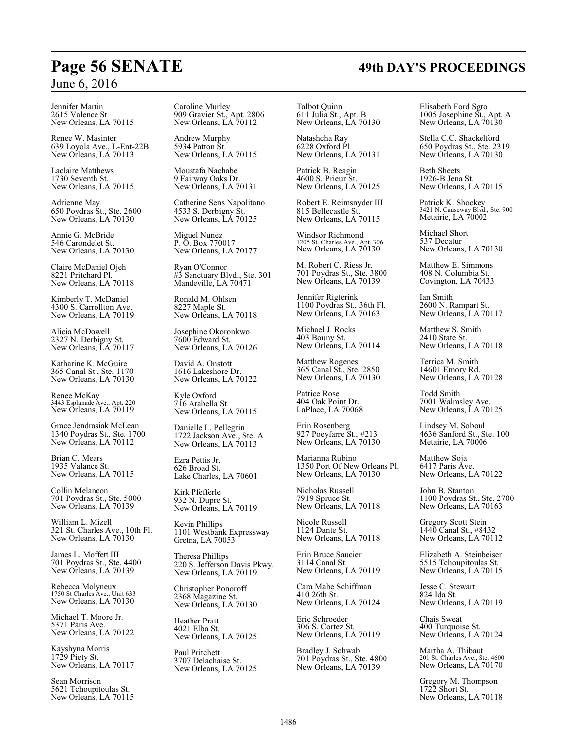Jennifer Martin
2615 Valence St.
New Orleans, LA 70115

Renee W. Masinter
639 Loyola Ave., L-Ent-22B
New Orleans, LA 70113

Laclaire Matthews
1730 Seventh St.
New Orleans, LA 70115

Adrienne May
650 Poydras St., Ste. 2600
New Orleans, LA 70130

Annie G. McBride
546 Carondelet St.
New Orleans, LA 70130

Claire McDaniel Ojeh
8221 Pritchard Pl.
New Orleans, LA 70118

Kimberly T. McDaniel
4300 S. Carrollton Ave.
New Orleans, LA 70119

Alicia McDowell
2327 N. Derbigny St.
New Orleans, LA 70117

Katharine K. McGuire
365 Canal St., Ste. 1170
New Orleans, LA 70130

Renee McKay
3443 Esplanade Ave., Apt. 220
New Orleans, LA 70119

Grace Jendrasiak McLean
1340 Poydras St., Ste. 1700
New Orleans, LA 70112

Brian C. Mears
1935 Valance St.
New Orleans, LA 70115

Collin Melancon
701 Poydras St., Ste. 5000
New Orleans, LA 70139

William L. Mizell
321 St. Charles Ave., 10th Fl.
New Orleans, LA 70130

James L. Moffett III
701 Poydras St., Ste. 4400
New Orleans, LA 70139

Rebecca Molyneux
1750 St Charles Ave., Unit 633
New Orleans, LA 70130

Michael T. Moore Jr.
5371 Paris Ave.
New Orleans, LA 70122

Kayshyna Morris
1729 Piety St.
New Orleans, LA 70117

Sean Morrison
5621 Tchoupitoulas St.
New Orleans, LA 70115

Caroline Murley
909 Gravier St., Apt. 2806
New Orleans, LA 70112

Andrew Murphy
5934 Patton St.
New Orleans, LA 70115

Moustafa Nachabe
9 Fairway Oaks Dr.
New Orleans, LA 70131

Catherine Sens Napolitano
4533 S. Derbigny St.
New Orleans, LA 70125

Miguel Nunez
P. O. Box 770017
New Orleans, LA 70177

Ryan O'Connor
#3 Sanctuary Blvd., Ste. 301
Mandeville, LA 70471

Ronald M. Ohlsen
8227 Maple St.
New Orleans, LA 70118

Josephine Okoronkwo
7600 Edward St.
New Orleans, LA 70126

David A. Onstott
1616 Lakeshore Dr.
New Orleans, LA 70122

Kyle Oxford
716 Arabella St.
New Orleans, LA 70115

Danielle L. Pellegrin
1722 Jackson Ave., Ste. A
New Orleans, LA 70113

Ezra Pettis Jr.
626 Broad St.
Lake Charles, LA 70601

Kirk Pfefferle
932 N. Dupre St.
New Orleans, LA 70119

Kevin Phillips
1101 Westbank Expressway
Gretna, LA 70053

Theresa Phillips
220 S. Jefferson Davis Pkwy.
New Orleans, LA 70119

Christopher Ponoroff
2368 Magazine St.
New Orleans, LA 70130

Heather Pratt
4021 Elba St.
New Orleans, LA 70125

Paul Pritchett
3707 Delachaise St.
New Orleans, LA 70125

Talbot Quinn
611 Julia St., Apt. B
New Orleans, LA 70130

Natashcha Ray
6228 Oxford Pl.
New Orleans, LA 70131

Patrick B. Reagin
4600 S. Prieur St.
New Orleans, LA 70125

Robert E. Reimsnyder III
815 Bellecastle St.
New Orleans, LA 70115

Windsor Richmond
1205 St. Charles Ave., Apt. 306
New Orleans, LA 70130

M. Robert C. Riess Jr.
701 Poydras St., Ste. 3800
New Orleans, LA 70139

Jennifer Rigterink
1100 Poydras St., 36th Fl.
New Orleans, LA 70163

Michael J. Rocks
403 Bouny St.
New Orleans, LA 70114

Matthew Rogenes
365 Canal St., Ste. 2850
New Orleans, LA 70130

Patrice Rose
404 Oak Point Dr.
LaPlace, LA 70068

Erin Rosenberg
927 Poeyfarre St., #213
New Orleans, LA 70130

Marianna Rubino
1350 Port Of New Orleans Pl.
New Orleans, LA 70130

Nicholas Russell
7919 Spruce St.
New Orleans, LA 70118

Nicole Russell
1124 Dante St.
New Orleans, LA 70118

Erin Bruce Saucier
3114 Canal St.
New Orleans, LA 70119

Cara Mabe Schiffman
410 26th St.
New Orleans, LA 70124

Eric Schroeder
306 S. Cortez St.
New Orleans, LA 70119

Bradley J. Schwab
701 Poydras St., Ste. 4800
New Orleans, LA 70139

Elisabeth Ford Sgro
1005 Josephine St., Apt. A
New Orleans, LA 70130

Stella C.C. Shackelford
650 Poydras St., Ste. 2319
New Orleans, LA 70130

Beth Sheets
1926-B Jena St.
New Orleans, LA 70115

Patrick K. Shockey
3421 N. Causeway Blvd., Ste. 900
Metairie, LA 70002

Michael Short
537 Decatur
New Orleans, LA 70130

Matthew E. Simmons
408 N. Columbia St.
Covington, LA 70433

Ian Smith
2600 N. Rampart St.
New Orleans, LA 70117

Matthew S. Smith
2410 State St.
New Orleans, LA 70118

Terrica M. Smith
14601 Emory Rd.
New Orleans, LA 70128

Todd Smith
7001 Walmsley Ave.
New Orleans, LA 70125

Lindsey M. Soboul
4636 Sanford St., Ste. 100
Metairie, LA 70006

Matthew Soja
6417 Paris Ave.
New Orleans, LA 70122

John B. Stanton
1100 Poydras St., Ste. 2700
New Orleans, LA 70163

Gregory Scott Stein
1440 Canal St., #8432
New Orleans, LA 70112

Elizabeth A. Steinbeiser
5515 Tchoupitoulas St.
New Orleans, LA 70115

Jesse C. Stewart
824 Ida St.
New Orleans, LA 70119

Chais Sweat
400 Turquoise St.
New Orleans, LA 70124

Martha A. Thibaut
201 St. Charles Ave., Ste. 4600
New Orleans, LA 70170

Gregory M. Thompson
1722 Short St.
New Orleans, LA 70118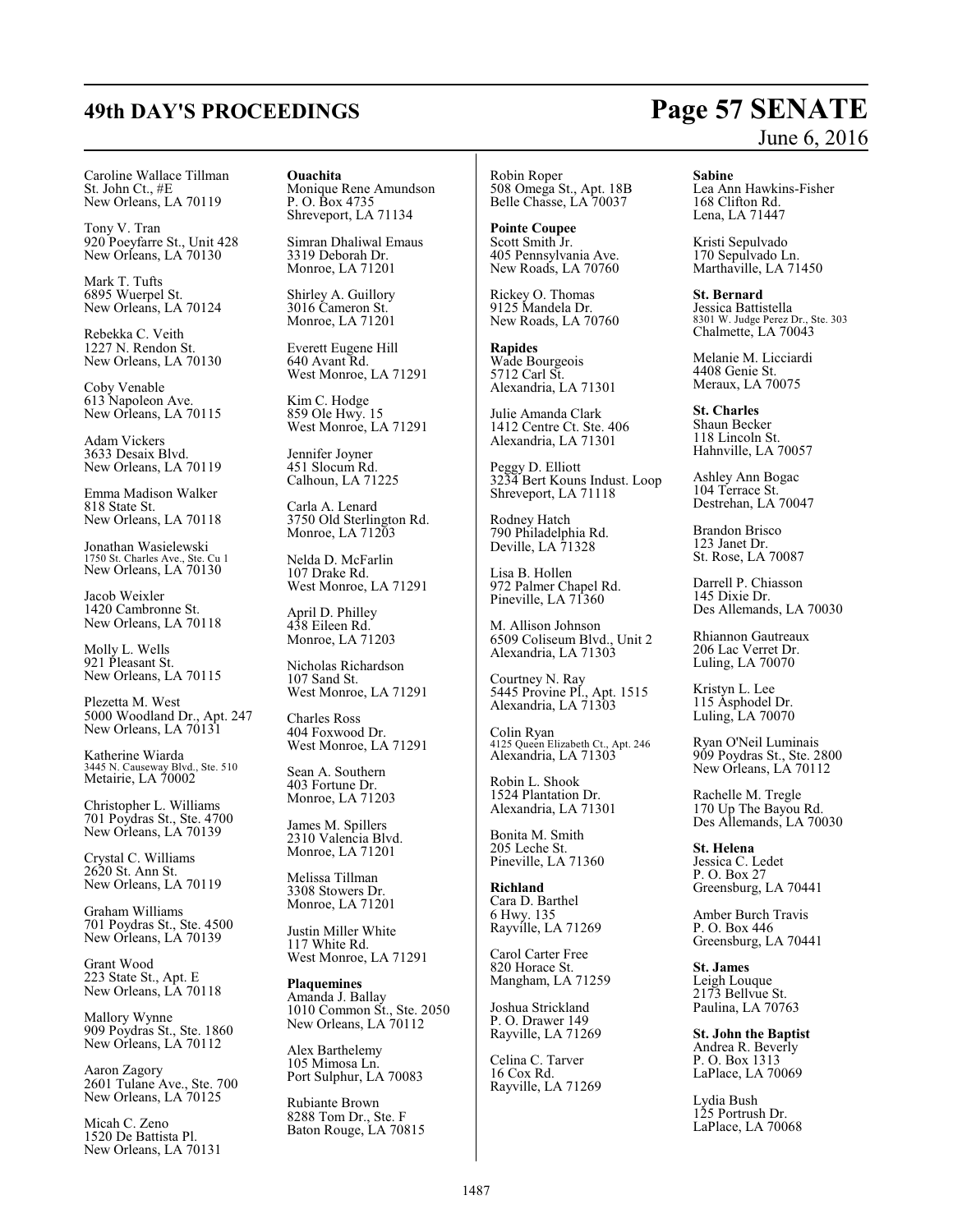Caroline Wallace Tillman
St. John Ct., #E
New Orleans, LA 70119

Tony V. Tran
920 Poeyfarre St., Unit 428
New Orleans, LA 70130

Mark T. Tufts
6895 Wuerpel St.
New Orleans, LA 70124

Rebekka C. Veith
1227 N. Rendon St.
New Orleans, LA 70130

Coby Venable
613 Napoleon Ave.
New Orleans, LA 70115

Adam Vickers
3633 Desaix Blvd.
New Orleans, LA 70119

Emma Madison Walker
818 State St.
New Orleans, LA 70118

Jonathan Wasielewski
1750 St. Charles Ave., Ste. Cu 1
New Orleans, LA 70130

Jacob Weixler
1420 Cambronne St.
New Orleans, LA 70118

Molly L. Wells
921 Pleasant St.
New Orleans, LA 70115

Plezetta M. West
5000 Woodland Dr., Apt. 247
New Orleans, LA 70131

Katherine Wiarda
3445 N. Causeway Blvd., Ste. 510
Metairie, LA 70002

Christopher L. Williams
701 Poydras St., Ste. 4700
New Orleans, LA 70139

Crystal C. Williams
2620 St. Ann St.
New Orleans, LA 70119

Graham Williams
701 Poydras St., Ste. 4500
New Orleans, LA 70139

Grant Wood
223 State St., Apt. E
New Orleans, LA 70118

Mallory Wynne
909 Poydras St., Ste. 1860
New Orleans, LA 70112

Aaron Zagory
2601 Tulane Ave., Ste. 700
New Orleans, LA 70125

Micah C. Zeno
1520 De Battista Pl.
New Orleans, LA 70131

**Ouachita**
Monique Rene Amundson
P. O. Box 4735
Shreveport, LA 71134

Simran Dhaliwal Emaus
3319 Deborah Dr.
Monroe, LA 71201

Shirley A. Guillory
3016 Cameron St.
Monroe, LA 71201

Everett Eugene Hill
640 Avant Rd.
West Monroe, LA 71291

Kim C. Hodge
859 Ole Hwy. 15
West Monroe, LA 71291

Jennifer Joyner
451 Slocum Rd.
Calhoun, LA 71225

Carla A. Lenard
3750 Old Sterlington Rd.
Monroe, LA 71203

Nelda D. McFarlin
107 Drake Rd.
West Monroe, LA 71291

April D. Philley
438 Eileen Rd.
Monroe, LA 71203

Nicholas Richardson
107 Sand St.
West Monroe, LA 71291

Charles Ross
404 Foxwood Dr.
West Monroe, LA 71291

Sean A. Southern
403 Fortune Dr.
Monroe, LA 71203

James M. Spillers
2310 Valencia Blvd.
Monroe, LA 71201

Melissa Tillman
3308 Stowers Dr.
Monroe, LA 71201

Justin Miller White
117 White Rd.
West Monroe, LA 71291

**Plaquemines**
Amanda J. Ballay
1010 Common St., Ste. 2050
New Orleans, LA 70112

Alex Barthelemy
105 Mimosa Ln.
Port Sulphur, LA 70083

Rubiante Brown
8288 Tom Dr., Ste. F
Baton Rouge, LA 70815

Robin Roper
508 Omega St., Apt. 18B
Belle Chasse, LA 70037

**Pointe Coupee**
Scott Smith Jr.
405 Pennsylvania Ave.
New Roads, LA 70760

Rickey O. Thomas
9125 Mandela Dr.
New Roads, LA 70760

**Rapides**
Wade Bourgeois
5712 Carl St.
Alexandria, LA 71301

Julie Amanda Clark
1412 Centre Ct. Ste. 406
Alexandria, LA 71301

Peggy D. Elliott
3234 Bert Kouns Indust. Loop
Shreveport, LA 71118

Rodney Hatch
790 Philadelphia Rd.
Deville, LA 71328

Lisa B. Hollen
972 Palmer Chapel Rd.
Pineville, LA 71360

M. Allison Johnson
6509 Coliseum Blvd., Unit 2
Alexandria, LA 71303

Courtney N. Ray
5445 Provine Pl., Apt. 1515
Alexandria, LA 71303

Colin Ryan
4125 Queen Elizabeth Ct., Apt. 246
Alexandria, LA 71303

Robin L. Shook
1524 Plantation Dr.
Alexandria, LA 71301

Bonita M. Smith
205 Leche St.
Pineville, LA 71360

**Richland**
Cara D. Barthel
6 Hwy. 135
Rayville, LA 71269

Carol Carter Free
820 Horace St.
Mangham, LA 71259

Joshua Strickland
P. O. Drawer 149
Rayville, LA 71269

Celina C. Tarver
16 Cox Rd.
Rayville, LA 71269

**Sabine**
Lea Ann Hawkins-Fisher
168 Clifton Rd.
Lena, LA 71447

Kristi Sepulvado
170 Sepulvado Ln.
Marthaville, LA 71450

**St. Bernard**
Jessica Battistella
8301 W. Judge Perez Dr., Ste. 303
Chalmette, LA 70043

Melanie M. Licciardi
4408 Genie St.
Meraux, LA 70075

**St. Charles**
Shaun Becker
118 Lincoln St.
Hahnville, LA 70057

Ashley Ann Bogac
104 Terrace St.
Destrehan, LA 70047

Brandon Brisco
123 Janet Dr.
St. Rose, LA 70087

Darrell P. Chiasson
145 Dixie Dr.
Des Allemands, LA 70030

Rhiannon Gautreaux
206 Lac Verret Dr.
Luling, LA 70070

Kristyn L. Lee
115 Asphodel Dr.
Luling, LA 70070

Ryan O'Neil Luminais
909 Poydras St., Ste. 2800
New Orleans, LA 70112

Rachelle M. Tregle
170 Up The Bayou Rd.
Des Allemands, LA 70030

**St. Helena**
Jessica C. Ledet
P. O. Box 27
Greensburg, LA 70441

Amber Burch Travis
P. O. Box 446
Greensburg, LA 70441

**St. James**
Leigh Louque
2173 Bellvue St.
Paulina, LA 70763

**St. John the Baptist**
Andrea R. Beverly
P. O. Box 1313
LaPlace, LA 70069

Lydia Bush
125 Portrush Dr.
LaPlace, LA 70068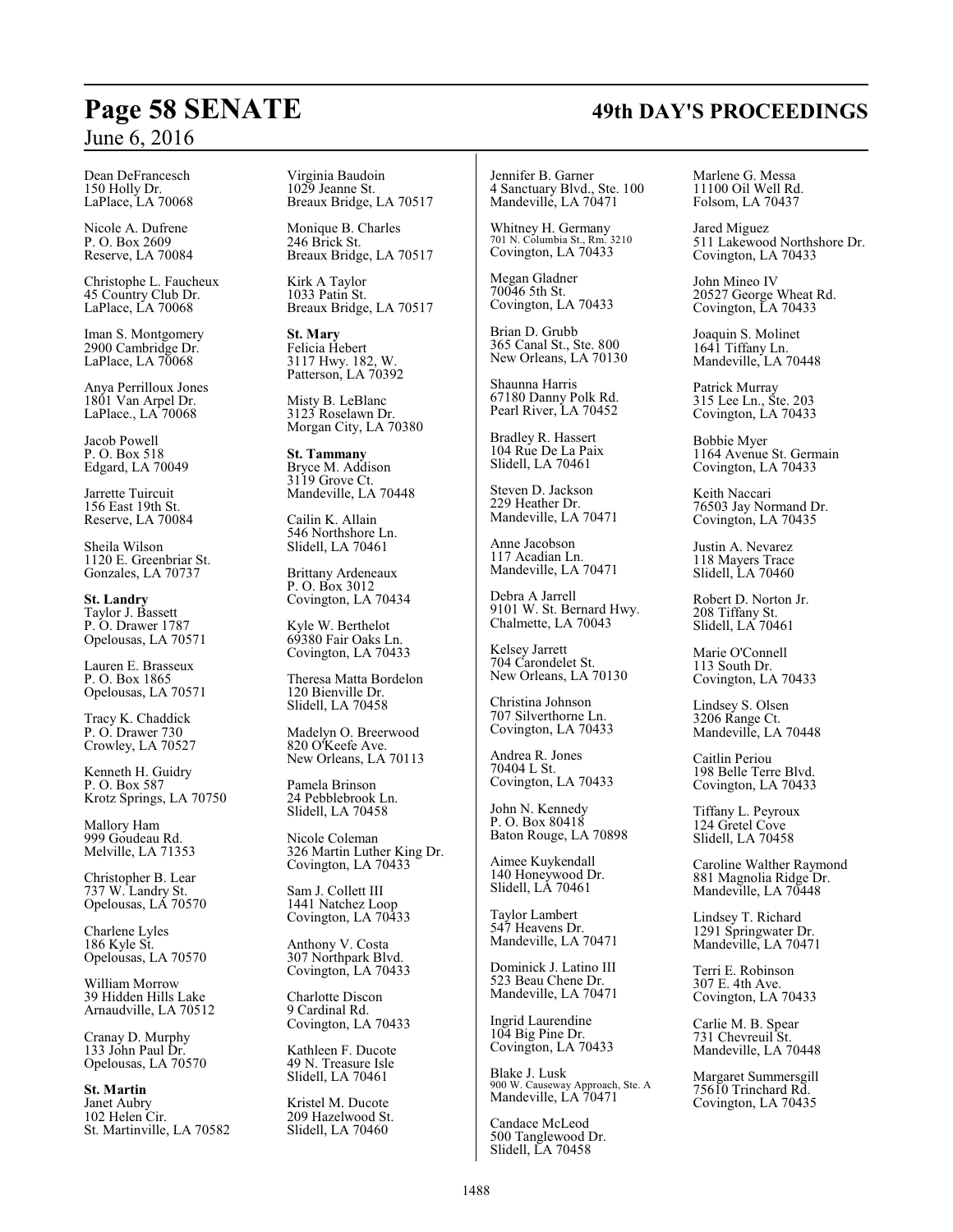Dean DeFrancesch
150 Holly Dr.
LaPlace, LA 70068

Nicole A. Dufrene
P. O. Box 2609
Reserve, LA 70084

Christophe L. Faucheux
45 Country Club Dr.
LaPlace, LA 70068

Iman S. Montgomery
2900 Cambridge Dr.
LaPlace, LA 70068

Anya Perrilloux Jones
1801 Van Arpel Dr.
LaPlace., LA 70068

Jacob Powell
P. O. Box 518
Edgard, LA 70049

Jarrette Tuircuit
156 East 19th St.
Reserve, LA 70084

Sheila Wilson
1120 E. Greenbriar St.
Gonzales, LA 70737

**St. Landry**
Taylor J. Bassett
P. O. Drawer 1787
Opelousas, LA 70571

Lauren E. Brasseux
P. O. Box 1865
Opelousas, LA 70571

Tracy K. Chaddick
P. O. Drawer 730
Crowley, LA 70527

Kenneth H. Guidry
P. O. Box 587
Krotz Springs, LA 70750

Mallory Ham
999 Goudeau Rd.
Melville, LA 71353

Christopher B. Lear
737 W. Landry St.
Opelousas, LA 70570

Charlene Lyles
186 Kyle St.
Opelousas, LA 70570

William Morrow
39 Hidden Hills Lake
Arnaudville, LA 70512

Cranay D. Murphy
133 John Paul Dr.
Opelousas, LA 70570

**St. Martin**
Janet Aubry
102 Helen Cir.
St. Martinville, LA 70582

Virginia Baudoin
1029 Jeanne St.
Breaux Bridge, LA 70517

Monique B. Charles
246 Brick St.
Breaux Bridge, LA 70517

Kirk A Taylor
1033 Patin St.
Breaux Bridge, LA 70517

**St. Mary**
Felicia Hebert
3117 Hwy. 182, W.
Patterson, LA 70392

Misty B. LeBlanc
3123 Roselawn Dr.
Morgan City, LA 70380

**St. Tammany**
Bryce M. Addison
3119 Grove Ct.
Mandeville, LA 70448

Cailin K. Allain
546 Northshore Ln.
Slidell, LA 70461

Brittany Ardeneaux
P. O. Box 3012
Covington, LA 70434

Kyle W. Berthelot
69380 Fair Oaks Ln.
Covington, LA 70433

Theresa Matta Bordelon
120 Bienville Dr.
Slidell, LA 70458

Madelyn O. Breerwood
820 O'Keefe Ave.
New Orleans, LA 70113

Pamela Brinson
24 Pebblebrook Ln.
Slidell, LA 70458

Nicole Coleman
326 Martin Luther King Dr.
Covington, LA 70433

Sam J. Collett III
1441 Natchez Loop
Covington, LA 70433

Anthony V. Costa
307 Northpark Blvd.
Covington, LA 70433

Charlotte Discon
9 Cardinal Rd.
Covington, LA 70433

Kathleen F. Ducote
49 N. Treasure Isle
Slidell, LA 70461

Kristel M. Ducote
209 Hazelwood St.
Slidell, LA 70460

Jennifer B. Garner
4 Sanctuary Blvd., Ste. 100
Mandeville, LA 70471

Whitney H. Germany
701 N. Columbia St., Rm. 3210
Covington, LA 70433

Megan Gladner
70046 5th St.
Covington, LA 70433

Brian D. Grubb
365 Canal St., Ste. 800
New Orleans, LA 70130

Shaunna Harris
67180 Danny Polk Rd.
Pearl River, LA 70452

Bradley R. Hassert
104 Rue De La Paix
Slidell, LA 70461

Steven D. Jackson
229 Heather Dr.
Mandeville, LA 70471

Anne Jacobson
117 Acadian Ln.
Mandeville, LA 70471

Debra A Jarrell
9101 W. St. Bernard Hwy.
Chalmette, LA 70043

Kelsey Jarrett
704 Carondelet St.
New Orleans, LA 70130

Christina Johnson
707 Silverthorne Ln.
Covington, LA 70433

Andrea R. Jones
70404 L St.
Covington, LA 70433

John N. Kennedy
P. O. Box 80418
Baton Rouge, LA 70898

Aimee Kuykendall
140 Honeywood Dr.
Slidell, LA 70461

Taylor Lambert
547 Heavens Dr.
Mandeville, LA 70471

Dominick J. Latino III
523 Beau Chene Dr.
Mandeville, LA 70471

Ingrid Laurendine
104 Big Pine Dr.
Covington, LA 70433

Blake J. Lusk
900 W. Causeway Approach, Ste. A
Mandeville, LA 70471

Candace McLeod
500 Tanglewood Dr.
Slidell, LA 70458

Marlene G. Messa
11100 Oil Well Rd.
Folsom, LA 70437

Jared Miguez
511 Lakewood Northshore Dr.
Covington, LA 70433

John Mineo IV
20527 George Wheat Rd.
Covington, LA 70433

Joaquin S. Molinet
1641 Tiffany Ln.
Mandeville, LA 70448

Patrick Murray
315 Lee Ln., Ste. 203
Covington, LA 70433

Bobbie Myer
1164 Avenue St. Germain
Covington, LA 70433

Keith Naccari
76503 Jay Normand Dr.
Covington, LA 70435

Justin A. Nevarez
118 Mayers Trace
Slidell, LA 70460

Robert D. Norton Jr.
208 Tiffany St.
Slidell, LA 70461

Marie O'Connell
113 South Dr.
Covington, LA 70433

Lindsey S. Olsen
3206 Range Ct.
Mandeville, LA 70448

Caitlin Periou
198 Belle Terre Blvd.
Covington, LA 70433

Tiffany L. Peyroux
124 Gretel Cove
Slidell, LA 70458

Caroline Walther Raymond
881 Magnolia Ridge Dr.
Mandeville, LA 70448

Lindsey T. Richard
1291 Springwater Dr.
Mandeville, LA 70471

Terri E. Robinson
307 E. 4th Ave.
Covington, LA 70433

Carlie M. B. Spear
731 Chevreuil St.
Mandeville, LA 70448

Margaret Summersgill
75610 Trinchard Rd.
Covington, LA 70435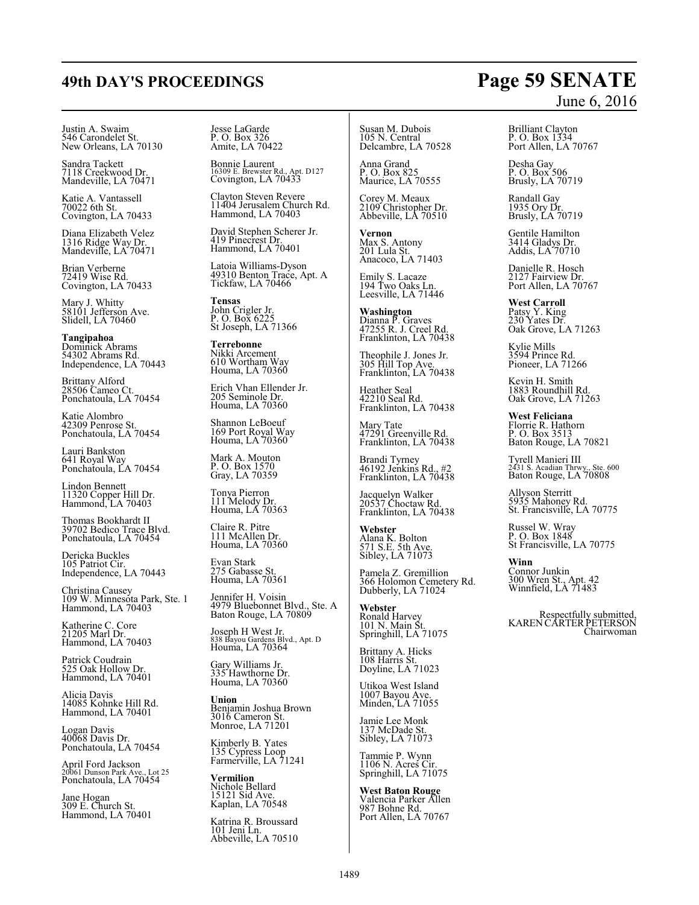Justin A. Swaim
546 Carondelet St.
New Orleans, LA 70130

Sandra Tackett
7118 Creekwood Dr.
Mandeville, LA 70471

Katie A. Vantassell
70022 6th St.
Covington, LA 70433

Diana Elizabeth Velez
1316 Ridge Way Dr.
Mandeville, LA 70471

Brian Verberne
72419 Wise Rd.
Covington, LA 70433

Mary J. Whitty
58101 Jefferson Ave.
Slidell, LA 70460

**Tangipahoa**
Dominick Abrams
54302 Abrams Rd.
Independence, LA 70443

Brittany Alford
28506 Cameo Ct.
Ponchatoula, LA 70454

Katie Alombro
42309 Penrose St.
Ponchatoula, LA 70454

Lauri Bankston
641 Royal Way
Ponchatoula, LA 70454

Lindon Bennett
11320 Copper Hill Dr.
Hammond, LA 70403

Thomas Bookhardt II
39702 Bedico Trace Blvd.
Ponchatoula, LA 70454

Dericka Buckles
105 Patriot Cir.
Independence, LA 70443

Christina Causey
109 W. Minnesota Park, Ste. 1
Hammond, LA 70403

Katherine C. Core
21205 Marl Dr.
Hammond, LA 70403

Patrick Coudrain
525 Oak Hollow Dr.
Hammond, LA 70401

Alicia Davis
14085 Kohnke Hill Rd.
Hammond, LA 70401

Logan Davis
40068 Davis Dr.
Ponchatoula, LA 70454

April Ford Jackson
20061 Dunson Park Ave., Lot 25
Ponchatoula, LA 70454

Jane Hogan
309 E. Church St.
Hammond, LA 70401

Jesse LaGarde
P. O. Box 326
Amite, LA 70422

Bonnie Laurent
16309 E. Brewster Rd., Apt. D127
Covington, LA 70433

Clayton Steven Revere
11404 Jerusalem Church Rd.
Hammond, LA 70403

David Stephen Scherer Jr.
419 Pinecrest Dr.
Hammond, LA 70401

Latoia Williams-Dyson
49310 Benton Trace, Apt. A
Tickfaw, LA 70466

**Tensas**
John Crigler Jr.
P. O. Box 6225
St Joseph, LA 71366

**Terrebonne**
Nikki Arcement
610 Wortham Way
Houma, LA 70360

Erich Vhan Ellender Jr.
205 Seminole Dr.
Houma, LA 70360

Shannon LeBoeuf
169 Port Royal Way
Houma, LA 70360

Mark A. Mouton
P. O. Box 1570
Gray, LA 70359

Tonya Pierron
111 Melody Dr.
Houma, LA 70363

Claire R. Pitre
111 McAllen Dr.
Houma, LA 70360

Evan Stark
275 Gabasse St.
Houma, LA 70361

Jennifer H. Voisin
4979 Bluebonnet Blvd., Ste. A
Baton Rouge, LA 70809

Joseph H West Jr.
838 Bayou Gardens Blvd., Apt. D
Houma, LA 70364

Gary Williams Jr.
335 Hawthorne Dr.
Houma, LA 70360

**Union**
Benjamin Joshua Brown
3016 Cameron St.
Monroe, LA 71201

Kimberly B. Yates
135 Cypress Loop
Farmerville, LA 71241

**Vermilion**
Nichole Bellard
15121 Sid Ave.
Kaplan, LA 70548

Katrina R. Broussard
101 Jeni Ln.
Abbeville, LA 70510

Susan M. Dubois
105 N. Central
Delcambre, LA 70528

Anna Grand
P. O. Box 825
Maurice, LA 70555

Corey M. Meaux
2109 Christopher Dr.
Abbeville, LA 70510

**Vernon**
Max S. Antony
201 Lula St.
Anacoco, LA 71403

Emily S. Lacaze
194 Two Oaks Ln.
Leesville, LA 71446

**Washington**
Dianna P. Graves
47255 R. J. Creel Rd.
Franklinton, LA 70438

Theophile J. Jones Jr.
305 Hill Top Ave.
Franklinton, LA 70438

Heather Seal
42210 Seal Rd.
Franklinton, LA 70438

Mary Tate
47291 Greenville Rd.
Franklinton, LA 70438

Brandi Tyrney
46192 Jenkins Rd., #2
Franklinton, LA 70438

Jacquelyn Walker
20537 Choctaw Rd.
Franklinton, LA 70438

**Webster**
Alana K. Bolton
571 S.E. 5th Ave.
Sibley, LA 71073

Pamela Z. Gremillion
366 Holomon Cemetery Rd.
Dubberly, LA 71024

**Webster**
Ronald Harvey
101 N. Main St.
Springhill, LA 71075

Brittany A. Hicks
108 Harris St.
Doyline, LA 71023

Utikoa West Island
1007 Bayou Ave.
Minden, LA 71055

Jamie Lee Monk
137 McDade St.
Sibley, LA 71073

Tammie P. Wynn
1106 N. Acres Cir.
Springhill, LA 71075

**West Baton Rouge**
Valencia Parker Allen
987 Bohne Rd.
Port Allen, LA 70767

Brilliant Clayton
P. O. Box 1334
Port Allen, LA 70767

Desha Gay
P. O. Box 506
Brusly, LA 70719

Randall Gay
1935 Ory Dr.
Brusly, LA 70719

Gentile Hamilton
3414 Gladys Dr.
Addis, LA 70710

Danielle R. Hosch
2127 Fairview Dr.
Port Allen, LA 70767

**West Carroll**
Patsy Y. King
230 Yates Dr.
Oak Grove, LA 71263

Kylie Mills
3594 Prince Rd.
Pioneer, LA 71266

Kevin H. Smith
1883 Roundhill Rd.
Oak Grove, LA 71263

**West Feliciana**
Florrie R. Hathorn
P. O. Box 3513
Baton Rouge, LA 70821

Tyrell Manieri III
2431 S. Acadian Thrwy., Ste. 600
Baton Rouge, LA 70808

Allyson Sterritt
5935 Mahoney Rd.
St. Francisville, LA 70775

Russel W. Wray
P. O. Box 1848
St Francisville, LA 70775

**Winn**
Connor Junkin
300 Wren St., Apt. 42
Winnfield, LA 71483

Respectfully submitted,
KAREN CARTER PETERSON
Chairwoman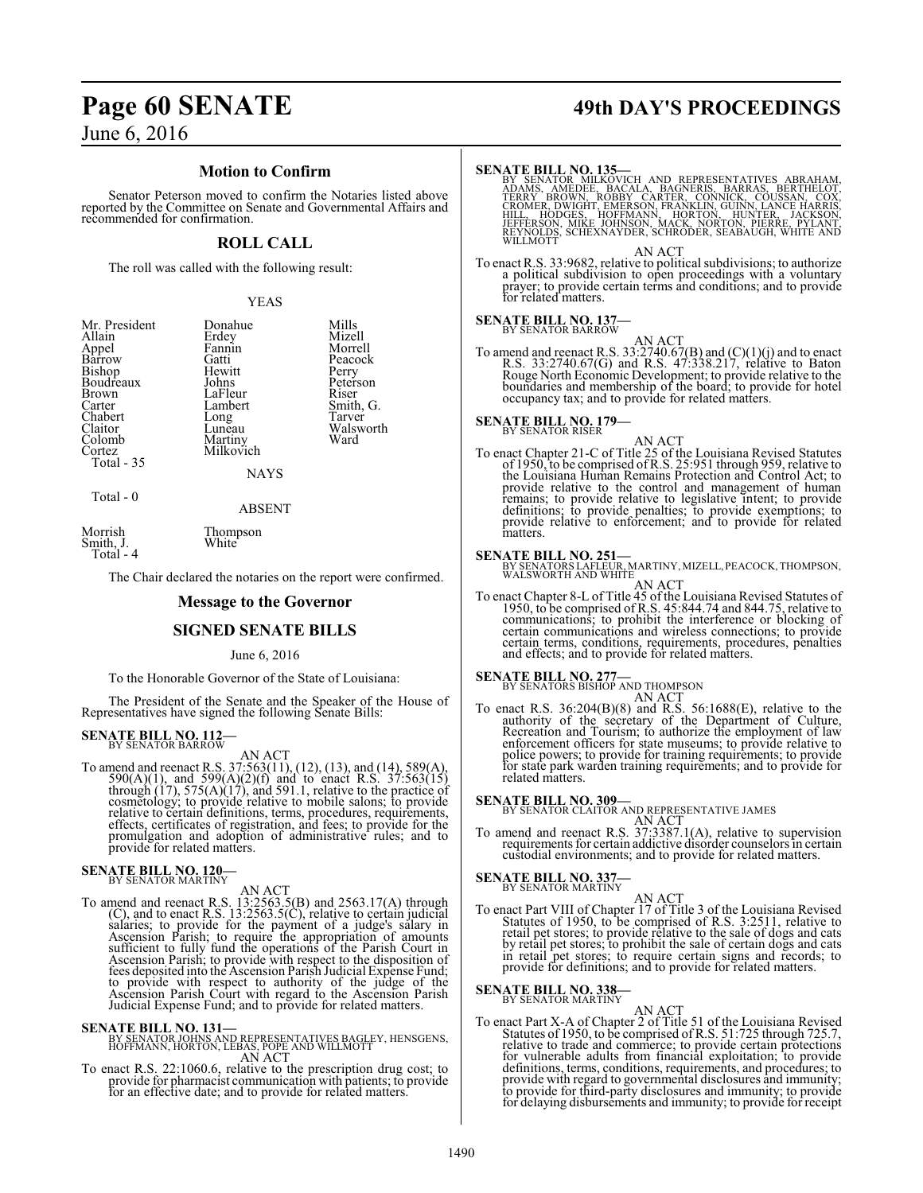## Motion to Confirm

Senator Peterson moved to confirm the Notaries listed above reported by the Committee on Senate and Governmental Affairs and recommended for confirmation.

## ROLL CALL

The roll was called with the following result:

YEAS

| | | |
|---|---|---|
| Mr. President | Donahue | Mills |
| Allain | Erdey | Mizell |
| Appel | Fannin | Morrell |
| Barrow | Gatti | Peacock |
| Bishop | Hewitt | Perry |
| Boudreaux | Johns | Peterson |
| Brown | LaFleur | Riser |
| Carter | Lambert | Smith, G. |
| Chabert | Long | Tarver |
| Claitor | Luneau | Walsworth |
| Colomb | Martiny | Ward |
| Cortez | Milkovich | |
| Total - 35 | | |

NAYS

Total - 0

ABSENT

| | |
|---|---|
| Morrish | Thompson |
| Smith, J. | White |
| Total - 4 | |

The Chair declared the notaries on the report were confirmed.

## Message to the Governor

## SIGNED SENATE BILLS

June 6, 2016

To the Honorable Governor of the State of Louisiana:

The President of the Senate and the Speaker of the House of Representatives have signed the following Senate Bills:

**SENATE BILL NO. 112—**
BY SENATOR BARROW

AN ACT

To amend and reenact R.S. 37:563(11), (12), (13), and (14), 589(A), 590(A)(1), and 599(A)(2)(f) and to enact R.S. 37:563(15) through (17), 575(A)(17), and 591.1, relative to the practice of cosmetology; to provide relative to mobile salons; to provide relative to certain definitions, terms, procedures, requirements, effects, certificates of registration, and fees; to provide for the promulgation and adoption of administrative rules; and to provide for related matters.

**SENATE BILL NO. 120—**
BY SENATOR MARTINY

AN ACT

To amend and reenact R.S. 13:2563.5(B) and 2563.17(A) through (C), and to enact R.S. 13:2563.5(C), relative to certain judicial salaries; to provide for the payment of a judge's salary in Ascension Parish; to require the appropriation of amounts sufficient to fully fund the operations of the Parish Court in Ascension Parish; to provide with respect to the disposition of fees deposited into the Ascension Parish Judicial Expense Fund; to provide with respect to authority of the judge of the Ascension Parish Court with regard to the Ascension Parish Judicial Expense Fund; and to provide for related matters.

**SENATE BILL NO. 131—**
BY SENATOR JOHNS AND REPRESENTATIVES BAGLEY, HENSGENS, HOFFMANN, HORTON, LEBAS, POPE AND WILLMOTT

AN ACT

To enact R.S. 22:1060.6, relative to the prescription drug cost; to provide for pharmacist communication with patients; to provide for an effective date; and to provide for related matters.

**SENATE BILL NO. 135—**
BY SENATOR MILKOVICH AND REPRESENTATIVES ABRAHAM, ADAMS, AMEDEE, BACALA, BAGNERIS, BARRAS, BERTHELOT, TERRY BROWN, ROBBY CARTER, CONNICK, COUSSAN, COX, CROMER, DWIGHT, EMERSON, FRANKLIN, GUINN, LANCE HARRIS, HILL, HODGES, HOFFMANN, HORTON, HUNTER, JACKSON, JEFFERSON, MIKE JOHNSON, MACK, NORTON, PIERRE, PYLANT, REYNOLDS, SCHEXNAYDER, SCHRODER, SEABAUGH, WHITE AND WILLMOTT

AN ACT

To enact R.S. 33:9682, relative to political subdivisions; to authorize a political subdivision to open proceedings with a voluntary prayer; to provide certain terms and conditions; and to provide for related matters.

**SENATE BILL NO. 137—**
BY SENATOR BARROW

AN ACT

To amend and reenact R.S. 33:2740.67(B) and (C)(1)(j) and to enact R.S. 33:2740.67(G) and R.S. 47:338.217, relative to Baton Rouge North Economic Development; to provide relative to the boundaries and membership of the board; to provide for hotel occupancy tax; and to provide for related matters.

**SENATE BILL NO. 179—**
BY SENATOR RISER

AN ACT

To enact Chapter 21-C of Title 25 of the Louisiana Revised Statutes of 1950, to be comprised of R.S. 25:951 through 959, relative to the Louisiana Human Remains Protection and Control Act; to provide relative to the control and management of human remains; to provide relative to legislative intent; to provide definitions; to provide penalties; to provide exemptions; to provide relative to enforcement; and to provide for related matters.

**SENATE BILL NO. 251—**
BY SENATORS LAFLEUR, MARTINY, MIZELL, PEACOCK, THOMPSON, WALSWORTH AND WHITE

AN ACT

To enact Chapter 8-L of Title 45 of the Louisiana Revised Statutes of 1950, to be comprised of R.S. 45:844.74 and 844.75, relative to communications; to prohibit the interference or blocking of certain communications and wireless connections; to provide certain terms, conditions, requirements, procedures, penalties and effects; and to provide for related matters.

**SENATE BILL NO. 277—**
BY SENATORS BISHOP AND THOMPSON

AN ACT

To enact R.S. 36:204(B)(8) and R.S. 56:1688(E), relative to the authority of the secretary of the Department of Culture, Recreation and Tourism; to authorize the employment of law enforcement officers for state museums; to provide relative to police powers; to provide for training requirements; to provide for state park warden training requirements; and to provide for related matters.

**SENATE BILL NO. 309—**
BY SENATOR CLAITOR AND REPRESENTATIVE JAMES

AN ACT

To amend and reenact R.S. 37:3387.1(A), relative to supervision requirements for certain addictive disorder counselors in certain custodial environments; and to provide for related matters.

**SENATE BILL NO. 337—**
BY SENATOR MARTINY

AN ACT

To enact Part VIII of Chapter 17 of Title 3 of the Louisiana Revised Statutes of 1950, to be comprised of R.S. 3:2511, relative to retail pet stores; to provide relative to the sale of dogs and cats by retail pet stores; to prohibit the sale of certain dogs and cats in retail pet stores; to require certain signs and records; to provide for definitions; and to provide for related matters.

**SENATE BILL NO. 338—**
BY SENATOR MARTINY

AN ACT

To enact Part X-A of Chapter 2 of Title 51 of the Louisiana Revised Statutes of 1950, to be comprised of R.S. 51:725 through 725.7, relative to trade and commerce; to provide certain protections for vulnerable adults from financial exploitation; to provide definitions, terms, conditions, requirements, and procedures; to provide with regard to governmental disclosures and immunity; to provide for third-party disclosures and immunity; to provide for delaying disbursements and immunity; to provide for receipt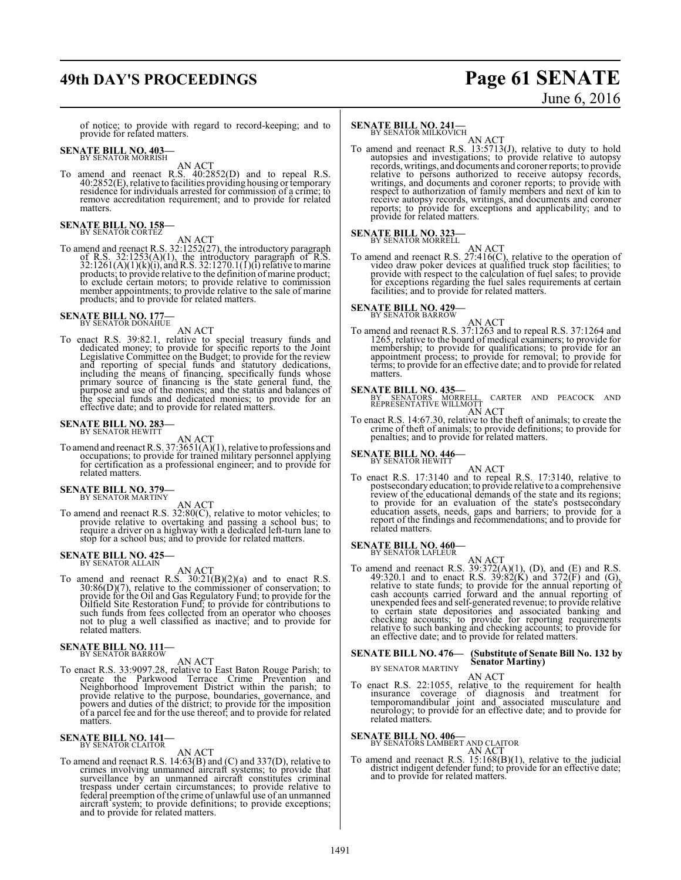of notice; to provide with regard to record-keeping; and to provide for related matters.

**SENATE BILL NO. 403—**
BY SENATOR MORRISH

AN ACT

To amend and reenact R.S. 40:2852(D) and to repeal R.S. 40:2852(E), relative to facilities providing housing or temporary residence for individuals arrested for commission of a crime; to remove accreditation requirement; and to provide for related matters.

**SENATE BILL NO. 158—**
BY SENATOR CORTEZ

AN ACT

To amend and reenact R.S. 32:1252(27), the introductory paragraph of R.S. 32:1253(A)(1), the introductory paragraph of R.S. 32:1261(A)(1)(k)(i), and R.S. 32:1270.1(1)(i) relative to marine products; to provide relative to the definition of marine product; to exclude certain motors; to provide relative to commission member appointments; to provide relative to the sale of marine products; and to provide for related matters.

**SENATE BILL NO. 177—**
BY SENATOR DONAHUE

AN ACT

To enact R.S. 39:82.1, relative to special treasury funds and dedicated money; to provide for specific reports to the Joint Legislative Committee on the Budget; to provide for the review and reporting of special funds and statutory dedications, including the means of financing, specifically funds whose primary source of financing is the state general fund, the purpose and use of the monies; and the status and balances of the special funds and dedicated monies; to provide for an effective date; and to provide for related matters.

**SENATE BILL NO. 283—**
BY SENATOR HEWITT

AN ACT

To amend and reenact R.S. 37:3651(A)(1), relative to professions and occupations; to provide for trained military personnel applying for certification as a professional engineer; and to provide for related matters.

**SENATE BILL NO. 379—**
BY SENATOR MARTINY

AN ACT

To amend and reenact R.S. 32:80(C), relative to motor vehicles; to provide relative to overtaking and passing a school bus; to require a driver on a highway with a dedicated left-turn lane to stop for a school bus; and to provide for related matters.

**SENATE BILL NO. 425—**
BY SENATOR ALLAIN

AN ACT

To amend and reenact R.S. 30:21(B)(2)(a) and to enact R.S. 30:86(D)(7), relative to the commissioner of conservation; to provide for the Oil and Gas Regulatory Fund; to provide for the Oilfield Site Restoration Fund; to provide for contributions to such funds from fees collected from an operator who chooses not to plug a well classified as inactive; and to provide for related matters.

**SENATE BILL NO. 111—**
BY SENATOR BARROW

AN ACT

To enact R.S. 33:9097.28, relative to East Baton Rouge Parish; to create the Parkwood Terrace Crime Prevention and Neighborhood Improvement District within the parish; to provide relative to the purpose, boundaries, governance, and powers and duties of the district; to provide for the imposition of a parcel fee and for the use thereof; and to provide for related matters.

**SENATE BILL NO. 141—**
BY SENATOR CLAITOR

AN ACT

To amend and reenact R.S. 14:63(B) and (C) and 337(D), relative to crimes involving unmanned aircraft systems; to provide that surveillance by an unmanned aircraft constitutes criminal trespass under certain circumstances; to provide relative to federal preemption of the crime of unlawful use of an unmanned aircraft system; to provide definitions; to provide exceptions; and to provide for related matters.

**SENATE BILL NO. 241—**
BY SENATOR MILKOVICH

AN ACT

To amend and reenact R.S. 13:5713(J), relative to duty to hold autopsies and investigations; to provide relative to autopsy records, writings, and documents and coroner reports; to provide relative to persons authorized to receive autopsy records, writings, and documents and coroner reports; to provide with respect to authorization of family members and next of kin to receive autopsy records, writings, and documents and coroner reports; to provide for exceptions and applicability; and to provide for related matters.

**SENATE BILL NO. 323—**
BY SENATOR MORRELL

AN ACT

To amend and reenact R.S. 27:416(C), relative to the operation of video draw poker devices at qualified truck stop facilities; to provide with respect to the calculation of fuel sales; to provide for exceptions regarding the fuel sales requirements at certain facilities; and to provide for related matters.

**SENATE BILL NO. 429—**
BY SENATOR BARROW

AN ACT

To amend and reenact R.S. 37:1263 and to repeal R.S. 37:1264 and 1265, relative to the board of medical examiners; to provide for membership; to provide for qualifications; to provide for an appointment process; to provide for removal; to provide for terms; to provide for an effective date; and to provide for related matters.

**SENATE BILL NO. 435—**
BY SENATORS MORRELL, CARTER AND PEACOCK AND REPRESENTATIVE WILLMOTT

AN ACT

To enact R.S. 14:67.30, relative to the theft of animals; to create the crime of theft of animals; to provide definitions; to provide for penalties; and to provide for related matters.

**SENATE BILL NO. 446—**
BY SENATOR HEWITT

AN ACT

To enact R.S. 17:3140 and to repeal R.S. 17:3140, relative to postsecondary education; to provide relative to a comprehensive review of the educational demands of the state and its regions; to provide for an evaluation of the state's postsecondary education assets, needs, gaps and barriers; to provide for a report of the findings and recommendations; and to provide for related matters.

**SENATE BILL NO. 460—**
BY SENATOR LAFLEUR

AN ACT

To amend and reenact R.S. 39:372(A)(1), (D), and (E) and R.S. 49:320.1 and to enact R.S. 39:82(K) and 372(F) and (G), relative to state funds; to provide for the annual reporting of cash accounts carried forward and the annual reporting of unexpended fees and self-generated revenue; to provide relative to certain state depositories and associated banking and checking accounts; to provide for reporting requirements relative to such banking and checking accounts; to provide for an effective date; and to provide for related matters.

**SENATE BILL NO. 476— (Substitute of Senate Bill No. 132 by Senator Martiny)**
BY SENATOR MARTINY

AN ACT

To enact R.S. 22:1055, relative to the requirement for health insurance coverage of diagnosis and treatment for temporomandibular joint and associated musculature and neurology; to provide for an effective date; and to provide for related matters.

**SENATE BILL NO. 406—**
BY SENATORS LAMBERT AND CLAITOR

AN ACT

To amend and reenact R.S. 15:168(B)(1), relative to the judicial district indigent defender fund; to provide for an effective date; and to provide for related matters.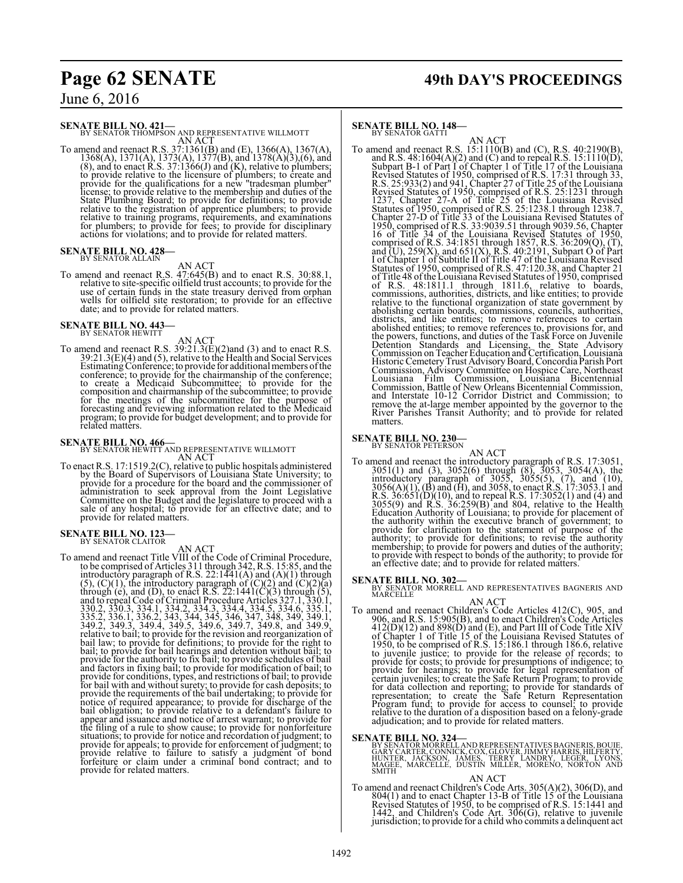**SENATE BILL NO. 421—**
BY SENATOR THOMPSON AND REPRESENTATIVE WILLMOTT

AN ACT

To amend and reenact R.S. 37:1361(B) and (E), 1366(A), 1367(A), 1368(A), 1371(A), 1373(A), 1377(B), and 1378(A)(3),(6), and (8), and to enact R.S. 37:1366(J) and (K), relative to plumbers; to provide relative to the licensure of plumbers; to create and provide for the qualifications for a new "tradesman plumber" license; to provide relative to the membership and duties of the State Plumbing Board; to provide for definitions; to provide relative to the registration of apprentice plumbers; to provide relative to training programs, requirements, and examinations for plumbers; to provide for fees; to provide for disciplinary actions for violations; and to provide for related matters.

**SENATE BILL NO. 428—**
BY SENATOR ALLAIN

AN ACT

To amend and reenact R.S. 47:645(B) and to enact R.S. 30:88.1, relative to site-specific oilfield trust accounts; to provide for the use of certain funds in the state treasury derived from orphan wells for oilfield site restoration; to provide for an effective date; and to provide for related matters.

**SENATE BILL NO. 443—**
BY SENATOR HEWITT

AN ACT

To amend and reenact R.S. 39:21.3(E)(2)and (3) and to enact R.S. 39:21.3(E)(4) and (5), relative to the Health and Social Services Estimating Conference; to provide for additional members of the conference; to provide for the chairmanship of the conference; to create a Medicaid Subcommittee; to provide for the composition and chairmanship of the subcommittee; to provide for the meetings of the subcommittee for the purpose of forecasting and reviewing information related to the Medicaid program; to provide for budget development; and to provide for related matters.

**SENATE BILL NO. 466—**
BY SENATOR HEWITT AND REPRESENTATIVE WILLMOTT

AN ACT

To enact R.S. 17:1519.2(C), relative to public hospitals administered by the Board of Supervisors of Louisiana State University; to provide for a procedure for the board and the commissioner of administration to seek approval from the Joint Legislative Committee on the Budget and the legislature to proceed with a sale of any hospital; to provide for an effective date; and to provide for related matters.

**SENATE BILL NO. 123—**
BY SENATOR CLAITOR

AN ACT

To amend and reenact Title VIII of the Code of Criminal Procedure, to be comprised of Articles 311 through 342, R.S. 15:85, and the introductory paragraph of R.S. 22:1441(A) and (A)(1) through (5), (C)(1), the introductory paragraph of (C)(2) and (C)(2)(a) through (e), and (D), to enact R.S. 22:1441(C)(3) through (5), and to repeal Code of Criminal Procedure Articles 327.1, 330.1, 330.2, 330.3, 334.1, 334.2, 334.3, 334.4, 334.5, 334.6, 335.1, 335.2, 336.1, 336.2, 343, 344, 345, 346, 347, 348, 349, 349.1, 349.2, 349.3, 349.4, 349.5, 349.6, 349.7, 349.8, and 349.9, relative to bail; to provide for the revision and reorganization of bail law; to provide for definitions; to provide for the right to bail; to provide for bail hearings and detention without bail; to provide for the authority to fix bail; to provide schedules of bail and factors in fixing bail; to provide for modification of bail; to provide for conditions, types, and restrictions of bail; to provide for bail with and without surety; to provide for cash deposits; to provide the requirements of the bail undertaking; to provide for notice of required appearance; to provide for discharge of the bail obligation; to provide relative to a defendant's failure to appear and issuance and notice of arrest warrant; to provide for the filing of a rule to show cause; to provide for nonforfeiture situations; to provide for notice and recordation of judgment; to provide for appeals; to provide for enforcement of judgment; to provide relative to failure to satisfy a judgment of bond forfeiture or claim under a criminal bond contract; and to provide for related matters.

**SENATE BILL NO. 148—**
BY SENATOR GATTI

AN ACT

To amend and reenact R.S. 15:1110(B) and (C), R.S. 40:2190(B), and R.S. 48:1604(A)(2) and (C) and to repeal R.S. 15:1110(D), Subpart B-1 of Part I of Chapter 1 of Title 17 of the Louisiana Revised Statutes of 1950, comprised of R.S. 17:31 through 33, R.S. 25:933(2) and 941, Chapter 27 of Title 25 of the Louisiana Revised Statutes of 1950, comprised of R.S. 25:1231 through 1237, Chapter 27-A of Title 25 of the Louisiana Revised Statutes of 1950, comprised of R.S. 25:1238.1 through 1238.7, Chapter 27-D of Title 33 of the Louisiana Revised Statutes of 1950, comprised of R.S. 33:9039.51 through 9039.56, Chapter 16 of Title 34 of the Louisiana Revised Statutes of 1950, comprised of R.S. 34:1851 through 1857, R.S. 36:209(Q), (T), and (U), 259(X), and 651(X), R.S. 40:2191, Subpart O of Part I of Chapter 1 of Subtitle II of Title 47 of the Louisiana Revised Statutes of 1950, comprised of R.S. 47:120.38, and Chapter 21 of Title 48 of the Louisiana Revised Statutes of 1950, comprised of R.S. 48:1811.1 through 1811.6, relative to boards, commissions, authorities, districts, and like entities; to provide relative to the functional organization of state government by abolishing certain boards, commissions, councils, authorities, districts, and like entities; to remove references to certain abolished entities; to remove references to, provisions for, and the powers, functions, and duties of the Task Force on Juvenile Detention Standards and Licensing, the State Advisory Commission on Teacher Education and Certification, Louisiana Historic Cemetery Trust Advisory Board, Concordia Parish Port Commission, Advisory Committee on Hospice Care, Northeast Louisiana Film Commission, Louisiana Bicentennial Commission, Battle of New Orleans Bicentennial Commission, and Interstate 10-12 Corridor District and Commission; to remove the at-large member appointed by the governor to the River Parishes Transit Authority; and to provide for related matters.

**SENATE BILL NO. 230—**
BY SENATOR PETERSON

AN ACT

To amend and reenact the introductory paragraph of R.S. 17:3051, 3051(1) and (3), 3052(6) through (8), 3053, 3054(A), the introductory paragraph of 3055, 3055(5), (7), and (10), 3056(A)(1), (B) and (H), and 3058, to enact R.S. 17:3053.1 and R.S. 36:651(D)(10), and to repeal R.S. 17:3052(1) and (4) and 3055(9) and R.S. 36:259(B) and 804, relative to the Health Education Authority of Louisiana; to provide for placement of the authority within the executive branch of government; to provide for clarification to the statement of purpose of the authority; to provide for definitions; to revise the authority membership; to provide for powers and duties of the authority; to provide with respect to bonds of the authority; to provide for an effective date; and to provide for related matters.

**SENATE BILL NO. 302—**
BY SENATOR MORRELL AND REPRESENTATIVES BAGNERIS AND MARCELLE

AN ACT

To amend and reenact Children's Code Articles 412(C), 905, and 906, and R.S. 15:905(B), and to enact Children's Code Articles 412(D)(12) and 898(D) and (E), and Part III of Code Title XIV of Chapter 1 of Title 15 of the Louisiana Revised Statutes of 1950, to be comprised of R.S. 15:186.1 through 186.6, relative to juvenile justice; to provide for the release of records; to provide for costs; to provide for presumptions of indigence; to provide for hearings; to provide for legal representation of certain juveniles; to create the Safe Return Program; to provide for data collection and reporting; to provide for standards of representation; to create the Safe Return Representation Program fund; to provide for access to counsel; to provide relative to the duration of a disposition based on a felony-grade adjudication; and to provide for related matters.

**SENATE BILL NO. 324—**
BY SENATOR MORRELL AND REPRESENTATIVES BAGNERIS, BOUIE, GARY CARTER, CONNICK, COX, GLOVER, JIMMY HARRIS, HILFERTY, HUNTER, JACKSON, JAMES, TERRY LANDRY, LEGER, LYONS, MAGEE, MARCELLE, DUSTIN MILLER, MORENO, NORTON AND SMITH

AN ACT

To amend and reenact Children's Code Arts. 305(A)(2), 306(D), and 804(1) and to enact Chapter 13-B of Title 15 of the Louisiana Revised Statutes of 1950, to be comprised of R.S. 15:1441 and 1442, and Children's Code Art. 306(G), relative to juvenile jurisdiction; to provide for a child who commits a delinquent act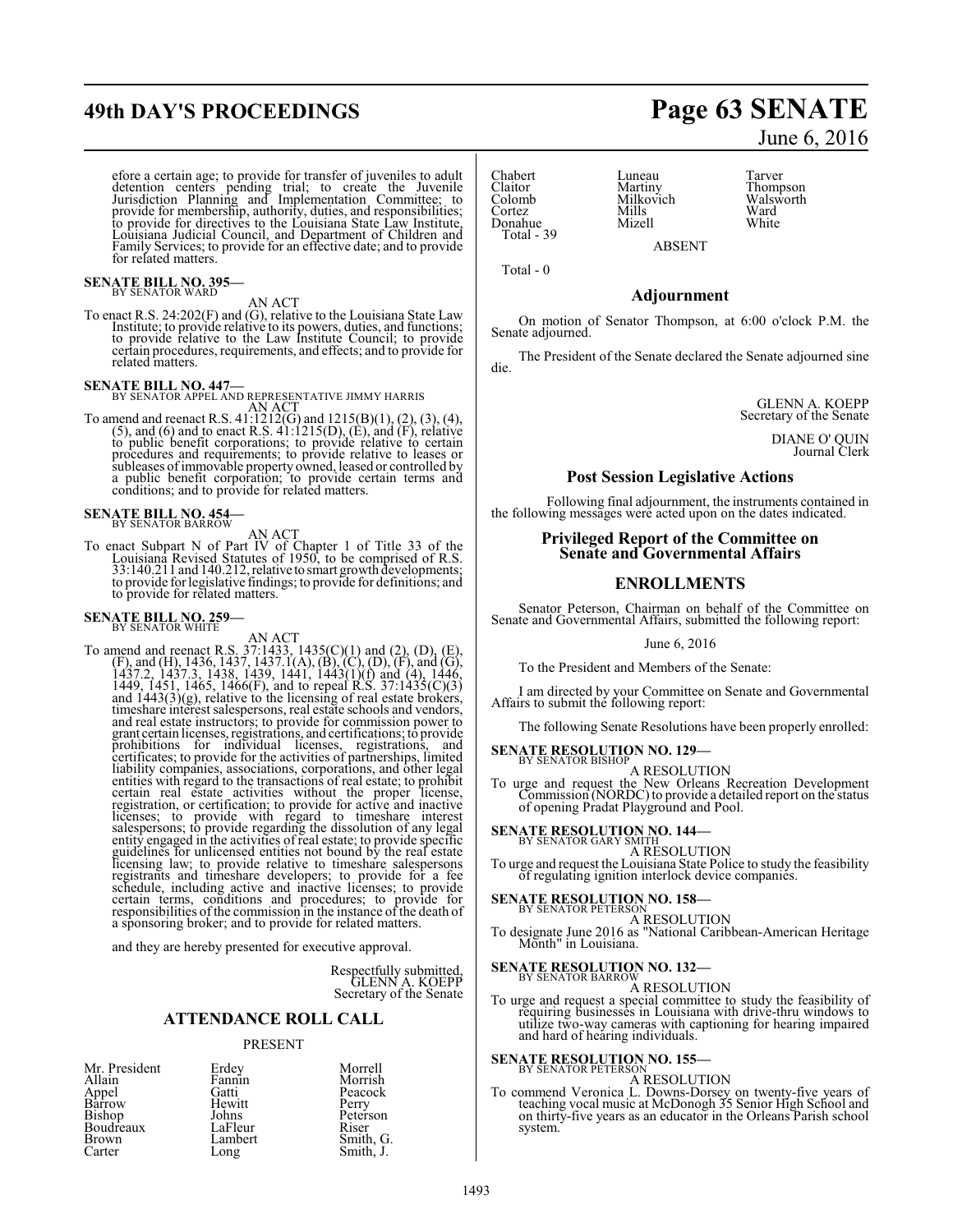efore a certain age; to provide for transfer of juveniles to adult detention centers pending trial; to create the Juvenile Jurisdiction Planning and Implementation Committee; to provide for membership, authority, duties, and responsibilities; to provide for directives to the Louisiana State Law Institute, Louisiana Judicial Council, and Department of Children and Family Services; to provide for an effective date; and to provide for related matters.

**SENATE BILL NO. 395—**
BY SENATOR WARD

AN ACT

To enact R.S. 24:202(F) and (G), relative to the Louisiana State Law Institute; to provide relative to its powers, duties, and functions; to provide relative to the Law Institute Council; to provide certain procedures, requirements, and effects; and to provide for related matters.

**SENATE BILL NO. 447—**
BY SENATOR APPEL AND REPRESENTATIVE JIMMY HARRIS

AN ACT

To amend and reenact R.S. 41:1212(G) and 1215(B)(1), (2), (3), (4), (5), and (6) and to enact R.S. 41:1215(D), (E), and (F), relative to public benefit corporations; to provide relative to certain procedures and requirements; to provide relative to leases or subleases of immovable property owned, leased or controlled by a public benefit corporation; to provide certain terms and conditions; and to provide for related matters.

**SENATE BILL NO. 454—**
BY SENATOR BARROW

AN ACT

To enact Subpart N of Part IV of Chapter 1 of Title 33 of the Louisiana Revised Statutes of 1950, to be comprised of R.S. 33:140.211 and 140.212, relative to smart growth developments; to provide for legislative findings; to provide for definitions; and to provide for related matters.

**SENATE BILL NO. 259—**
BY SENATOR WHITE

AN ACT

To amend and reenact R.S. 37:1433, 1435(C)(1) and (2), (D), (E), (F), and (H), 1436, 1437, 1437.1(A), (B), (C), (D), (F), and (G), 1437.2, 1437.3, 1438, 1439, 1441, 1443(1)(f) and (4), 1446, 1449, 1451, 1465, 1466(F), and to repeal R.S. 37:1435(C)(3) and 1443(3)(g), relative to the licensing of real estate brokers, timeshare interest salespersons, real estate schools and vendors, and real estate instructors; to provide for commission power to grant certain licenses, registrations, and certifications; to provide prohibitions for individual licenses, registrations, and certificates; to provide for the activities of partnerships, limited liability companies, associations, corporations, and other legal entities with regard to the transactions of real estate; to prohibit certain real estate activities without the proper license, registration, or certification; to provide for active and inactive licenses; to provide with regard to timeshare interest salespersons; to provide regarding the dissolution of any legal entity engaged in the activities of real estate; to provide specific guidelines for unlicensed entities not bound by the real estate licensing law; to provide relative to timeshare salespersons registrants and timeshare developers; to provide for a fee schedule, including active and inactive licenses; to provide certain terms, conditions and procedures; to provide for responsibilities of the commission in the instance of the death of a sponsoring broker; and to provide for related matters.

and they are hereby presented for executive approval.

Respectfully submitted,
GLENN A. KOEPP
Secretary of the Senate

## ATTENDANCE ROLL CALL

PRESENT

| | | |
|---|---|---|
| Mr. President | Erdey | Morrell |
| Allain | Fannin | Morrish |
| Appel | Gatti | Peacock |
| Barrow | Hewitt | Perry |
| Bishop | Johns | Peterson |
| Boudreaux | LaFleur | Riser |
| Brown | Lambert | Smith, G. |
| Carter | Long | Smith, J. |
| Chabert | Luneau | Tarver |
| Claitor | Martiny | Thompson |
| Colomb | Milkovich | Walsworth |
| Cortez | Mills | Ward |
| Donahue | Mizell | White |

Total - 39

ABSENT

Total - 0

## Adjournment

On motion of Senator Thompson, at 6:00 o'clock P.M. the Senate adjourned.

The President of the Senate declared the Senate adjourned sine die.

GLENN A. KOEPP
Secretary of the Senate

DIANE O' QUIN
Journal Clerk

## Post Session Legislative Actions

Following final adjournment, the instruments contained in the following messages were acted upon on the dates indicated.

## Privileged Report of the Committee on Senate and Governmental Affairs

## ENROLLMENTS

Senator Peterson, Chairman on behalf of the Committee on Senate and Governmental Affairs, submitted the following report:

June 6, 2016

To the President and Members of the Senate:

I am directed by your Committee on Senate and Governmental Affairs to submit the following report:

The following Senate Resolutions have been properly enrolled:

**SENATE RESOLUTION NO. 129—**
BY SENATOR BISHOP

A RESOLUTION

To urge and request the New Orleans Recreation Development Commission (NORDC) to provide a detailed report on the status of opening Pradat Playground and Pool.

**SENATE RESOLUTION NO. 144—**
BY SENATOR GARY SMITH

A RESOLUTION

To urge and request the Louisiana State Police to study the feasibility of regulating ignition interlock device companies.

**SENATE RESOLUTION NO. 158—**
BY SENATOR PETERSON

A RESOLUTION

To designate June 2016 as "National Caribbean-American Heritage Month" in Louisiana.

**SENATE RESOLUTION NO. 132—**
BY SENATOR BARROW

A RESOLUTION

To urge and request a special committee to study the feasibility of requiring businesses in Louisiana with drive-thru windows to utilize two-way cameras with captioning for hearing impaired and hard of hearing individuals.

**SENATE RESOLUTION NO. 155—**
BY SENATOR PETERSON

A RESOLUTION

To commend Veronica L. Downs-Dorsey on twenty-five years of teaching vocal music at McDonogh 35 Senior High School and on thirty-five years as an educator in the Orleans Parish school system.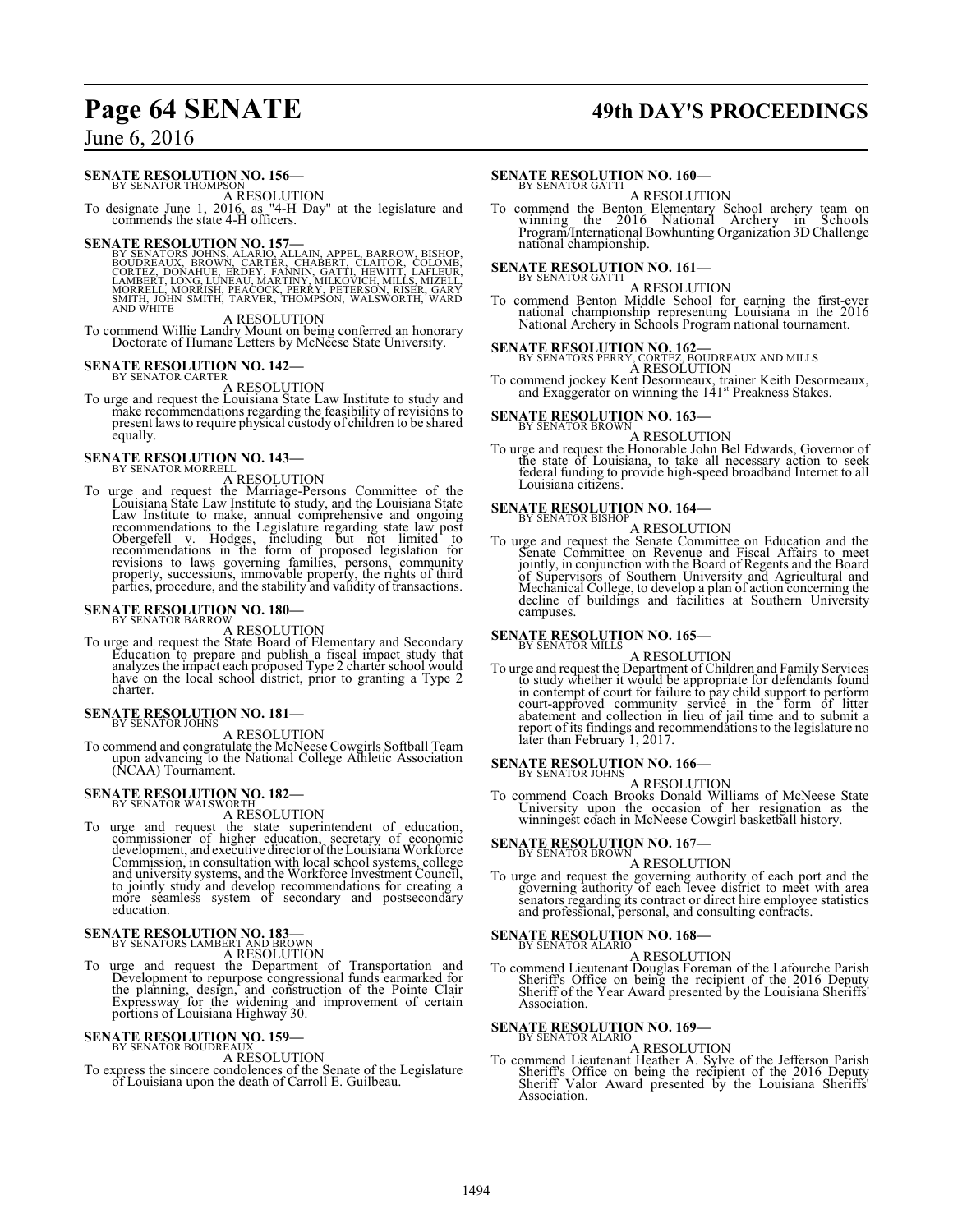**SENATE RESOLUTION NO. 156—**
BY SENATOR THOMPSON

A RESOLUTION

To designate June 1, 2016, as "4-H Day" at the legislature and commends the state 4-H officers.

**SENATE RESOLUTION NO. 157—**
BY SENATORS JOHNS, ALARIO, ALLAIN, APPEL, BARROW, BISHOP, BOUDREAUX, BROWN, CARTER, CHABERT, CLAITOR, COLOMB, CORTEZ, DONAHUE, ERDEY, FANNIN, GATTI, HEWITT, LAFLEUR, LAMBERT, LONG, LUNEAU, MARTINY, MILKOVICH, MILLS, MIZELL, MORRELL, MORRISH, PEACOCK, PERRY, PETERSON, RISER, GARY SMITH, JOHN SMITH, TARVER, THOMPSON, WALSWORTH, WARD AND WHITE

A RESOLUTION

To commend Willie Landry Mount on being conferred an honorary Doctorate of Humane Letters by McNeese State University.

**SENATE RESOLUTION NO. 142—**
BY SENATOR CARTER

A RESOLUTION

To urge and request the Louisiana State Law Institute to study and make recommendations regarding the feasibility of revisions to present laws to require physical custody of children to be shared equally.

**SENATE RESOLUTION NO. 143—**
BY SENATOR MORRELL

A RESOLUTION

To urge and request the Marriage-Persons Committee of the Louisiana State Law Institute to study, and the Louisiana State Law Institute to make, annual comprehensive and ongoing recommendations to the Legislature regarding state law post Obergefell v. Hodges, including but not limited to recommendations in the form of proposed legislation for revisions to laws governing families, persons, community property, successions, immovable property, the rights of third parties, procedure, and the stability and validity of transactions.

**SENATE RESOLUTION NO. 180—**
BY SENATOR BARROW

A RESOLUTION

To urge and request the State Board of Elementary and Secondary Education to prepare and publish a fiscal impact study that analyzes the impact each proposed Type 2 charter school would have on the local school district, prior to granting a Type 2 charter.

**SENATE RESOLUTION NO. 181—**
BY SENATOR JOHNS

A RESOLUTION

To commend and congratulate the McNeese Cowgirls Softball Team upon advancing to the National College Athletic Association (NCAA) Tournament.

**SENATE RESOLUTION NO. 182—**
BY SENATOR WALSWORTH

A RESOLUTION

To urge and request the state superintendent of education, commissioner of higher education, secretary of economic development, and executive director of the Louisiana Workforce Commission, in consultation with local school systems, college and university systems, and the Workforce Investment Council, to jointly study and develop recommendations for creating a more seamless system of secondary and postsecondary education.

**SENATE RESOLUTION NO. 183—**
BY SENATORS LAMBERT AND BROWN

A RESOLUTION

To urge and request the Department of Transportation and Development to repurpose congressional funds earmarked for the planning, design, and construction of the Pointe Clair Expressway for the widening and improvement of certain portions of Louisiana Highway 30.

**SENATE RESOLUTION NO. 159—**
BY SENATOR BOUDREAUX

A RESOLUTION

To express the sincere condolences of the Senate of the Legislature of Louisiana upon the death of Carroll E. Guilbeau.

**SENATE RESOLUTION NO. 160—**
BY SENATOR GATTI

A RESOLUTION

To commend the Benton Elementary School archery team on winning the 2016 National Archery in Schools Program/International Bowhunting Organization 3D Challenge national championship.

**SENATE RESOLUTION NO. 161—**
BY SENATOR GATTI

A RESOLUTION

To commend Benton Middle School for earning the first-ever national championship representing Louisiana in the 2016 National Archery in Schools Program national tournament.

**SENATE RESOLUTION NO. 162—**
BY SENATORS PERRY, CORTEZ, BOUDREAUX AND MILLS

A RESOLUTION

To commend jockey Kent Desormeaux, trainer Keith Desormeaux, and Exaggerator on winning the 141st Preakness Stakes.

**SENATE RESOLUTION NO. 163—**
BY SENATOR BROWN

A RESOLUTION

To urge and request the Honorable John Bel Edwards, Governor of the state of Louisiana, to take all necessary action to seek federal funding to provide high-speed broadband Internet to all Louisiana citizens.

**SENATE RESOLUTION NO. 164—**
BY SENATOR BISHOP

A RESOLUTION

To urge and request the Senate Committee on Education and the Senate Committee on Revenue and Fiscal Affairs to meet jointly, in conjunction with the Board of Regents and the Board of Supervisors of Southern University and Agricultural and Mechanical College, to develop a plan of action concerning the decline of buildings and facilities at Southern University campuses.

**SENATE RESOLUTION NO. 165—**
BY SENATOR MILLS

A RESOLUTION

To urge and request the Department of Children and Family Services to study whether it would be appropriate for defendants found in contempt of court for failure to pay child support to perform court-approved community service in the form of litter abatement and collection in lieu of jail time and to submit a report of its findings and recommendations to the legislature no later than February 1, 2017.

**SENATE RESOLUTION NO. 166—**
BY SENATOR JOHNS

A RESOLUTION

To commend Coach Brooks Donald Williams of McNeese State University upon the occasion of her resignation as the winningest coach in McNeese Cowgirl basketball history.

**SENATE RESOLUTION NO. 167—**
BY SENATOR BROWN

A RESOLUTION

To urge and request the governing authority of each port and the governing authority of each levee district to meet with area senators regarding its contract or direct hire employee statistics and professional, personal, and consulting contracts.

**SENATE RESOLUTION NO. 168—**
BY SENATOR ALARIO

A RESOLUTION

To commend Lieutenant Douglas Foreman of the Lafourche Parish Sheriff's Office on being the recipient of the 2016 Deputy Sheriff of the Year Award presented by the Louisiana Sheriffs' Association.

**SENATE RESOLUTION NO. 169—**
BY SENATOR ALARIO

A RESOLUTION

To commend Lieutenant Heather A. Sylve of the Jefferson Parish Sheriff's Office on being the recipient of the 2016 Deputy Sheriff Valor Award presented by the Louisiana Sheriffs' Association.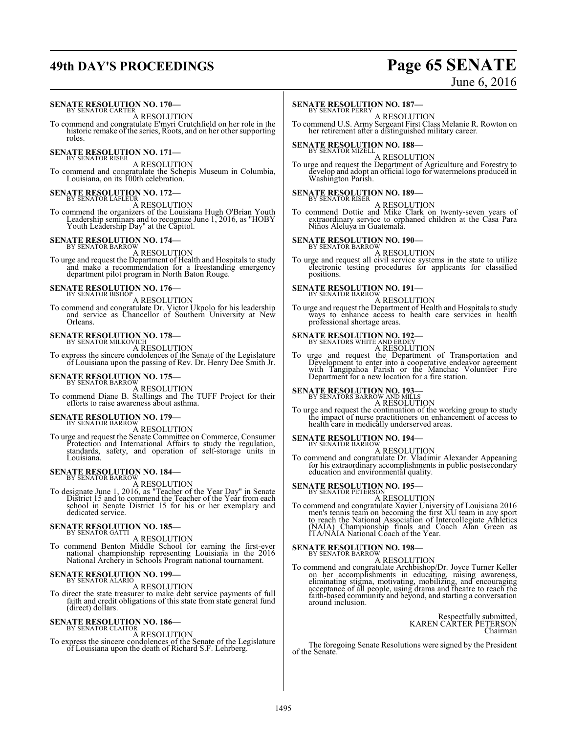**SENATE RESOLUTION NO. 170—**
BY SENATOR CARTER

A RESOLUTION

To commend and congratulate E'myri Crutchfield on her role in the historic remake of the series, Roots, and on her other supporting roles.

**SENATE RESOLUTION NO. 171—**
BY SENATOR RISER

A RESOLUTION

To commend and congratulate the Schepis Museum in Columbia, Louisiana, on its 100th celebration.

**SENATE RESOLUTION NO. 172—**
BY SENATOR LAFLEUR

A RESOLUTION

To commend the organizers of the Louisiana Hugh O'Brian Youth Leadership seminars and to recognize June 1, 2016, as "HOBY Youth Leadership Day" at the Capitol.

**SENATE RESOLUTION NO. 174—**
BY SENATOR BARROW

A RESOLUTION

To urge and request the Department of Health and Hospitals to study and make a recommendation for a freestanding emergency department pilot program in North Baton Rouge.

**SENATE RESOLUTION NO. 176—**
BY SENATOR BISHOP

A RESOLUTION

To commend and congratulate Dr. Victor Ukpolo for his leadership and service as Chancellor of Southern University at New Orleans.

**SENATE RESOLUTION NO. 178—**
BY SENATOR MILKOVICH

A RESOLUTION

To express the sincere condolences of the Senate of the Legislature of Louisiana upon the passing of Rev. Dr. Henry Dee Smith Jr.

**SENATE RESOLUTION NO. 175—**
BY SENATOR BARROW

A RESOLUTION

To commend Diane B. Stallings and The TUFF Project for their efforts to raise awareness about asthma.

**SENATE RESOLUTION NO. 179—**
BY SENATOR BARROW

A RESOLUTION

To urge and request the Senate Committee on Commerce, Consumer Protection and International Affairs to study the regulation, standards, safety, and operation of self-storage units in Louisiana.

**SENATE RESOLUTION NO. 184—**
BY SENATOR BARROW

A RESOLUTION

To designate June 1, 2016, as "Teacher of the Year Day" in Senate District 15 and to commend the Teacher of the Year from each school in Senate District 15 for his or her exemplary and dedicated service.

**SENATE RESOLUTION NO. 185—**
BY SENATOR GATTI

A RESOLUTION

To commend Benton Middle School for earning the first-ever national championship representing Louisiana in the 2016 National Archery in Schools Program national tournament.

**SENATE RESOLUTION NO. 199—**
BY SENATOR ALARIO

A RESOLUTION

To direct the state treasurer to make debt service payments of full faith and credit obligations of this state from state general fund (direct) dollars.

**SENATE RESOLUTION NO. 186—**
BY SENATOR CLAITOR

A RESOLUTION

To express the sincere condolences of the Senate of the Legislature of Louisiana upon the death of Richard S.F. Lehrberg.

**SENATE RESOLUTION NO. 187—**
BY SENATOR PERRY

A RESOLUTION

To commend U.S. Army Sergeant First Class Melanie R. Rowton on her retirement after a distinguished military career.

**SENATE RESOLUTION NO. 188—**
BY SENATOR MIZELL

A RESOLUTION

To urge and request the Department of Agriculture and Forestry to develop and adopt an official logo for watermelons produced in Washington Parish.

**SENATE RESOLUTION NO. 189—**
BY SENATOR RISER

A RESOLUTION

To commend Dottie and Mike Clark on twenty-seven years of extraordinary service to orphaned children at the Casa Para Niños Aleluya in Guatemala.

**SENATE RESOLUTION NO. 190—**
BY SENATOR BARROW

A RESOLUTION

To urge and request all civil service systems in the state to utilize electronic testing procedures for applicants for classified positions.

**SENATE RESOLUTION NO. 191—**
BY SENATOR BARROW

A RESOLUTION

To urge and request the Department of Health and Hospitals to study ways to enhance access to health care services in health professional shortage areas.

**SENATE RESOLUTION NO. 192—**
BY SENATORS WHITE AND ERDEY

A RESOLUTION

To urge and request the Department of Transportation and Development to enter into a cooperative endeavor agreement with Tangipahoa Parish or the Manchac Volunteer Fire Department for a new location for a fire station.

**SENATE RESOLUTION NO. 193—**
BY SENATORS BARROW AND MILLS

A RESOLUTION

To urge and request the continuation of the working group to study the impact of nurse practitioners on enhancement of access to health care in medically underserved areas.

**SENATE RESOLUTION NO. 194—**
BY SENATOR BARROW

A RESOLUTION

To commend and congratulate Dr. Vladimir Alexander Appeaning for his extraordinary accomplishments in public postsecondary education and environmental quality.

**SENATE RESOLUTION NO. 195—**
BY SENATOR PETERSON

A RESOLUTION

To commend and congratulate Xavier University of Louisiana 2016 men's tennis team on becoming the first XU team in any sport to reach the National Association of Intercollegiate Athletics (NAIA) Championship finals and Coach Alan Green as ITA/NAIA National Coach of the Year.

**SENATE RESOLUTION NO. 198—**
BY SENATOR BARROW

A RESOLUTION

To commend and congratulate Archbishop/Dr. Joyce Turner Keller on her accomplishments in educating, raising awareness, eliminating stigma, motivating, mobilizing, and encouraging acceptance of all people, using drama and theatre to reach the faith-based community and beyond, and starting a conversation around inclusion.

Respectfully submitted,
KAREN CARTER PETERSON
Chairman

The foregoing Senate Resolutions were signed by the President of the Senate.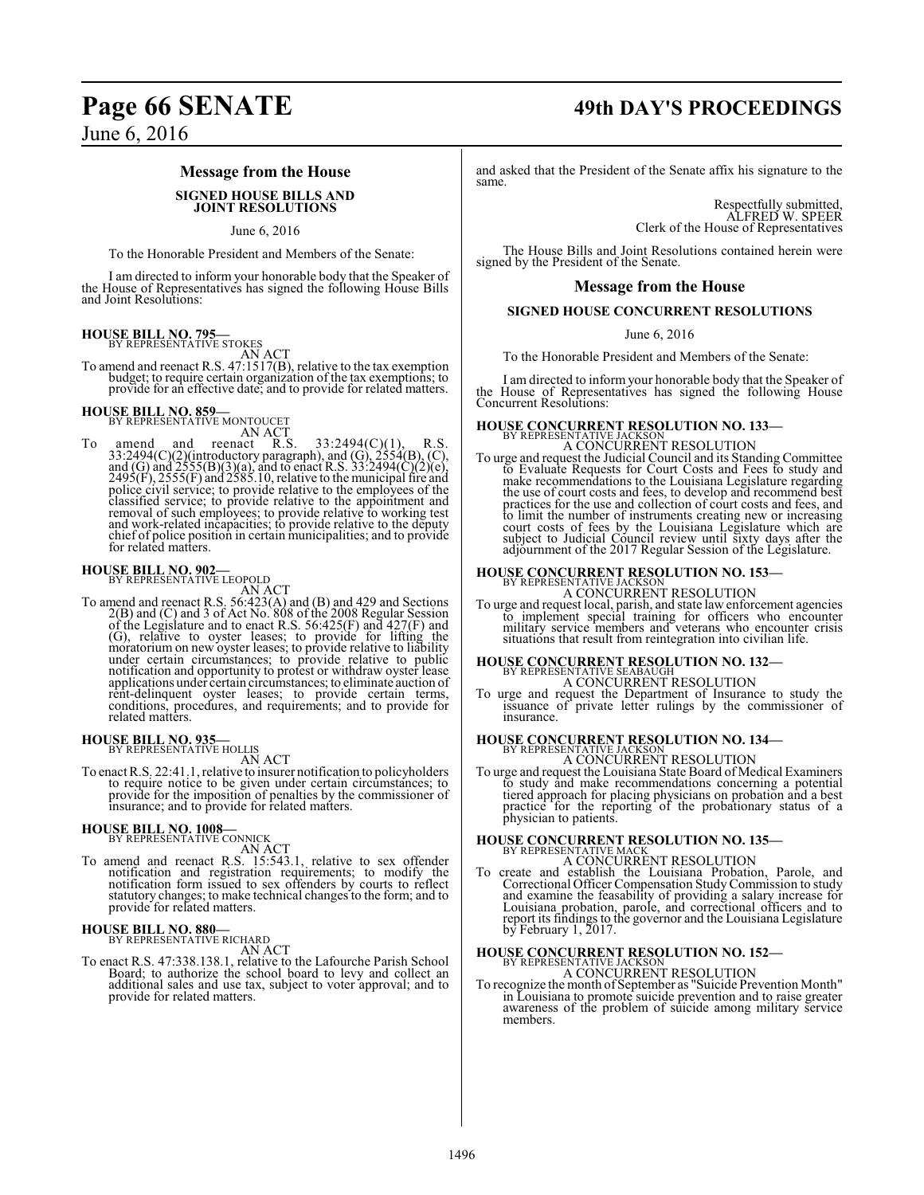## Message from the House

### SIGNED HOUSE BILLS AND JOINT RESOLUTIONS

June 6, 2016

To the Honorable President and Members of the Senate:

I am directed to inform your honorable body that the Speaker of the House of Representatives has signed the following House Bills and Joint Resolutions:

**HOUSE BILL NO. 795—**
BY REPRESENTATIVE STOKES

AN ACT

To amend and reenact R.S. 47:1517(B), relative to the tax exemption budget; to require certain organization of the tax exemptions; to provide for an effective date; and to provide for related matters.

**HOUSE BILL NO. 859—**
BY REPRESENTATIVE MONTOUCET

AN ACT

To amend and reenact R.S. 33:2494(C)(1), R.S. 33:2494(C)(2)(introductory paragraph), and (G), 2554(B), (C), and (G) and 2555(B)(3)(a), and to enact R.S. 33:2494(C)(2)(e), 2495(F), 2555(F) and 2585.10, relative to the municipal fire and police civil service; to provide relative to the employees of the classified service; to provide relative to the appointment and removal of such employees; to provide relative to working test and work-related incapacities; to provide relative to the deputy chief of police position in certain municipalities; and to provide for related matters.

**HOUSE BILL NO. 902—**
BY REPRESENTATIVE LEOPOLD

AN ACT

To amend and reenact R.S. 56:423(A) and (B) and 429 and Sections 2(B) and (C) and 3 of Act No. 808 of the 2008 Regular Session of the Legislature and to enact R.S. 56:425(F) and 427(F) and (G), relative to oyster leases; to provide for lifting the moratorium on new oyster leases; to provide relative to liability under certain circumstances; to provide relative to public notification and opportunity to protest or withdraw oyster lease applications under certain circumstances; to eliminate auction of rent-delinquent oyster leases; to provide certain terms, conditions, procedures, and requirements; and to provide for related matters.

**HOUSE BILL NO. 935—**
BY REPRESENTATIVE HOLLIS

AN ACT

To enact R.S. 22:41.1, relative to insurer notification to policyholders to require notice to be given under certain circumstances; to provide for the imposition of penalties by the commissioner of insurance; and to provide for related matters.

**HOUSE BILL NO. 1008—**
BY REPRESENTATIVE CONNICK

AN ACT

To amend and reenact R.S. 15:543.1, relative to sex offender notification and registration requirements; to modify the notification form issued to sex offenders by courts to reflect statutory changes; to make technical changes to the form; and to provide for related matters.

**HOUSE BILL NO. 880—**
BY REPRESENTATIVE RICHARD

AN ACT

To enact R.S. 47:338.138.1, relative to the Lafourche Parish School Board; to authorize the school board to levy and collect an additional sales and use tax, subject to voter approval; and to provide for related matters.

and asked that the President of the Senate affix his signature to the same.

Respectfully submitted,
ALFRED W. SPEER
Clerk of the House of Representatives

The House Bills and Joint Resolutions contained herein were signed by the President of the Senate.

## Message from the House

### SIGNED HOUSE CONCURRENT RESOLUTIONS

June 6, 2016

To the Honorable President and Members of the Senate:

I am directed to inform your honorable body that the Speaker of the House of Representatives has signed the following House Concurrent Resolutions:

**HOUSE CONCURRENT RESOLUTION NO. 133—**
BY REPRESENTATIVE JACKSON

A CONCURRENT RESOLUTION

To urge and request the Judicial Council and its Standing Committee to Evaluate Requests for Court Costs and Fees to study and make recommendations to the Louisiana Legislature regarding the use of court costs and fees, to develop and recommend best practices for the use and collection of court costs and fees, and to limit the number of instruments creating new or increasing court costs of fees by the Louisiana Legislature which are subject to Judicial Council review until sixty days after the adjournment of the 2017 Regular Session of the Legislature.

**HOUSE CONCURRENT RESOLUTION NO. 153—**
BY REPRESENTATIVE JACKSON

A CONCURRENT RESOLUTION

To urge and request local, parish, and state law enforcement agencies to implement special training for officers who encounter military service members and veterans who encounter crisis situations that result from reintegration into civilian life.

**HOUSE CONCURRENT RESOLUTION NO. 132—**
BY REPRESENTATIVE SEABAUGH

A CONCURRENT RESOLUTION

To urge and request the Department of Insurance to study the issuance of private letter rulings by the commissioner of insurance.

**HOUSE CONCURRENT RESOLUTION NO. 134—**
BY REPRESENTATIVE JACKSON

A CONCURRENT RESOLUTION

To urge and request the Louisiana State Board of Medical Examiners to study and make recommendations concerning a potential tiered approach for placing physicians on probation and a best practice for the reporting of the probationary status of a physician to patients.

**HOUSE CONCURRENT RESOLUTION NO. 135—**
BY REPRESENTATIVE MACK

A CONCURRENT RESOLUTION

To create and establish the Louisiana Probation, Parole, and Correctional Officer Compensation Study Commission to study and examine the feasability of providing a salary increase for Louisiana probation, parole, and correctional officers and to report its findings to the governor and the Louisiana Legislature by February 1, 2017.

**HOUSE CONCURRENT RESOLUTION NO. 152—**
BY REPRESENTATIVE JACKSON

A CONCURRENT RESOLUTION

To recognize the month of September as "Suicide Prevention Month" in Louisiana to promote suicide prevention and to raise greater awareness of the problem of suicide among military service members.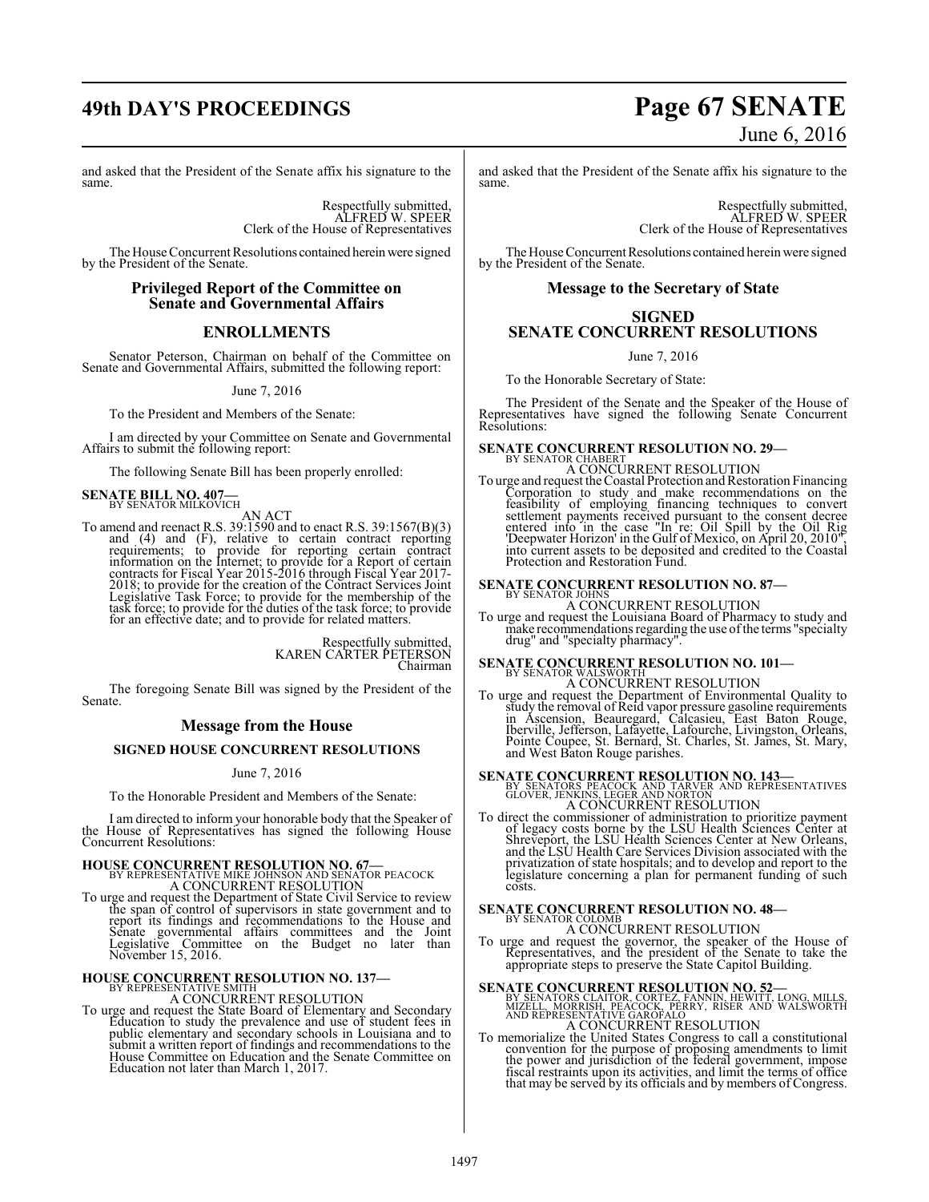and asked that the President of the Senate affix his signature to the same.

Respectfully submitted,
ALFRED W. SPEER
Clerk of the House of Representatives

The House Concurrent Resolutions contained herein were signed by the President of the Senate.

## Privileged Report of the Committee on Senate and Governmental Affairs

## ENROLLMENTS

Senator Peterson, Chairman on behalf of the Committee on Senate and Governmental Affairs, submitted the following report:

June 7, 2016

To the President and Members of the Senate:

I am directed by your Committee on Senate and Governmental Affairs to submit the following report:

The following Senate Bill has been properly enrolled:

**SENATE BILL NO. 407—**
BY SENATOR MILKOVICH

AN ACT

To amend and reenact R.S. 39:1590 and to enact R.S. 39:1567(B)(3) and (4) and (F), relative to certain contract reporting requirements; to provide for reporting certain contract information on the Internet; to provide for a Report of certain contracts for Fiscal Year 2015-2016 through Fiscal Year 2017-2018; to provide for the creation of the Contract Services Joint Legislative Task Force; to provide for the membership of the task force; to provide for the duties of the task force; to provide for an effective date; and to provide for related matters.

Respectfully submitted,
KAREN CARTER PETERSON
Chairman

The foregoing Senate Bill was signed by the President of the Senate.

## Message from the House

### SIGNED HOUSE CONCURRENT RESOLUTIONS

June 7, 2016

To the Honorable President and Members of the Senate:

I am directed to inform your honorable body that the Speaker of the House of Representatives has signed the following House Concurrent Resolutions:

**HOUSE CONCURRENT RESOLUTION NO. 67—**
BY REPRESENTATIVE MIKE JOHNSON AND SENATOR PEACOCK

A CONCURRENT RESOLUTION

To urge and request the Department of State Civil Service to review the span of control of supervisors in state government and to report its findings and recommendations to the House and Senate governmental affairs committees and the Joint Legislative Committee on the Budget no later than November 15, 2016.

**HOUSE CONCURRENT RESOLUTION NO. 137—**
BY REPRESENTATIVE SMITH

A CONCURRENT RESOLUTION

To urge and request the State Board of Elementary and Secondary Education to study the prevalence and use of student fees in public elementary and secondary schools in Louisiana and to submit a written report of findings and recommendations to the House Committee on Education and the Senate Committee on Education not later than March 1, 2017.

and asked that the President of the Senate affix his signature to the same.

Respectfully submitted,
ALFRED W. SPEER
Clerk of the House of Representatives

The House Concurrent Resolutions contained herein were signed by the President of the Senate.

## Message to the Secretary of State

### SIGNED SENATE CONCURRENT RESOLUTIONS

June 7, 2016

To the Honorable Secretary of State:

The President of the Senate and the Speaker of the House of Representatives have signed the following Senate Concurrent Resolutions:

**SENATE CONCURRENT RESOLUTION NO. 29—**
BY SENATOR CHABERT

A CONCURRENT RESOLUTION

To urge and request the Coastal Protection and Restoration Financing Corporation to study and make recommendations on the feasibility of employing financing techniques to convert settlement payments received pursuant to the consent decree entered into in the case "In re: Oil Spill by the Oil Rig 'Deepwater Horizon' in the Gulf of Mexico, on April 20, 2010", into current assets to be deposited and credited to the Coastal Protection and Restoration Fund.

**SENATE CONCURRENT RESOLUTION NO. 87—**
BY SENATOR JOHNS

A CONCURRENT RESOLUTION

To urge and request the Louisiana Board of Pharmacy to study and make recommendations regarding the use of the terms "specialty drug" and "specialty pharmacy".

**SENATE CONCURRENT RESOLUTION NO. 101—**
BY SENATOR WALSWORTH

A CONCURRENT RESOLUTION

To urge and request the Department of Environmental Quality to study the removal of Reid vapor pressure gasoline requirements in Ascension, Beauregard, Calcasieu, East Baton Rouge, Iberville, Jefferson, Lafayette, Lafourche, Livingston, Orleans, Pointe Coupee, St. Bernard, St. Charles, St. James, St. Mary, and West Baton Rouge parishes.

**SENATE CONCURRENT RESOLUTION NO. 143—**
BY SENATORS PEACOCK AND TARVER AND REPRESENTATIVES GLOVER, JENKINS, LEGER AND NORTON

A CONCURRENT RESOLUTION

To direct the commissioner of administration to prioritize payment of legacy costs borne by the LSU Health Sciences Center at Shreveport, the LSU Health Sciences Center at New Orleans, and the LSU Health Care Services Division associated with the privatization of state hospitals; and to develop and report to the legislature concerning a plan for permanent funding of such costs.

**SENATE CONCURRENT RESOLUTION NO. 48—**
BY SENATOR COLOMB

A CONCURRENT RESOLUTION

To urge and request the governor, the speaker of the House of Representatives, and the president of the Senate to take the appropriate steps to preserve the State Capitol Building.

**SENATE CONCURRENT RESOLUTION NO. 52—**
BY SENATORS CLAITOR, CORTEZ, FANNIN, HEWITT, LONG, MILLS, MIZELL, MORRISH, PEACOCK, PERRY, RISER AND WALSWORTH AND REPRESENTATIVE GAROFALO

A CONCURRENT RESOLUTION

To memorialize the United States Congress to call a constitutional convention for the purpose of proposing amendments to limit the power and jurisdiction of the federal government, impose fiscal restraints upon its activities, and limit the terms of office that may be served by its officials and by members of Congress.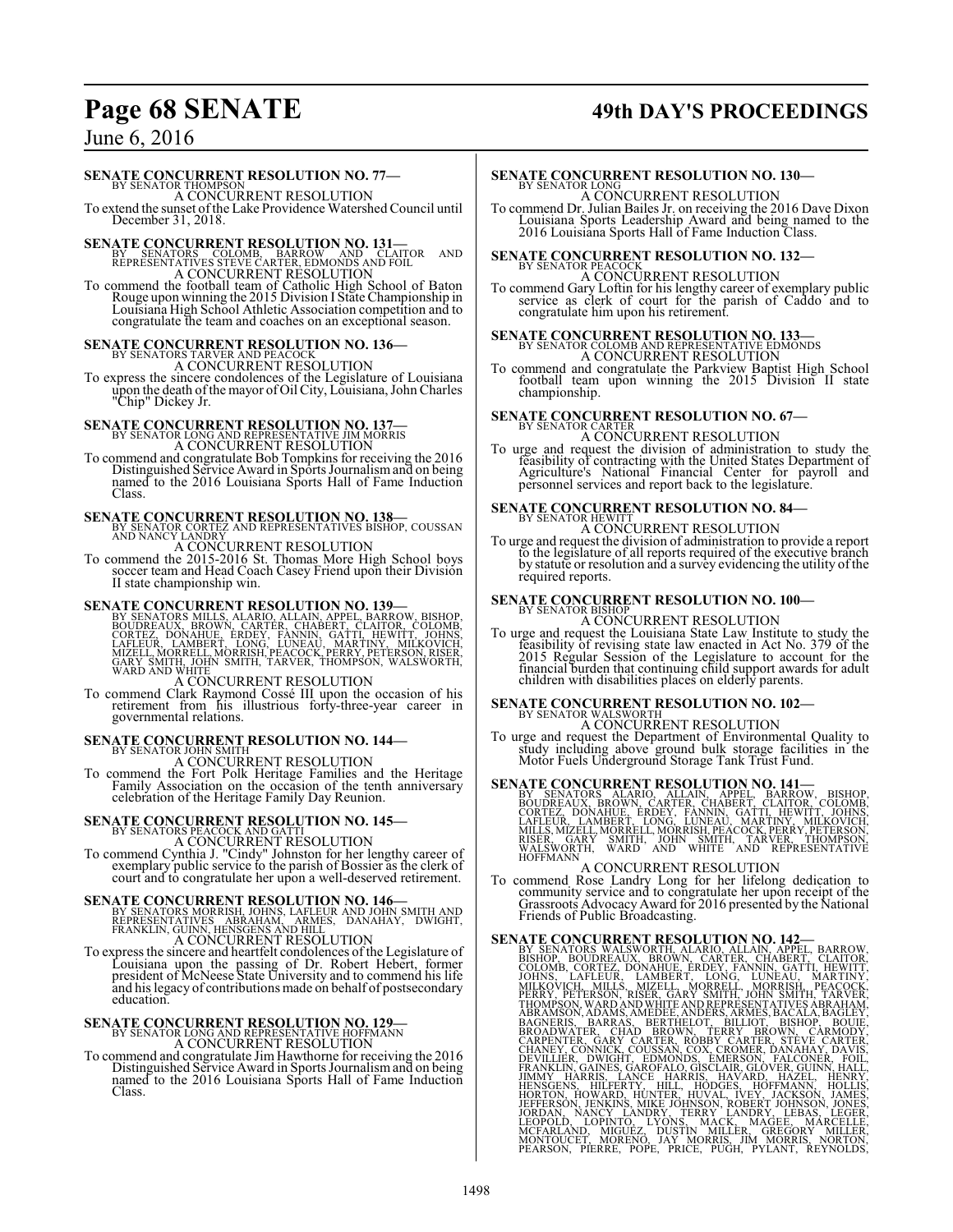**SENATE CONCURRENT RESOLUTION NO. 77—**
BY SENATOR THOMPSON

A CONCURRENT RESOLUTION

To extend the sunset of the Lake Providence Watershed Council until December 31, 2018.

**SENATE CONCURRENT RESOLUTION NO. 131—**
BY SENATORS COLOMB, BARROW AND CLAITOR AND REPRESENTATIVES STEVE CARTER, EDMONDS AND FOIL

A CONCURRENT RESOLUTION

To commend the football team of Catholic High School of Baton Rouge upon winning the 2015 Division I State Championship in Louisiana High School Athletic Association competition and to congratulate the team and coaches on an exceptional season.

**SENATE CONCURRENT RESOLUTION NO. 136—**
BY SENATORS TARVER AND PEACOCK

A CONCURRENT RESOLUTION

To express the sincere condolences of the Legislature of Louisiana upon the death of the mayor of Oil City, Louisiana, John Charles "Chip" Dickey Jr.

**SENATE CONCURRENT RESOLUTION NO. 137—**
BY SENATOR LONG AND REPRESENTATIVE JIM MORRIS

A CONCURRENT RESOLUTION

To commend and congratulate Bob Tompkins for receiving the 2016 Distinguished Service Award in Sports Journalism and on being named to the 2016 Louisiana Sports Hall of Fame Induction Class.

**SENATE CONCURRENT RESOLUTION NO. 138—**
BY SENATOR CORTEZ AND REPRESENTATIVES BISHOP, COUSSAN AND NANCY LANDRY

A CONCURRENT RESOLUTION

To commend the 2015-2016 St. Thomas More High School boys soccer team and Head Coach Casey Friend upon their Division II state championship win.

**SENATE CONCURRENT RESOLUTION NO. 139—**
BY SENATORS MILLS, ALARIO, ALLAIN, APPEL, BARROW, BISHOP, BOUDREAUX, BROWN, CARTER, CHABERT, CLAITOR, COLOMB, CORTEZ, DONAHUE, ERDEY, FANNIN, GATTI, HEWITT, JOHNS, LAFLEUR, LAMBERT, LONG, LUNEAU, MARTINY, MILKOVICH, MIZELL, MORRELL, MORRISH, PEACOCK, PERRY, PETERSON, RISER, GARY SMITH, JOHN SMITH, TARVER, THOMPSON, WALSWORTH, WARD AND WHITE

A CONCURRENT RESOLUTION

To commend Clark Raymond Cossé III upon the occasion of his retirement from his illustrious forty-three-year career in governmental relations.

**SENATE CONCURRENT RESOLUTION NO. 144—**
BY SENATOR JOHN SMITH

A CONCURRENT RESOLUTION

To commend the Fort Polk Heritage Families and the Heritage Family Association on the occasion of the tenth anniversary celebration of the Heritage Family Day Reunion.

**SENATE CONCURRENT RESOLUTION NO. 145—**
BY SENATORS PEACOCK AND GATTI

A CONCURRENT RESOLUTION

To commend Cynthia J. "Cindy" Johnston for her lengthy career of exemplary public service to the parish of Bossier as the clerk of court and to congratulate her upon a well-deserved retirement.

**SENATE CONCURRENT RESOLUTION NO. 146—**
BY SENATORS MORRISH, JOHNS, LAFLEUR AND JOHN SMITH AND REPRESENTATIVES ABRAHAM, ARMES, DANAHAY, DWIGHT, FRANKLIN, GUINN, HENSGENS AND HILL

A CONCURRENT RESOLUTION

To express the sincere and heartfelt condolences of the Legislature of Louisiana upon the passing of Dr. Robert Hebert, former president of McNeese State University and to commend his life and his legacy of contributions made on behalf of postsecondary education.

**SENATE CONCURRENT RESOLUTION NO. 129—**
BY SENATOR LONG AND REPRESENTATIVE HOFFMANN

A CONCURRENT RESOLUTION

To commend and congratulate Jim Hawthorne for receiving the 2016 Distinguished Service Award in Sports Journalism and on being named to the 2016 Louisiana Sports Hall of Fame Induction Class.

**SENATE CONCURRENT RESOLUTION NO. 130—**
BY SENATOR LONG

A CONCURRENT RESOLUTION

To commend Dr. Julian Bailes Jr. on receiving the 2016 Dave Dixon Louisiana Sports Leadership Award and being named to the 2016 Louisiana Sports Hall of Fame Induction Class.

**SENATE CONCURRENT RESOLUTION NO. 132—**
BY SENATOR PEACOCK

A CONCURRENT RESOLUTION

To commend Gary Loftin for his lengthy career of exemplary public service as clerk of court for the parish of Caddo and to congratulate him upon his retirement.

**SENATE CONCURRENT RESOLUTION NO. 133—**
BY SENATOR COLOMB AND REPRESENTATIVE EDMONDS

A CONCURRENT RESOLUTION

To commend and congratulate the Parkview Baptist High School football team upon winning the 2015 Division II state championship.

**SENATE CONCURRENT RESOLUTION NO. 67—**
BY SENATOR CARTER

A CONCURRENT RESOLUTION

To urge and request the division of administration to study the feasibility of contracting with the United States Department of Agriculture's National Financial Center for payroll and personnel services and report back to the legislature.

**SENATE CONCURRENT RESOLUTION NO. 84—**
BY SENATOR HEWITT

A CONCURRENT RESOLUTION

To urge and request the division of administration to provide a report to the legislature of all reports required of the executive branch by statute or resolution and a survey evidencing the utility of the required reports.

**SENATE CONCURRENT RESOLUTION NO. 100—**
BY SENATOR BISHOP

A CONCURRENT RESOLUTION

To urge and request the Louisiana State Law Institute to study the feasibility of revising state law enacted in Act No. 379 of the 2015 Regular Session of the Legislature to account for the financial burden that continuing child support awards for adult children with disabilities places on elderly parents.

**SENATE CONCURRENT RESOLUTION NO. 102—**
BY SENATOR WALSWORTH

A CONCURRENT RESOLUTION

To urge and request the Department of Environmental Quality to study including above ground bulk storage facilities in the Motor Fuels Underground Storage Tank Trust Fund.

**SENATE CONCURRENT RESOLUTION NO. 141—**
BY SENATORS ALARIO, ALLAIN, APPEL, BARROW, BISHOP, BOUDREAUX, BROWN, CARTER, CHABERT, CLAITOR, COLOMB, CORTEZ, DONAHUE, ERDEY, FANNIN, GATTI, HEWITT, JOHNS, LAFLEUR, LAMBERT, LONG, LUNEAU, MARTINY, MILKOVICH, MILLS, MIZELL, MORRELL, MORRISH, PEACOCK, PERRY, PETERSON, RISER, GARY SMITH, JOHN SMITH, TARVER, THOMPSON, WALSWORTH, WARD AND WHITE AND REPRESENTATIVE HOFFMANN

A CONCURRENT RESOLUTION

To commend Rose Landry Long for her lifelong dedication to community service and to congratulate her upon receipt of the Grassroots Advocacy Award for 2016 presented by the National Friends of Public Broadcasting.

**SENATE CONCURRENT RESOLUTION NO. 142—**
BY SENATORS WALSWORTH, ALARIO, ALLAIN, APPEL, BARROW, BISHOP, BOUDREAUX, BROWN, CARTER, CHABERT, CLAITOR, COLOMB, CORTEZ, DONAHUE, ERDEY, FANNIN, GATTI, HEWITT, JOHNS, LAFLEUR, LAMBERT, LONG, LUNEAU, MARTINY, MILKOVICH, MILLS, MIZELL, MORRELL, MORRISH, PEACOCK, PERRY, PETERSON, RISER, GARY SMITH, JOHN SMITH, TARVER, THOMPSON, WARD AND WHITE AND REPRESENTATIVES ABRAHAM, ABRAMSON, ADAMS, AMEDEE, ANDERS, ARMES, BACALA, BAGLEY, BAGNERIS, BARRAS, BERTHELOT, BILLIOT, BISHOP, BOUIE, BROADWATER, CHAD BROWN, TERRY BROWN, CARMODY, CARPENTER, GARY CARTER, ROBBY CARTER, STEVE CARTER, CHANEY, CONNICK, COUSSAN, COX, CROMER, DANAHAY, DAVIS, DEVILLIER, DWIGHT, EDMONDS, EMERSON, FALCONER, FOIL, FRANKLIN, GAINES, GAROFALO, GISCLAIR, GLOVER, GUINN, HALL, JIMMY HARRIS, LANCE HARRIS, HAVARD, HAZEL, HENRY, HENSGENS, HILFERTY, HILL, HODGES, HOFFMANN, HOLLIS, HORTON, HOWARD, HUNTER, HUVAL, IVEY, JACKSON, JAMES, JEFFERSON, JENKINS, MIKE JOHNSON, ROBERT JOHNSON, JONES, JORDAN, NANCY LANDRY, TERRY LANDRY, LEBAS, LEGER, LEOPOLD, LOPINTO, LYONS, MACK, MAGEE, MARCELLE, MCFARLAND, MIGUEZ, DUSTIN MILLER, GREGORY MILLER, MONTOUCET, MORENO, JAY MORRIS, JIM MORRIS, NORTON, PEARSON, PIERRE, POPE, PRICE, PUGH, PYLANT, REYNOLDS,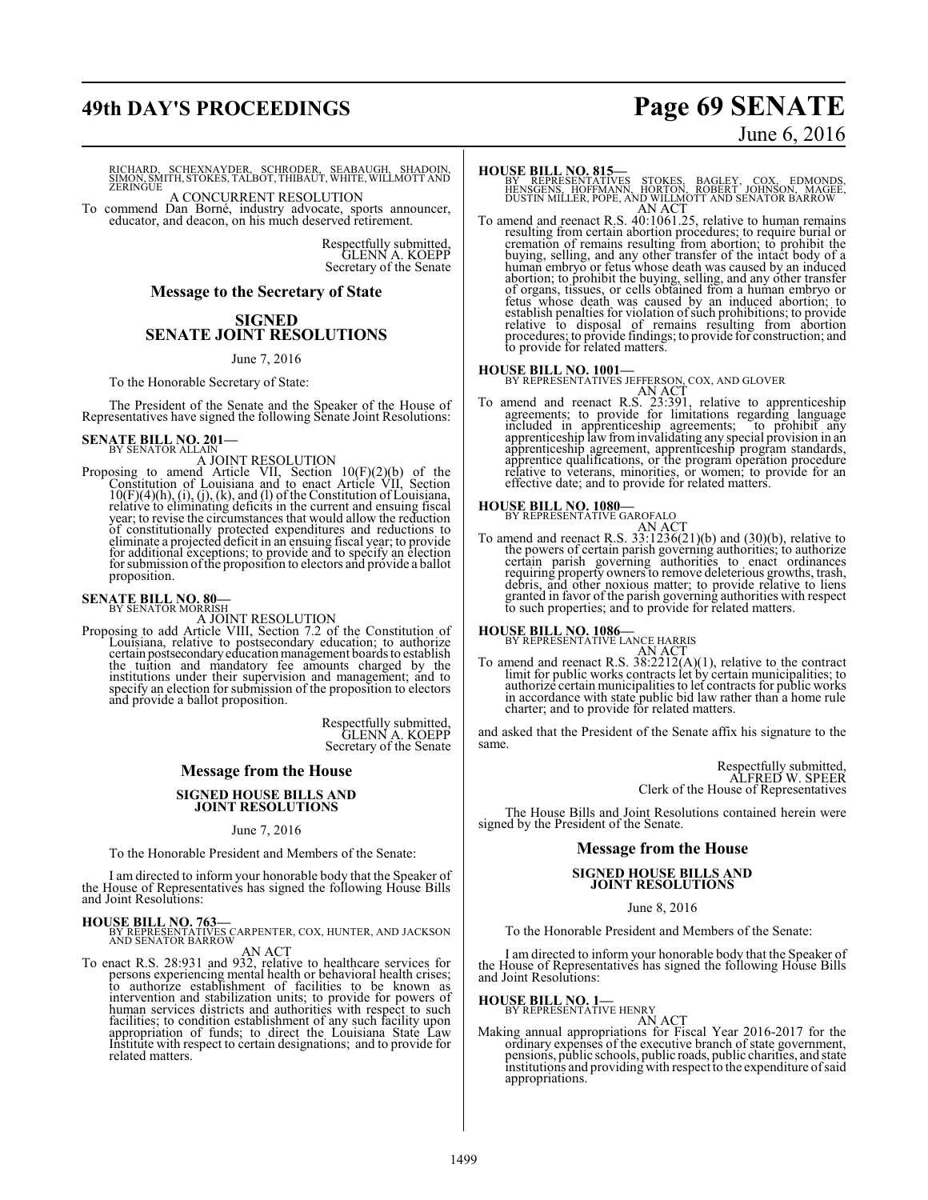RICHARD, SCHEXNAYDER, SCHRODER, SEABAUGH, SHADOIN, SIMON, SMITH, STOKES, TALBOT, THIBAUT, WHITE, WILLMOTT AND ZERINGUE

A CONCURRENT RESOLUTION

To commend Dan Borné, industry advocate, sports announcer, educator, and deacon, on his much deserved retirement.

Respectfully submitted,
GLENN A. KOEPP
Secretary of the Senate

## Message to the Secretary of State

## SIGNED SENATE JOINT RESOLUTIONS

June 7, 2016

To the Honorable Secretary of State:

The President of the Senate and the Speaker of the House of Representatives have signed the following Senate Joint Resolutions:

**SENATE BILL NO. 201—**
BY SENATOR ALLAIN

A JOINT RESOLUTION

Proposing to amend Article VII, Section 10(F)(2)(b) of the Constitution of Louisiana and to enact Article VII, Section 10(F)(4)(h), (i), (j), (k), and (l) of the Constitution of Louisiana, relative to eliminating deficits in the current and ensuing fiscal year; to revise the circumstances that would allow the reduction of constitutionally protected expenditures and reductions to eliminate a projected deficit in an ensuing fiscal year; to provide for additional exceptions; to provide and to specify an election for submission of the proposition to electors and provide a ballot proposition.

**SENATE BILL NO. 80—**
BY SENATOR MORRISH

A JOINT RESOLUTION

Proposing to add Article VIII, Section 7.2 of the Constitution of Louisiana, relative to postsecondary education; to authorize certain postsecondary education management boards to establish the tuition and mandatory fee amounts charged by the institutions under their supervision and management; and to specify an election for submission of the proposition to electors and provide a ballot proposition.

Respectfully submitted,
GLENN A. KOEPP
Secretary of the Senate

## Message from the House

### SIGNED HOUSE BILLS AND JOINT RESOLUTIONS

June 7, 2016

To the Honorable President and Members of the Senate:

I am directed to inform your honorable body that the Speaker of the House of Representatives has signed the following House Bills and Joint Resolutions:

**HOUSE BILL NO. 763—**
BY REPRESENTATIVES CARPENTER, COX, HUNTER, AND JACKSON AND SENATOR BARROW

AN ACT

To enact R.S. 28:931 and 932, relative to healthcare services for persons experiencing mental health or behavioral health crises; to authorize establishment of facilities to be known as intervention and stabilization units; to provide for powers of human services districts and authorities with respect to such facilities; to condition establishment of any such facility upon appropriation of funds; to direct the Louisiana State Law Institute with respect to certain designations; and to provide for related matters.

**HOUSE BILL NO. 815—**
BY REPRESENTATIVES STOKES, BAGLEY, COX, EDMONDS, HENSGENS, HOFFMANN, HORTON, ROBERT JOHNSON, MAGEE, DUSTIN MILLER, POPE, AND WILLMOTT AND SENATOR BARROW

AN ACT

To amend and reenact R.S. 40:1061.25, relative to human remains resulting from certain abortion procedures; to require burial or cremation of remains resulting from abortion; to prohibit the buying, selling, and any other transfer of the intact body of a human embryo or fetus whose death was caused by an induced abortion; to prohibit the buying, selling, and any other transfer of organs, tissues, or cells obtained from a human embryo or fetus whose death was caused by an induced abortion; to establish penalties for violation of such prohibitions; to provide relative to disposal of remains resulting from abortion procedures; to provide findings; to provide for construction; and to provide for related matters.

**HOUSE BILL NO. 1001—**
BY REPRESENTATIVES JEFFERSON, COX, AND GLOVER

AN ACT

To amend and reenact R.S. 23:391, relative to apprenticeship agreements; to provide for limitations regarding language included in apprenticeship agreements; to prohibit any apprenticeship law from invalidating any special provision in an apprenticeship agreement, apprenticeship program standards, apprentice qualifications, or the program operation procedure relative to veterans, minorities, or women; to provide for an effective date; and to provide for related matters.

**HOUSE BILL NO. 1080—**
BY REPRESENTATIVE GAROFALO

AN ACT

To amend and reenact R.S. 33:1236(21)(b) and (30)(b), relative to the powers of certain parish governing authorities; to authorize certain parish governing authorities to enact ordinances requiring property owners to remove deleterious growths, trash, debris, and other noxious matter; to provide relative to liens granted in favor of the parish governing authorities with respect to such properties; and to provide for related matters.

**HOUSE BILL NO. 1086—**
BY REPRESENTATIVE LANCE HARRIS

AN ACT

To amend and reenact R.S. 38:2212(A)(1), relative to the contract limit for public works contracts let by certain municipalities; to authorize certain municipalities to let contracts for public works in accordance with state public bid law rather than a home rule charter; and to provide for related matters.

and asked that the President of the Senate affix his signature to the same.

Respectfully submitted,
ALFRED W. SPEER
Clerk of the House of Representatives

The House Bills and Joint Resolutions contained herein were signed by the President of the Senate.

## Message from the House

### SIGNED HOUSE BILLS AND JOINT RESOLUTIONS

June 8, 2016

To the Honorable President and Members of the Senate:

I am directed to inform your honorable body that the Speaker of the House of Representatives has signed the following House Bills and Joint Resolutions:

**HOUSE BILL NO. 1—**
BY REPRESENTATIVE HENRY

AN ACT

Making annual appropriations for Fiscal Year 2016-2017 for the ordinary expenses of the executive branch of state government, pensions, public schools, public roads, public charities, and state institutions and providing with respect to the expenditure of said appropriations.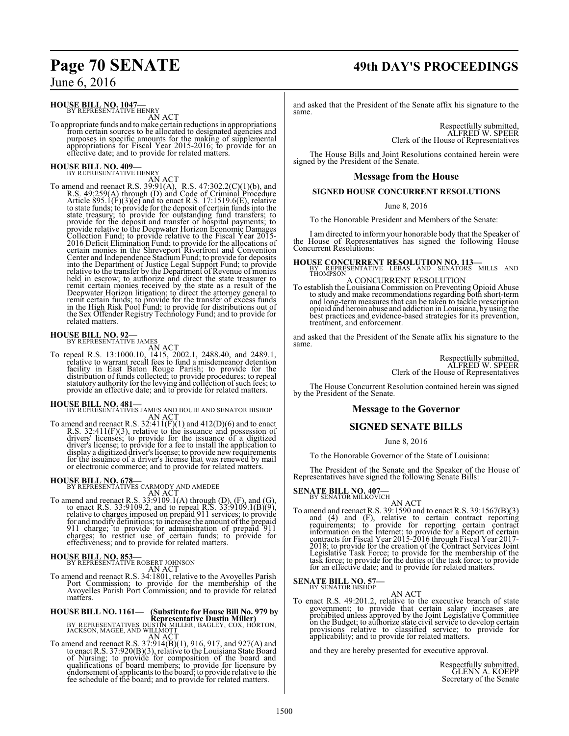**HOUSE BILL NO. 1047—**
BY REPRESENTATIVE HENRY

AN ACT

To appropriate funds and to make certain reductions in appropriations from certain sources to be allocated to designated agencies and purposes in specific amounts for the making of supplemental appropriations for Fiscal Year 2015-2016; to provide for an effective date; and to provide for related matters.

**HOUSE BILL NO. 409—**
BY REPRESENTATIVE HENRY

AN ACT

To amend and reenact R.S. 39:91(A), R.S. 47:302.2(C)(1)(b), and R.S. 49:259(A) through (D) and Code of Criminal Procedure Article 895.1(F)(3)(e) and to enact R.S. 17:1519.6(E), relative to state funds; to provide for the deposit of certain funds into the state treasury; to provide for outstanding fund transfers; to provide for the deposit and transfer of hospital payments; to provide relative to the Deepwater Horizon Economic Damages Collection Fund; to provide relative to the Fiscal Year 2015-2016 Deficit Elimination Fund; to provide for the allocations of certain monies in the Shreveport Riverfront and Convention Center and Independence Stadium Fund; to provide for deposits into the Department of Justice Legal Support Fund; to provide relative to the transfer by the Department of Revenue of monies held in escrow; to authorize and direct the state treasurer to remit certain monies received by the state as a result of the Deepwater Horizon litigation; to direct the attorney general to remit certain funds; to provide for the transfer of excess funds in the High Risk Pool Fund; to provide for distributions out of the Sex Offender Registry Technology Fund; and to provide for related matters.

**HOUSE BILL NO. 92—**
BY REPRESENTATIVE JAMES

AN ACT

To repeal R.S. 13:1000.10, 1415, 2002.1, 2488.40, and 2489.1, relative to warrant recall fees to fund a misdemeanor detention facility in East Baton Rouge Parish; to provide for the distribution of funds collected; to provide procedures; to repeal statutory authority for the levying and collection of such fees; to provide an effective date; and to provide for related matters.

**HOUSE BILL NO. 481—**
BY REPRESENTATIVES JAMES AND BOUIE AND SENATOR BISHOP

AN ACT

To amend and reenact R.S. 32:411(F)(1) and 412(D)(6) and to enact R.S. 32:411(F)(3), relative to the issuance and possession of drivers' licenses; to provide for the issuance of a digitized driver's license; to provide for a fee to install the application to display a digitized driver's license; to provide new requirements for the issuance of a driver's license that was renewed by mail or electronic commerce; and to provide for related matters.

**HOUSE BILL NO. 678—**
BY REPRESENTATIVES CARMODY AND AMEDEE

AN ACT

To amend and reenact R.S. 33:9109.1(A) through (D), (F), and (G), to enact R.S. 33:9109.2, and to repeal R.S. 33:9109.1(B)(9), relative to charges imposed on prepaid 911 services; to provide for and modify definitions; to increase the amount of the prepaid 911 charge; to provide for administration of prepaid 911 charges; to restrict use of certain funds; to provide for effectiveness; and to provide for related matters.

**HOUSE BILL NO. 853—**
BY REPRESENTATIVE ROBERT JOHNSON

AN ACT

To amend and reenact R.S. 34:1801, relative to the Avoyelles Parish Port Commission; to provide for the membership of the Avoyelles Parish Port Commission; and to provide for related matters.

**HOUSE BILL NO. 1161— (Substitute for House Bill No. 979 by Representative Dustin Miller)**
BY REPRESENTATIVES DUSTIN MILLER, BAGLEY, COX, HORTON, JACKSON, MAGEE, AND WILLMOTT

AN ACT

To amend and reenact R.S. 37:914(B)(1), 916, 917, and 927(A) and to enact R.S. 37:920(B)(3), relative to the Louisiana State Board of Nursing; to provide for composition of the board and qualifications of board members; to provide for licensure by endorsement of applicants to the board; to provide relative to the fee schedule of the board; and to provide for related matters.

and asked that the President of the Senate affix his signature to the same.

Respectfully submitted,
ALFRED W. SPEER
Clerk of the House of Representatives

The House Bills and Joint Resolutions contained herein were signed by the President of the Senate.

## Message from the House

### SIGNED HOUSE CONCURRENT RESOLUTIONS

June 8, 2016

To the Honorable President and Members of the Senate:

I am directed to inform your honorable body that the Speaker of the House of Representatives has signed the following House Concurrent Resolutions:

**HOUSE CONCURRENT RESOLUTION NO. 113—**
BY REPRESENTATIVE LEBAS AND SENATORS MILLS AND THOMPSON

A CONCURRENT RESOLUTION

To establish the Louisiana Commission on Preventing Opioid Abuse to study and make recommendations regarding both short-term and long-term measures that can be taken to tackle prescription opioid and heroin abuse and addiction in Louisiana, by using the best practices and evidence-based strategies for its prevention, treatment, and enforcement.

and asked that the President of the Senate affix his signature to the same.

Respectfully submitted,
ALFRED W. SPEER
Clerk of the House of Representatives

The House Concurrent Resolution contained herein was signed by the President of the Senate.

## Message to the Governor

### SIGNED SENATE BILLS

June 8, 2016

To the Honorable Governor of the State of Louisiana:

The President of the Senate and the Speaker of the House of Representatives have signed the following Senate Bills:

**SENATE BILL NO. 407—**
BY SENATOR MILKOVICH

AN ACT

To amend and reenact R.S. 39:1590 and to enact R.S. 39:1567(B)(3) and (4) and (F), relative to certain contract reporting requirements; to provide for reporting certain contract information on the Internet; to provide for a Report of certain contracts for Fiscal Year 2015-2016 through Fiscal Year 2017-2018; to provide for the creation of the Contract Services Joint Legislative Task Force; to provide for the membership of the task force; to provide for the duties of the task force; to provide for an effective date; and to provide for related matters.

**SENATE BILL NO. 57—**
BY SENATOR BISHOP

AN ACT

To enact R.S. 49:201.2, relative to the executive branch of state government; to provide that certain salary increases are prohibited unless approved by the Joint Legislative Committee on the Budget; to authorize state civil service to develop certain provisions relative to classified service; to provide for applicability; and to provide for related matters.

and they are hereby presented for executive approval.

Respectfully submitted,
GLENN A. KOEPP
Secretary of the Senate